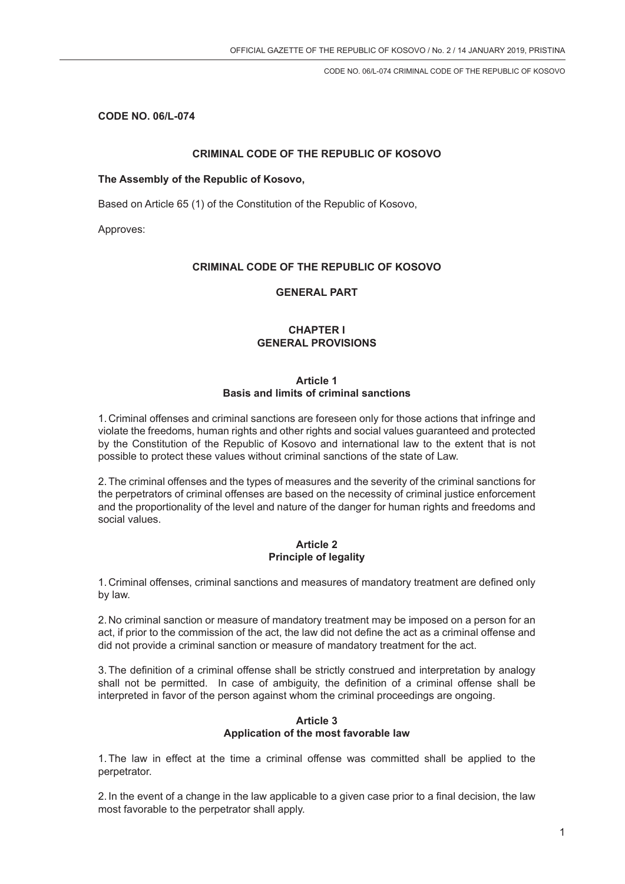**CODE NO. 06/L-074**

# CRIMINAL CODE OF THE REPUBLIC OF KOSOVO

**The Assembly of the Republic of Kosovo,**

Based on Article 65 (1) of the Constitution of the Republic of Kosovo,

Approves:

# CRIMINAL CODE OF THE REPUBLIC OF KOSOVO

## GENERAL PART

## CHAPTER I
## GENERAL PROVISIONS

### Article 1
### Basis and limits of criminal sanctions

1. Criminal offenses and criminal sanctions are foreseen only for those actions that infringe and violate the freedoms, human rights and other rights and social values guaranteed and protected by the Constitution of the Republic of Kosovo and international law to the extent that is not possible to protect these values without criminal sanctions of the state of Law.

2. The criminal offenses and the types of measures and the severity of the criminal sanctions for the perpetrators of criminal offenses are based on the necessity of criminal justice enforcement and the proportionality of the level and nature of the danger for human rights and freedoms and social values.

### Article 2
### Principle of legality

1. Criminal offenses, criminal sanctions and measures of mandatory treatment are defined only by law.

2. No criminal sanction or measure of mandatory treatment may be imposed on a person for an act, if prior to the commission of the act, the law did not define the act as a criminal offense and did not provide a criminal sanction or measure of mandatory treatment for the act.

3. The definition of a criminal offense shall be strictly construed and interpretation by analogy shall not be permitted. In case of ambiguity, the definition of a criminal offense shall be interpreted in favor of the person against whom the criminal proceedings are ongoing.

### Article 3
### Application of the most favorable law

1. The law in effect at the time a criminal offense was committed shall be applied to the perpetrator.

2. In the event of a change in the law applicable to a given case prior to a final decision, the law most favorable to the perpetrator shall apply.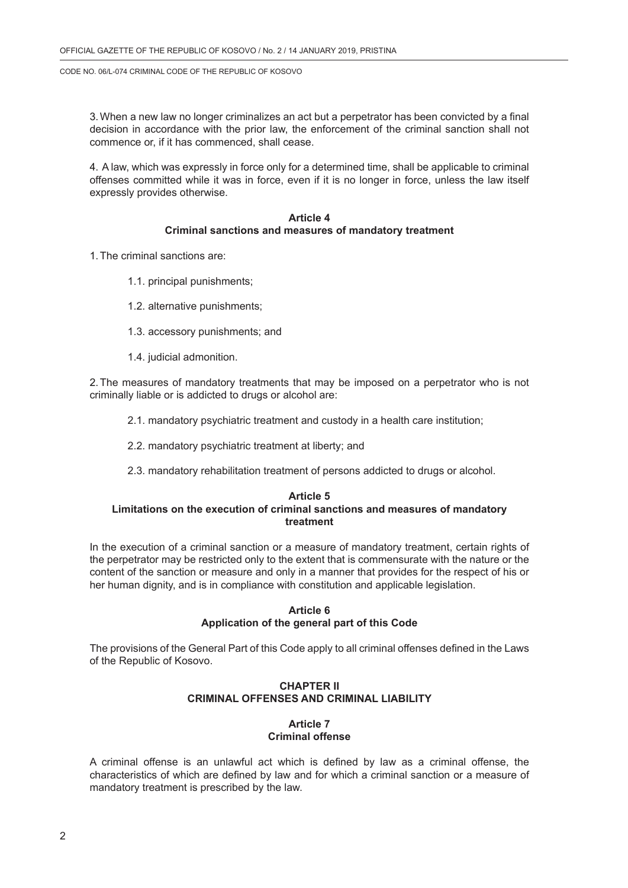3. When a new law no longer criminalizes an act but a perpetrator has been convicted by a final decision in accordance with the prior law, the enforcement of the criminal sanction shall not commence or, if it has commenced, shall cease.

4. A law, which was expressly in force only for a determined time, shall be applicable to criminal offenses committed while it was in force, even if it is no longer in force, unless the law itself expressly provides otherwise.

### Article 4
### Criminal sanctions and measures of mandatory treatment

1. The criminal sanctions are:

   1.1. principal punishments;

   1.2. alternative punishments;

   1.3. accessory punishments; and

   1.4. judicial admonition.

2. The measures of mandatory treatments that may be imposed on a perpetrator who is not criminally liable or is addicted to drugs or alcohol are:

   2.1. mandatory psychiatric treatment and custody in a health care institution;

   2.2. mandatory psychiatric treatment at liberty; and

   2.3. mandatory rehabilitation treatment of persons addicted to drugs or alcohol.

### Article 5
### Limitations on the execution of criminal sanctions and measures of mandatory treatment

In the execution of a criminal sanction or a measure of mandatory treatment, certain rights of the perpetrator may be restricted only to the extent that is commensurate with the nature or the content of the sanction or measure and only in a manner that provides for the respect of his or her human dignity, and is in compliance with constitution and applicable legislation.

### Article 6
### Application of the general part of this Code

The provisions of the General Part of this Code apply to all criminal offenses defined in the Laws of the Republic of Kosovo.

## CHAPTER II
## CRIMINAL OFFENSES AND CRIMINAL LIABILITY

### Article 7
### Criminal offense

A criminal offense is an unlawful act which is defined by law as a criminal offense, the characteristics of which are defined by law and for which a criminal sanction or a measure of mandatory treatment is prescribed by the law.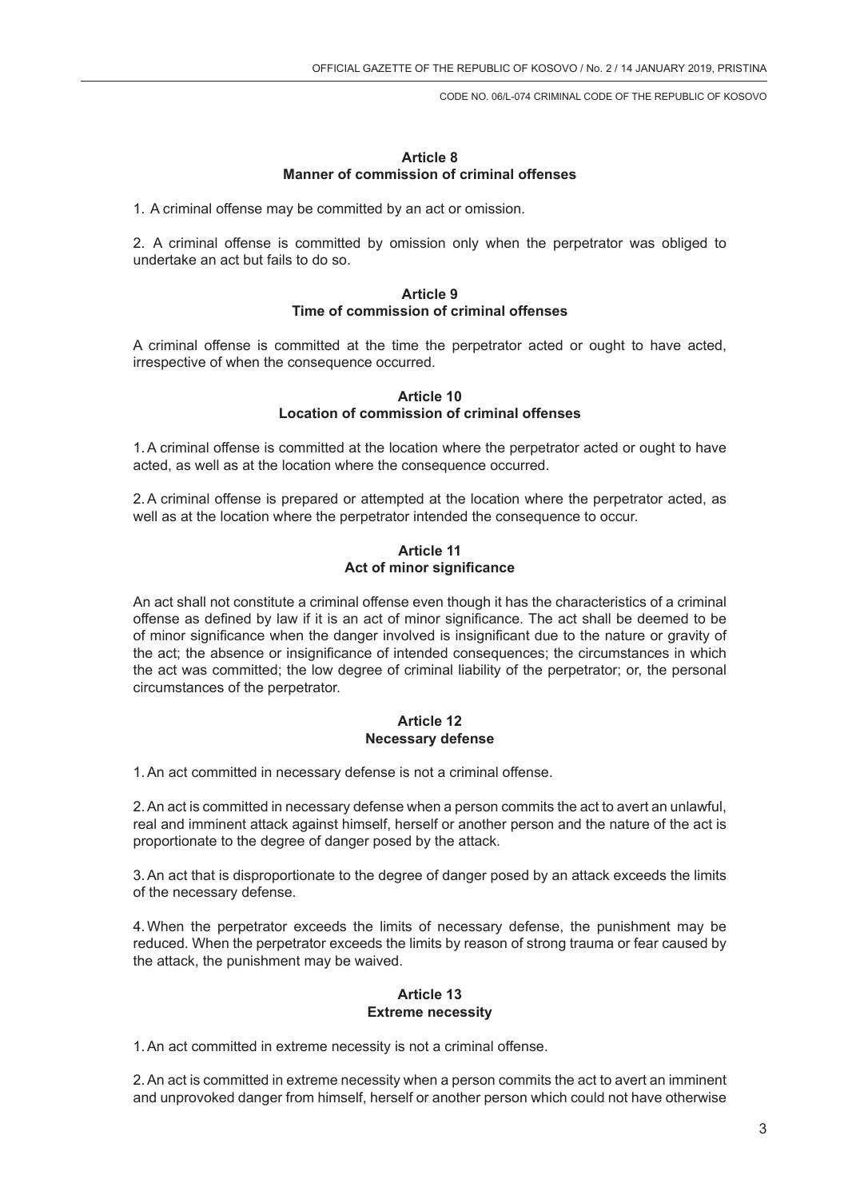### Article 8
### Manner of commission of criminal offenses

1. A criminal offense may be committed by an act or omission.

2. A criminal offense is committed by omission only when the perpetrator was obliged to undertake an act but fails to do so.

### Article 9
### Time of commission of criminal offenses

A criminal offense is committed at the time the perpetrator acted or ought to have acted, irrespective of when the consequence occurred.

### Article 10
### Location of commission of criminal offenses

1. A criminal offense is committed at the location where the perpetrator acted or ought to have acted, as well as at the location where the consequence occurred.

2. A criminal offense is prepared or attempted at the location where the perpetrator acted, as well as at the location where the perpetrator intended the consequence to occur.

### Article 11
### Act of minor significance

An act shall not constitute a criminal offense even though it has the characteristics of a criminal offense as defined by law if it is an act of minor significance. The act shall be deemed to be of minor significance when the danger involved is insignificant due to the nature or gravity of the act; the absence or insignificance of intended consequences; the circumstances in which the act was committed; the low degree of criminal liability of the perpetrator; or, the personal circumstances of the perpetrator.

### Article 12
### Necessary defense

1. An act committed in necessary defense is not a criminal offense.

2. An act is committed in necessary defense when a person commits the act to avert an unlawful, real and imminent attack against himself, herself or another person and the nature of the act is proportionate to the degree of danger posed by the attack.

3. An act that is disproportionate to the degree of danger posed by an attack exceeds the limits of the necessary defense.

4. When the perpetrator exceeds the limits of necessary defense, the punishment may be reduced. When the perpetrator exceeds the limits by reason of strong trauma or fear caused by the attack, the punishment may be waived.

### Article 13
### Extreme necessity

1. An act committed in extreme necessity is not a criminal offense.

2. An act is committed in extreme necessity when a person commits the act to avert an imminent and unprovoked danger from himself, herself or another person which could not have otherwise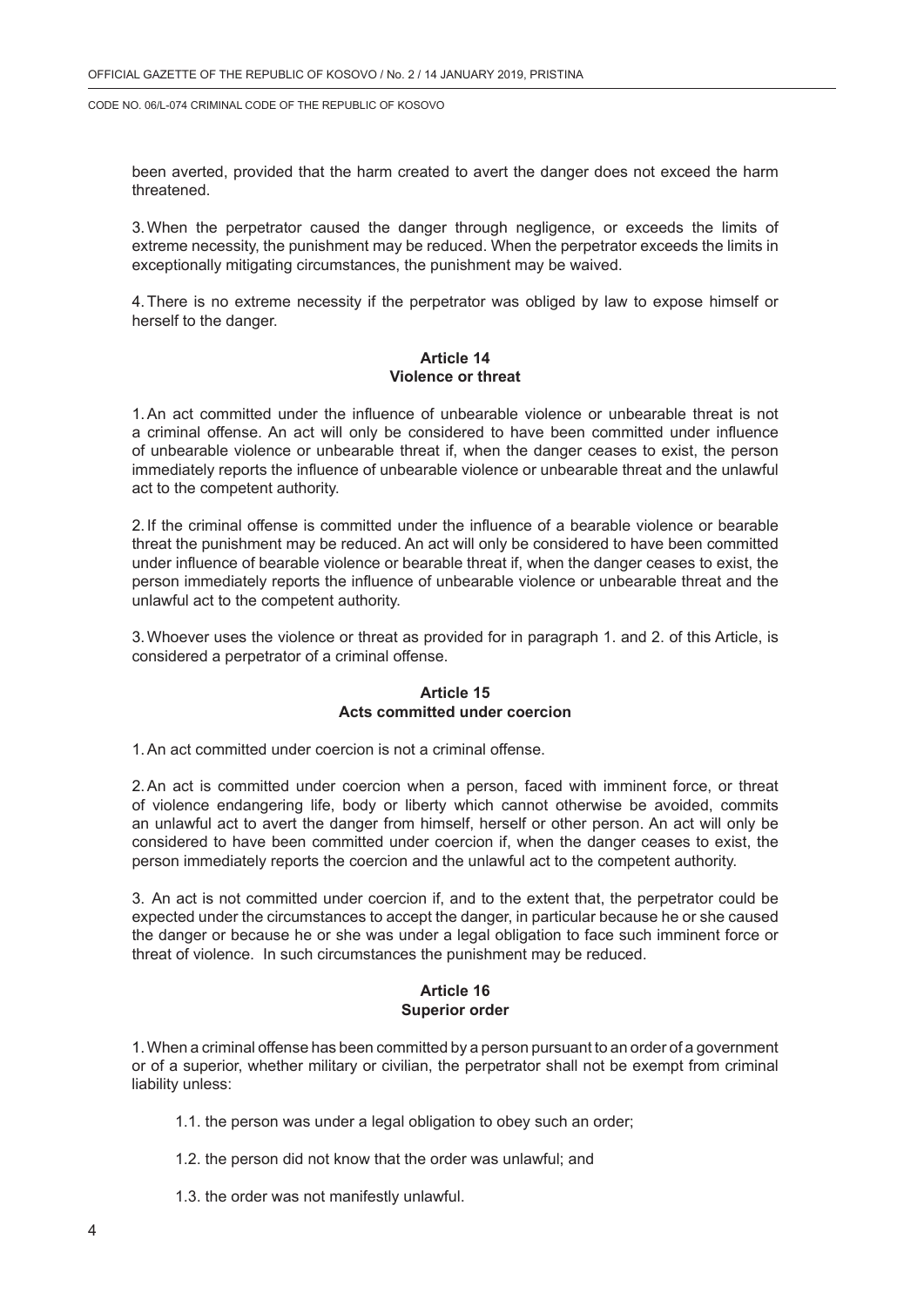been averted, provided that the harm created to avert the danger does not exceed the harm threatened.

3. When the perpetrator caused the danger through negligence, or exceeds the limits of extreme necessity, the punishment may be reduced. When the perpetrator exceeds the limits in exceptionally mitigating circumstances, the punishment may be waived.

4. There is no extreme necessity if the perpetrator was obliged by law to expose himself or herself to the danger.

**Article 14**
**Violence or threat**

1. An act committed under the influence of unbearable violence or unbearable threat is not a criminal offense. An act will only be considered to have been committed under influence of unbearable violence or unbearable threat if, when the danger ceases to exist, the person immediately reports the influence of unbearable violence or unbearable threat and the unlawful act to the competent authority.

2. If the criminal offense is committed under the influence of a bearable violence or bearable threat the punishment may be reduced. An act will only be considered to have been committed under influence of bearable violence or bearable threat if, when the danger ceases to exist, the person immediately reports the influence of unbearable violence or unbearable threat and the unlawful act to the competent authority.

3. Whoever uses the violence or threat as provided for in paragraph 1. and 2. of this Article, is considered a perpetrator of a criminal offense.

**Article 15**
**Acts committed under coercion**

1. An act committed under coercion is not a criminal offense.

2. An act is committed under coercion when a person, faced with imminent force, or threat of violence endangering life, body or liberty which cannot otherwise be avoided, commits an unlawful act to avert the danger from himself, herself or other person. An act will only be considered to have been committed under coercion if, when the danger ceases to exist, the person immediately reports the coercion and the unlawful act to the competent authority.

3. An act is not committed under coercion if, and to the extent that, the perpetrator could be expected under the circumstances to accept the danger, in particular because he or she caused the danger or because he or she was under a legal obligation to face such imminent force or threat of violence. In such circumstances the punishment may be reduced.

**Article 16**
**Superior order**

1. When a criminal offense has been committed by a person pursuant to an order of a government or of a superior, whether military or civilian, the perpetrator shall not be exempt from criminal liability unless:

1.1. the person was under a legal obligation to obey such an order;

1.2. the person did not know that the order was unlawful; and

1.3. the order was not manifestly unlawful.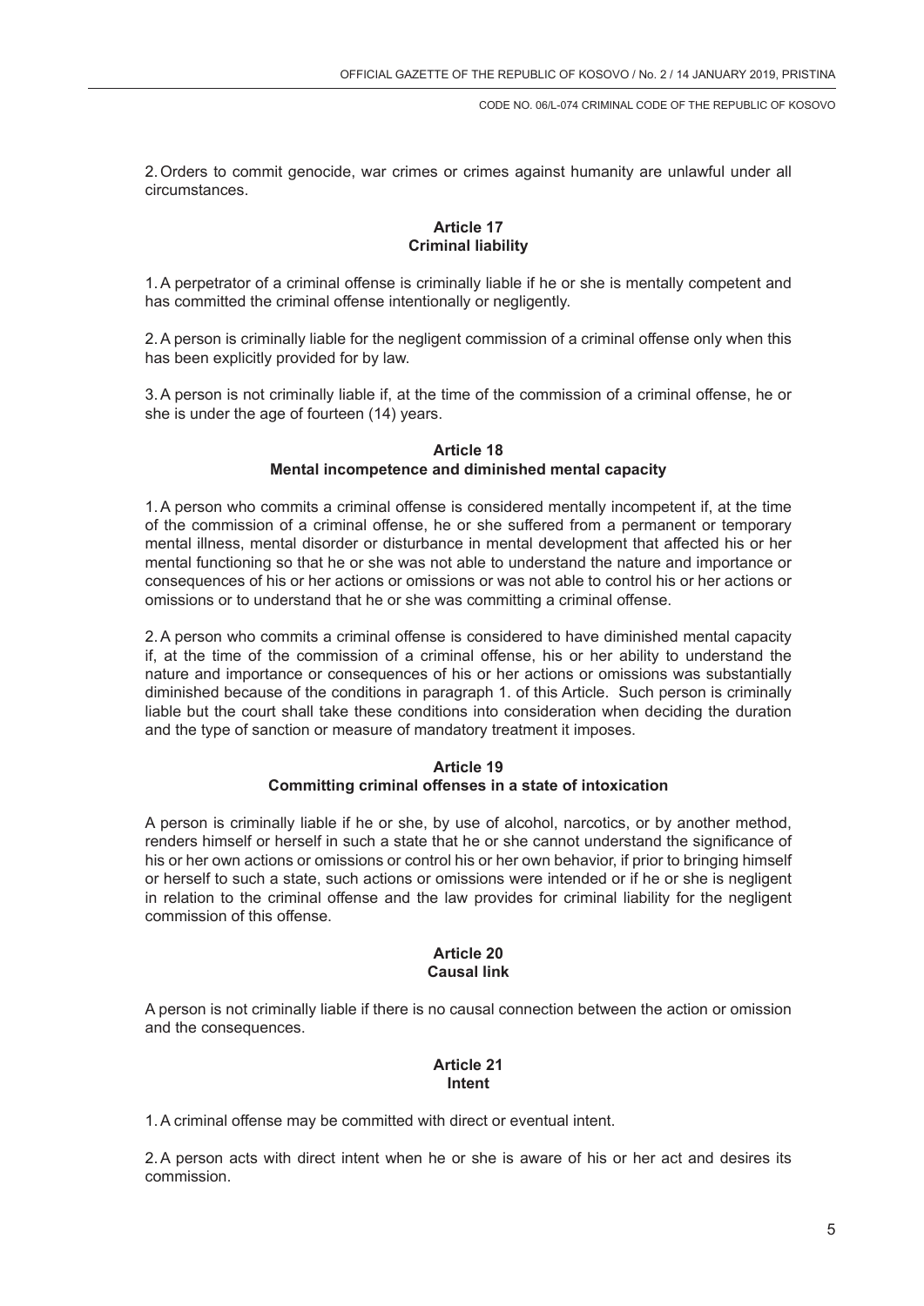2. Orders to commit genocide, war crimes or crimes against humanity are unlawful under all circumstances.

### Article 17
### Criminal liability

1. A perpetrator of a criminal offense is criminally liable if he or she is mentally competent and has committed the criminal offense intentionally or negligently.

2. A person is criminally liable for the negligent commission of a criminal offense only when this has been explicitly provided for by law.

3. A person is not criminally liable if, at the time of the commission of a criminal offense, he or she is under the age of fourteen (14) years.

### Article 18
### Mental incompetence and diminished mental capacity

1. A person who commits a criminal offense is considered mentally incompetent if, at the time of the commission of a criminal offense, he or she suffered from a permanent or temporary mental illness, mental disorder or disturbance in mental development that affected his or her mental functioning so that he or she was not able to understand the nature and importance or consequences of his or her actions or omissions or was not able to control his or her actions or omissions or to understand that he or she was committing a criminal offense.

2. A person who commits a criminal offense is considered to have diminished mental capacity if, at the time of the commission of a criminal offense, his or her ability to understand the nature and importance or consequences of his or her actions or omissions was substantially diminished because of the conditions in paragraph 1. of this Article. Such person is criminally liable but the court shall take these conditions into consideration when deciding the duration and the type of sanction or measure of mandatory treatment it imposes.

### Article 19
### Committing criminal offenses in a state of intoxication

A person is criminally liable if he or she, by use of alcohol, narcotics, or by another method, renders himself or herself in such a state that he or she cannot understand the significance of his or her own actions or omissions or control his or her own behavior, if prior to bringing himself or herself to such a state, such actions or omissions were intended or if he or she is negligent in relation to the criminal offense and the law provides for criminal liability for the negligent commission of this offense.

### Article 20
### Causal link

A person is not criminally liable if there is no causal connection between the action or omission and the consequences.

### Article 21
### Intent

1. A criminal offense may be committed with direct or eventual intent.

2. A person acts with direct intent when he or she is aware of his or her act and desires its commission.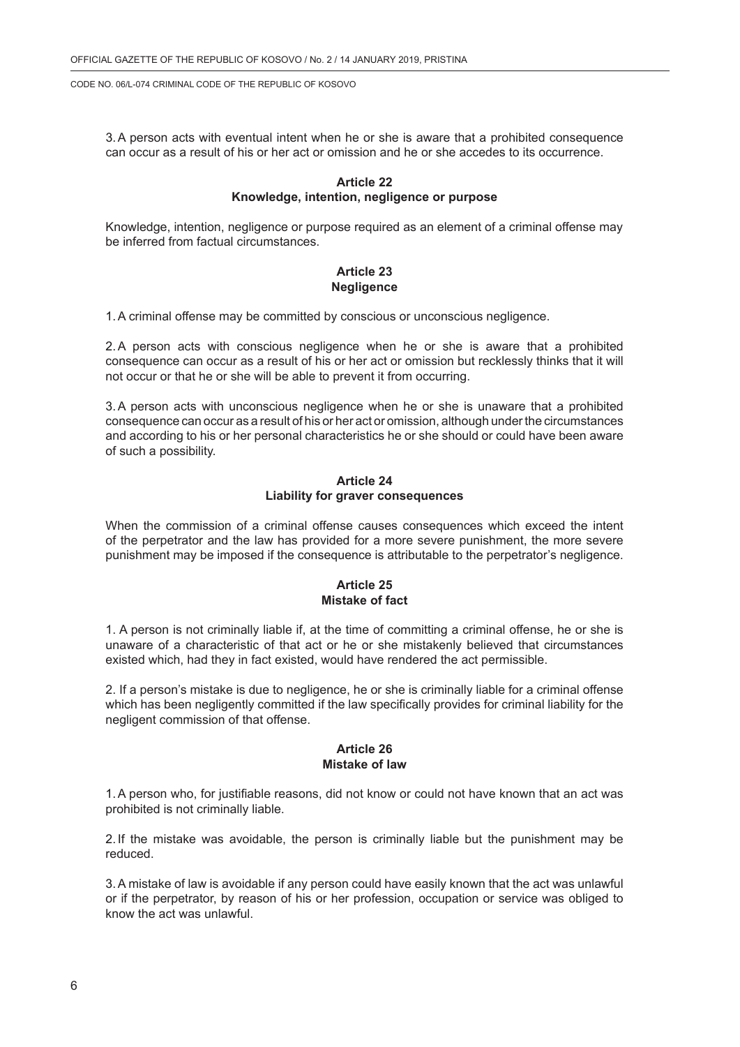3. A person acts with eventual intent when he or she is aware that a prohibited consequence can occur as a result of his or her act or omission and he or she accedes to its occurrence.

### Article 22
### Knowledge, intention, negligence or purpose

Knowledge, intention, negligence or purpose required as an element of a criminal offense may be inferred from factual circumstances.

### Article 23
### Negligence

1. A criminal offense may be committed by conscious or unconscious negligence.

2. A person acts with conscious negligence when he or she is aware that a prohibited consequence can occur as a result of his or her act or omission but recklessly thinks that it will not occur or that he or she will be able to prevent it from occurring.

3. A person acts with unconscious negligence when he or she is unaware that a prohibited consequence can occur as a result of his or her act or omission, although under the circumstances and according to his or her personal characteristics he or she should or could have been aware of such a possibility.

### Article 24
### Liability for graver consequences

When the commission of a criminal offense causes consequences which exceed the intent of the perpetrator and the law has provided for a more severe punishment, the more severe punishment may be imposed if the consequence is attributable to the perpetrator's negligence.

### Article 25
### Mistake of fact

1. A person is not criminally liable if, at the time of committing a criminal offense, he or she is unaware of a characteristic of that act or he or she mistakenly believed that circumstances existed which, had they in fact existed, would have rendered the act permissible.

2. If a person's mistake is due to negligence, he or she is criminally liable for a criminal offense which has been negligently committed if the law specifically provides for criminal liability for the negligent commission of that offense.

### Article 26
### Mistake of law

1. A person who, for justifiable reasons, did not know or could not have known that an act was prohibited is not criminally liable.

2. If the mistake was avoidable, the person is criminally liable but the punishment may be reduced.

3. A mistake of law is avoidable if any person could have easily known that the act was unlawful or if the perpetrator, by reason of his or her profession, occupation or service was obliged to know the act was unlawful.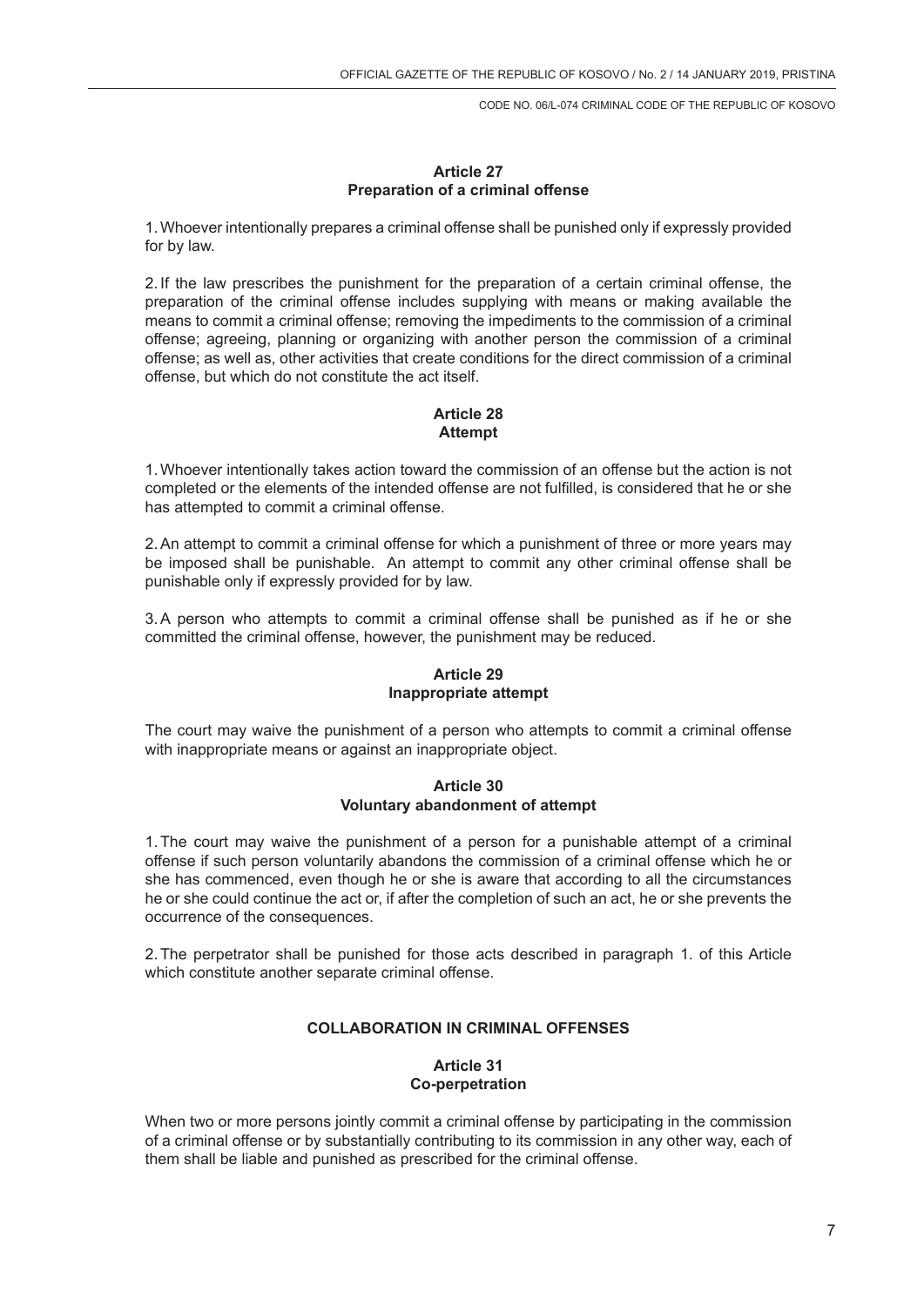### Article 27
### Preparation of a criminal offense

1. Whoever intentionally prepares a criminal offense shall be punished only if expressly provided for by law.

2. If the law prescribes the punishment for the preparation of a certain criminal offense, the preparation of the criminal offense includes supplying with means or making available the means to commit a criminal offense; removing the impediments to the commission of a criminal offense; agreeing, planning or organizing with another person the commission of a criminal offense; as well as, other activities that create conditions for the direct commission of a criminal offense, but which do not constitute the act itself.

### Article 28
### Attempt

1. Whoever intentionally takes action toward the commission of an offense but the action is not completed or the elements of the intended offense are not fulfilled, is considered that he or she has attempted to commit a criminal offense.

2. An attempt to commit a criminal offense for which a punishment of three or more years may be imposed shall be punishable. An attempt to commit any other criminal offense shall be punishable only if expressly provided for by law.

3. A person who attempts to commit a criminal offense shall be punished as if he or she committed the criminal offense, however, the punishment may be reduced.

### Article 29
### Inappropriate attempt

The court may waive the punishment of a person who attempts to commit a criminal offense with inappropriate means or against an inappropriate object.

### Article 30
### Voluntary abandonment of attempt

1. The court may waive the punishment of a person for a punishable attempt of a criminal offense if such person voluntarily abandons the commission of a criminal offense which he or she has commenced, even though he or she is aware that according to all the circumstances he or she could continue the act or, if after the completion of such an act, he or she prevents the occurrence of the consequences.

2. The perpetrator shall be punished for those acts described in paragraph 1. of this Article which constitute another separate criminal offense.

## COLLABORATION IN CRIMINAL OFFENSES

### Article 31
### Co-perpetration

When two or more persons jointly commit a criminal offense by participating in the commission of a criminal offense or by substantially contributing to its commission in any other way, each of them shall be liable and punished as prescribed for the criminal offense.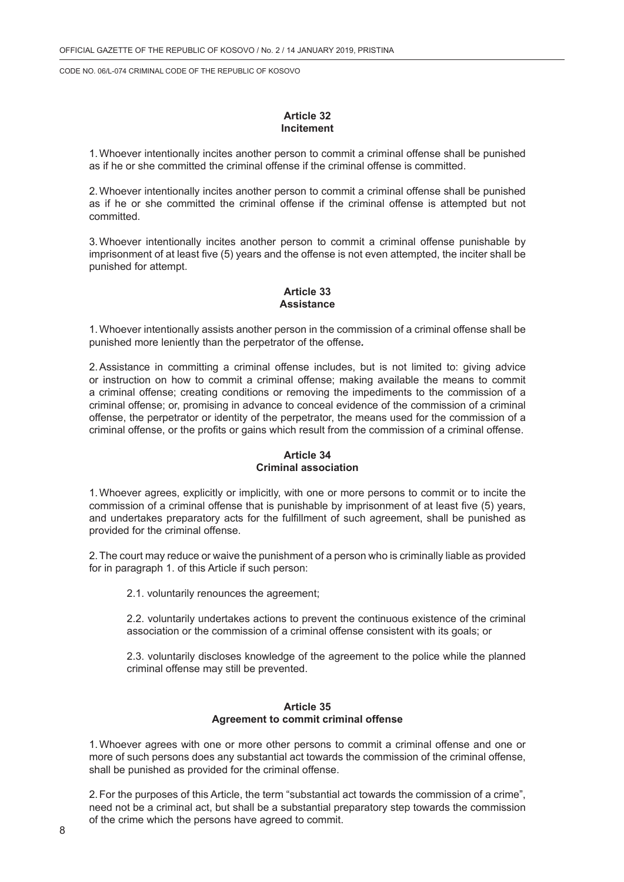### Article 32
### Incitement

1. Whoever intentionally incites another person to commit a criminal offense shall be punished as if he or she committed the criminal offense if the criminal offense is committed.

2. Whoever intentionally incites another person to commit a criminal offense shall be punished as if he or she committed the criminal offense if the criminal offense is attempted but not committed.

3. Whoever intentionally incites another person to commit a criminal offense punishable by imprisonment of at least five (5) years and the offense is not even attempted, the inciter shall be punished for attempt.

### Article 33
### Assistance

1. Whoever intentionally assists another person in the commission of a criminal offense shall be punished more leniently than the perpetrator of the offense*.*

2. Assistance in committing a criminal offense includes, but is not limited to: giving advice or instruction on how to commit a criminal offense; making available the means to commit a criminal offense; creating conditions or removing the impediments to the commission of a criminal offense; or, promising in advance to conceal evidence of the commission of a criminal offense, the perpetrator or identity of the perpetrator, the means used for the commission of a criminal offense, or the profits or gains which result from the commission of a criminal offense.

### Article 34
### Criminal association

1. Whoever agrees, explicitly or implicitly, with one or more persons to commit or to incite the commission of a criminal offense that is punishable by imprisonment of at least five (5) years, and undertakes preparatory acts for the fulfillment of such agreement, shall be punished as provided for the criminal offense.

2. The court may reduce or waive the punishment of a person who is criminally liable as provided for in paragraph 1. of this Article if such person:

2.1. voluntarily renounces the agreement;

2.2. voluntarily undertakes actions to prevent the continuous existence of the criminal association or the commission of a criminal offense consistent with its goals; or

2.3. voluntarily discloses knowledge of the agreement to the police while the planned criminal offense may still be prevented.

### Article 35
### Agreement to commit criminal offense

1. Whoever agrees with one or more other persons to commit a criminal offense and one or more of such persons does any substantial act towards the commission of the criminal offense, shall be punished as provided for the criminal offense.

2. For the purposes of this Article, the term "substantial act towards the commission of a crime", need not be a criminal act, but shall be a substantial preparatory step towards the commission of the crime which the persons have agreed to commit.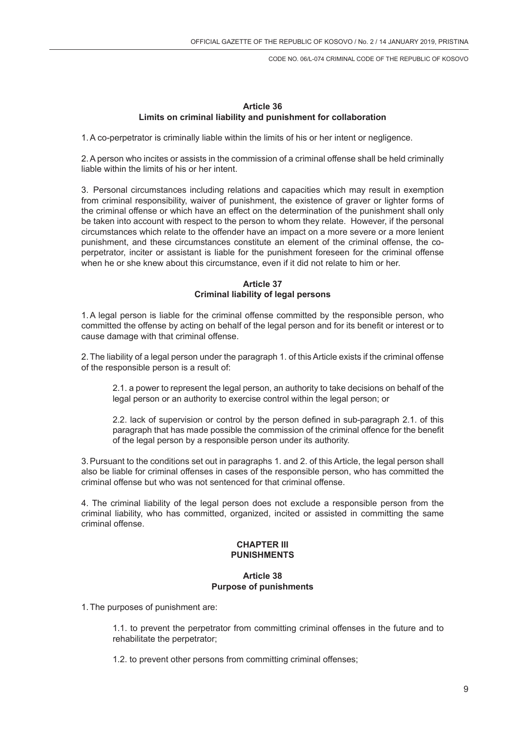### Article 36
### Limits on criminal liability and punishment for collaboration

1. A co-perpetrator is criminally liable within the limits of his or her intent or negligence.

2. A person who incites or assists in the commission of a criminal offense shall be held criminally liable within the limits of his or her intent.

3. Personal circumstances including relations and capacities which may result in exemption from criminal responsibility, waiver of punishment, the existence of graver or lighter forms of the criminal offense or which have an effect on the determination of the punishment shall only be taken into account with respect to the person to whom they relate. However, if the personal circumstances which relate to the offender have an impact on a more severe or a more lenient punishment, and these circumstances constitute an element of the criminal offense, the co-perpetrator, inciter or assistant is liable for the punishment foreseen for the criminal offense when he or she knew about this circumstance, even if it did not relate to him or her.

### Article 37
### Criminal liability of legal persons

1. A legal person is liable for the criminal offense committed by the responsible person, who committed the offense by acting on behalf of the legal person and for its benefit or interest or to cause damage with that criminal offense.

2. The liability of a legal person under the paragraph 1. of this Article exists if the criminal offense of the responsible person is a result of:

> 2.1. a power to represent the legal person, an authority to take decisions on behalf of the legal person or an authority to exercise control within the legal person; or
>
> 2.2. lack of supervision or control by the person defined in sub-paragraph 2.1. of this paragraph that has made possible the commission of the criminal offence for the benefit of the legal person by a responsible person under its authority.

3. Pursuant to the conditions set out in paragraphs 1. and 2. of this Article, the legal person shall also be liable for criminal offenses in cases of the responsible person, who has committed the criminal offense but who was not sentenced for that criminal offense.

4. The criminal liability of the legal person does not exclude a responsible person from the criminal liability, who has committed, organized, incited or assisted in committing the same criminal offense.

## CHAPTER III
## PUNISHMENTS

### Article 38
### Purpose of punishments

1. The purposes of punishment are:

> 1.1. to prevent the perpetrator from committing criminal offenses in the future and to rehabilitate the perpetrator;
>
> 1.2. to prevent other persons from committing criminal offenses;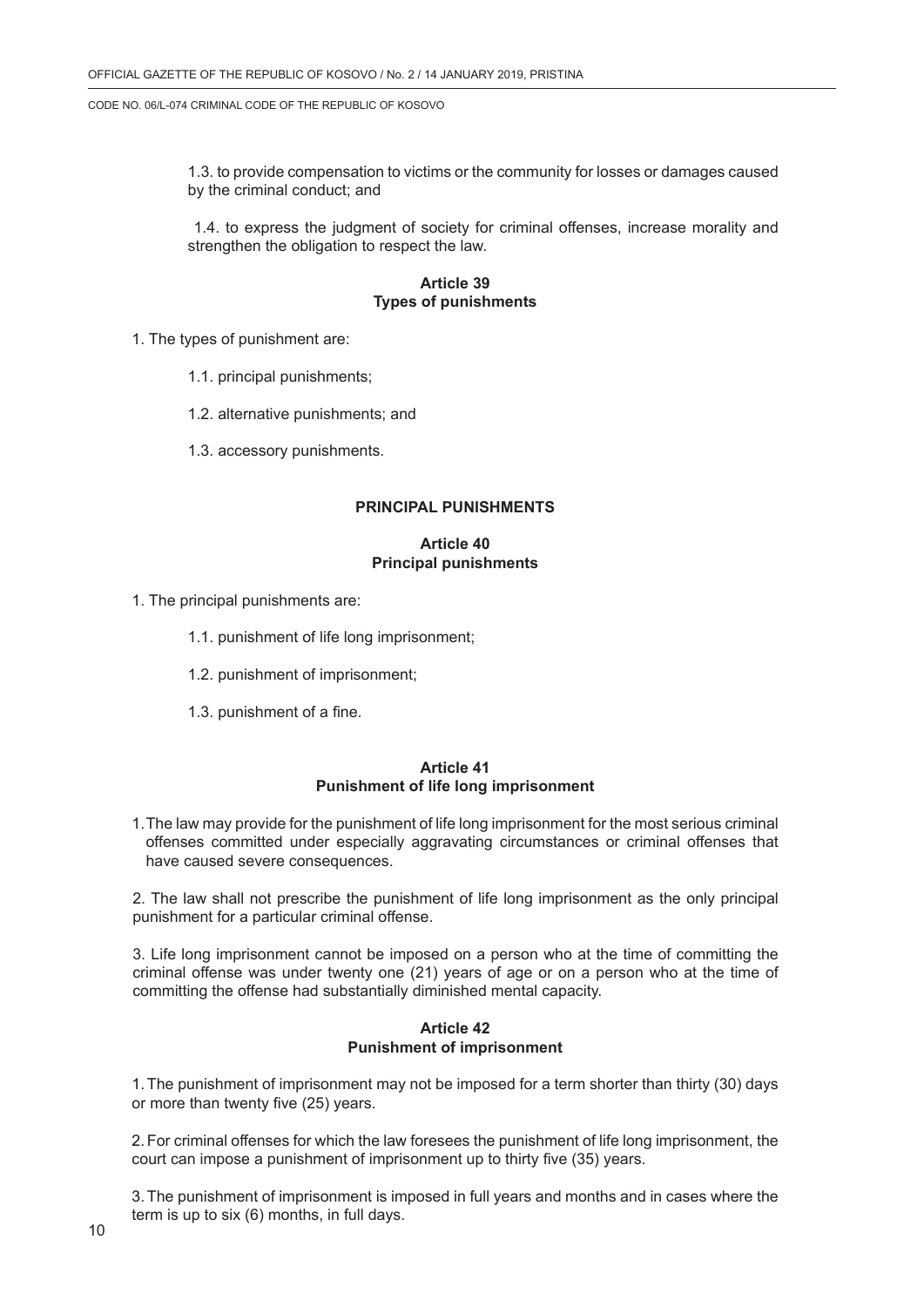1.3. to provide compensation to victims or the community for losses or damages caused by the criminal conduct; and

1.4. to express the judgment of society for criminal offenses, increase morality and strengthen the obligation to respect the law.

**Article 39**
**Types of punishments**

1. The types of punishment are:

1.1. principal punishments;

1.2. alternative punishments; and

1.3. accessory punishments.

**PRINCIPAL PUNISHMENTS**

**Article 40**
**Principal punishments**

1. The principal punishments are:

1.1. punishment of life long imprisonment;

1.2. punishment of imprisonment;

1.3. punishment of a fine.

**Article 41**
**Punishment of life long imprisonment**

1. The law may provide for the punishment of life long imprisonment for the most serious criminal offenses committed under especially aggravating circumstances or criminal offenses that have caused severe consequences.

2. The law shall not prescribe the punishment of life long imprisonment as the only principal punishment for a particular criminal offense.

3. Life long imprisonment cannot be imposed on a person who at the time of committing the criminal offense was under twenty one (21) years of age or on a person who at the time of committing the offense had substantially diminished mental capacity.

**Article 42**
**Punishment of imprisonment**

1. The punishment of imprisonment may not be imposed for a term shorter than thirty (30) days or more than twenty five (25) years.

2. For criminal offenses for which the law foresees the punishment of life long imprisonment, the court can impose a punishment of imprisonment up to thirty five (35) years.

3. The punishment of imprisonment is imposed in full years and months and in cases where the term is up to six (6) months, in full days.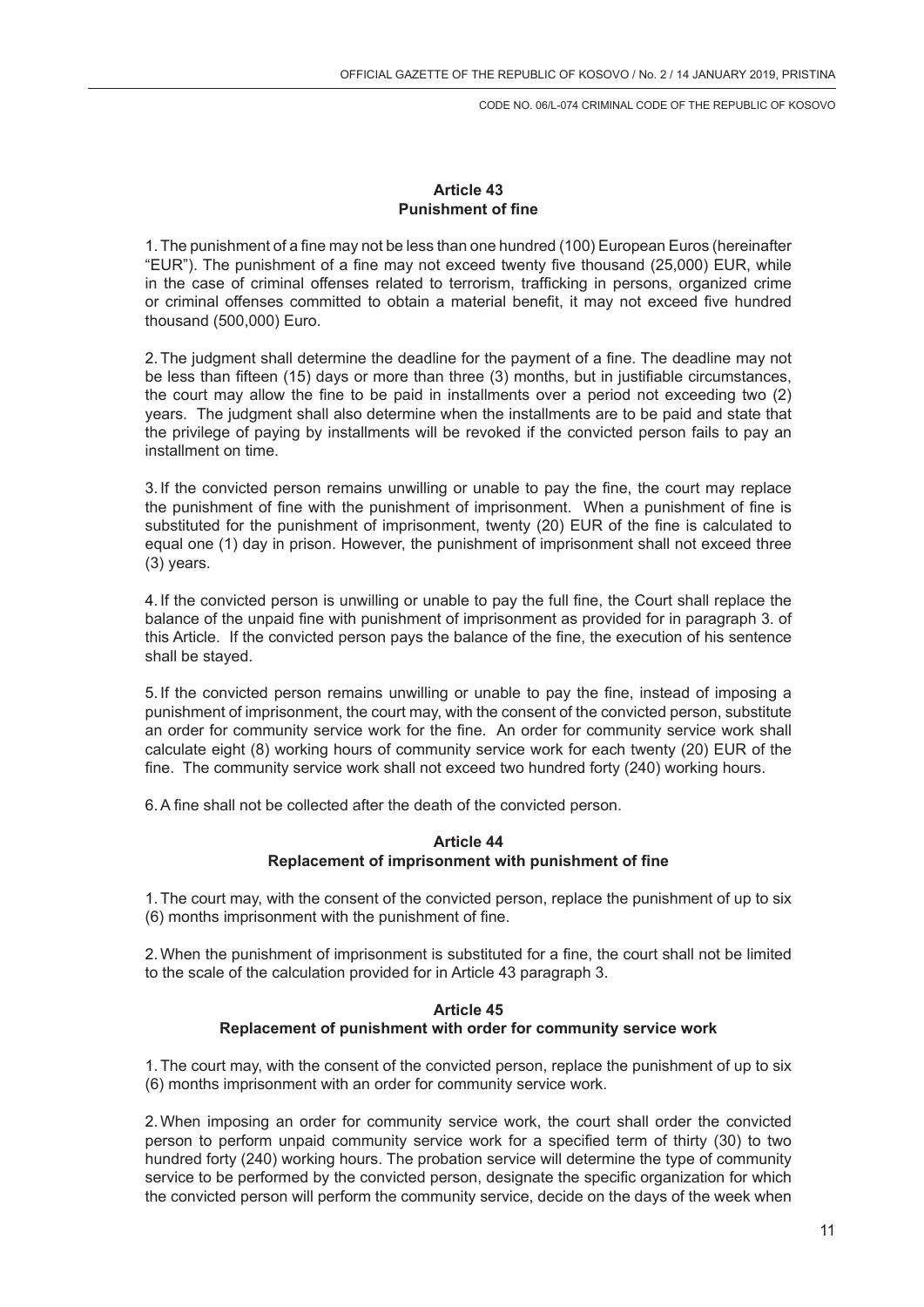### Article 43
### Punishment of fine

1. The punishment of a fine may not be less than one hundred (100) European Euros (hereinafter "EUR"). The punishment of a fine may not exceed twenty five thousand (25,000) EUR, while in the case of criminal offenses related to terrorism, trafficking in persons, organized crime or criminal offenses committed to obtain a material benefit, it may not exceed five hundred thousand (500,000) Euro.

2. The judgment shall determine the deadline for the payment of a fine. The deadline may not be less than fifteen (15) days or more than three (3) months, but in justifiable circumstances, the court may allow the fine to be paid in installments over a period not exceeding two (2) years. The judgment shall also determine when the installments are to be paid and state that the privilege of paying by installments will be revoked if the convicted person fails to pay an installment on time.

3. If the convicted person remains unwilling or unable to pay the fine, the court may replace the punishment of fine with the punishment of imprisonment. When a punishment of fine is substituted for the punishment of imprisonment, twenty (20) EUR of the fine is calculated to equal one (1) day in prison. However, the punishment of imprisonment shall not exceed three (3) years.

4. If the convicted person is unwilling or unable to pay the full fine, the Court shall replace the balance of the unpaid fine with punishment of imprisonment as provided for in paragraph 3. of this Article. If the convicted person pays the balance of the fine, the execution of his sentence shall be stayed.

5. If the convicted person remains unwilling or unable to pay the fine, instead of imposing a punishment of imprisonment, the court may, with the consent of the convicted person, substitute an order for community service work for the fine. An order for community service work shall calculate eight (8) working hours of community service work for each twenty (20) EUR of the fine. The community service work shall not exceed two hundred forty (240) working hours.

6. A fine shall not be collected after the death of the convicted person.

### Article 44
### Replacement of imprisonment with punishment of fine

1. The court may, with the consent of the convicted person, replace the punishment of up to six (6) months imprisonment with the punishment of fine.

2. When the punishment of imprisonment is substituted for a fine, the court shall not be limited to the scale of the calculation provided for in Article 43 paragraph 3.

### Article 45
### Replacement of punishment with order for community service work

1. The court may, with the consent of the convicted person, replace the punishment of up to six (6) months imprisonment with an order for community service work.

2. When imposing an order for community service work, the court shall order the convicted person to perform unpaid community service work for a specified term of thirty (30) to two hundred forty (240) working hours. The probation service will determine the type of community service to be performed by the convicted person, designate the specific organization for which the convicted person will perform the community service, decide on the days of the week when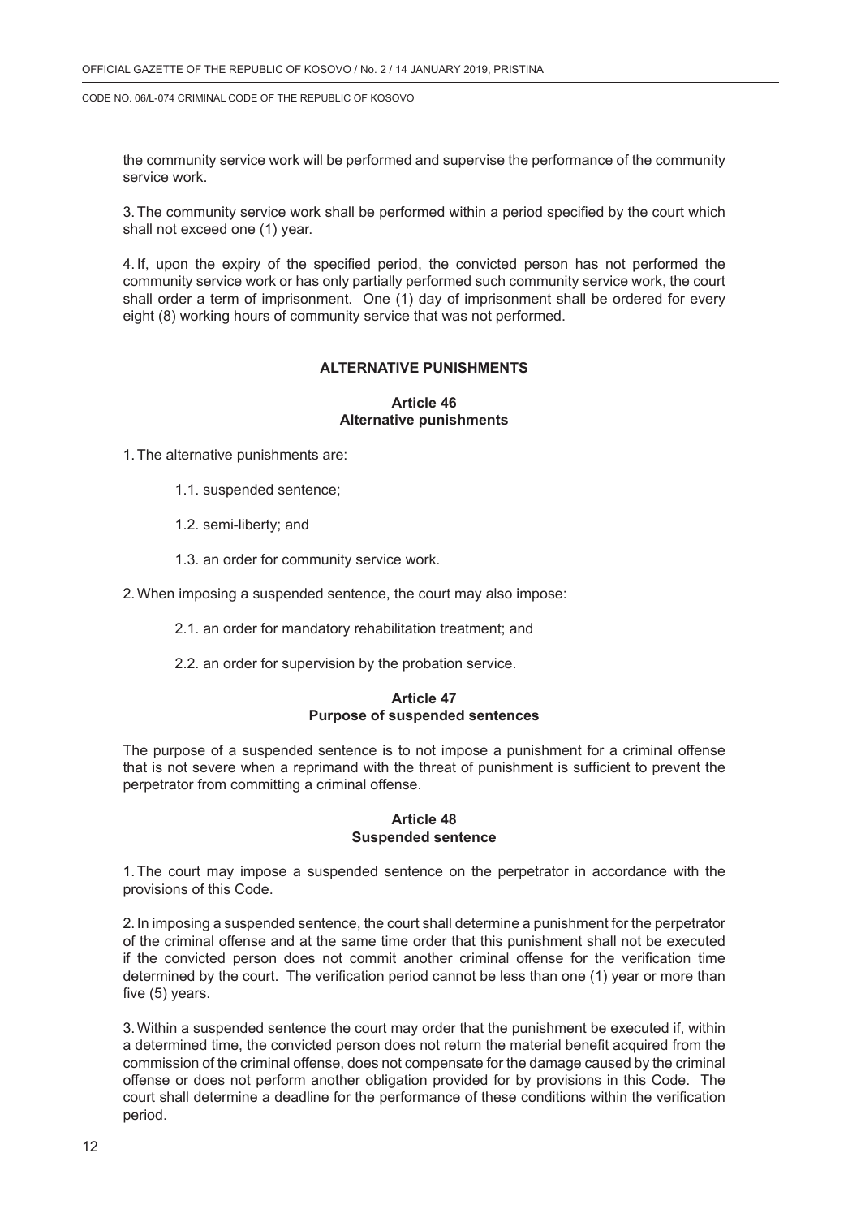the community service work will be performed and supervise the performance of the community service work.

3. The community service work shall be performed within a period specified by the court which shall not exceed one (1) year.

4. If, upon the expiry of the specified period, the convicted person has not performed the community service work or has only partially performed such community service work, the court shall order a term of imprisonment. One (1) day of imprisonment shall be ordered for every eight (8) working hours of community service that was not performed.

## ALTERNATIVE PUNISHMENTS

### Article 46
### Alternative punishments

1. The alternative punishments are:

  1.1. suspended sentence;

  1.2. semi-liberty; and

  1.3. an order for community service work.

2. When imposing a suspended sentence, the court may also impose:

  2.1. an order for mandatory rehabilitation treatment; and

  2.2. an order for supervision by the probation service.

### Article 47
### Purpose of suspended sentences

The purpose of a suspended sentence is to not impose a punishment for a criminal offense that is not severe when a reprimand with the threat of punishment is sufficient to prevent the perpetrator from committing a criminal offense.

### Article 48
### Suspended sentence

1. The court may impose a suspended sentence on the perpetrator in accordance with the provisions of this Code.

2. In imposing a suspended sentence, the court shall determine a punishment for the perpetrator of the criminal offense and at the same time order that this punishment shall not be executed if the convicted person does not commit another criminal offense for the verification time determined by the court. The verification period cannot be less than one (1) year or more than five (5) years.

3. Within a suspended sentence the court may order that the punishment be executed if, within a determined time, the convicted person does not return the material benefit acquired from the commission of the criminal offense, does not compensate for the damage caused by the criminal offense or does not perform another obligation provided for by provisions in this Code. The court shall determine a deadline for the performance of these conditions within the verification period.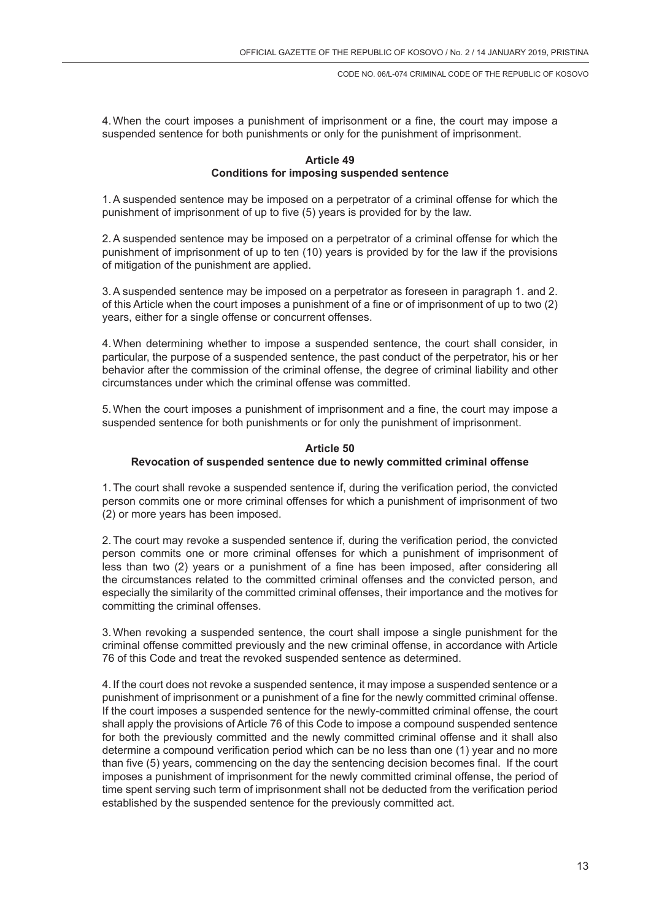4. When the court imposes a punishment of imprisonment or a fine, the court may impose a suspended sentence for both punishments or only for the punishment of imprisonment.

### Article 49
### Conditions for imposing suspended sentence

1. A suspended sentence may be imposed on a perpetrator of a criminal offense for which the punishment of imprisonment of up to five (5) years is provided for by the law.

2. A suspended sentence may be imposed on a perpetrator of a criminal offense for which the punishment of imprisonment of up to ten (10) years is provided by for the law if the provisions of mitigation of the punishment are applied.

3. A suspended sentence may be imposed on a perpetrator as foreseen in paragraph 1. and 2. of this Article when the court imposes a punishment of a fine or of imprisonment of up to two (2) years, either for a single offense or concurrent offenses.

4. When determining whether to impose a suspended sentence, the court shall consider, in particular, the purpose of a suspended sentence, the past conduct of the perpetrator, his or her behavior after the commission of the criminal offense, the degree of criminal liability and other circumstances under which the criminal offense was committed.

5. When the court imposes a punishment of imprisonment and a fine, the court may impose a suspended sentence for both punishments or for only the punishment of imprisonment.

### Article 50
### Revocation of suspended sentence due to newly committed criminal offense

1. The court shall revoke a suspended sentence if, during the verification period, the convicted person commits one or more criminal offenses for which a punishment of imprisonment of two (2) or more years has been imposed.

2. The court may revoke a suspended sentence if, during the verification period, the convicted person commits one or more criminal offenses for which a punishment of imprisonment of less than two (2) years or a punishment of a fine has been imposed, after considering all the circumstances related to the committed criminal offenses and the convicted person, and especially the similarity of the committed criminal offenses, their importance and the motives for committing the criminal offenses.

3. When revoking a suspended sentence, the court shall impose a single punishment for the criminal offense committed previously and the new criminal offense, in accordance with Article 76 of this Code and treat the revoked suspended sentence as determined.

4. If the court does not revoke a suspended sentence, it may impose a suspended sentence or a punishment of imprisonment or a punishment of a fine for the newly committed criminal offense. If the court imposes a suspended sentence for the newly-committed criminal offense, the court shall apply the provisions of Article 76 of this Code to impose a compound suspended sentence for both the previously committed and the newly committed criminal offense and it shall also determine a compound verification period which can be no less than one (1) year and no more than five (5) years, commencing on the day the sentencing decision becomes final. If the court imposes a punishment of imprisonment for the newly committed criminal offense, the period of time spent serving such term of imprisonment shall not be deducted from the verification period established by the suspended sentence for the previously committed act.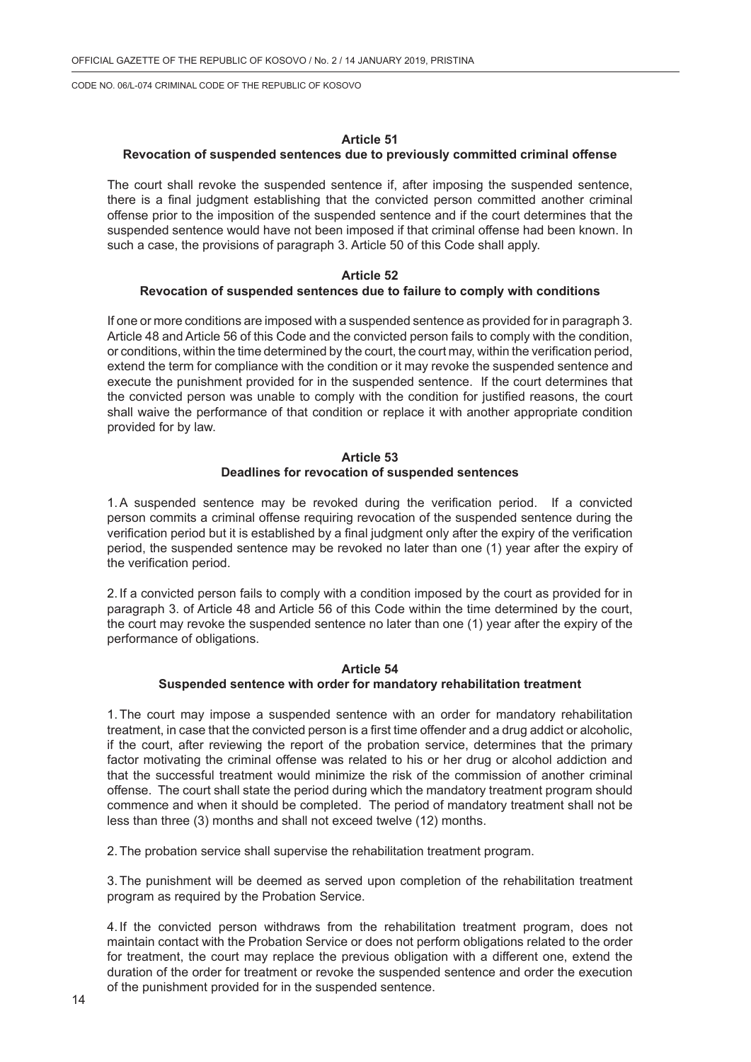### Article 51
### Revocation of suspended sentences due to previously committed criminal offense

The court shall revoke the suspended sentence if, after imposing the suspended sentence, there is a final judgment establishing that the convicted person committed another criminal offense prior to the imposition of the suspended sentence and if the court determines that the suspended sentence would have not been imposed if that criminal offense had been known. In such a case, the provisions of paragraph 3. Article 50 of this Code shall apply.

### Article 52
### Revocation of suspended sentences due to failure to comply with conditions

If one or more conditions are imposed with a suspended sentence as provided for in paragraph 3. Article 48 and Article 56 of this Code and the convicted person fails to comply with the condition, or conditions, within the time determined by the court, the court may, within the verification period, extend the term for compliance with the condition or it may revoke the suspended sentence and execute the punishment provided for in the suspended sentence. If the court determines that the convicted person was unable to comply with the condition for justified reasons, the court shall waive the performance of that condition or replace it with another appropriate condition provided for by law.

### Article 53
### Deadlines for revocation of suspended sentences

1. A suspended sentence may be revoked during the verification period. If a convicted person commits a criminal offense requiring revocation of the suspended sentence during the verification period but it is established by a final judgment only after the expiry of the verification period, the suspended sentence may be revoked no later than one (1) year after the expiry of the verification period.

2. If a convicted person fails to comply with a condition imposed by the court as provided for in paragraph 3. of Article 48 and Article 56 of this Code within the time determined by the court, the court may revoke the suspended sentence no later than one (1) year after the expiry of the performance of obligations.

### Article 54
### Suspended sentence with order for mandatory rehabilitation treatment

1. The court may impose a suspended sentence with an order for mandatory rehabilitation treatment, in case that the convicted person is a first time offender and a drug addict or alcoholic, if the court, after reviewing the report of the probation service, determines that the primary factor motivating the criminal offense was related to his or her drug or alcohol addiction and that the successful treatment would minimize the risk of the commission of another criminal offense. The court shall state the period during which the mandatory treatment program should commence and when it should be completed. The period of mandatory treatment shall not be less than three (3) months and shall not exceed twelve (12) months.

2. The probation service shall supervise the rehabilitation treatment program.

3. The punishment will be deemed as served upon completion of the rehabilitation treatment program as required by the Probation Service.

4. If the convicted person withdraws from the rehabilitation treatment program, does not maintain contact with the Probation Service or does not perform obligations related to the order for treatment, the court may replace the previous obligation with a different one, extend the duration of the order for treatment or revoke the suspended sentence and order the execution of the punishment provided for in the suspended sentence.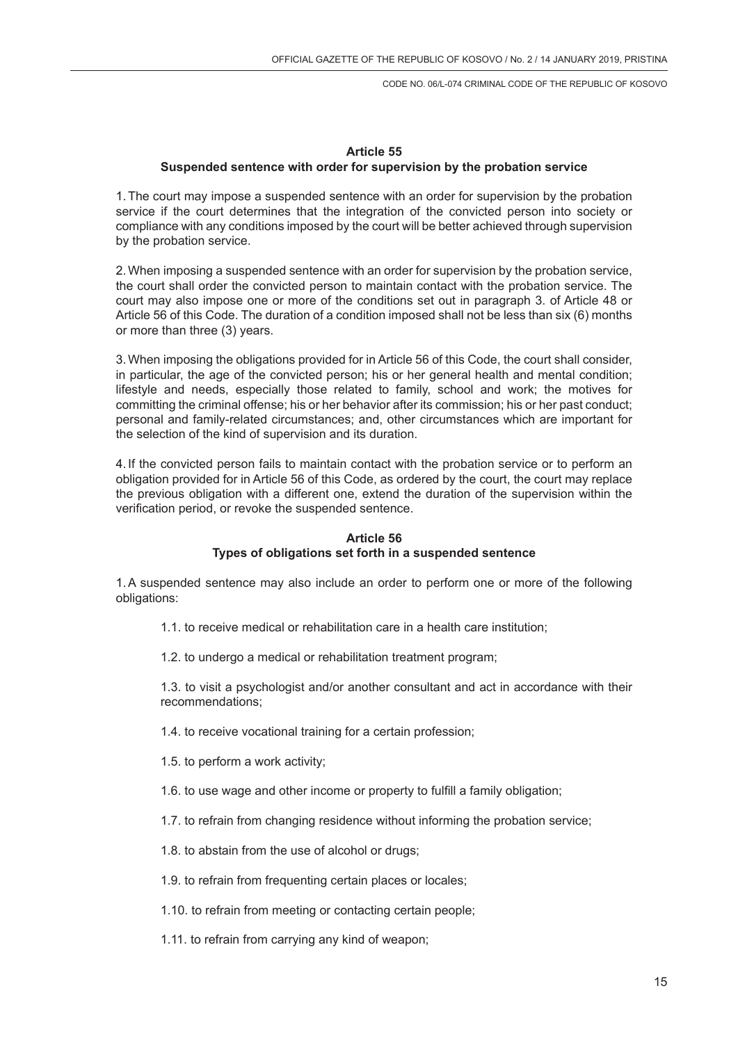### Article 55
### Suspended sentence with order for supervision by the probation service

1. The court may impose a suspended sentence with an order for supervision by the probation service if the court determines that the integration of the convicted person into society or compliance with any conditions imposed by the court will be better achieved through supervision by the probation service.

2. When imposing a suspended sentence with an order for supervision by the probation service, the court shall order the convicted person to maintain contact with the probation service. The court may also impose one or more of the conditions set out in paragraph 3. of Article 48 or Article 56 of this Code. The duration of a condition imposed shall not be less than six (6) months or more than three (3) years.

3. When imposing the obligations provided for in Article 56 of this Code, the court shall consider, in particular, the age of the convicted person; his or her general health and mental condition; lifestyle and needs, especially those related to family, school and work; the motives for committing the criminal offense; his or her behavior after its commission; his or her past conduct; personal and family-related circumstances; and, other circumstances which are important for the selection of the kind of supervision and its duration.

4. If the convicted person fails to maintain contact with the probation service or to perform an obligation provided for in Article 56 of this Code, as ordered by the court, the court may replace the previous obligation with a different one, extend the duration of the supervision within the verification period, or revoke the suspended sentence.

### Article 56
### Types of obligations set forth in a suspended sentence

1. A suspended sentence may also include an order to perform one or more of the following obligations:

  1.1. to receive medical or rehabilitation care in a health care institution;

  1.2. to undergo a medical or rehabilitation treatment program;

  1.3. to visit a psychologist and/or another consultant and act in accordance with their recommendations;

  1.4. to receive vocational training for a certain profession;

  1.5. to perform a work activity;

  1.6. to use wage and other income or property to fulfill a family obligation;

  1.7. to refrain from changing residence without informing the probation service;

  1.8. to abstain from the use of alcohol or drugs;

  1.9. to refrain from frequenting certain places or locales;

  1.10. to refrain from meeting or contacting certain people;

  1.11. to refrain from carrying any kind of weapon;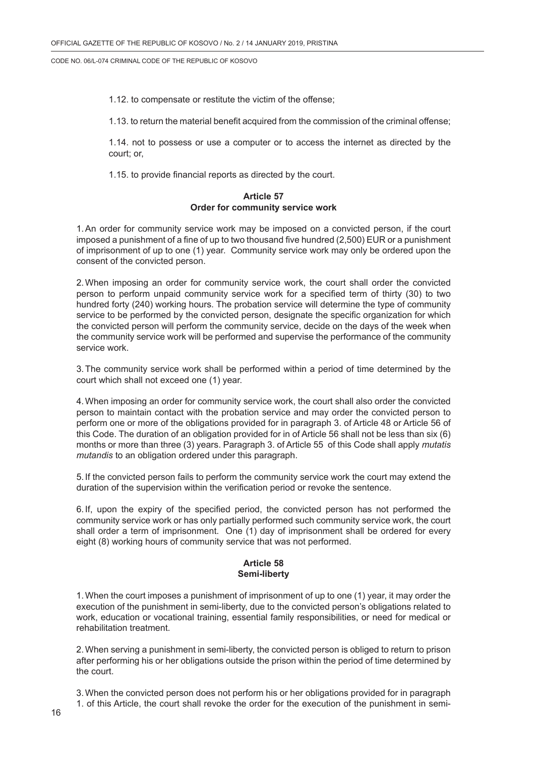1.12. to compensate or restitute the victim of the offense;

1.13. to return the material benefit acquired from the commission of the criminal offense;

1.14. not to possess or use a computer or to access the internet as directed by the court; or,

1.15. to provide financial reports as directed by the court.

**Article 57**
**Order for community service work**

1. An order for community service work may be imposed on a convicted person, if the court imposed a punishment of a fine of up to two thousand five hundred (2,500) EUR or a punishment of imprisonment of up to one (1) year. Community service work may only be ordered upon the consent of the convicted person.

2. When imposing an order for community service work, the court shall order the convicted person to perform unpaid community service work for a specified term of thirty (30) to two hundred forty (240) working hours. The probation service will determine the type of community service to be performed by the convicted person, designate the specific organization for which the convicted person will perform the community service, decide on the days of the week when the community service work will be performed and supervise the performance of the community service work.

3. The community service work shall be performed within a period of time determined by the court which shall not exceed one (1) year.

4. When imposing an order for community service work, the court shall also order the convicted person to maintain contact with the probation service and may order the convicted person to perform one or more of the obligations provided for in paragraph 3. of Article 48 or Article 56 of this Code. The duration of an obligation provided for in of Article 56 shall not be less than six (6) months or more than three (3) years. Paragraph 3. of Article 55 of this Code shall apply *mutatis mutandis* to an obligation ordered under this paragraph.

5. If the convicted person fails to perform the community service work the court may extend the duration of the supervision within the verification period or revoke the sentence.

6. If, upon the expiry of the specified period, the convicted person has not performed the community service work or has only partially performed such community service work, the court shall order a term of imprisonment. One (1) day of imprisonment shall be ordered for every eight (8) working hours of community service that was not performed.

**Article 58**
**Semi-liberty**

1. When the court imposes a punishment of imprisonment of up to one (1) year, it may order the execution of the punishment in semi-liberty, due to the convicted person's obligations related to work, education or vocational training, essential family responsibilities, or need for medical or rehabilitation treatment.

2. When serving a punishment in semi-liberty, the convicted person is obliged to return to prison after performing his or her obligations outside the prison within the period of time determined by the court.

3. When the convicted person does not perform his or her obligations provided for in paragraph 1. of this Article, the court shall revoke the order for the execution of the punishment in semi-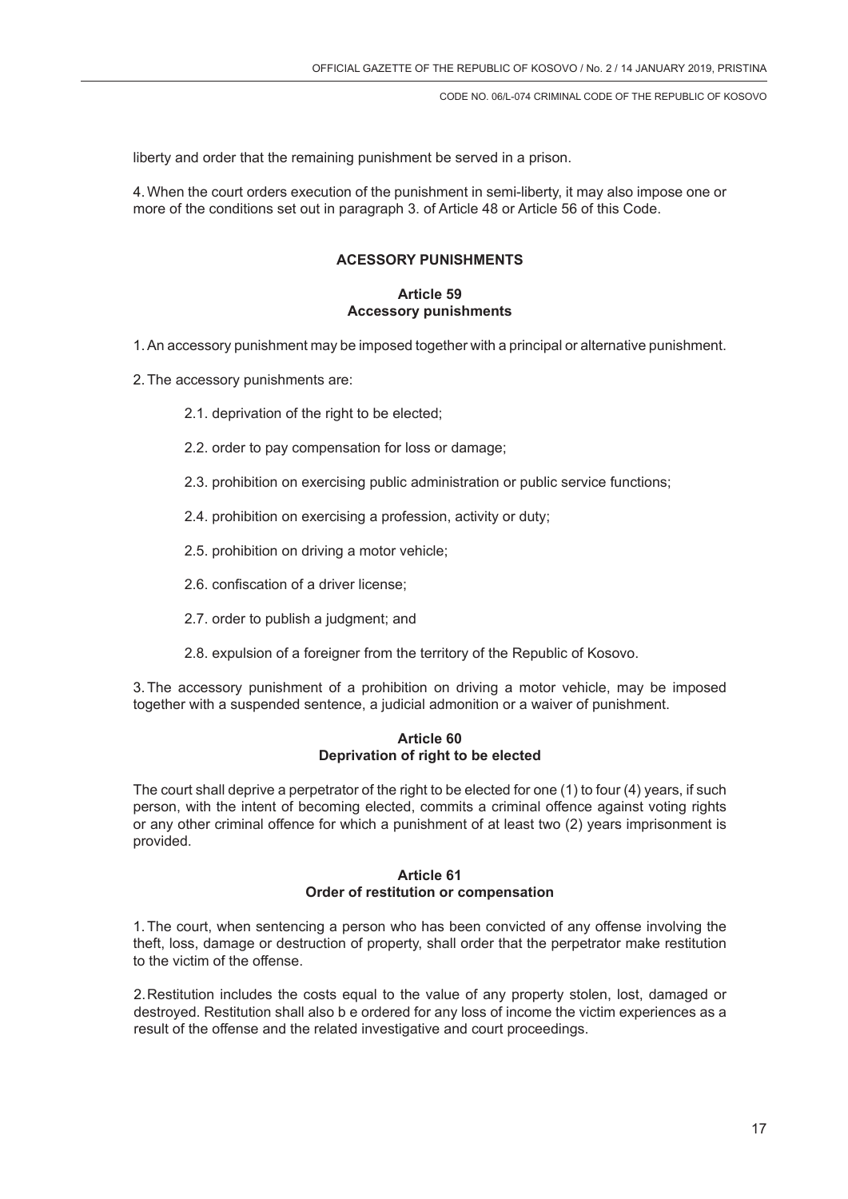liberty and order that the remaining punishment be served in a prison.

4. When the court orders execution of the punishment in semi-liberty, it may also impose one or more of the conditions set out in paragraph 3. of Article 48 or Article 56 of this Code.

## ACESSORY PUNISHMENTS

### Article 59
### Accessory punishments

1. An accessory punishment may be imposed together with a principal or alternative punishment.

2. The accessory punishments are:

2.1. deprivation of the right to be elected;

2.2. order to pay compensation for loss or damage;

2.3. prohibition on exercising public administration or public service functions;

2.4. prohibition on exercising a profession, activity or duty;

2.5. prohibition on driving a motor vehicle;

2.6. confiscation of a driver license;

2.7. order to publish a judgment; and

2.8. expulsion of a foreigner from the territory of the Republic of Kosovo.

3. The accessory punishment of a prohibition on driving a motor vehicle, may be imposed together with a suspended sentence, a judicial admonition or a waiver of punishment.

### Article 60
### Deprivation of right to be elected

The court shall deprive a perpetrator of the right to be elected for one (1) to four (4) years, if such person, with the intent of becoming elected, commits a criminal offence against voting rights or any other criminal offence for which a punishment of at least two (2) years imprisonment is provided.

### Article 61
### Order of restitution or compensation

1. The court, when sentencing a person who has been convicted of any offense involving the theft, loss, damage or destruction of property, shall order that the perpetrator make restitution to the victim of the offense.

2. Restitution includes the costs equal to the value of any property stolen, lost, damaged or destroyed. Restitution shall also b e ordered for any loss of income the victim experiences as a result of the offense and the related investigative and court proceedings.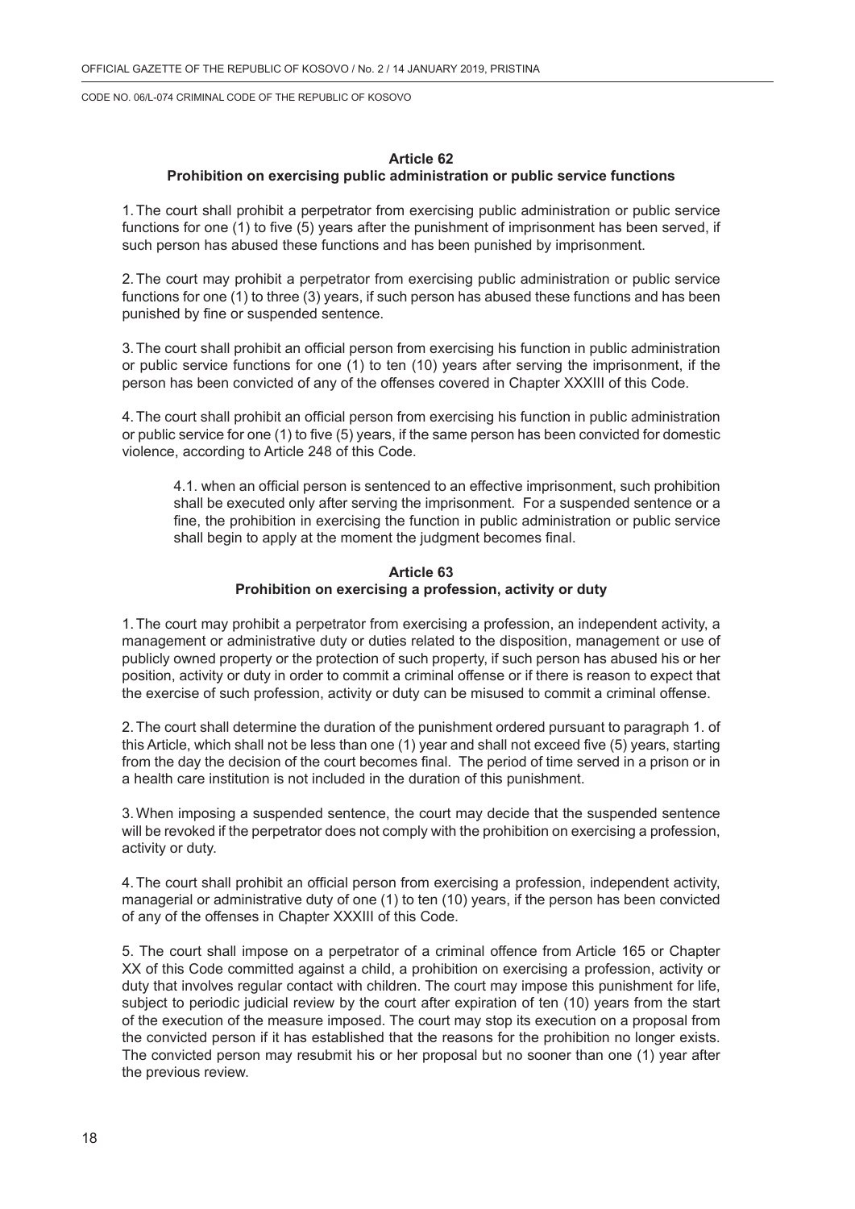### Article 62
### Prohibition on exercising public administration or public service functions

1. The court shall prohibit a perpetrator from exercising public administration or public service functions for one (1) to five (5) years after the punishment of imprisonment has been served, if such person has abused these functions and has been punished by imprisonment.

2. The court may prohibit a perpetrator from exercising public administration or public service functions for one (1) to three (3) years, if such person has abused these functions and has been punished by fine or suspended sentence.

3. The court shall prohibit an official person from exercising his function in public administration or public service functions for one (1) to ten (10) years after serving the imprisonment, if the person has been convicted of any of the offenses covered in Chapter XXXIII of this Code.

4. The court shall prohibit an official person from exercising his function in public administration or public service for one (1) to five (5) years, if the same person has been convicted for domestic violence, according to Article 248 of this Code.

> 4.1. when an official person is sentenced to an effective imprisonment, such prohibition shall be executed only after serving the imprisonment. For a suspended sentence or a fine, the prohibition in exercising the function in public administration or public service shall begin to apply at the moment the judgment becomes final.

### Article 63
### Prohibition on exercising a profession, activity or duty

1. The court may prohibit a perpetrator from exercising a profession, an independent activity, a management or administrative duty or duties related to the disposition, management or use of publicly owned property or the protection of such property, if such person has abused his or her position, activity or duty in order to commit a criminal offense or if there is reason to expect that the exercise of such profession, activity or duty can be misused to commit a criminal offense.

2. The court shall determine the duration of the punishment ordered pursuant to paragraph 1. of this Article, which shall not be less than one (1) year and shall not exceed five (5) years, starting from the day the decision of the court becomes final. The period of time served in a prison or in a health care institution is not included in the duration of this punishment.

3. When imposing a suspended sentence, the court may decide that the suspended sentence will be revoked if the perpetrator does not comply with the prohibition on exercising a profession, activity or duty.

4. The court shall prohibit an official person from exercising a profession, independent activity, managerial or administrative duty of one (1) to ten (10) years, if the person has been convicted of any of the offenses in Chapter XXXIII of this Code.

5. The court shall impose on a perpetrator of a criminal offence from Article 165 or Chapter XX of this Code committed against a child, a prohibition on exercising a profession, activity or duty that involves regular contact with children. The court may impose this punishment for life, subject to periodic judicial review by the court after expiration of ten (10) years from the start of the execution of the measure imposed. The court may stop its execution on a proposal from the convicted person if it has established that the reasons for the prohibition no longer exists. The convicted person may resubmit his or her proposal but no sooner than one (1) year after the previous review.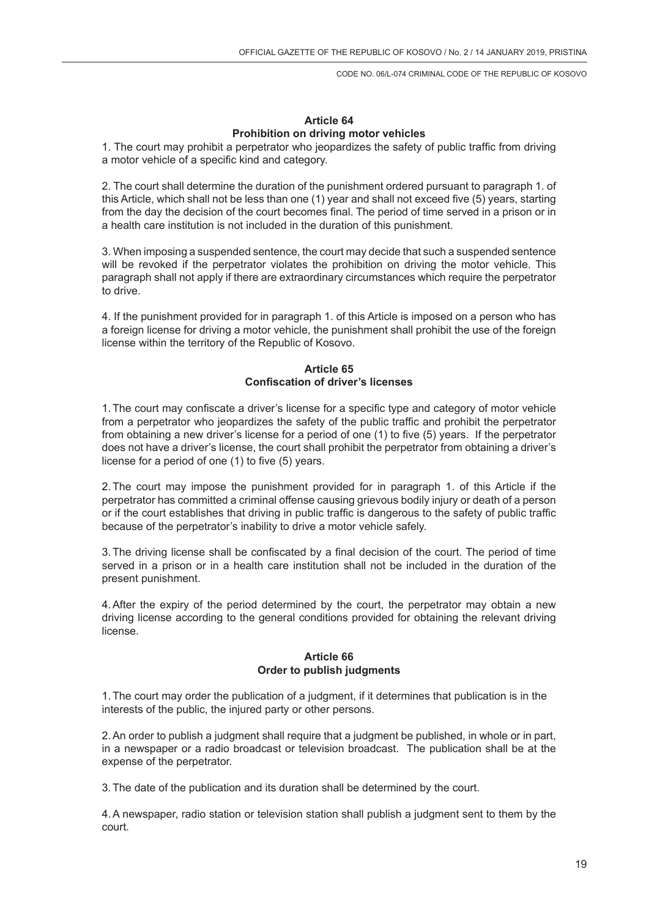**Article 64**
**Prohibition on driving motor vehicles**

1. The court may prohibit a perpetrator who jeopardizes the safety of public traffic from driving a motor vehicle of a specific kind and category.

2. The court shall determine the duration of the punishment ordered pursuant to paragraph 1. of this Article, which shall not be less than one (1) year and shall not exceed five (5) years, starting from the day the decision of the court becomes final. The period of time served in a prison or in a health care institution is not included in the duration of this punishment.

3. When imposing a suspended sentence, the court may decide that such a suspended sentence will be revoked if the perpetrator violates the prohibition on driving the motor vehicle. This paragraph shall not apply if there are extraordinary circumstances which require the perpetrator to drive.

4. If the punishment provided for in paragraph 1. of this Article is imposed on a person who has a foreign license for driving a motor vehicle, the punishment shall prohibit the use of the foreign license within the territory of the Republic of Kosovo.

**Article 65**
**Confiscation of driver's licenses**

1. The court may confiscate a driver's license for a specific type and category of motor vehicle from a perpetrator who jeopardizes the safety of the public traffic and prohibit the perpetrator from obtaining a new driver's license for a period of one (1) to five (5) years. If the perpetrator does not have a driver's license, the court shall prohibit the perpetrator from obtaining a driver's license for a period of one (1) to five (5) years.

2. The court may impose the punishment provided for in paragraph 1. of this Article if the perpetrator has committed a criminal offense causing grievous bodily injury or death of a person or if the court establishes that driving in public traffic is dangerous to the safety of public traffic because of the perpetrator's inability to drive a motor vehicle safely.

3. The driving license shall be confiscated by a final decision of the court. The period of time served in a prison or in a health care institution shall not be included in the duration of the present punishment.

4. After the expiry of the period determined by the court, the perpetrator may obtain a new driving license according to the general conditions provided for obtaining the relevant driving license.

**Article 66**
**Order to publish judgments**

1. The court may order the publication of a judgment, if it determines that publication is in the interests of the public, the injured party or other persons.

2. An order to publish a judgment shall require that a judgment be published, in whole or in part, in a newspaper or a radio broadcast or television broadcast. The publication shall be at the expense of the perpetrator.

3. The date of the publication and its duration shall be determined by the court.

4. A newspaper, radio station or television station shall publish a judgment sent to them by the court.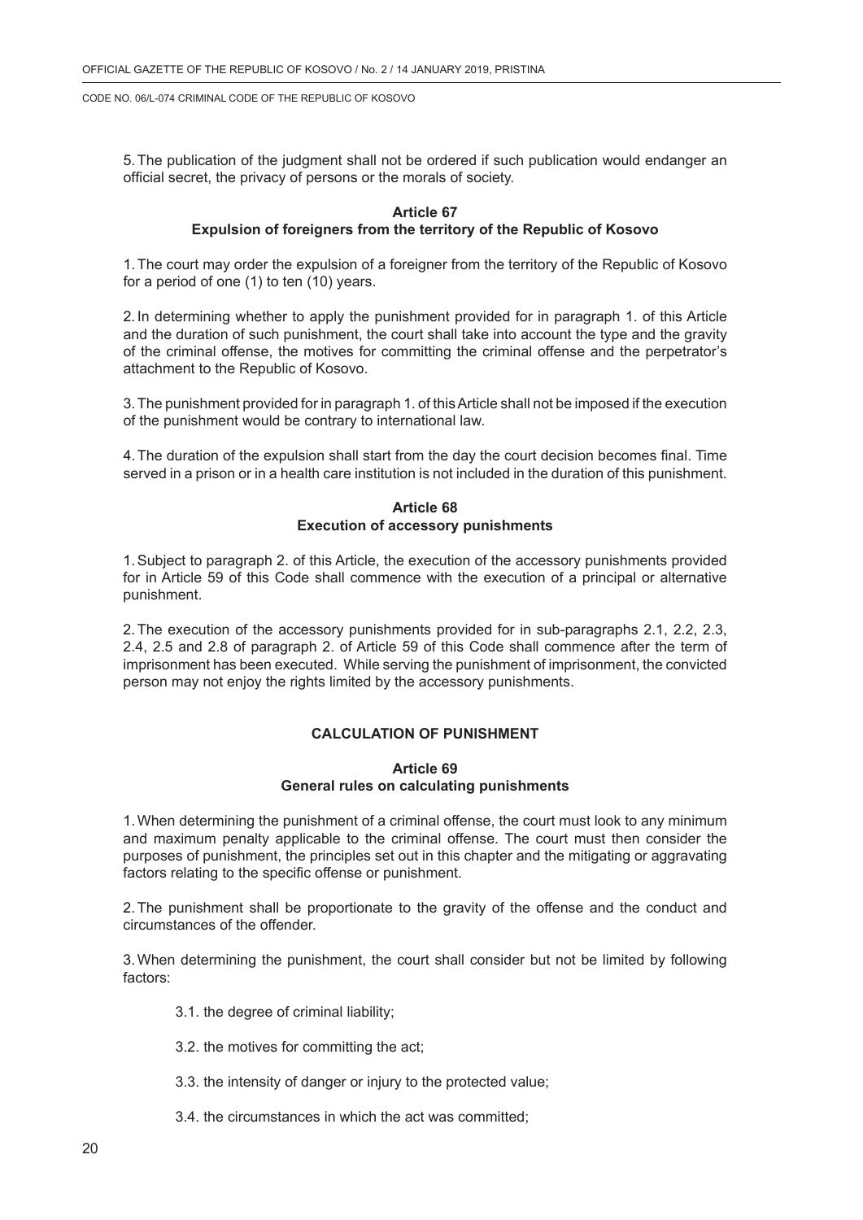5. The publication of the judgment shall not be ordered if such publication would endanger an official secret, the privacy of persons or the morals of society.

**Article 67**
**Expulsion of foreigners from the territory of the Republic of Kosovo**

1. The court may order the expulsion of a foreigner from the territory of the Republic of Kosovo for a period of one (1) to ten (10) years.

2. In determining whether to apply the punishment provided for in paragraph 1. of this Article and the duration of such punishment, the court shall take into account the type and the gravity of the criminal offense, the motives for committing the criminal offense and the perpetrator's attachment to the Republic of Kosovo.

3. The punishment provided for in paragraph 1. of this Article shall not be imposed if the execution of the punishment would be contrary to international law.

4. The duration of the expulsion shall start from the day the court decision becomes final. Time served in a prison or in a health care institution is not included in the duration of this punishment.

**Article 68**
**Execution of accessory punishments**

1. Subject to paragraph 2. of this Article, the execution of the accessory punishments provided for in Article 59 of this Code shall commence with the execution of a principal or alternative punishment.

2. The execution of the accessory punishments provided for in sub-paragraphs 2.1, 2.2, 2.3, 2.4, 2.5 and 2.8 of paragraph 2. of Article 59 of this Code shall commence after the term of imprisonment has been executed. While serving the punishment of imprisonment, the convicted person may not enjoy the rights limited by the accessory punishments.

**CALCULATION OF PUNISHMENT**

**Article 69**
**General rules on calculating punishments**

1. When determining the punishment of a criminal offense, the court must look to any minimum and maximum penalty applicable to the criminal offense. The court must then consider the purposes of punishment, the principles set out in this chapter and the mitigating or aggravating factors relating to the specific offense or punishment.

2. The punishment shall be proportionate to the gravity of the offense and the conduct and circumstances of the offender.

3. When determining the punishment, the court shall consider but not be limited by following factors:

3.1. the degree of criminal liability;

3.2. the motives for committing the act;

3.3. the intensity of danger or injury to the protected value;

3.4. the circumstances in which the act was committed;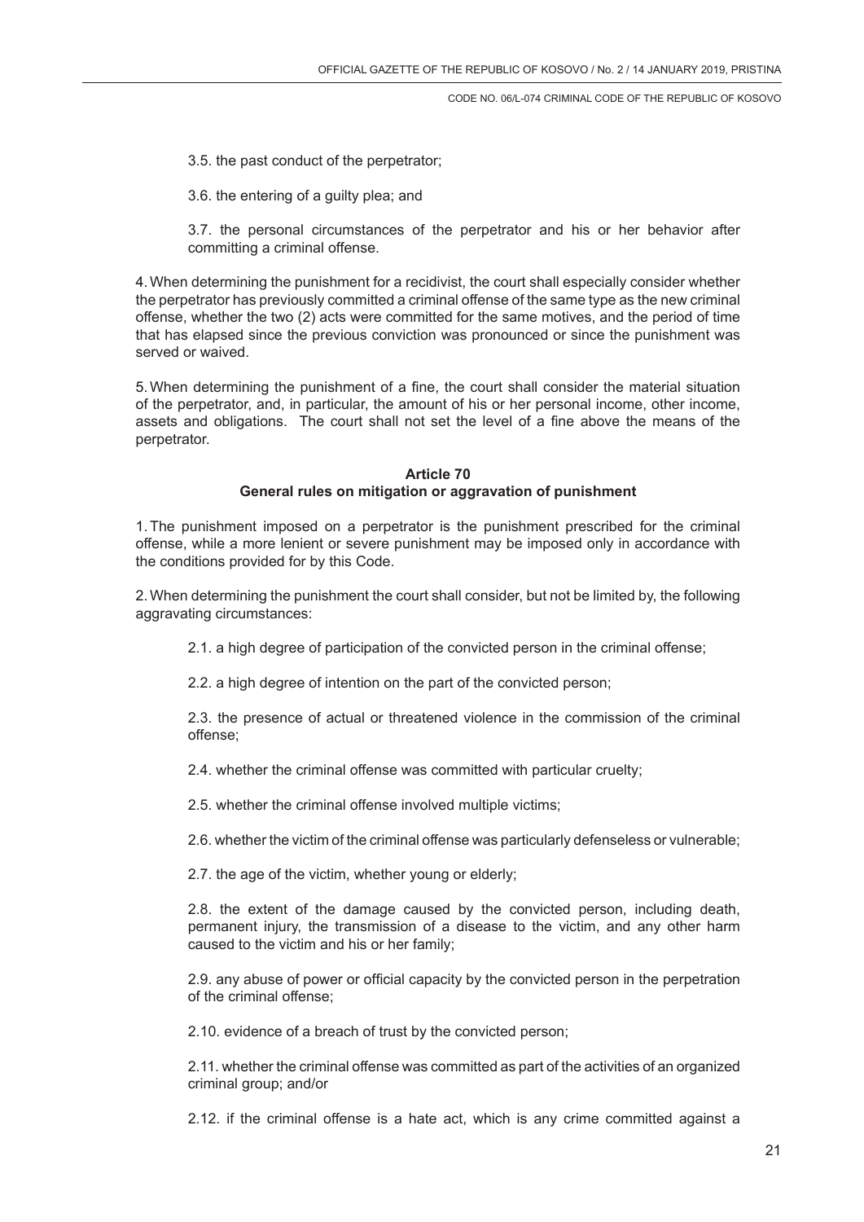3.5. the past conduct of the perpetrator;

3.6. the entering of a guilty plea; and

3.7. the personal circumstances of the perpetrator and his or her behavior after committing a criminal offense.

4. When determining the punishment for a recidivist, the court shall especially consider whether the perpetrator has previously committed a criminal offense of the same type as the new criminal offense, whether the two (2) acts were committed for the same motives, and the period of time that has elapsed since the previous conviction was pronounced or since the punishment was served or waived.

5. When determining the punishment of a fine, the court shall consider the material situation of the perpetrator, and, in particular, the amount of his or her personal income, other income, assets and obligations. The court shall not set the level of a fine above the means of the perpetrator.

**Article 70**
**General rules on mitigation or aggravation of punishment**

1. The punishment imposed on a perpetrator is the punishment prescribed for the criminal offense, while a more lenient or severe punishment may be imposed only in accordance with the conditions provided for by this Code.

2. When determining the punishment the court shall consider, but not be limited by, the following aggravating circumstances:

2.1. a high degree of participation of the convicted person in the criminal offense;

2.2. a high degree of intention on the part of the convicted person;

2.3. the presence of actual or threatened violence in the commission of the criminal offense;

2.4. whether the criminal offense was committed with particular cruelty;

2.5. whether the criminal offense involved multiple victims;

2.6. whether the victim of the criminal offense was particularly defenseless or vulnerable;

2.7. the age of the victim, whether young or elderly;

2.8. the extent of the damage caused by the convicted person, including death, permanent injury, the transmission of a disease to the victim, and any other harm caused to the victim and his or her family;

2.9. any abuse of power or official capacity by the convicted person in the perpetration of the criminal offense;

2.10. evidence of a breach of trust by the convicted person;

2.11. whether the criminal offense was committed as part of the activities of an organized criminal group; and/or

2.12. if the criminal offense is a hate act, which is any crime committed against a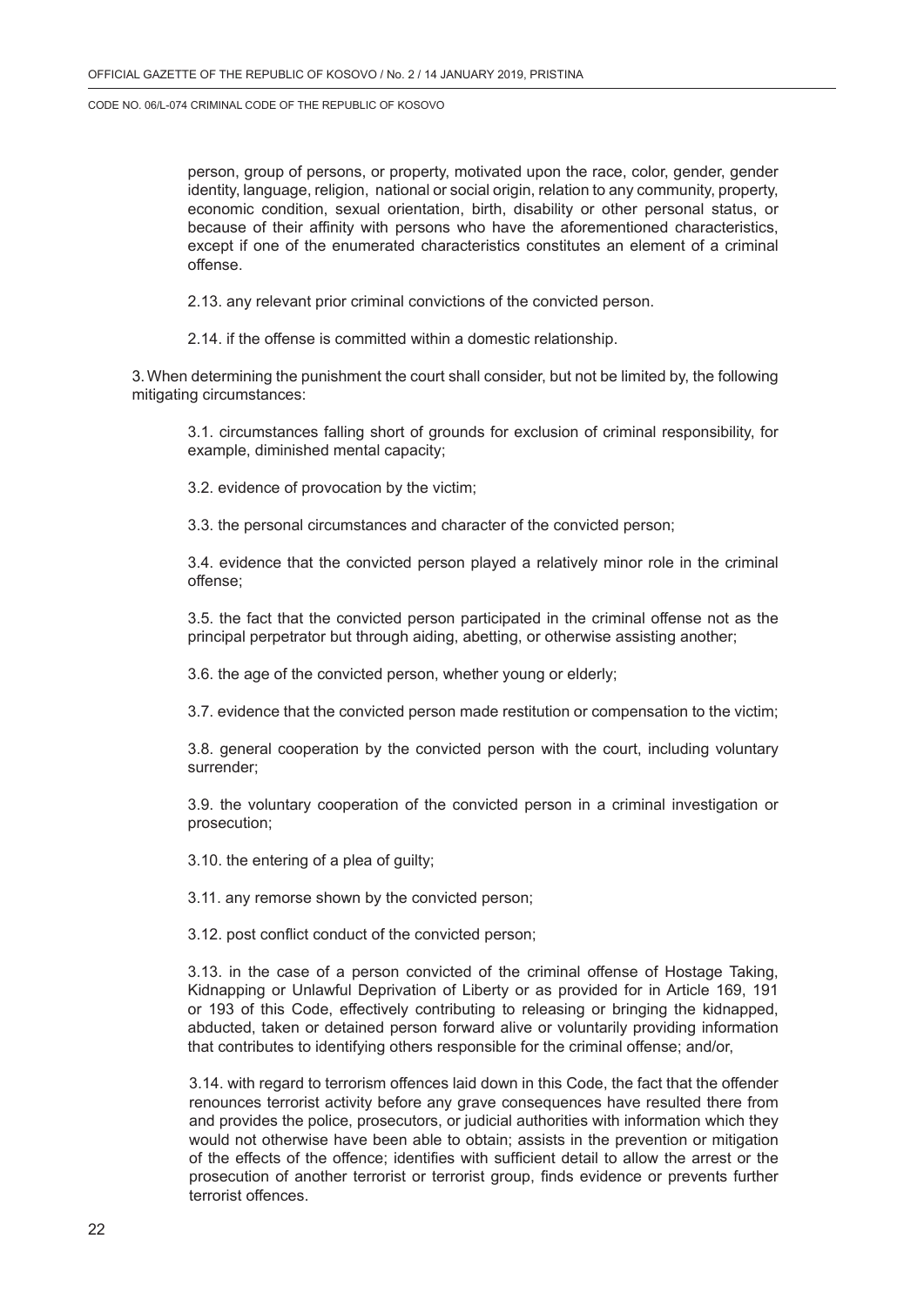person, group of persons, or property, motivated upon the race, color, gender, gender identity, language, religion, national or social origin, relation to any community, property, economic condition, sexual orientation, birth, disability or other personal status, or because of their affinity with persons who have the aforementioned characteristics, except if one of the enumerated characteristics constitutes an element of a criminal offense.

2.13. any relevant prior criminal convictions of the convicted person.

2.14. if the offense is committed within a domestic relationship.

3. When determining the punishment the court shall consider, but not be limited by, the following mitigating circumstances:

3.1. circumstances falling short of grounds for exclusion of criminal responsibility, for example, diminished mental capacity;

3.2. evidence of provocation by the victim;

3.3. the personal circumstances and character of the convicted person;

3.4. evidence that the convicted person played a relatively minor role in the criminal offense;

3.5. the fact that the convicted person participated in the criminal offense not as the principal perpetrator but through aiding, abetting, or otherwise assisting another;

3.6. the age of the convicted person, whether young or elderly;

3.7. evidence that the convicted person made restitution or compensation to the victim;

3.8. general cooperation by the convicted person with the court, including voluntary surrender;

3.9. the voluntary cooperation of the convicted person in a criminal investigation or prosecution;

3.10. the entering of a plea of guilty;

3.11. any remorse shown by the convicted person;

3.12. post conflict conduct of the convicted person;

3.13. in the case of a person convicted of the criminal offense of Hostage Taking, Kidnapping or Unlawful Deprivation of Liberty or as provided for in Article 169, 191 or 193 of this Code, effectively contributing to releasing or bringing the kidnapped, abducted, taken or detained person forward alive or voluntarily providing information that contributes to identifying others responsible for the criminal offense; and/or,

3.14. with regard to terrorism offences laid down in this Code, the fact that the offender renounces terrorist activity before any grave consequences have resulted there from and provides the police, prosecutors, or judicial authorities with information which they would not otherwise have been able to obtain; assists in the prevention or mitigation of the effects of the offence; identifies with sufficient detail to allow the arrest or the prosecution of another terrorist or terrorist group, finds evidence or prevents further terrorist offences.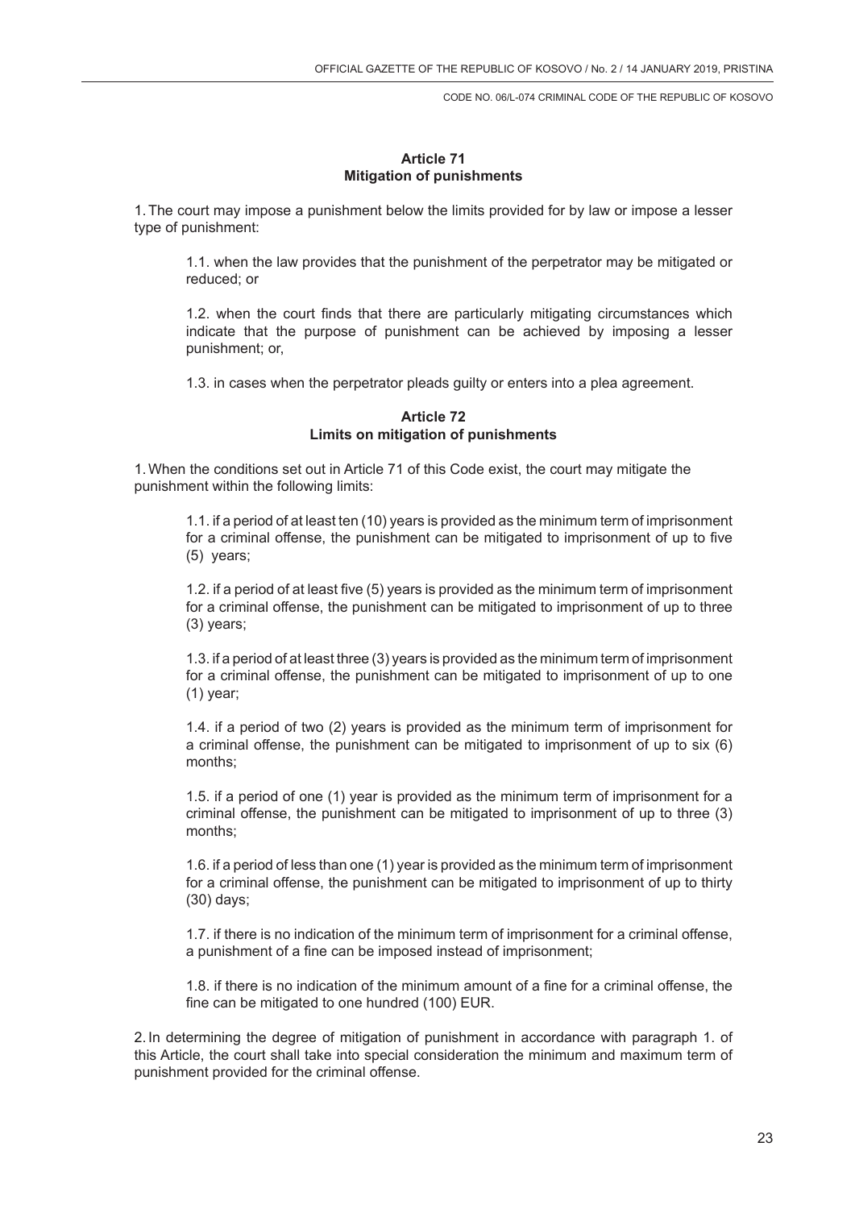### Article 71
### Mitigation of punishments

1. The court may impose a punishment below the limits provided for by law or impose a lesser type of punishment:

    1.1. when the law provides that the punishment of the perpetrator may be mitigated or reduced; or

    1.2. when the court finds that there are particularly mitigating circumstances which indicate that the purpose of punishment can be achieved by imposing a lesser punishment; or,

    1.3. in cases when the perpetrator pleads guilty or enters into a plea agreement.

### Article 72
### Limits on mitigation of punishments

1. When the conditions set out in Article 71 of this Code exist, the court may mitigate the punishment within the following limits:

    1.1. if a period of at least ten (10) years is provided as the minimum term of imprisonment for a criminal offense, the punishment can be mitigated to imprisonment of up to five (5) years;

    1.2. if a period of at least five (5) years is provided as the minimum term of imprisonment for a criminal offense, the punishment can be mitigated to imprisonment of up to three (3) years;

    1.3. if a period of at least three (3) years is provided as the minimum term of imprisonment for a criminal offense, the punishment can be mitigated to imprisonment of up to one (1) year;

    1.4. if a period of two (2) years is provided as the minimum term of imprisonment for a criminal offense, the punishment can be mitigated to imprisonment of up to six (6) months;

    1.5. if a period of one (1) year is provided as the minimum term of imprisonment for a criminal offense, the punishment can be mitigated to imprisonment of up to three (3) months;

    1.6. if a period of less than one (1) year is provided as the minimum term of imprisonment for a criminal offense, the punishment can be mitigated to imprisonment of up to thirty (30) days;

    1.7. if there is no indication of the minimum term of imprisonment for a criminal offense, a punishment of a fine can be imposed instead of imprisonment;

    1.8. if there is no indication of the minimum amount of a fine for a criminal offense, the fine can be mitigated to one hundred (100) EUR.

2. In determining the degree of mitigation of punishment in accordance with paragraph 1. of this Article, the court shall take into special consideration the minimum and maximum term of punishment provided for the criminal offense.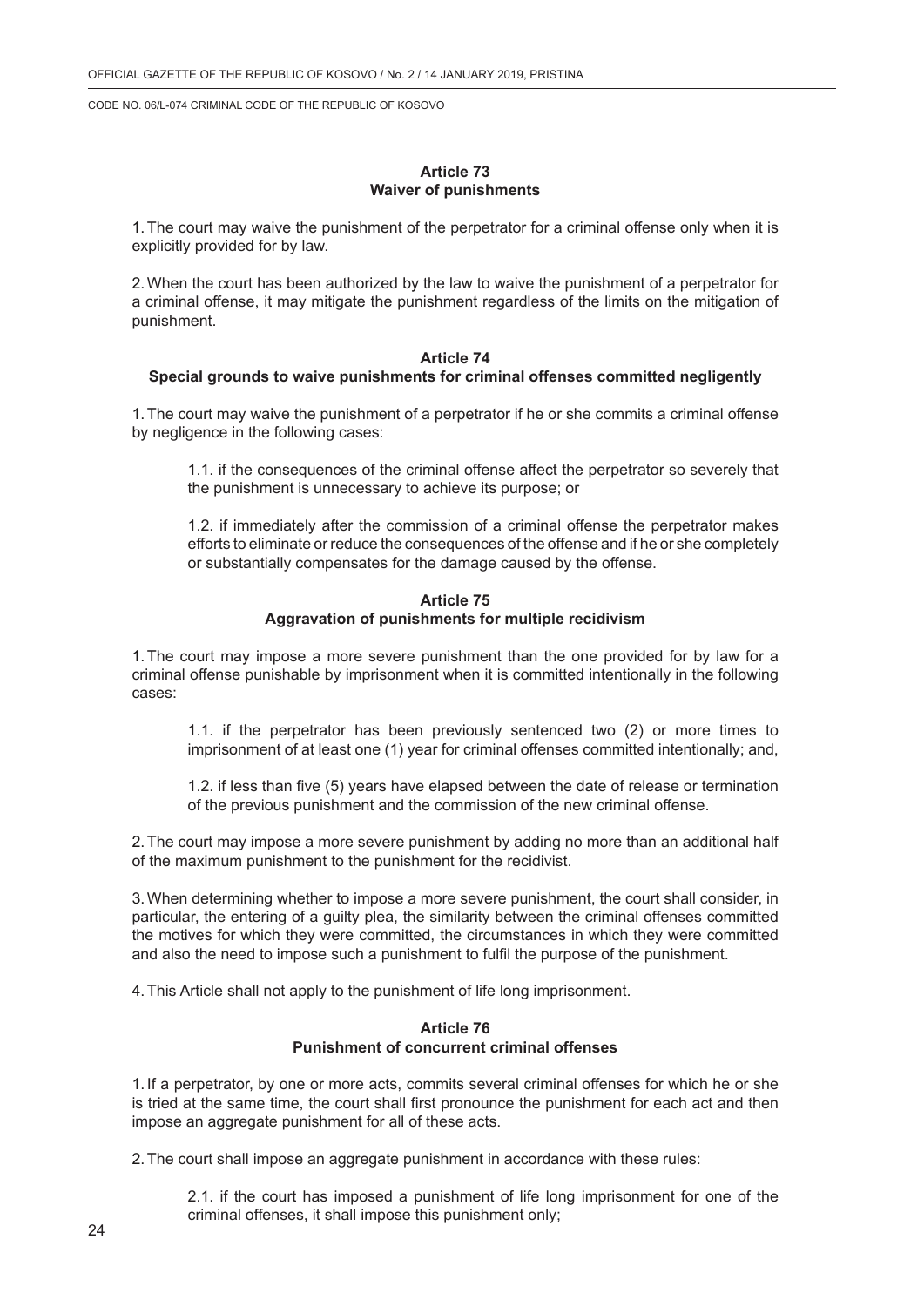**Article 73**
**Waiver of punishments**

1. The court may waive the punishment of the perpetrator for a criminal offense only when it is explicitly provided for by law.

2. When the court has been authorized by the law to waive the punishment of a perpetrator for a criminal offense, it may mitigate the punishment regardless of the limits on the mitigation of punishment.

**Article 74**
**Special grounds to waive punishments for criminal offenses committed negligently**

1. The court may waive the punishment of a perpetrator if he or she commits a criminal offense by negligence in the following cases:

1.1. if the consequences of the criminal offense affect the perpetrator so severely that the punishment is unnecessary to achieve its purpose; or

1.2. if immediately after the commission of a criminal offense the perpetrator makes efforts to eliminate or reduce the consequences of the offense and if he or she completely or substantially compensates for the damage caused by the offense.

**Article 75**
**Aggravation of punishments for multiple recidivism**

1. The court may impose a more severe punishment than the one provided for by law for a criminal offense punishable by imprisonment when it is committed intentionally in the following cases:

1.1. if the perpetrator has been previously sentenced two (2) or more times to imprisonment of at least one (1) year for criminal offenses committed intentionally; and,

1.2. if less than five (5) years have elapsed between the date of release or termination of the previous punishment and the commission of the new criminal offense.

2. The court may impose a more severe punishment by adding no more than an additional half of the maximum punishment to the punishment for the recidivist.

3. When determining whether to impose a more severe punishment, the court shall consider, in particular, the entering of a guilty plea, the similarity between the criminal offenses committed the motives for which they were committed, the circumstances in which they were committed and also the need to impose such a punishment to fulfil the purpose of the punishment.

4. This Article shall not apply to the punishment of life long imprisonment.

**Article 76**
**Punishment of concurrent criminal offenses**

1. If a perpetrator, by one or more acts, commits several criminal offenses for which he or she is tried at the same time, the court shall first pronounce the punishment for each act and then impose an aggregate punishment for all of these acts.

2. The court shall impose an aggregate punishment in accordance with these rules:

2.1. if the court has imposed a punishment of life long imprisonment for one of the criminal offenses, it shall impose this punishment only;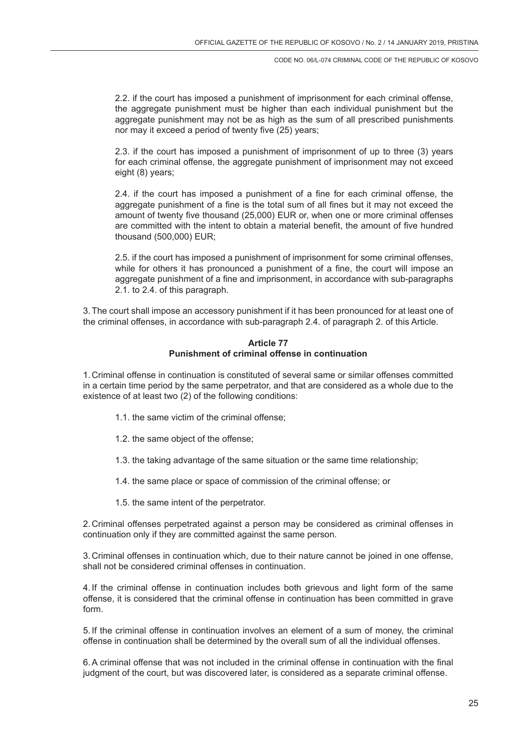2.2. if the court has imposed a punishment of imprisonment for each criminal offense, the aggregate punishment must be higher than each individual punishment but the aggregate punishment may not be as high as the sum of all prescribed punishments nor may it exceed a period of twenty five (25) years;

2.3. if the court has imposed a punishment of imprisonment of up to three (3) years for each criminal offense, the aggregate punishment of imprisonment may not exceed eight (8) years;

2.4. if the court has imposed a punishment of a fine for each criminal offense, the aggregate punishment of a fine is the total sum of all fines but it may not exceed the amount of twenty five thousand (25,000) EUR or, when one or more criminal offenses are committed with the intent to obtain a material benefit, the amount of five hundred thousand (500,000) EUR;

2.5. if the court has imposed a punishment of imprisonment for some criminal offenses, while for others it has pronounced a punishment of a fine, the court will impose an aggregate punishment of a fine and imprisonment, in accordance with sub-paragraphs 2.1. to 2.4. of this paragraph.

3. The court shall impose an accessory punishment if it has been pronounced for at least one of the criminal offenses, in accordance with sub-paragraph 2.4. of paragraph 2. of this Article.

**Article 77**
**Punishment of criminal offense in continuation**

1. Criminal offense in continuation is constituted of several same or similar offenses committed in a certain time period by the same perpetrator, and that are considered as a whole due to the existence of at least two (2) of the following conditions:

1.1. the same victim of the criminal offense;

1.2. the same object of the offense;

1.3. the taking advantage of the same situation or the same time relationship;

1.4. the same place or space of commission of the criminal offense; or

1.5. the same intent of the perpetrator.

2. Criminal offenses perpetrated against a person may be considered as criminal offenses in continuation only if they are committed against the same person.

3. Criminal offenses in continuation which, due to their nature cannot be joined in one offense, shall not be considered criminal offenses in continuation.

4. If the criminal offense in continuation includes both grievous and light form of the same offense, it is considered that the criminal offense in continuation has been committed in grave form.

5. If the criminal offense in continuation involves an element of a sum of money, the criminal offense in continuation shall be determined by the overall sum of all the individual offenses.

6. A criminal offense that was not included in the criminal offense in continuation with the final judgment of the court, but was discovered later, is considered as a separate criminal offense.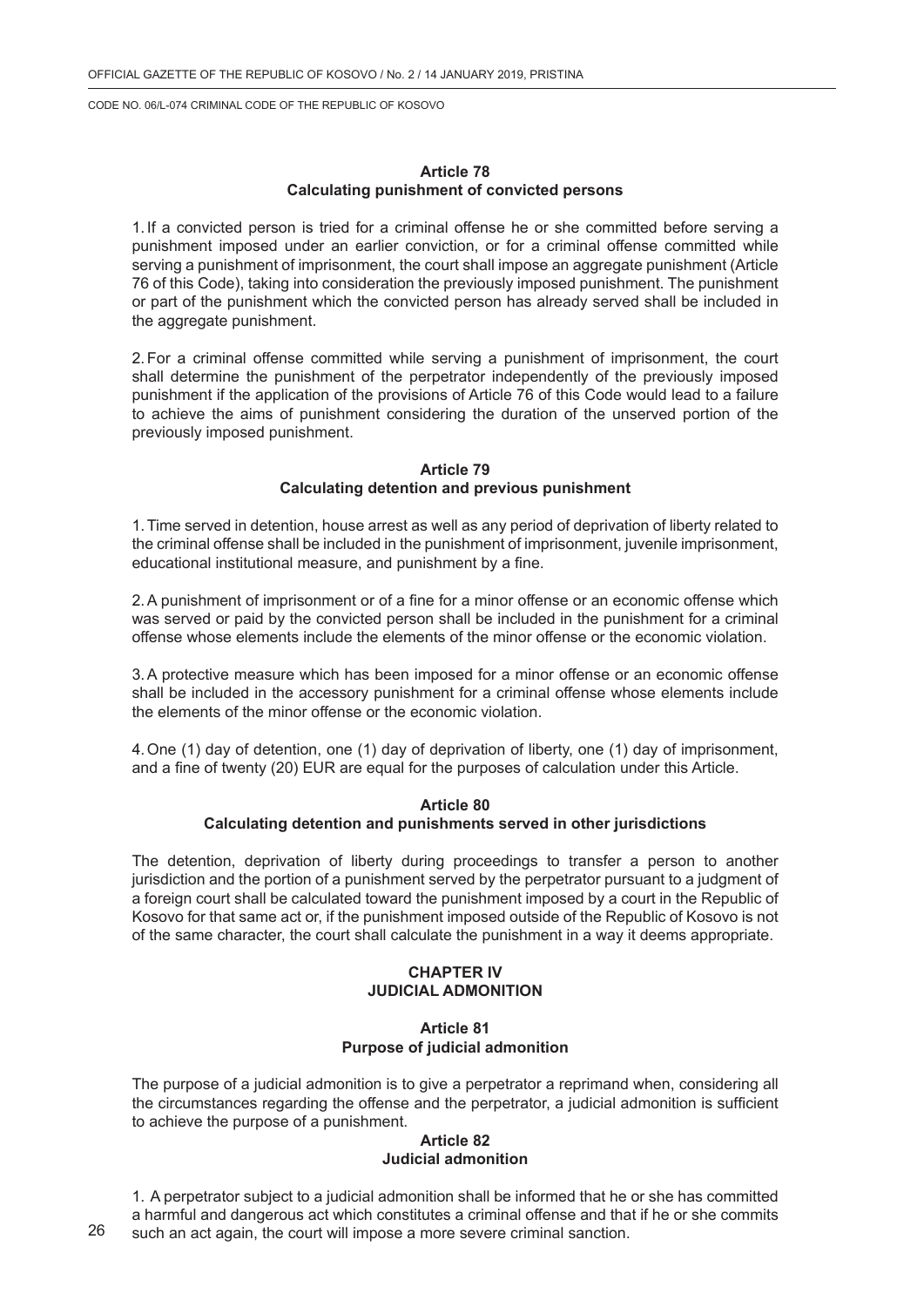### Article 78
### Calculating punishment of convicted persons

1. If a convicted person is tried for a criminal offense he or she committed before serving a punishment imposed under an earlier conviction, or for a criminal offense committed while serving a punishment of imprisonment, the court shall impose an aggregate punishment (Article 76 of this Code), taking into consideration the previously imposed punishment. The punishment or part of the punishment which the convicted person has already served shall be included in the aggregate punishment.

2. For a criminal offense committed while serving a punishment of imprisonment, the court shall determine the punishment of the perpetrator independently of the previously imposed punishment if the application of the provisions of Article 76 of this Code would lead to a failure to achieve the aims of punishment considering the duration of the unserved portion of the previously imposed punishment.

### Article 79
### Calculating detention and previous punishment

1. Time served in detention, house arrest as well as any period of deprivation of liberty related to the criminal offense shall be included in the punishment of imprisonment, juvenile imprisonment, educational institutional measure, and punishment by a fine.

2. A punishment of imprisonment or of a fine for a minor offense or an economic offense which was served or paid by the convicted person shall be included in the punishment for a criminal offense whose elements include the elements of the minor offense or the economic violation.

3. A protective measure which has been imposed for a minor offense or an economic offense shall be included in the accessory punishment for a criminal offense whose elements include the elements of the minor offense or the economic violation.

4. One (1) day of detention, one (1) day of deprivation of liberty, one (1) day of imprisonment, and a fine of twenty (20) EUR are equal for the purposes of calculation under this Article.

### Article 80
### Calculating detention and punishments served in other jurisdictions

The detention, deprivation of liberty during proceedings to transfer a person to another jurisdiction and the portion of a punishment served by the perpetrator pursuant to a judgment of a foreign court shall be calculated toward the punishment imposed by a court in the Republic of Kosovo for that same act or, if the punishment imposed outside of the Republic of Kosovo is not of the same character, the court shall calculate the punishment in a way it deems appropriate.

## CHAPTER IV
## JUDICIAL ADMONITION

### Article 81
### Purpose of judicial admonition

The purpose of a judicial admonition is to give a perpetrator a reprimand when, considering all the circumstances regarding the offense and the perpetrator, a judicial admonition is sufficient to achieve the purpose of a punishment.

### Article 82
### Judicial admonition

1. A perpetrator subject to a judicial admonition shall be informed that he or she has committed a harmful and dangerous act which constitutes a criminal offense and that if he or she commits such an act again, the court will impose a more severe criminal sanction.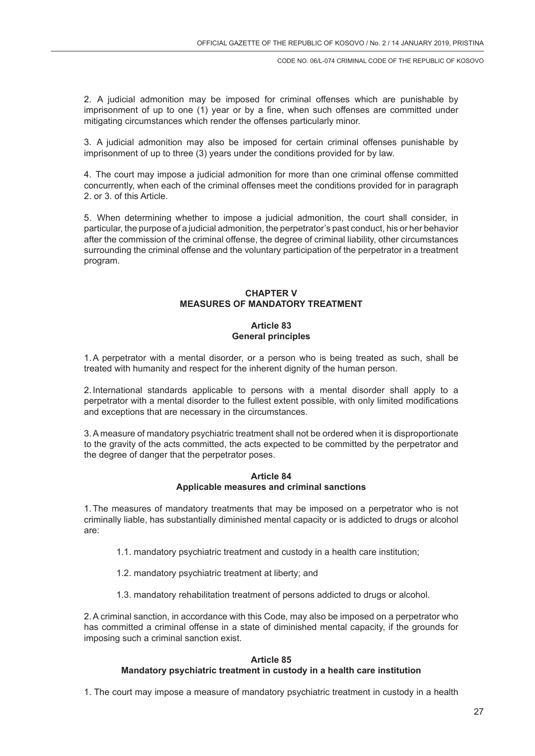2. A judicial admonition may be imposed for criminal offenses which are punishable by imprisonment of up to one (1) year or by a fine, when such offenses are committed under mitigating circumstances which render the offenses particularly minor.

3. A judicial admonition may also be imposed for certain criminal offenses punishable by imprisonment of up to three (3) years under the conditions provided for by law.

4. The court may impose a judicial admonition for more than one criminal offense committed concurrently, when each of the criminal offenses meet the conditions provided for in paragraph 2. or 3. of this Article.

5. When determining whether to impose a judicial admonition, the court shall consider, in particular, the purpose of a judicial admonition, the perpetrator's past conduct, his or her behavior after the commission of the criminal offense, the degree of criminal liability, other circumstances surrounding the criminal offense and the voluntary participation of the perpetrator in a treatment program.

## CHAPTER V
## MEASURES OF MANDATORY TREATMENT

### Article 83
### General principles

1. A perpetrator with a mental disorder, or a person who is being treated as such, shall be treated with humanity and respect for the inherent dignity of the human person.

2. International standards applicable to persons with a mental disorder shall apply to a perpetrator with a mental disorder to the fullest extent possible, with only limited modifications and exceptions that are necessary in the circumstances.

3. A measure of mandatory psychiatric treatment shall not be ordered when it is disproportionate to the gravity of the acts committed, the acts expected to be committed by the perpetrator and the degree of danger that the perpetrator poses.

### Article 84
### Applicable measures and criminal sanctions

1. The measures of mandatory treatments that may be imposed on a perpetrator who is not criminally liable, has substantially diminished mental capacity or is addicted to drugs or alcohol are:

1.1. mandatory psychiatric treatment and custody in a health care institution;

1.2. mandatory psychiatric treatment at liberty; and

1.3. mandatory rehabilitation treatment of persons addicted to drugs or alcohol.

2. A criminal sanction, in accordance with this Code, may also be imposed on a perpetrator who has committed a criminal offense in a state of diminished mental capacity, if the grounds for imposing such a criminal sanction exist.

### Article 85
### Mandatory psychiatric treatment in custody in a health care institution

1. The court may impose a measure of mandatory psychiatric treatment in custody in a health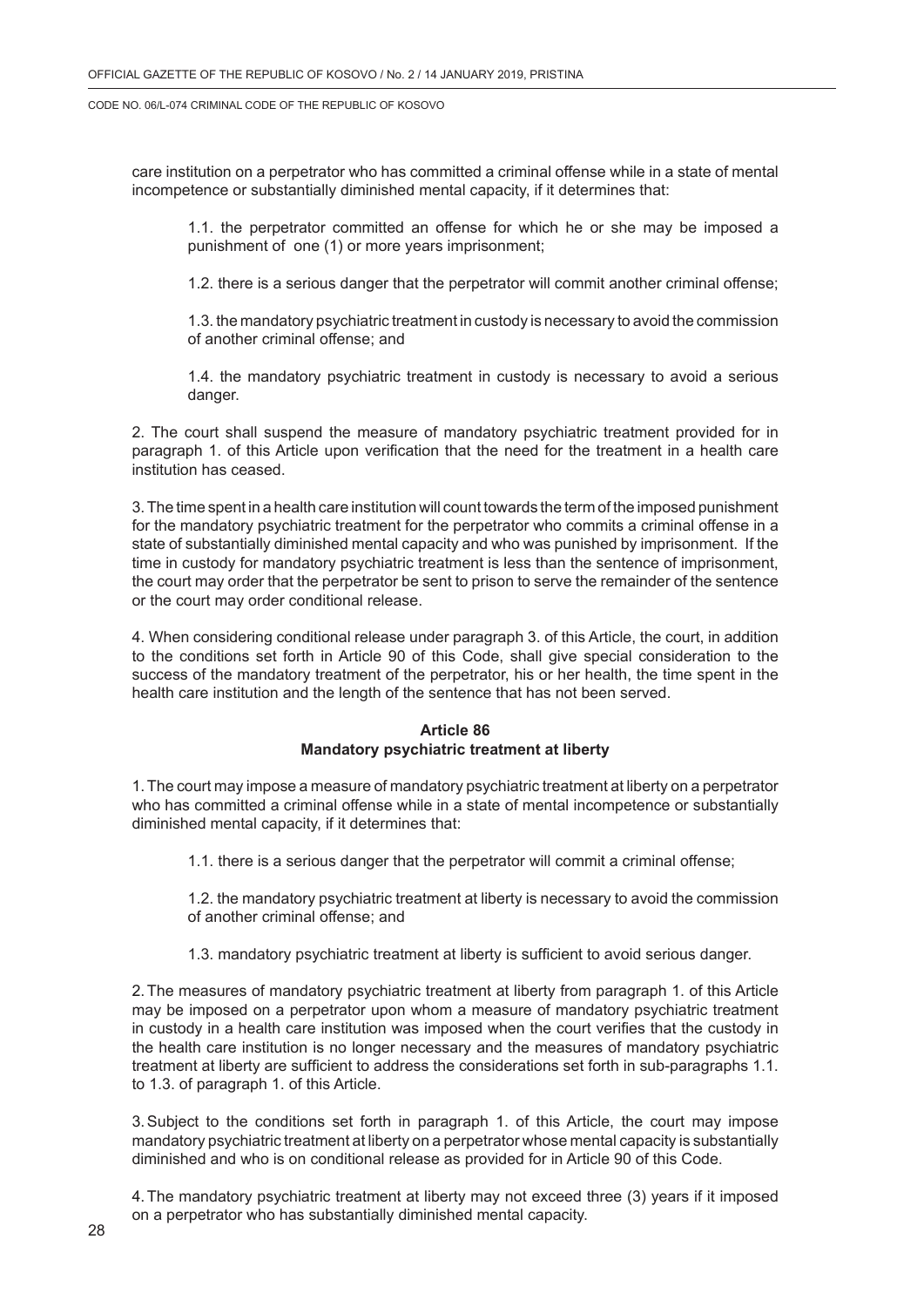care institution on a perpetrator who has committed a criminal offense while in a state of mental incompetence or substantially diminished mental capacity, if it determines that:

1.1. the perpetrator committed an offense for which he or she may be imposed a punishment of one (1) or more years imprisonment;

1.2. there is a serious danger that the perpetrator will commit another criminal offense;

1.3. the mandatory psychiatric treatment in custody is necessary to avoid the commission of another criminal offense; and

1.4. the mandatory psychiatric treatment in custody is necessary to avoid a serious danger.

2. The court shall suspend the measure of mandatory psychiatric treatment provided for in paragraph 1. of this Article upon verification that the need for the treatment in a health care institution has ceased.

3. The time spent in a health care institution will count towards the term of the imposed punishment for the mandatory psychiatric treatment for the perpetrator who commits a criminal offense in a state of substantially diminished mental capacity and who was punished by imprisonment. If the time in custody for mandatory psychiatric treatment is less than the sentence of imprisonment, the court may order that the perpetrator be sent to prison to serve the remainder of the sentence or the court may order conditional release.

4. When considering conditional release under paragraph 3. of this Article, the court, in addition to the conditions set forth in Article 90 of this Code, shall give special consideration to the success of the mandatory treatment of the perpetrator, his or her health, the time spent in the health care institution and the length of the sentence that has not been served.

### Article 86
### Mandatory psychiatric treatment at liberty

1. The court may impose a measure of mandatory psychiatric treatment at liberty on a perpetrator who has committed a criminal offense while in a state of mental incompetence or substantially diminished mental capacity, if it determines that:

1.1. there is a serious danger that the perpetrator will commit a criminal offense;

1.2. the mandatory psychiatric treatment at liberty is necessary to avoid the commission of another criminal offense; and

1.3. mandatory psychiatric treatment at liberty is sufficient to avoid serious danger.

2. The measures of mandatory psychiatric treatment at liberty from paragraph 1. of this Article may be imposed on a perpetrator upon whom a measure of mandatory psychiatric treatment in custody in a health care institution was imposed when the court verifies that the custody in the health care institution is no longer necessary and the measures of mandatory psychiatric treatment at liberty are sufficient to address the considerations set forth in sub-paragraphs 1.1. to 1.3. of paragraph 1. of this Article.

3. Subject to the conditions set forth in paragraph 1. of this Article, the court may impose mandatory psychiatric treatment at liberty on a perpetrator whose mental capacity is substantially diminished and who is on conditional release as provided for in Article 90 of this Code.

4. The mandatory psychiatric treatment at liberty may not exceed three (3) years if it imposed on a perpetrator who has substantially diminished mental capacity.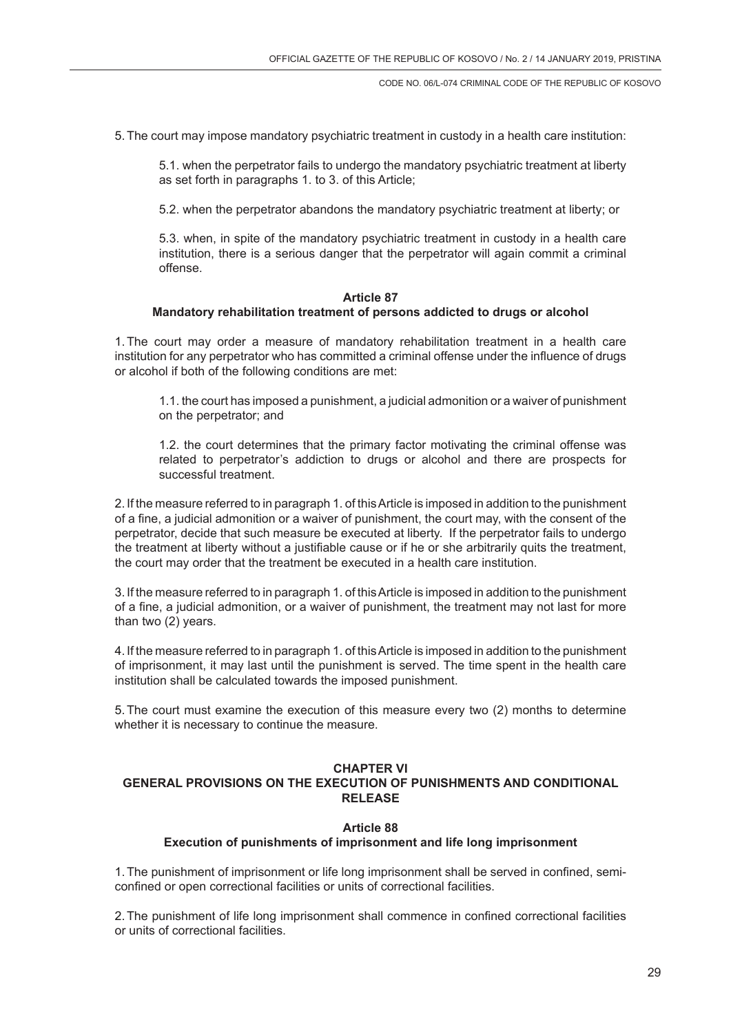5. The court may impose mandatory psychiatric treatment in custody in a health care institution:

5.1. when the perpetrator fails to undergo the mandatory psychiatric treatment at liberty as set forth in paragraphs 1. to 3. of this Article;

5.2. when the perpetrator abandons the mandatory psychiatric treatment at liberty; or

5.3. when, in spite of the mandatory psychiatric treatment in custody in a health care institution, there is a serious danger that the perpetrator will again commit a criminal offense.

**Article 87**
**Mandatory rehabilitation treatment of persons addicted to drugs or alcohol**

1. The court may order a measure of mandatory rehabilitation treatment in a health care institution for any perpetrator who has committed a criminal offense under the influence of drugs or alcohol if both of the following conditions are met:

1.1. the court has imposed a punishment, a judicial admonition or a waiver of punishment on the perpetrator; and

1.2. the court determines that the primary factor motivating the criminal offense was related to perpetrator's addiction to drugs or alcohol and there are prospects for successful treatment.

2. If the measure referred to in paragraph 1. of this Article is imposed in addition to the punishment of a fine, a judicial admonition or a waiver of punishment, the court may, with the consent of the perpetrator, decide that such measure be executed at liberty. If the perpetrator fails to undergo the treatment at liberty without a justifiable cause or if he or she arbitrarily quits the treatment, the court may order that the treatment be executed in a health care institution.

3. If the measure referred to in paragraph 1. of this Article is imposed in addition to the punishment of a fine, a judicial admonition, or a waiver of punishment, the treatment may not last for more than two (2) years.

4. If the measure referred to in paragraph 1. of this Article is imposed in addition to the punishment of imprisonment, it may last until the punishment is served. The time spent in the health care institution shall be calculated towards the imposed punishment.

5. The court must examine the execution of this measure every two (2) months to determine whether it is necessary to continue the measure.

## CHAPTER VI
## GENERAL PROVISIONS ON THE EXECUTION OF PUNISHMENTS AND CONDITIONAL RELEASE

**Article 88**
**Execution of punishments of imprisonment and life long imprisonment**

1. The punishment of imprisonment or life long imprisonment shall be served in confined, semi-confined or open correctional facilities or units of correctional facilities.

2. The punishment of life long imprisonment shall commence in confined correctional facilities or units of correctional facilities.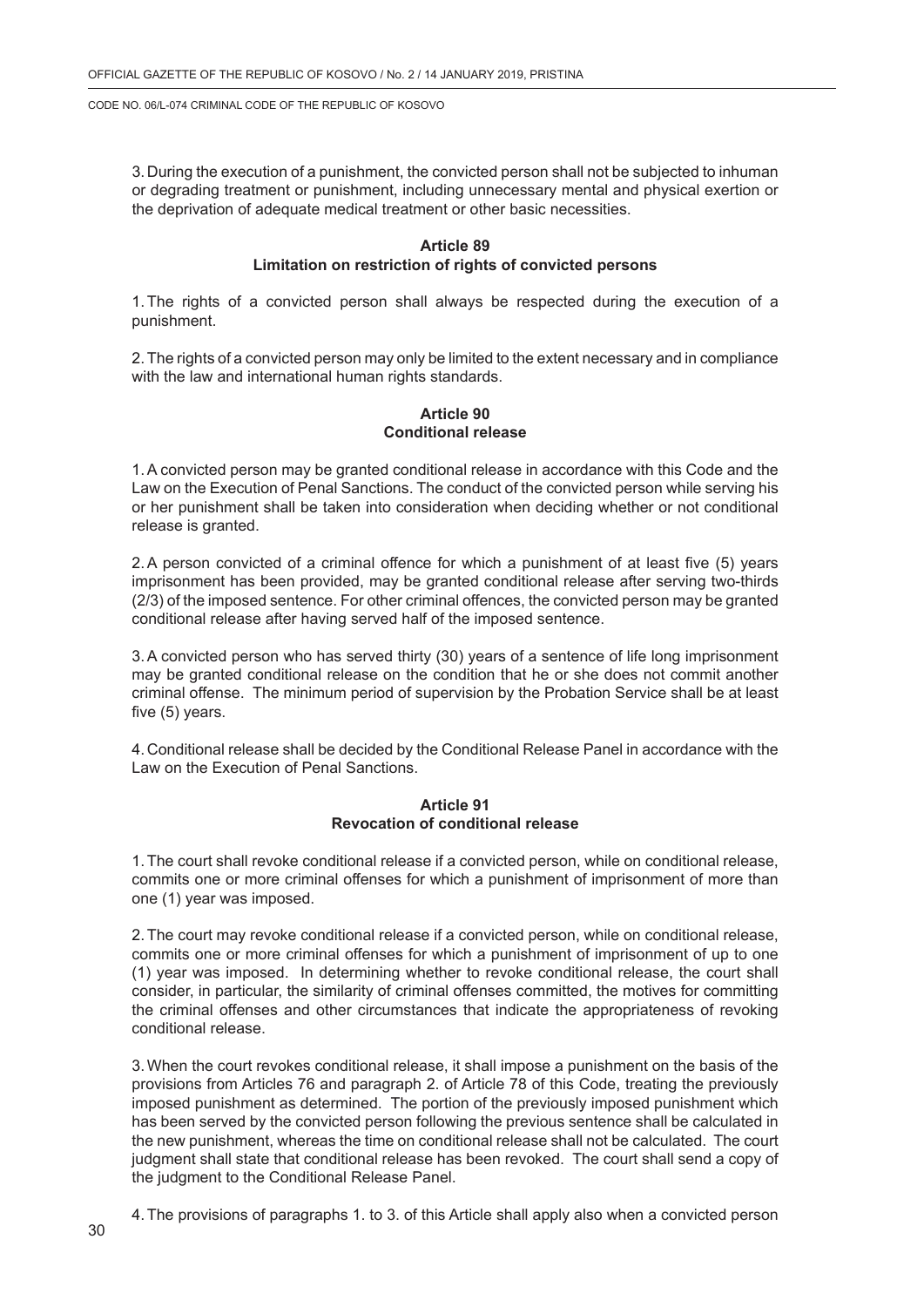3. During the execution of a punishment, the convicted person shall not be subjected to inhuman or degrading treatment or punishment, including unnecessary mental and physical exertion or the deprivation of adequate medical treatment or other basic necessities.

**Article 89**
**Limitation on restriction of rights of convicted persons**

1. The rights of a convicted person shall always be respected during the execution of a punishment.

2. The rights of a convicted person may only be limited to the extent necessary and in compliance with the law and international human rights standards.

**Article 90**
**Conditional release**

1. A convicted person may be granted conditional release in accordance with this Code and the Law on the Execution of Penal Sanctions. The conduct of the convicted person while serving his or her punishment shall be taken into consideration when deciding whether or not conditional release is granted.

2. A person convicted of a criminal offence for which a punishment of at least five (5) years imprisonment has been provided, may be granted conditional release after serving two-thirds (2/3) of the imposed sentence. For other criminal offences, the convicted person may be granted conditional release after having served half of the imposed sentence.

3. A convicted person who has served thirty (30) years of a sentence of life long imprisonment may be granted conditional release on the condition that he or she does not commit another criminal offense. The minimum period of supervision by the Probation Service shall be at least five (5) years.

4. Conditional release shall be decided by the Conditional Release Panel in accordance with the Law on the Execution of Penal Sanctions.

**Article 91**
**Revocation of conditional release**

1. The court shall revoke conditional release if a convicted person, while on conditional release, commits one or more criminal offenses for which a punishment of imprisonment of more than one (1) year was imposed.

2. The court may revoke conditional release if a convicted person, while on conditional release, commits one or more criminal offenses for which a punishment of imprisonment of up to one (1) year was imposed. In determining whether to revoke conditional release, the court shall consider, in particular, the similarity of criminal offenses committed, the motives for committing the criminal offenses and other circumstances that indicate the appropriateness of revoking conditional release.

3. When the court revokes conditional release, it shall impose a punishment on the basis of the provisions from Articles 76 and paragraph 2. of Article 78 of this Code, treating the previously imposed punishment as determined. The portion of the previously imposed punishment which has been served by the convicted person following the previous sentence shall be calculated in the new punishment, whereas the time on conditional release shall not be calculated. The court judgment shall state that conditional release has been revoked. The court shall send a copy of the judgment to the Conditional Release Panel.

4. The provisions of paragraphs 1. to 3. of this Article shall apply also when a convicted person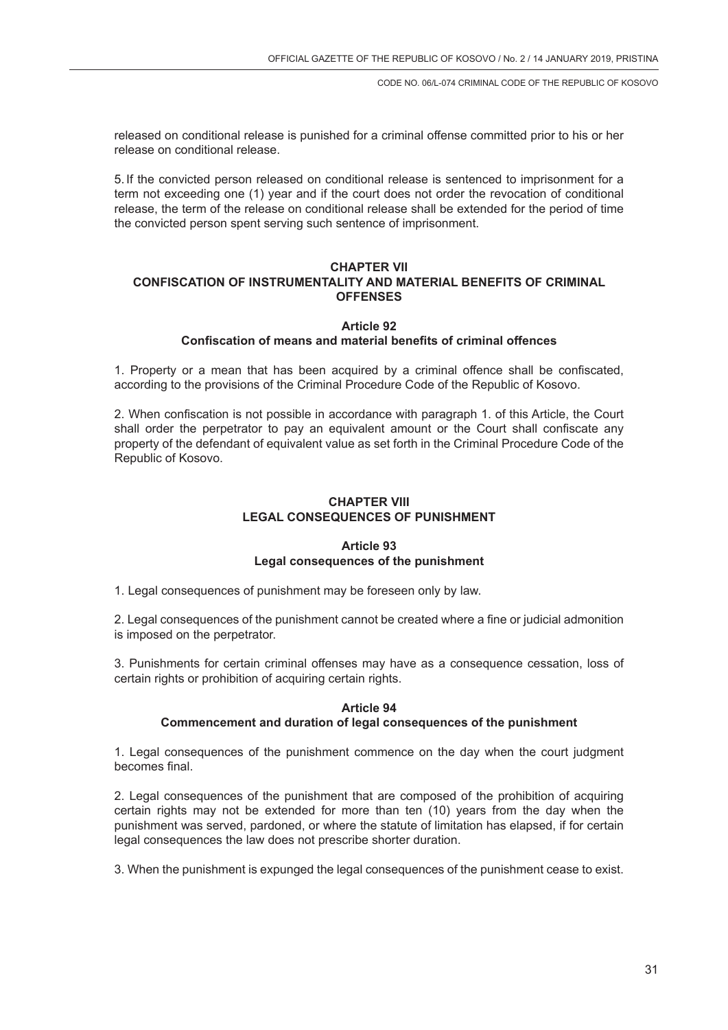released on conditional release is punished for a criminal offense committed prior to his or her release on conditional release.

5. If the convicted person released on conditional release is sentenced to imprisonment for a term not exceeding one (1) year and if the court does not order the revocation of conditional release, the term of the release on conditional release shall be extended for the period of time the convicted person spent serving such sentence of imprisonment.

## CHAPTER VII
## CONFISCATION OF INSTRUMENTALITY AND MATERIAL BENEFITS OF CRIMINAL OFFENSES

### Article 92
### Confiscation of means and material benefits of criminal offences

1. Property or a mean that has been acquired by a criminal offence shall be confiscated, according to the provisions of the Criminal Procedure Code of the Republic of Kosovo.

2. When confiscation is not possible in accordance with paragraph 1. of this Article, the Court shall order the perpetrator to pay an equivalent amount or the Court shall confiscate any property of the defendant of equivalent value as set forth in the Criminal Procedure Code of the Republic of Kosovo.

## CHAPTER VIII
## LEGAL CONSEQUENCES OF PUNISHMENT

### Article 93
### Legal consequences of the punishment

1. Legal consequences of punishment may be foreseen only by law.

2. Legal consequences of the punishment cannot be created where a fine or judicial admonition is imposed on the perpetrator.

3. Punishments for certain criminal offenses may have as a consequence cessation, loss of certain rights or prohibition of acquiring certain rights.

### Article 94
### Commencement and duration of legal consequences of the punishment

1. Legal consequences of the punishment commence on the day when the court judgment becomes final.

2. Legal consequences of the punishment that are composed of the prohibition of acquiring certain rights may not be extended for more than ten (10) years from the day when the punishment was served, pardoned, or where the statute of limitation has elapsed, if for certain legal consequences the law does not prescribe shorter duration.

3. When the punishment is expunged the legal consequences of the punishment cease to exist.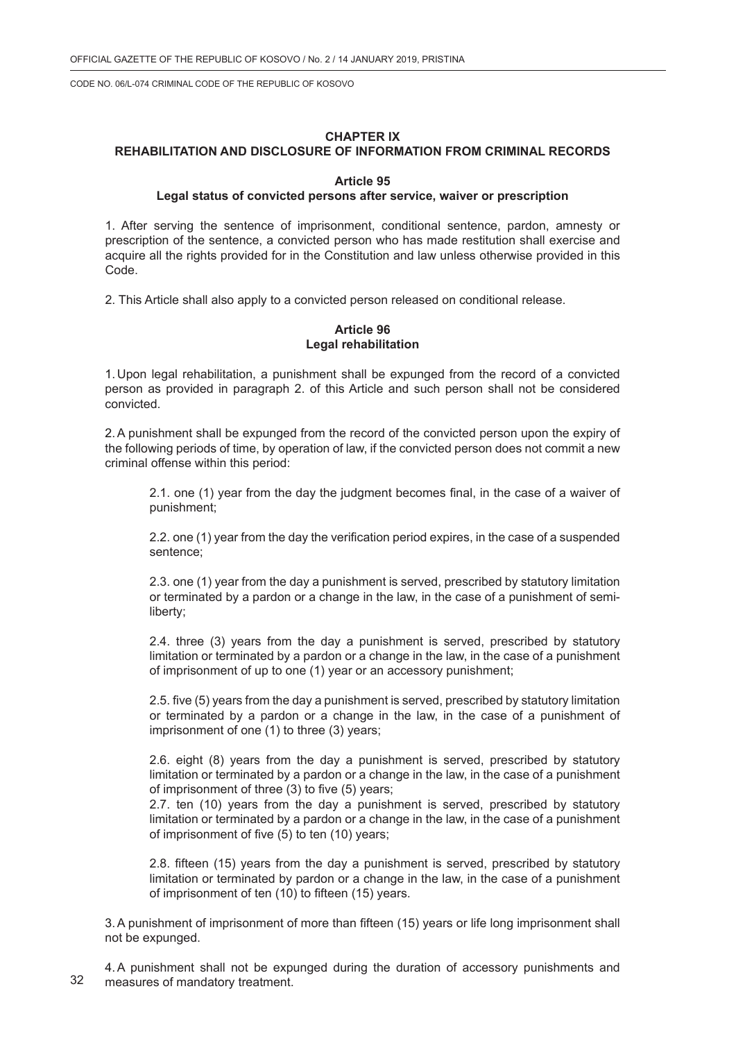## CHAPTER IX
## REHABILITATION AND DISCLOSURE OF INFORMATION FROM CRIMINAL RECORDS

### Article 95
### Legal status of convicted persons after service, waiver or prescription

1. After serving the sentence of imprisonment, conditional sentence, pardon, amnesty or prescription of the sentence, a convicted person who has made restitution shall exercise and acquire all the rights provided for in the Constitution and law unless otherwise provided in this Code.

2. This Article shall also apply to a convicted person released on conditional release.

### Article 96
### Legal rehabilitation

1. Upon legal rehabilitation, a punishment shall be expunged from the record of a convicted person as provided in paragraph 2. of this Article and such person shall not be considered convicted.

2. A punishment shall be expunged from the record of the convicted person upon the expiry of the following periods of time, by operation of law, if the convicted person does not commit a new criminal offense within this period:

2.1. one (1) year from the day the judgment becomes final, in the case of a waiver of punishment;

2.2. one (1) year from the day the verification period expires, in the case of a suspended sentence;

2.3. one (1) year from the day a punishment is served, prescribed by statutory limitation or terminated by a pardon or a change in the law, in the case of a punishment of semi-liberty;

2.4. three (3) years from the day a punishment is served, prescribed by statutory limitation or terminated by a pardon or a change in the law, in the case of a punishment of imprisonment of up to one (1) year or an accessory punishment;

2.5. five (5) years from the day a punishment is served, prescribed by statutory limitation or terminated by a pardon or a change in the law, in the case of a punishment of imprisonment of one (1) to three (3) years;

2.6. eight (8) years from the day a punishment is served, prescribed by statutory limitation or terminated by a pardon or a change in the law, in the case of a punishment of imprisonment of three (3) to five (5) years;

2.7. ten (10) years from the day a punishment is served, prescribed by statutory limitation or terminated by a pardon or a change in the law, in the case of a punishment of imprisonment of five (5) to ten (10) years;

2.8. fifteen (15) years from the day a punishment is served, prescribed by statutory limitation or terminated by pardon or a change in the law, in the case of a punishment of imprisonment of ten (10) to fifteen (15) years.

3. A punishment of imprisonment of more than fifteen (15) years or life long imprisonment shall not be expunged.

4. A punishment shall not be expunged during the duration of accessory punishments and measures of mandatory treatment.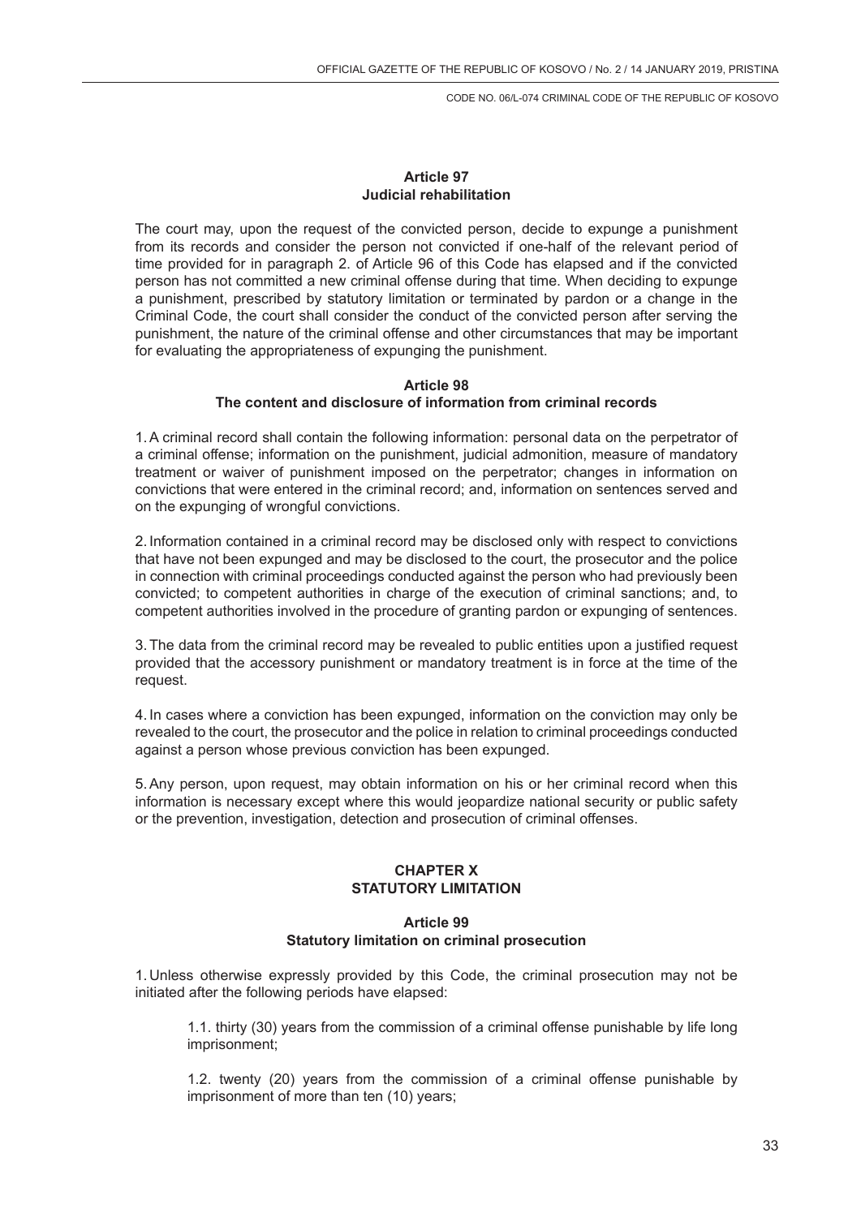### Article 97
### Judicial rehabilitation

The court may, upon the request of the convicted person, decide to expunge a punishment from its records and consider the person not convicted if one-half of the relevant period of time provided for in paragraph 2. of Article 96 of this Code has elapsed and if the convicted person has not committed a new criminal offense during that time. When deciding to expunge a punishment, prescribed by statutory limitation or terminated by pardon or a change in the Criminal Code, the court shall consider the conduct of the convicted person after serving the punishment, the nature of the criminal offense and other circumstances that may be important for evaluating the appropriateness of expunging the punishment.

### Article 98
### The content and disclosure of information from criminal records

1. A criminal record shall contain the following information: personal data on the perpetrator of a criminal offense; information on the punishment, judicial admonition, measure of mandatory treatment or waiver of punishment imposed on the perpetrator; changes in information on convictions that were entered in the criminal record; and, information on sentences served and on the expunging of wrongful convictions.

2. Information contained in a criminal record may be disclosed only with respect to convictions that have not been expunged and may be disclosed to the court, the prosecutor and the police in connection with criminal proceedings conducted against the person who had previously been convicted; to competent authorities in charge of the execution of criminal sanctions; and, to competent authorities involved in the procedure of granting pardon or expunging of sentences.

3. The data from the criminal record may be revealed to public entities upon a justified request provided that the accessory punishment or mandatory treatment is in force at the time of the request.

4. In cases where a conviction has been expunged, information on the conviction may only be revealed to the court, the prosecutor and the police in relation to criminal proceedings conducted against a person whose previous conviction has been expunged.

5. Any person, upon request, may obtain information on his or her criminal record when this information is necessary except where this would jeopardize national security or public safety or the prevention, investigation, detection and prosecution of criminal offenses.

## CHAPTER X
## STATUTORY LIMITATION

### Article 99
### Statutory limitation on criminal prosecution

1. Unless otherwise expressly provided by this Code, the criminal prosecution may not be initiated after the following periods have elapsed:

   1.1. thirty (30) years from the commission of a criminal offense punishable by life long imprisonment;

   1.2. twenty (20) years from the commission of a criminal offense punishable by imprisonment of more than ten (10) years;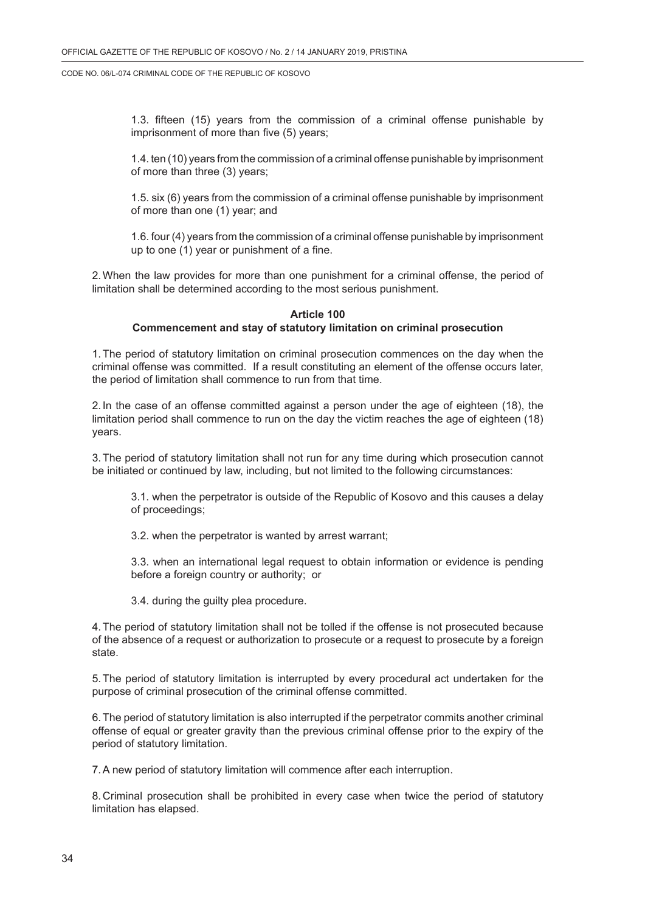1.3. fifteen (15) years from the commission of a criminal offense punishable by imprisonment of more than five (5) years;

1.4. ten (10) years from the commission of a criminal offense punishable by imprisonment of more than three (3) years;

1.5. six (6) years from the commission of a criminal offense punishable by imprisonment of more than one (1) year; and

1.6. four (4) years from the commission of a criminal offense punishable by imprisonment up to one (1) year or punishment of a fine.

2. When the law provides for more than one punishment for a criminal offense, the period of limitation shall be determined according to the most serious punishment.

**Article 100**
**Commencement and stay of statutory limitation on criminal prosecution**

1. The period of statutory limitation on criminal prosecution commences on the day when the criminal offense was committed. If a result constituting an element of the offense occurs later, the period of limitation shall commence to run from that time.

2. In the case of an offense committed against a person under the age of eighteen (18), the limitation period shall commence to run on the day the victim reaches the age of eighteen (18) years.

3. The period of statutory limitation shall not run for any time during which prosecution cannot be initiated or continued by law, including, but not limited to the following circumstances:

3.1. when the perpetrator is outside of the Republic of Kosovo and this causes a delay of proceedings;

3.2. when the perpetrator is wanted by arrest warrant;

3.3. when an international legal request to obtain information or evidence is pending before a foreign country or authority; or

3.4. during the guilty plea procedure.

4. The period of statutory limitation shall not be tolled if the offense is not prosecuted because of the absence of a request or authorization to prosecute or a request to prosecute by a foreign state.

5. The period of statutory limitation is interrupted by every procedural act undertaken for the purpose of criminal prosecution of the criminal offense committed.

6. The period of statutory limitation is also interrupted if the perpetrator commits another criminal offense of equal or greater gravity than the previous criminal offense prior to the expiry of the period of statutory limitation.

7. A new period of statutory limitation will commence after each interruption.

8. Criminal prosecution shall be prohibited in every case when twice the period of statutory limitation has elapsed.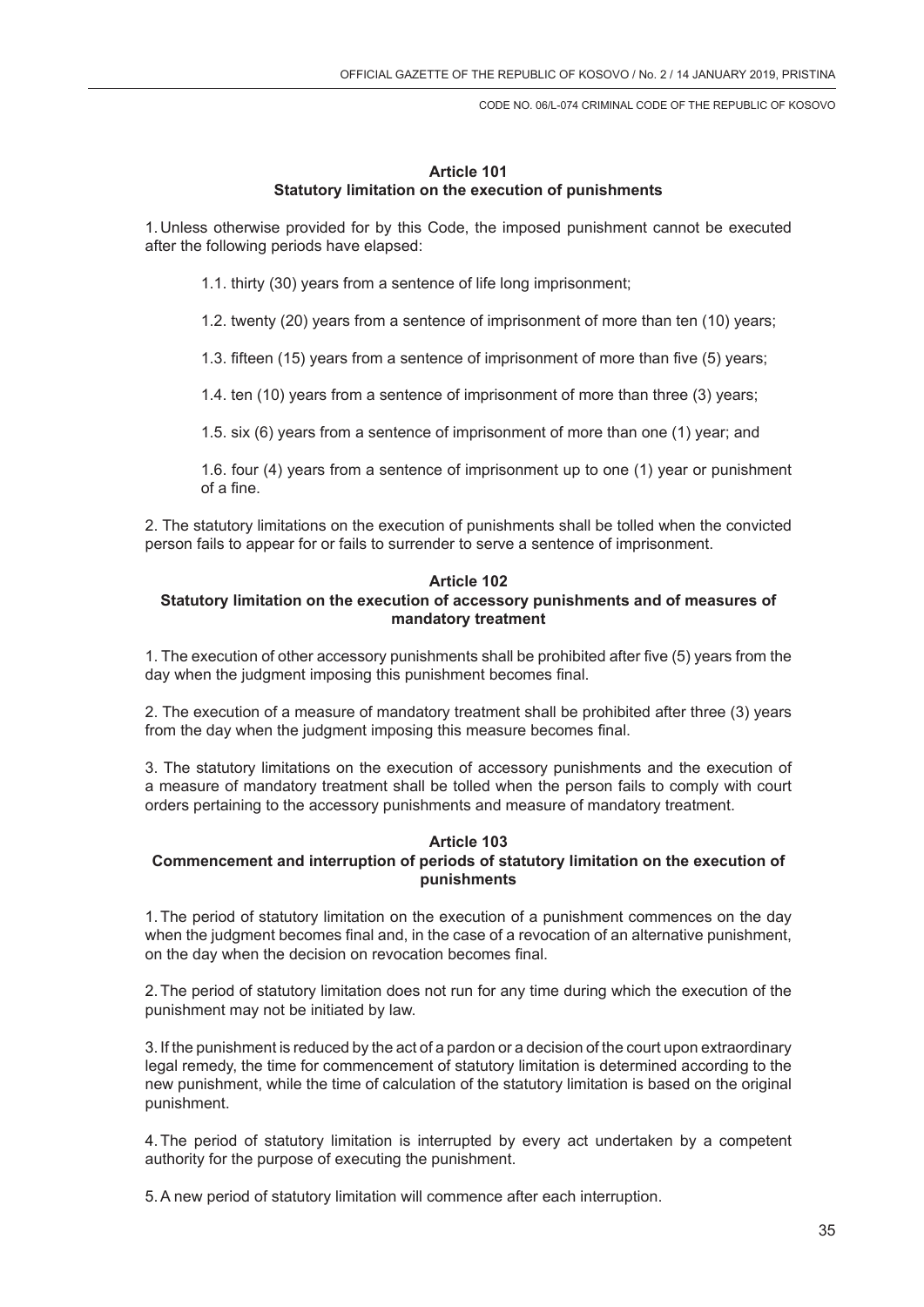**Article 101**
**Statutory limitation on the execution of punishments**

1. Unless otherwise provided for by this Code, the imposed punishment cannot be executed after the following periods have elapsed:

1.1. thirty (30) years from a sentence of life long imprisonment;

1.2. twenty (20) years from a sentence of imprisonment of more than ten (10) years;

1.3. fifteen (15) years from a sentence of imprisonment of more than five (5) years;

1.4. ten (10) years from a sentence of imprisonment of more than three (3) years;

1.5. six (6) years from a sentence of imprisonment of more than one (1) year; and

1.6. four (4) years from a sentence of imprisonment up to one (1) year or punishment of a fine.

2. The statutory limitations on the execution of punishments shall be tolled when the convicted person fails to appear for or fails to surrender to serve a sentence of imprisonment.

**Article 102**
**Statutory limitation on the execution of accessory punishments and of measures of mandatory treatment**

1. The execution of other accessory punishments shall be prohibited after five (5) years from the day when the judgment imposing this punishment becomes final.

2. The execution of a measure of mandatory treatment shall be prohibited after three (3) years from the day when the judgment imposing this measure becomes final.

3. The statutory limitations on the execution of accessory punishments and the execution of a measure of mandatory treatment shall be tolled when the person fails to comply with court orders pertaining to the accessory punishments and measure of mandatory treatment.

**Article 103**
**Commencement and interruption of periods of statutory limitation on the execution of punishments**

1. The period of statutory limitation on the execution of a punishment commences on the day when the judgment becomes final and, in the case of a revocation of an alternative punishment, on the day when the decision on revocation becomes final.

2. The period of statutory limitation does not run for any time during which the execution of the punishment may not be initiated by law.

3. If the punishment is reduced by the act of a pardon or a decision of the court upon extraordinary legal remedy, the time for commencement of statutory limitation is determined according to the new punishment, while the time of calculation of the statutory limitation is based on the original punishment.

4. The period of statutory limitation is interrupted by every act undertaken by a competent authority for the purpose of executing the punishment.

5. A new period of statutory limitation will commence after each interruption.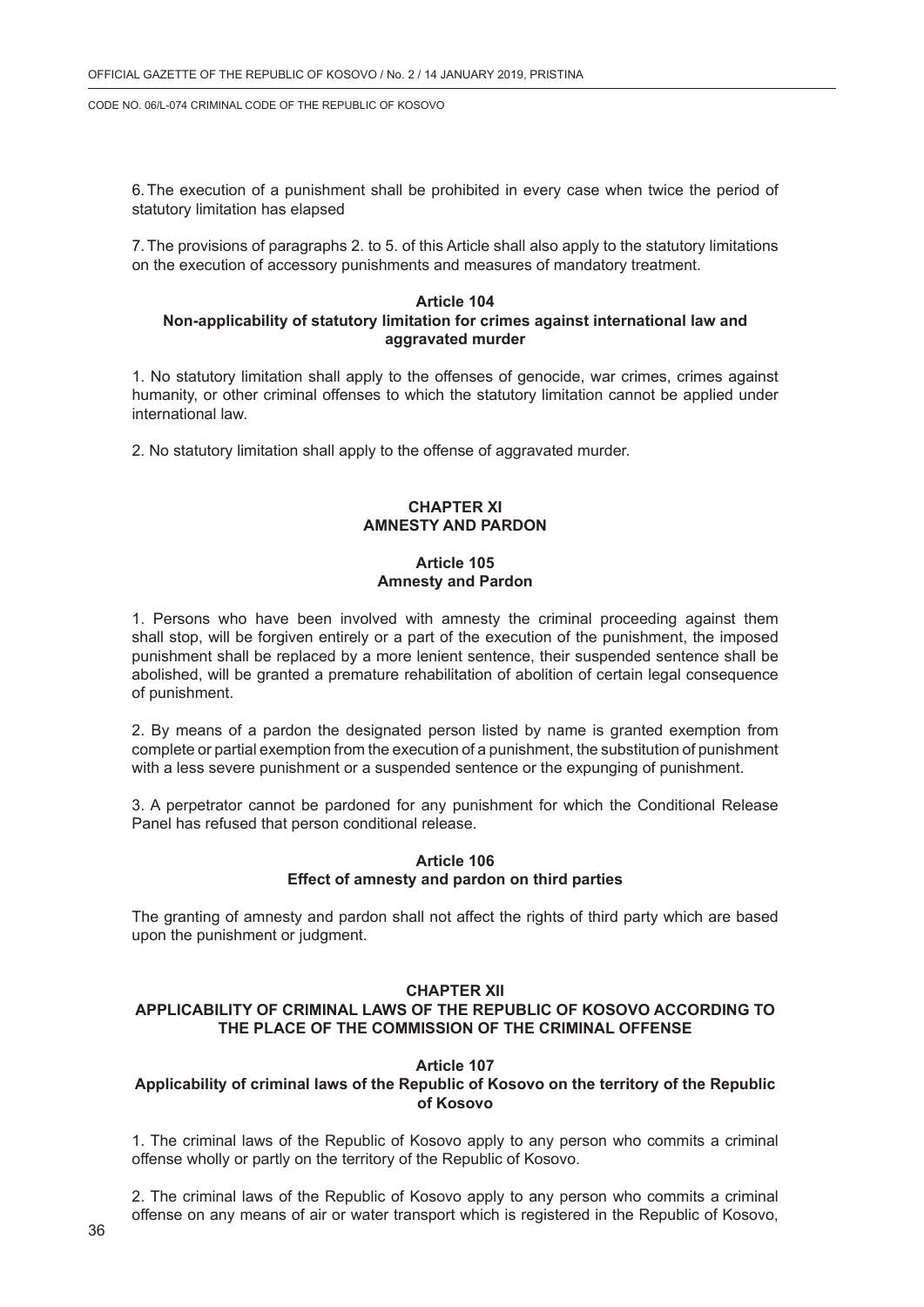6. The execution of a punishment shall be prohibited in every case when twice the period of statutory limitation has elapsed

7. The provisions of paragraphs 2. to 5. of this Article shall also apply to the statutory limitations on the execution of accessory punishments and measures of mandatory treatment.

### Article 104
### Non-applicability of statutory limitation for crimes against international law and aggravated murder

1. No statutory limitation shall apply to the offenses of genocide, war crimes, crimes against humanity, or other criminal offenses to which the statutory limitation cannot be applied under international law.

2. No statutory limitation shall apply to the offense of aggravated murder.

## CHAPTER XI
## AMNESTY AND PARDON

### Article 105
### Amnesty and Pardon

1. Persons who have been involved with amnesty the criminal proceeding against them shall stop, will be forgiven entirely or a part of the execution of the punishment, the imposed punishment shall be replaced by a more lenient sentence, their suspended sentence shall be abolished, will be granted a premature rehabilitation of abolition of certain legal consequence of punishment.

2. By means of a pardon the designated person listed by name is granted exemption from complete or partial exemption from the execution of a punishment, the substitution of punishment with a less severe punishment or a suspended sentence or the expunging of punishment.

3. A perpetrator cannot be pardoned for any punishment for which the Conditional Release Panel has refused that person conditional release.

### Article 106
### Effect of amnesty and pardon on third parties

The granting of amnesty and pardon shall not affect the rights of third party which are based upon the punishment or judgment.

## CHAPTER XII
## APPLICABILITY OF CRIMINAL LAWS OF THE REPUBLIC OF KOSOVO ACCORDING TO THE PLACE OF THE COMMISSION OF THE CRIMINAL OFFENSE

### Article 107
### Applicability of criminal laws of the Republic of Kosovo on the territory of the Republic of Kosovo

1. The criminal laws of the Republic of Kosovo apply to any person who commits a criminal offense wholly or partly on the territory of the Republic of Kosovo.

2. The criminal laws of the Republic of Kosovo apply to any person who commits a criminal offense on any means of air or water transport which is registered in the Republic of Kosovo,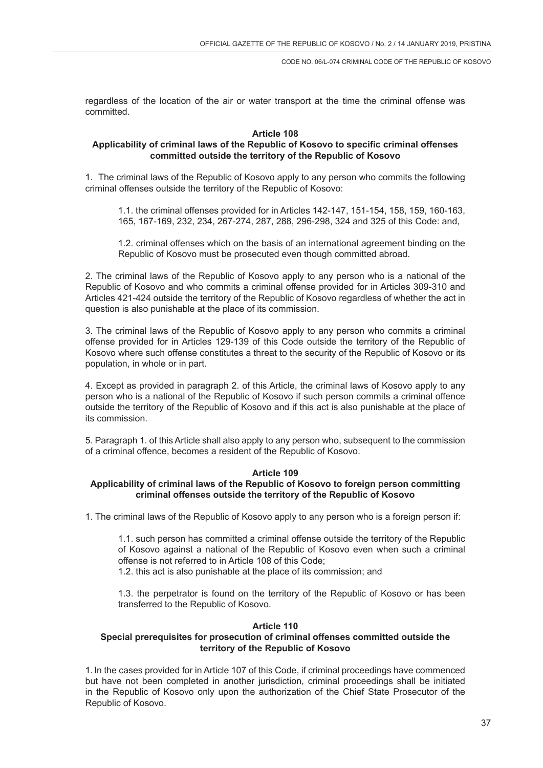regardless of the location of the air or water transport at the time the criminal offense was committed.

**Article 108**
**Applicability of criminal laws of the Republic of Kosovo to specific criminal offenses committed outside the territory of the Republic of Kosovo**

1. The criminal laws of the Republic of Kosovo apply to any person who commits the following criminal offenses outside the territory of the Republic of Kosovo:

1.1. the criminal offenses provided for in Articles 142-147, 151-154, 158, 159, 160-163, 165, 167-169, 232, 234, 267-274, 287, 288, 296-298, 324 and 325 of this Code: and,

1.2. criminal offenses which on the basis of an international agreement binding on the Republic of Kosovo must be prosecuted even though committed abroad.

2. The criminal laws of the Republic of Kosovo apply to any person who is a national of the Republic of Kosovo and who commits a criminal offense provided for in Articles 309-310 and Articles 421-424 outside the territory of the Republic of Kosovo regardless of whether the act in question is also punishable at the place of its commission.

3. The criminal laws of the Republic of Kosovo apply to any person who commits a criminal offense provided for in Articles 129-139 of this Code outside the territory of the Republic of Kosovo where such offense constitutes a threat to the security of the Republic of Kosovo or its population, in whole or in part.

4. Except as provided in paragraph 2. of this Article, the criminal laws of Kosovo apply to any person who is a national of the Republic of Kosovo if such person commits a criminal offence outside the territory of the Republic of Kosovo and if this act is also punishable at the place of its commission.

5. Paragraph 1. of this Article shall also apply to any person who, subsequent to the commission of a criminal offence, becomes a resident of the Republic of Kosovo.

**Article 109**
**Applicability of criminal laws of the Republic of Kosovo to foreign person committing criminal offenses outside the territory of the Republic of Kosovo**

1. The criminal laws of the Republic of Kosovo apply to any person who is a foreign person if:

1.1. such person has committed a criminal offense outside the territory of the Republic of Kosovo against a national of the Republic of Kosovo even when such a criminal offense is not referred to in Article 108 of this Code;

1.2. this act is also punishable at the place of its commission; and

1.3. the perpetrator is found on the territory of the Republic of Kosovo or has been transferred to the Republic of Kosovo.

**Article 110**
**Special prerequisites for prosecution of criminal offenses committed outside the territory of the Republic of Kosovo**

1. In the cases provided for in Article 107 of this Code, if criminal proceedings have commenced but have not been completed in another jurisdiction, criminal proceedings shall be initiated in the Republic of Kosovo only upon the authorization of the Chief State Prosecutor of the Republic of Kosovo.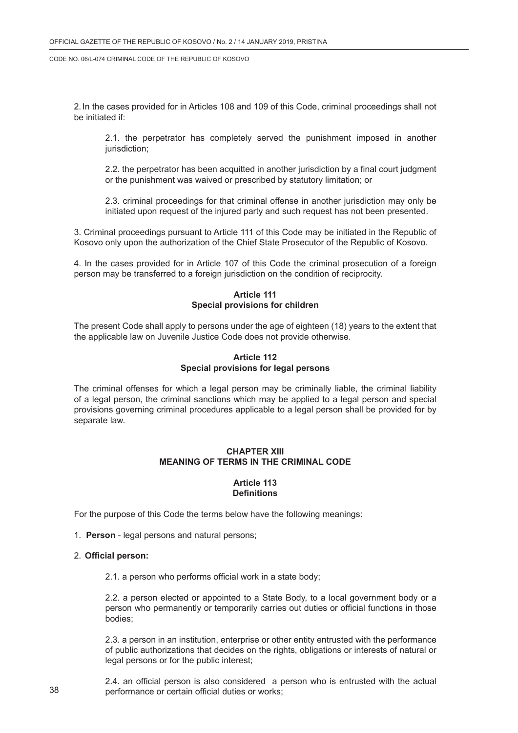2. In the cases provided for in Articles 108 and 109 of this Code, criminal proceedings shall not be initiated if:

2.1. the perpetrator has completely served the punishment imposed in another jurisdiction;

2.2. the perpetrator has been acquitted in another jurisdiction by a final court judgment or the punishment was waived or prescribed by statutory limitation; or

2.3. criminal proceedings for that criminal offense in another jurisdiction may only be initiated upon request of the injured party and such request has not been presented.

3. Criminal proceedings pursuant to Article 111 of this Code may be initiated in the Republic of Kosovo only upon the authorization of the Chief State Prosecutor of the Republic of Kosovo.

4. In the cases provided for in Article 107 of this Code the criminal prosecution of a foreign person may be transferred to a foreign jurisdiction on the condition of reciprocity.

### Article 111
### Special provisions for children

The present Code shall apply to persons under the age of eighteen (18) years to the extent that the applicable law on Juvenile Justice Code does not provide otherwise.

### Article 112
### Special provisions for legal persons

The criminal offenses for which a legal person may be criminally liable, the criminal liability of a legal person, the criminal sanctions which may be applied to a legal person and special provisions governing criminal procedures applicable to a legal person shall be provided for by separate law.

## CHAPTER XIII
## MEANING OF TERMS IN THE CRIMINAL CODE

### Article 113
### Definitions

For the purpose of this Code the terms below have the following meanings:

1. **Person** - legal persons and natural persons;

2. **Official person:**

2.1. a person who performs official work in a state body;

2.2. a person elected or appointed to a State Body, to a local government body or a person who permanently or temporarily carries out duties or official functions in those bodies;

2.3. a person in an institution, enterprise or other entity entrusted with the performance of public authorizations that decides on the rights, obligations or interests of natural or legal persons or for the public interest;

2.4. an official person is also considered a person who is entrusted with the actual performance or certain official duties or works;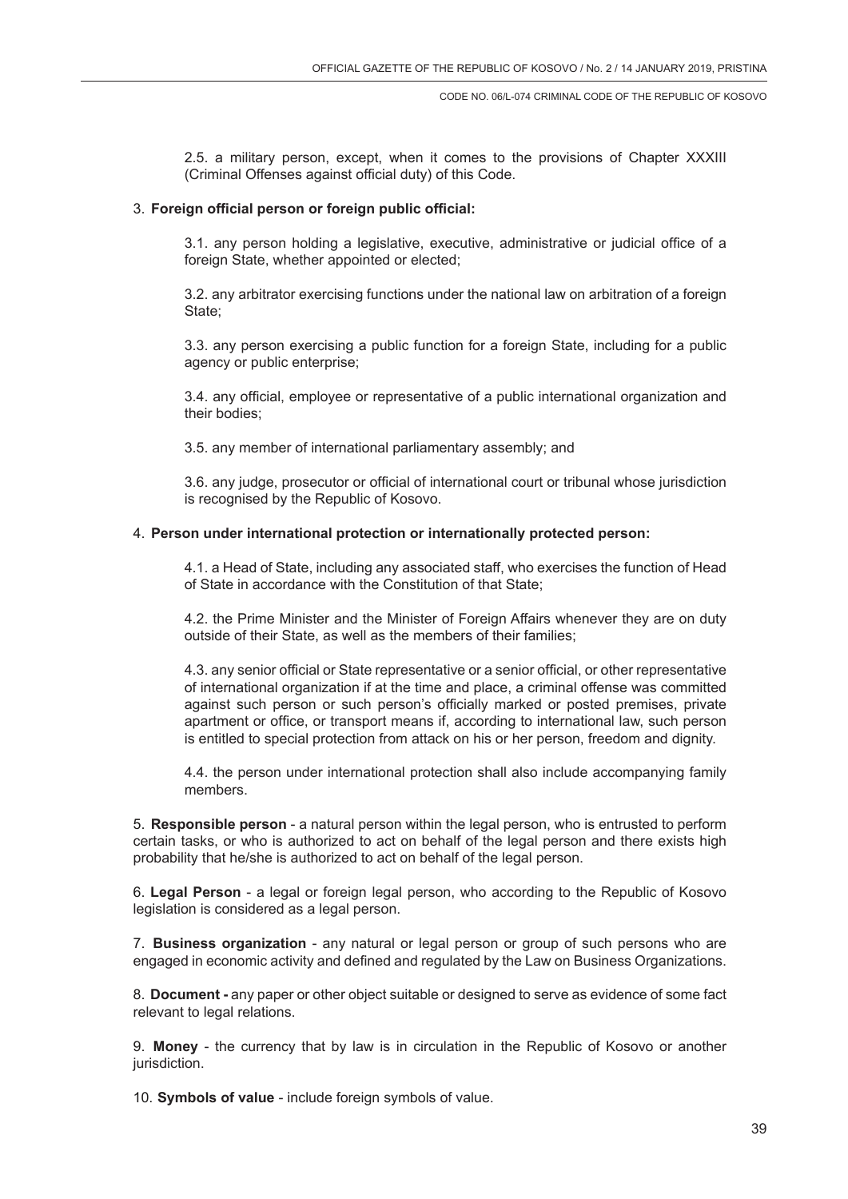2.5. a military person, except, when it comes to the provisions of Chapter XXXIII (Criminal Offenses against official duty) of this Code.

3. **Foreign official person or foreign public official:**

   3.1. any person holding a legislative, executive, administrative or judicial office of a foreign State, whether appointed or elected;

   3.2. any arbitrator exercising functions under the national law on arbitration of a foreign State;

   3.3. any person exercising a public function for a foreign State, including for a public agency or public enterprise;

   3.4. any official, employee or representative of a public international organization and their bodies;

   3.5. any member of international parliamentary assembly; and

   3.6. any judge, prosecutor or official of international court or tribunal whose jurisdiction is recognised by the Republic of Kosovo.

4. **Person under international protection or internationally protected person:**

   4.1. a Head of State, including any associated staff, who exercises the function of Head of State in accordance with the Constitution of that State;

   4.2. the Prime Minister and the Minister of Foreign Affairs whenever they are on duty outside of their State, as well as the members of their families;

   4.3. any senior official or State representative or a senior official, or other representative of international organization if at the time and place, a criminal offense was committed against such person or such person's officially marked or posted premises, private apartment or office, or transport means if, according to international law, such person is entitled to special protection from attack on his or her person, freedom and dignity.

   4.4. the person under international protection shall also include accompanying family members.

5. **Responsible person** - a natural person within the legal person, who is entrusted to perform certain tasks, or who is authorized to act on behalf of the legal person and there exists high probability that he/she is authorized to act on behalf of the legal person.

6. **Legal Person** - a legal or foreign legal person, who according to the Republic of Kosovo legislation is considered as a legal person.

7. **Business organization** - any natural or legal person or group of such persons who are engaged in economic activity and defined and regulated by the Law on Business Organizations.

8. **Document -** any paper or other object suitable or designed to serve as evidence of some fact relevant to legal relations.

9. **Money** - the currency that by law is in circulation in the Republic of Kosovo or another jurisdiction.

10. **Symbols of value** - include foreign symbols of value.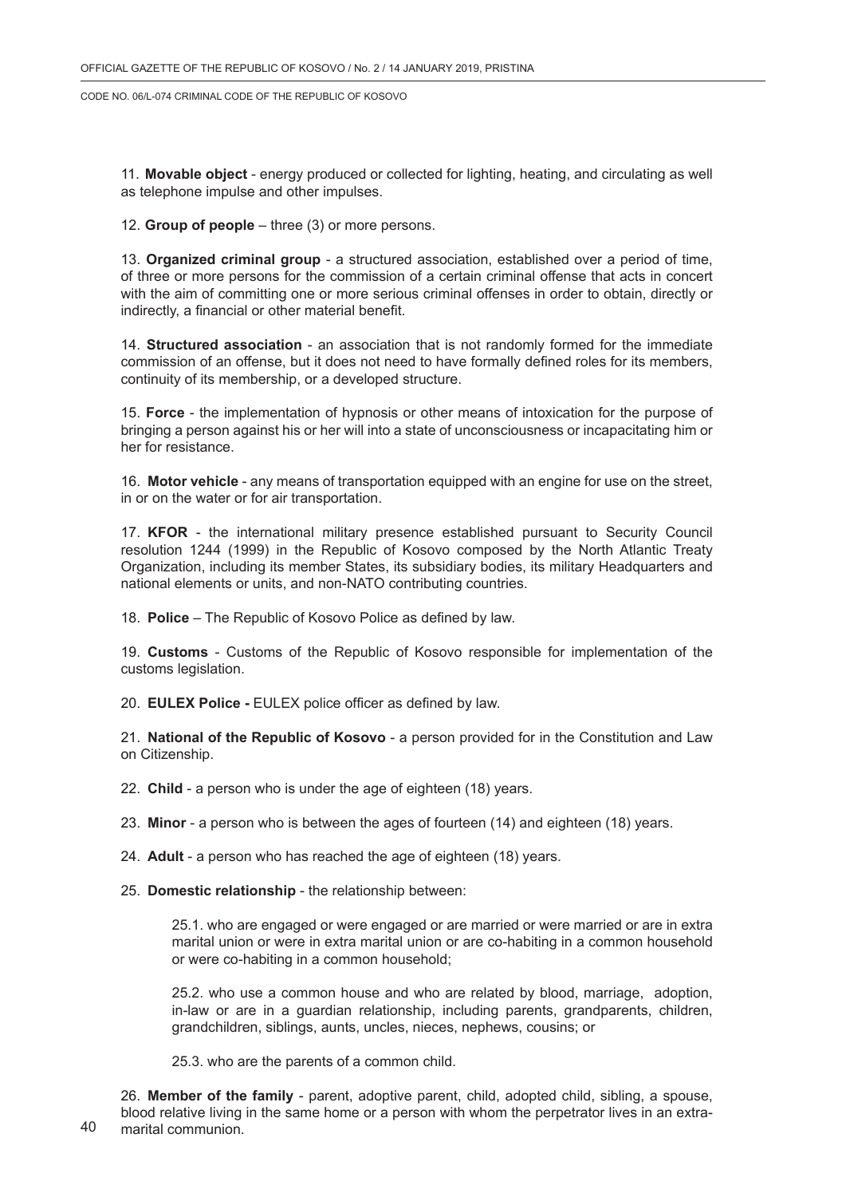11. **Movable object** - energy produced or collected for lighting, heating, and circulating as well as telephone impulse and other impulses.

12. **Group of people** – three (3) or more persons.

13. **Organized criminal group** - a structured association, established over a period of time, of three or more persons for the commission of a certain criminal offense that acts in concert with the aim of committing one or more serious criminal offenses in order to obtain, directly or indirectly, a financial or other material benefit.

14. **Structured association** - an association that is not randomly formed for the immediate commission of an offense, but it does not need to have formally defined roles for its members, continuity of its membership, or a developed structure.

15. **Force** - the implementation of hypnosis or other means of intoxication for the purpose of bringing a person against his or her will into a state of unconsciousness or incapacitating him or her for resistance.

16. **Motor vehicle** - any means of transportation equipped with an engine for use on the street, in or on the water or for air transportation.

17. **KFOR** - the international military presence established pursuant to Security Council resolution 1244 (1999) in the Republic of Kosovo composed by the North Atlantic Treaty Organization, including its member States, its subsidiary bodies, its military Headquarters and national elements or units, and non-NATO contributing countries.

18. **Police** – The Republic of Kosovo Police as defined by law.

19. **Customs** - Customs of the Republic of Kosovo responsible for implementation of the customs legislation.

20. **EULEX Police -** EULEX police officer as defined by law.

21. **National of the Republic of Kosovo** - a person provided for in the Constitution and Law on Citizenship.

22. **Child** - a person who is under the age of eighteen (18) years.

23. **Minor** - a person who is between the ages of fourteen (14) and eighteen (18) years.

24. **Adult** - a person who has reached the age of eighteen (18) years.

25. **Domestic relationship** - the relationship between:

25.1. who are engaged or were engaged or are married or were married or are in extra marital union or were in extra marital union or are co-habiting in a common household or were co-habiting in a common household;

25.2. who use a common house and who are related by blood, marriage, adoption, in-law or are in a guardian relationship, including parents, grandparents, children, grandchildren, siblings, aunts, uncles, nieces, nephews, cousins; or

25.3. who are the parents of a common child.

26. **Member of the family** - parent, adoptive parent, child, adopted child, sibling, a spouse, blood relative living in the same home or a person with whom the perpetrator lives in an extra-marital communion.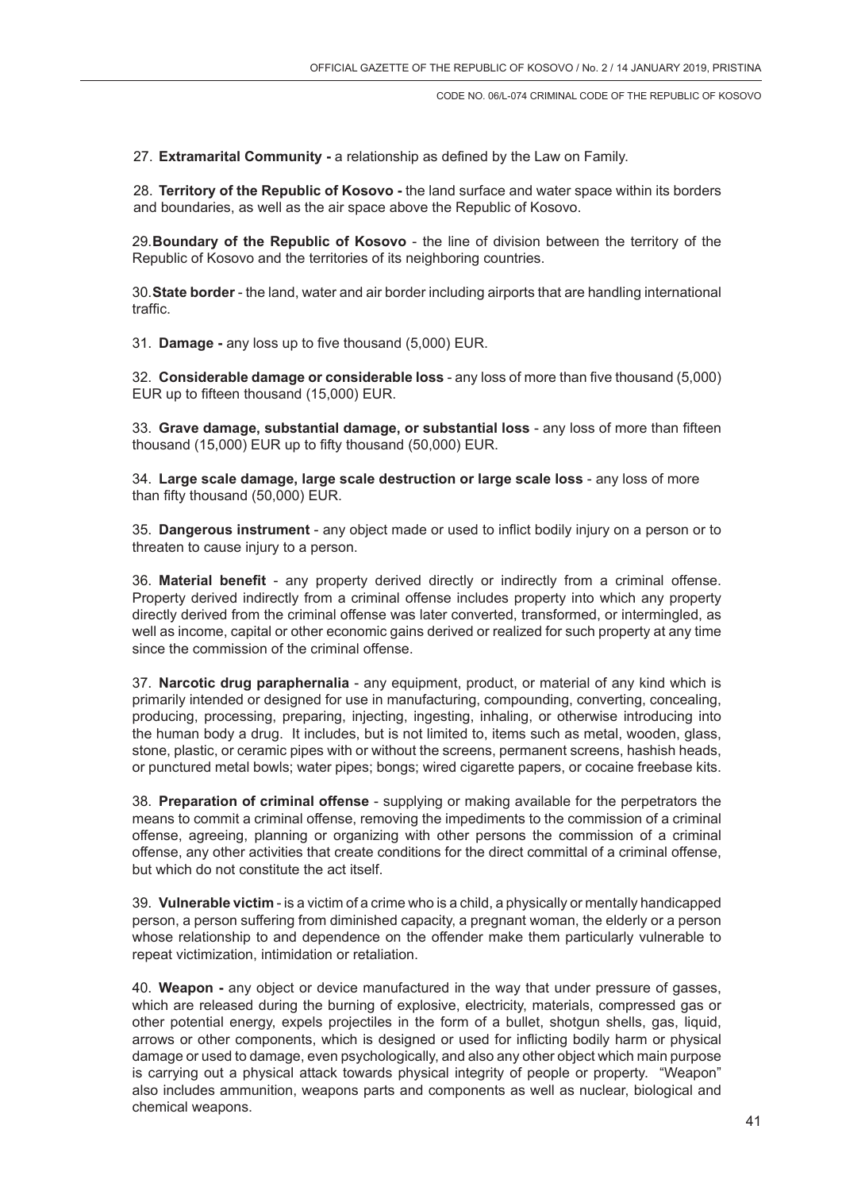27. **Extramarital Community -** a relationship as defined by the Law on Family.

28. **Territory of the Republic of Kosovo -** the land surface and water space within its borders and boundaries, as well as the air space above the Republic of Kosovo.

29. **Boundary of the Republic of Kosovo** - the line of division between the territory of the Republic of Kosovo and the territories of its neighboring countries.

30. **State border** - the land, water and air border including airports that are handling international traffic.

31. **Damage -** any loss up to five thousand (5,000) EUR.

32. **Considerable damage or considerable loss** - any loss of more than five thousand (5,000) EUR up to fifteen thousand (15,000) EUR.

33. **Grave damage, substantial damage, or substantial loss** - any loss of more than fifteen thousand (15,000) EUR up to fifty thousand (50,000) EUR.

34. **Large scale damage, large scale destruction or large scale loss** - any loss of more than fifty thousand (50,000) EUR.

35. **Dangerous instrument** - any object made or used to inflict bodily injury on a person or to threaten to cause injury to a person.

36. **Material benefit** - any property derived directly or indirectly from a criminal offense. Property derived indirectly from a criminal offense includes property into which any property directly derived from the criminal offense was later converted, transformed, or intermingled, as well as income, capital or other economic gains derived or realized for such property at any time since the commission of the criminal offense.

37. **Narcotic drug paraphernalia** - any equipment, product, or material of any kind which is primarily intended or designed for use in manufacturing, compounding, converting, concealing, producing, processing, preparing, injecting, ingesting, inhaling, or otherwise introducing into the human body a drug. It includes, but is not limited to, items such as metal, wooden, glass, stone, plastic, or ceramic pipes with or without the screens, permanent screens, hashish heads, or punctured metal bowls; water pipes; bongs; wired cigarette papers, or cocaine freebase kits.

38. **Preparation of criminal offense** - supplying or making available for the perpetrators the means to commit a criminal offense, removing the impediments to the commission of a criminal offense, agreeing, planning or organizing with other persons the commission of a criminal offense, any other activities that create conditions for the direct committal of a criminal offense, but which do not constitute the act itself.

39. **Vulnerable victim** - is a victim of a crime who is a child, a physically or mentally handicapped person, a person suffering from diminished capacity, a pregnant woman, the elderly or a person whose relationship to and dependence on the offender make them particularly vulnerable to repeat victimization, intimidation or retaliation.

40. **Weapon -** any object or device manufactured in the way that under pressure of gasses, which are released during the burning of explosive, electricity, materials, compressed gas or other potential energy, expels projectiles in the form of a bullet, shotgun shells, gas, liquid, arrows or other components, which is designed or used for inflicting bodily harm or physical damage or used to damage, even psychologically, and also any other object which main purpose is carrying out a physical attack towards physical integrity of people or property. "Weapon" also includes ammunition, weapons parts and components as well as nuclear, biological and chemical weapons.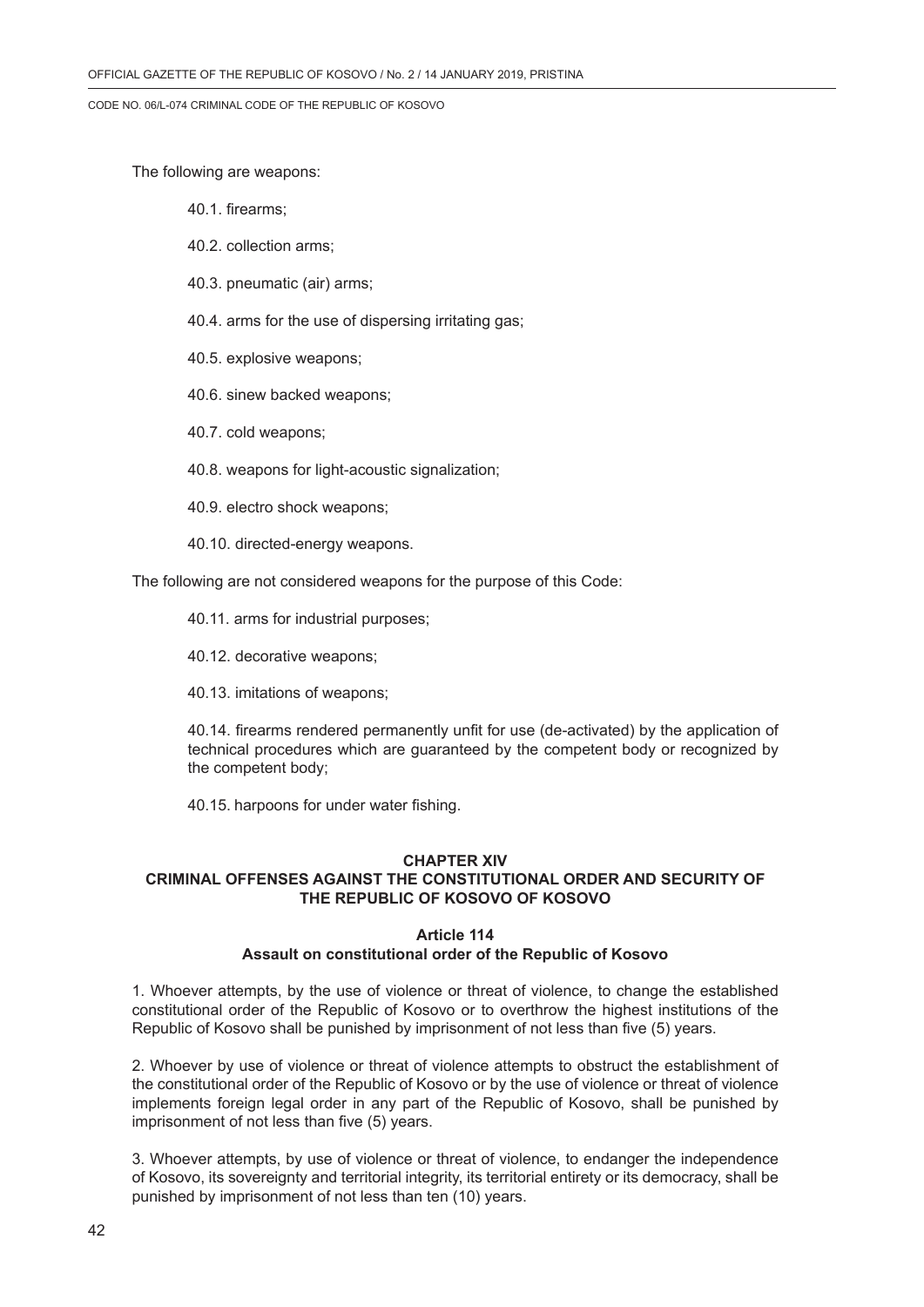The following are weapons:

40.1. firearms;

40.2. collection arms;

40.3. pneumatic (air) arms;

40.4. arms for the use of dispersing irritating gas;

40.5. explosive weapons;

40.6. sinew backed weapons;

40.7. cold weapons;

40.8. weapons for light-acoustic signalization;

40.9. electro shock weapons;

40.10. directed-energy weapons.

The following are not considered weapons for the purpose of this Code:

40.11. arms for industrial purposes;

40.12. decorative weapons;

40.13. imitations of weapons;

40.14. firearms rendered permanently unfit for use (de-activated) by the application of technical procedures which are guaranteed by the competent body or recognized by the competent body;

40.15. harpoons for under water fishing.

## CHAPTER XIV
## CRIMINAL OFFENSES AGAINST THE CONSTITUTIONAL ORDER AND SECURITY OF THE REPUBLIC OF KOSOVO OF KOSOVO

### Article 114
### Assault on constitutional order of the Republic of Kosovo

1. Whoever attempts, by the use of violence or threat of violence, to change the established constitutional order of the Republic of Kosovo or to overthrow the highest institutions of the Republic of Kosovo shall be punished by imprisonment of not less than five (5) years.

2. Whoever by use of violence or threat of violence attempts to obstruct the establishment of the constitutional order of the Republic of Kosovo or by the use of violence or threat of violence implements foreign legal order in any part of the Republic of Kosovo, shall be punished by imprisonment of not less than five (5) years.

3. Whoever attempts, by use of violence or threat of violence, to endanger the independence of Kosovo, its sovereignty and territorial integrity, its territorial entirety or its democracy, shall be punished by imprisonment of not less than ten (10) years.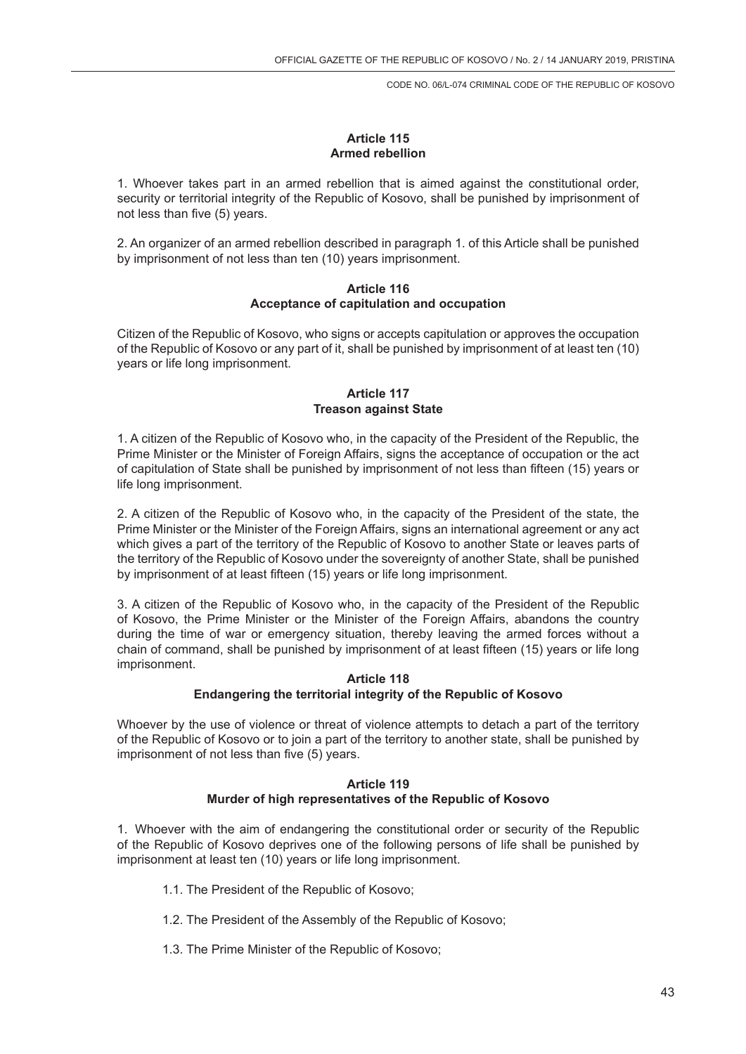**Article 115**
**Armed rebellion**

1. Whoever takes part in an armed rebellion that is aimed against the constitutional order, security or territorial integrity of the Republic of Kosovo, shall be punished by imprisonment of not less than five (5) years.

2. An organizer of an armed rebellion described in paragraph 1. of this Article shall be punished by imprisonment of not less than ten (10) years imprisonment.

**Article 116**
**Acceptance of capitulation and occupation**

Citizen of the Republic of Kosovo, who signs or accepts capitulation or approves the occupation of the Republic of Kosovo or any part of it, shall be punished by imprisonment of at least ten (10) years or life long imprisonment.

**Article 117**
**Treason against State**

1. A citizen of the Republic of Kosovo who, in the capacity of the President of the Republic, the Prime Minister or the Minister of Foreign Affairs, signs the acceptance of occupation or the act of capitulation of State shall be punished by imprisonment of not less than fifteen (15) years or life long imprisonment.

2. A citizen of the Republic of Kosovo who, in the capacity of the President of the state, the Prime Minister or the Minister of the Foreign Affairs, signs an international agreement or any act which gives a part of the territory of the Republic of Kosovo to another State or leaves parts of the territory of the Republic of Kosovo under the sovereignty of another State, shall be punished by imprisonment of at least fifteen (15) years or life long imprisonment.

3. A citizen of the Republic of Kosovo who, in the capacity of the President of the Republic of Kosovo, the Prime Minister or the Minister of the Foreign Affairs, abandons the country during the time of war or emergency situation, thereby leaving the armed forces without a chain of command, shall be punished by imprisonment of at least fifteen (15) years or life long imprisonment.

**Article 118**
**Endangering the territorial integrity of the Republic of Kosovo**

Whoever by the use of violence or threat of violence attempts to detach a part of the territory of the Republic of Kosovo or to join a part of the territory to another state, shall be punished by imprisonment of not less than five (5) years.

**Article 119**
**Murder of high representatives of the Republic of Kosovo**

1. Whoever with the aim of endangering the constitutional order or security of the Republic of the Republic of Kosovo deprives one of the following persons of life shall be punished by imprisonment at least ten (10) years or life long imprisonment.

1.1. The President of the Republic of Kosovo;

1.2. The President of the Assembly of the Republic of Kosovo;

1.3. The Prime Minister of the Republic of Kosovo;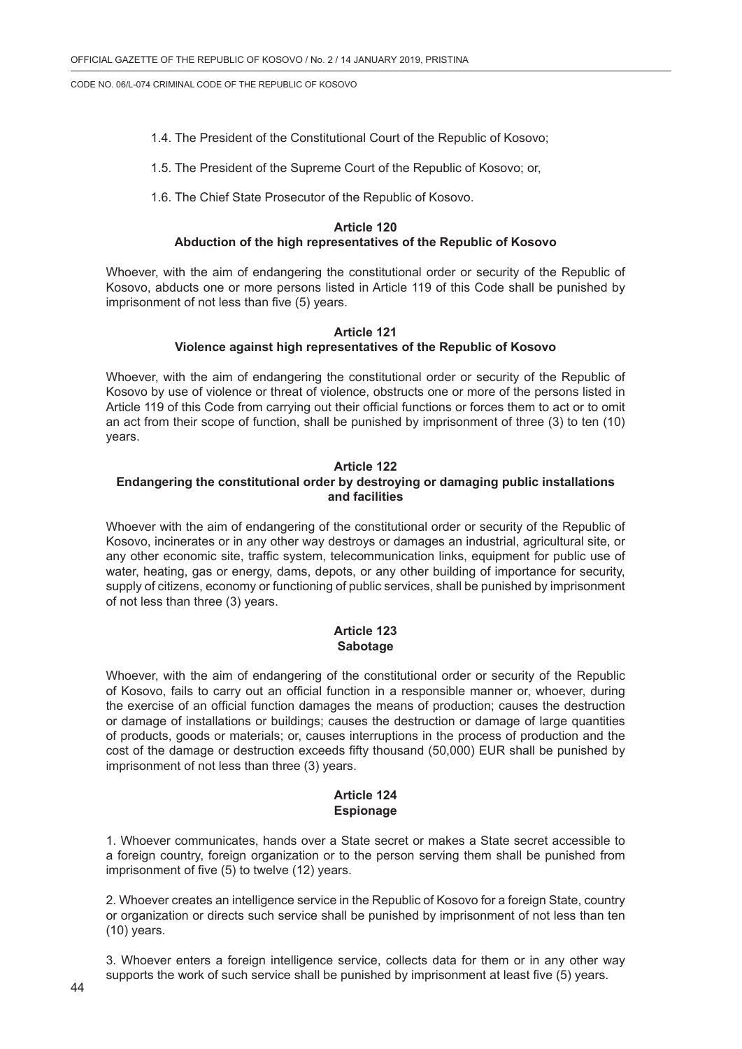1.4. The President of the Constitutional Court of the Republic of Kosovo;

1.5. The President of the Supreme Court of the Republic of Kosovo; or,

1.6. The Chief State Prosecutor of the Republic of Kosovo.

**Article 120**
**Abduction of the high representatives of the Republic of Kosovo**

Whoever, with the aim of endangering the constitutional order or security of the Republic of Kosovo, abducts one or more persons listed in Article 119 of this Code shall be punished by imprisonment of not less than five (5) years.

**Article 121**
**Violence against high representatives of the Republic of Kosovo**

Whoever, with the aim of endangering the constitutional order or security of the Republic of Kosovo by use of violence or threat of violence, obstructs one or more of the persons listed in Article 119 of this Code from carrying out their official functions or forces them to act or to omit an act from their scope of function, shall be punished by imprisonment of three (3) to ten (10) years.

**Article 122**
**Endangering the constitutional order by destroying or damaging public installations and facilities**

Whoever with the aim of endangering of the constitutional order or security of the Republic of Kosovo, incinerates or in any other way destroys or damages an industrial, agricultural site, or any other economic site, traffic system, telecommunication links, equipment for public use of water, heating, gas or energy, dams, depots, or any other building of importance for security, supply of citizens, economy or functioning of public services, shall be punished by imprisonment of not less than three (3) years.

**Article 123**
**Sabotage**

Whoever, with the aim of endangering of the constitutional order or security of the Republic of Kosovo, fails to carry out an official function in a responsible manner or, whoever, during the exercise of an official function damages the means of production; causes the destruction or damage of installations or buildings; causes the destruction or damage of large quantities of products, goods or materials; or, causes interruptions in the process of production and the cost of the damage or destruction exceeds fifty thousand (50,000) EUR shall be punished by imprisonment of not less than three (3) years.

**Article 124**
**Espionage**

1. Whoever communicates, hands over a State secret or makes a State secret accessible to a foreign country, foreign organization or to the person serving them shall be punished from imprisonment of five (5) to twelve (12) years.

2. Whoever creates an intelligence service in the Republic of Kosovo for a foreign State, country or organization or directs such service shall be punished by imprisonment of not less than ten (10) years.

3. Whoever enters a foreign intelligence service, collects data for them or in any other way supports the work of such service shall be punished by imprisonment at least five (5) years.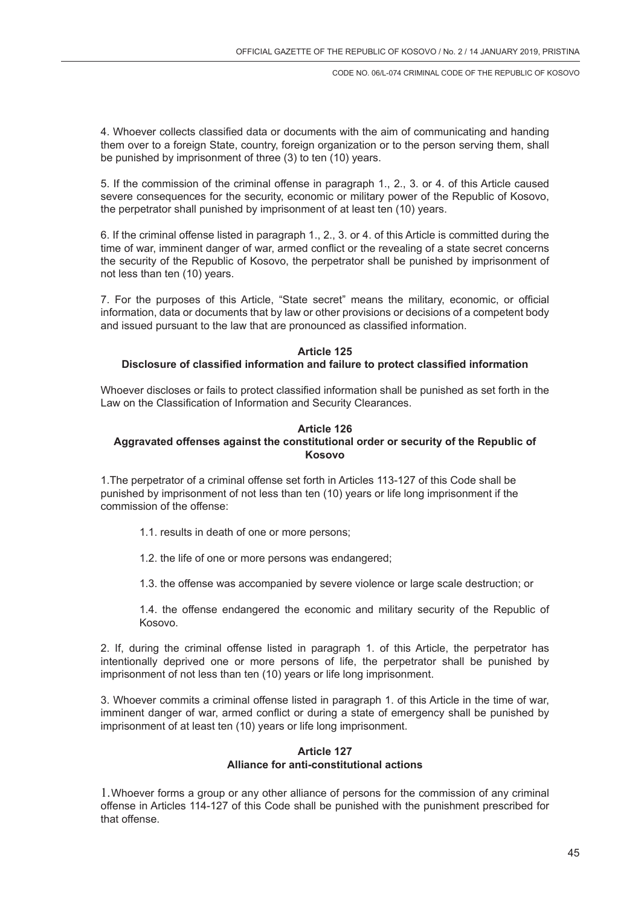4. Whoever collects classified data or documents with the aim of communicating and handing them over to a foreign State, country, foreign organization or to the person serving them, shall be punished by imprisonment of three (3) to ten (10) years.

5. If the commission of the criminal offense in paragraph 1., 2., 3. or 4. of this Article caused severe consequences for the security, economic or military power of the Republic of Kosovo, the perpetrator shall punished by imprisonment of at least ten (10) years.

6. If the criminal offense listed in paragraph 1., 2., 3. or 4. of this Article is committed during the time of war, imminent danger of war, armed conflict or the revealing of a state secret concerns the security of the Republic of Kosovo, the perpetrator shall be punished by imprisonment of not less than ten (10) years.

7. For the purposes of this Article, "State secret" means the military, economic, or official information, data or documents that by law or other provisions or decisions of a competent body and issued pursuant to the law that are pronounced as classified information.

**Article 125**
**Disclosure of classified information and failure to protect classified information**

Whoever discloses or fails to protect classified information shall be punished as set forth in the Law on the Classification of Information and Security Clearances.

**Article 126**
**Aggravated offenses against the constitutional order or security of the Republic of Kosovo**

1.The perpetrator of a criminal offense set forth in Articles 113-127 of this Code shall be punished by imprisonment of not less than ten (10) years or life long imprisonment if the commission of the offense:

1.1. results in death of one or more persons;

1.2. the life of one or more persons was endangered;

1.3. the offense was accompanied by severe violence or large scale destruction; or

1.4. the offense endangered the economic and military security of the Republic of Kosovo.

2. If, during the criminal offense listed in paragraph 1. of this Article, the perpetrator has intentionally deprived one or more persons of life, the perpetrator shall be punished by imprisonment of not less than ten (10) years or life long imprisonment.

3. Whoever commits a criminal offense listed in paragraph 1. of this Article in the time of war, imminent danger of war, armed conflict or during a state of emergency shall be punished by imprisonment of at least ten (10) years or life long imprisonment.

**Article 127**
**Alliance for anti-constitutional actions**

1.Whoever forms a group or any other alliance of persons for the commission of any criminal offense in Articles 114-127 of this Code shall be punished with the punishment prescribed for that offense.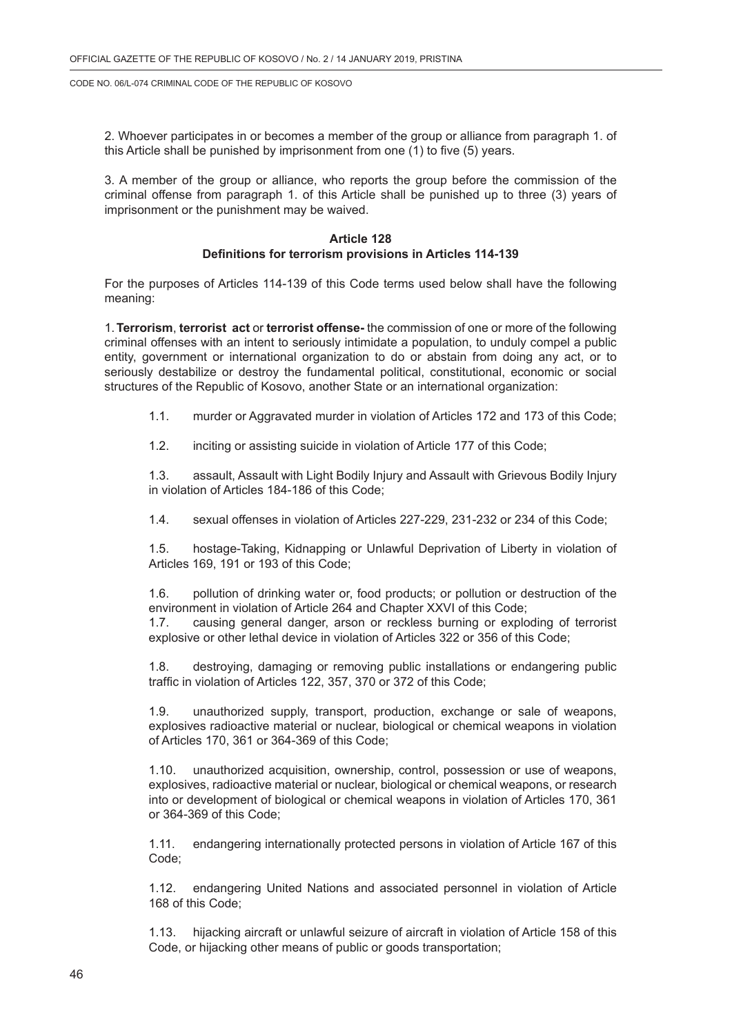2. Whoever participates in or becomes a member of the group or alliance from paragraph 1. of this Article shall be punished by imprisonment from one (1) to five (5) years.

3. A member of the group or alliance, who reports the group before the commission of the criminal offense from paragraph 1. of this Article shall be punished up to three (3) years of imprisonment or the punishment may be waived.

**Article 128**
**Definitions for terrorism provisions in Articles 114-139**

For the purposes of Articles 114-139 of this Code terms used below shall have the following meaning:

1. **Terrorism**, **terrorist act** or **terrorist offense-** the commission of one or more of the following criminal offenses with an intent to seriously intimidate a population, to unduly compel a public entity, government or international organization to do or abstain from doing any act, or to seriously destabilize or destroy the fundamental political, constitutional, economic or social structures of the Republic of Kosovo, another State or an international organization:

1.1. murder or Aggravated murder in violation of Articles 172 and 173 of this Code;

1.2. inciting or assisting suicide in violation of Article 177 of this Code;

1.3. assault, Assault with Light Bodily Injury and Assault with Grievous Bodily Injury in violation of Articles 184-186 of this Code;

1.4. sexual offenses in violation of Articles 227-229, 231-232 or 234 of this Code;

1.5. hostage-Taking, Kidnapping or Unlawful Deprivation of Liberty in violation of Articles 169, 191 or 193 of this Code;

1.6. pollution of drinking water or, food products; or pollution or destruction of the environment in violation of Article 264 and Chapter XXVI of this Code;

1.7. causing general danger, arson or reckless burning or exploding of terrorist explosive or other lethal device in violation of Articles 322 or 356 of this Code;

1.8. destroying, damaging or removing public installations or endangering public traffic in violation of Articles 122, 357, 370 or 372 of this Code;

1.9. unauthorized supply, transport, production, exchange or sale of weapons, explosives radioactive material or nuclear, biological or chemical weapons in violation of Articles 170, 361 or 364-369 of this Code;

1.10. unauthorized acquisition, ownership, control, possession or use of weapons, explosives, radioactive material or nuclear, biological or chemical weapons, or research into or development of biological or chemical weapons in violation of Articles 170, 361 or 364-369 of this Code;

1.11. endangering internationally protected persons in violation of Article 167 of this Code;

1.12. endangering United Nations and associated personnel in violation of Article 168 of this Code;

1.13. hijacking aircraft or unlawful seizure of aircraft in violation of Article 158 of this Code, or hijacking other means of public or goods transportation;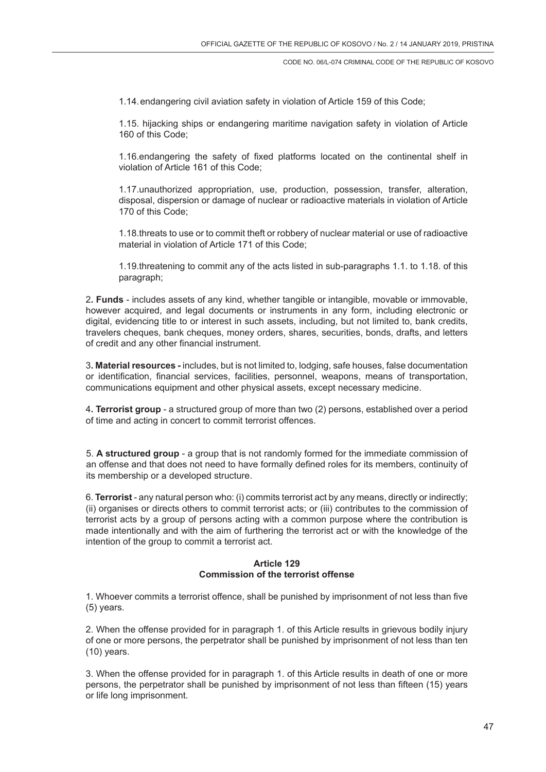1.14. endangering civil aviation safety in violation of Article 159 of this Code;

1.15. hijacking ships or endangering maritime navigation safety in violation of Article 160 of this Code;

1.16. endangering the safety of fixed platforms located on the continental shelf in violation of Article 161 of this Code;

1.17. unauthorized appropriation, use, production, possession, transfer, alteration, disposal, dispersion or damage of nuclear or radioactive materials in violation of Article 170 of this Code;

1.18. threats to use or to commit theft or robbery of nuclear material or use of radioactive material in violation of Article 171 of this Code;

1.19. threatening to commit any of the acts listed in sub-paragraphs 1.1. to 1.18. of this paragraph;

2**. Funds** - includes assets of any kind, whether tangible or intangible, movable or immovable, however acquired, and legal documents or instruments in any form, including electronic or digital, evidencing title to or interest in such assets, including, but not limited to, bank credits, travelers cheques, bank cheques, money orders, shares, securities, bonds, drafts, and letters of credit and any other financial instrument.

3**. Material resources -** includes, but is not limited to, lodging, safe houses, false documentation or identification, financial services, facilities, personnel, weapons, means of transportation, communications equipment and other physical assets, except necessary medicine.

4**. Terrorist group** - a structured group of more than two (2) persons, established over a period of time and acting in concert to commit terrorist offences.

5. **A structured group** - a group that is not randomly formed for the immediate commission of an offense and that does not need to have formally defined roles for its members, continuity of its membership or a developed structure.

6. **Terrorist** - any natural person who: (i) commits terrorist act by any means, directly or indirectly; (ii) organises or directs others to commit terrorist acts; or (iii) contributes to the commission of terrorist acts by a group of persons acting with a common purpose where the contribution is made intentionally and with the aim of furthering the terrorist act or with the knowledge of the intention of the group to commit a terrorist act.

### Article 129
### Commission of the terrorist offense

1. Whoever commits a terrorist offence, shall be punished by imprisonment of not less than five (5) years.

2. When the offense provided for in paragraph 1. of this Article results in grievous bodily injury of one or more persons, the perpetrator shall be punished by imprisonment of not less than ten (10) years.

3. When the offense provided for in paragraph 1. of this Article results in death of one or more persons, the perpetrator shall be punished by imprisonment of not less than fifteen (15) years or life long imprisonment.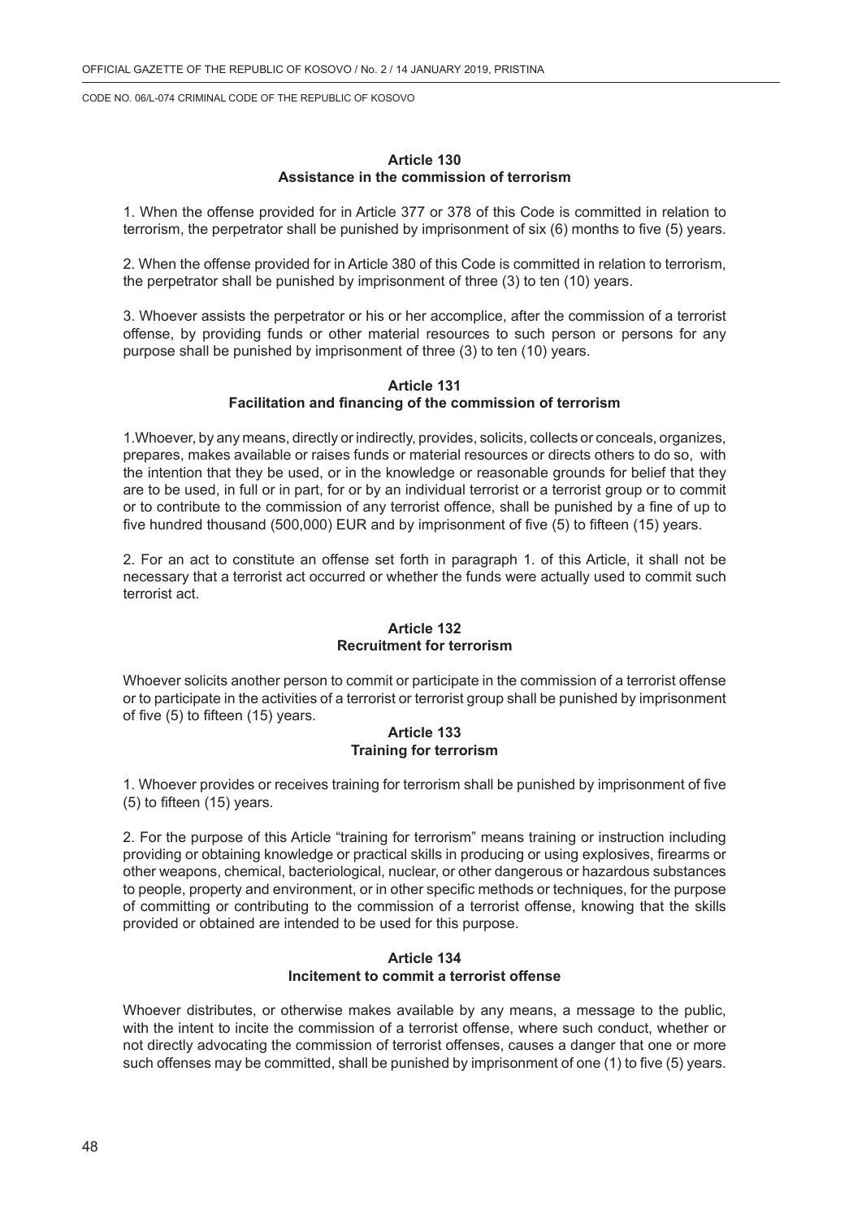### Article 130
### Assistance in the commission of terrorism

1. When the offense provided for in Article 377 or 378 of this Code is committed in relation to terrorism, the perpetrator shall be punished by imprisonment of six (6) months to five (5) years.

2. When the offense provided for in Article 380 of this Code is committed in relation to terrorism, the perpetrator shall be punished by imprisonment of three (3) to ten (10) years.

3. Whoever assists the perpetrator or his or her accomplice, after the commission of a terrorist offense, by providing funds or other material resources to such person or persons for any purpose shall be punished by imprisonment of three (3) to ten (10) years.

### Article 131
### Facilitation and financing of the commission of terrorism

1.Whoever, by any means, directly or indirectly, provides, solicits, collects or conceals, organizes, prepares, makes available or raises funds or material resources or directs others to do so, with the intention that they be used, or in the knowledge or reasonable grounds for belief that they are to be used, in full or in part, for or by an individual terrorist or a terrorist group or to commit or to contribute to the commission of any terrorist offence, shall be punished by a fine of up to five hundred thousand (500,000) EUR and by imprisonment of five (5) to fifteen (15) years.

2. For an act to constitute an offense set forth in paragraph 1. of this Article, it shall not be necessary that a terrorist act occurred or whether the funds were actually used to commit such terrorist act.

### Article 132
### Recruitment for terrorism

Whoever solicits another person to commit or participate in the commission of a terrorist offense or to participate in the activities of a terrorist or terrorist group shall be punished by imprisonment of five (5) to fifteen (15) years.

### Article 133
### Training for terrorism

1. Whoever provides or receives training for terrorism shall be punished by imprisonment of five (5) to fifteen (15) years.

2. For the purpose of this Article "training for terrorism" means training or instruction including providing or obtaining knowledge or practical skills in producing or using explosives, firearms or other weapons, chemical, bacteriological, nuclear, or other dangerous or hazardous substances to people, property and environment, or in other specific methods or techniques, for the purpose of committing or contributing to the commission of a terrorist offense, knowing that the skills provided or obtained are intended to be used for this purpose.

### Article 134
### Incitement to commit a terrorist offense

Whoever distributes, or otherwise makes available by any means, a message to the public, with the intent to incite the commission of a terrorist offense, where such conduct, whether or not directly advocating the commission of terrorist offenses, causes a danger that one or more such offenses may be committed, shall be punished by imprisonment of one (1) to five (5) years.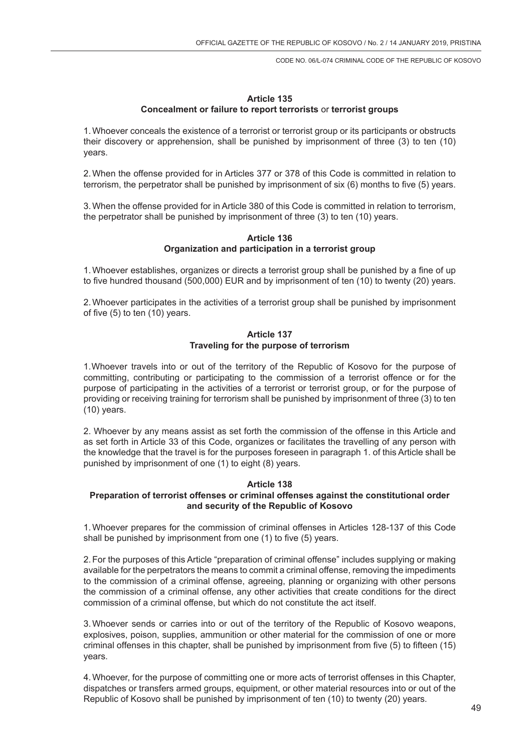**Article 135**
**Concealment or failure to report terrorists** or **terrorist groups**

1. Whoever conceals the existence of a terrorist or terrorist group or its participants or obstructs their discovery or apprehension, shall be punished by imprisonment of three (3) to ten (10) years.

2. When the offense provided for in Articles 377 or 378 of this Code is committed in relation to terrorism, the perpetrator shall be punished by imprisonment of six (6) months to five (5) years.

3. When the offense provided for in Article 380 of this Code is committed in relation to terrorism, the perpetrator shall be punished by imprisonment of three (3) to ten (10) years.

**Article 136**
**Organization and participation in a terrorist group**

1. Whoever establishes, organizes or directs a terrorist group shall be punished by a fine of up to five hundred thousand (500,000) EUR and by imprisonment of ten (10) to twenty (20) years.

2. Whoever participates in the activities of a terrorist group shall be punished by imprisonment of five (5) to ten (10) years.

**Article 137**
**Traveling for the purpose of terrorism**

1. Whoever travels into or out of the territory of the Republic of Kosovo for the purpose of committing, contributing or participating to the commission of a terrorist offence or for the purpose of participating in the activities of a terrorist or terrorist group, or for the purpose of providing or receiving training for terrorism shall be punished by imprisonment of three (3) to ten (10) years.

2. Whoever by any means assist as set forth the commission of the offense in this Article and as set forth in Article 33 of this Code, organizes or facilitates the travelling of any person with the knowledge that the travel is for the purposes foreseen in paragraph 1. of this Article shall be punished by imprisonment of one (1) to eight (8) years.

**Article 138**
**Preparation of terrorist offenses or criminal offenses against the constitutional order and security of the Republic of Kosovo**

1. Whoever prepares for the commission of criminal offenses in Articles 128-137 of this Code shall be punished by imprisonment from one (1) to five (5) years.

2. For the purposes of this Article "preparation of criminal offense" includes supplying or making available for the perpetrators the means to commit a criminal offense, removing the impediments to the commission of a criminal offense, agreeing, planning or organizing with other persons the commission of a criminal offense, any other activities that create conditions for the direct commission of a criminal offense, but which do not constitute the act itself.

3. Whoever sends or carries into or out of the territory of the Republic of Kosovo weapons, explosives, poison, supplies, ammunition or other material for the commission of one or more criminal offenses in this chapter, shall be punished by imprisonment from five (5) to fifteen (15) years.

4. Whoever, for the purpose of committing one or more acts of terrorist offenses in this Chapter, dispatches or transfers armed groups, equipment, or other material resources into or out of the Republic of Kosovo shall be punished by imprisonment of ten (10) to twenty (20) years.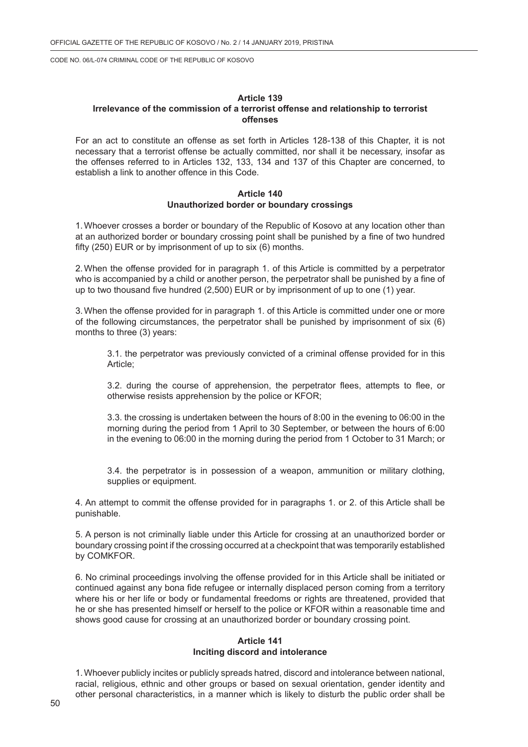### Article 139
### Irrelevance of the commission of a terrorist offense and relationship to terrorist offenses

For an act to constitute an offense as set forth in Articles 128-138 of this Chapter, it is not necessary that a terrorist offense be actually committed, nor shall it be necessary, insofar as the offenses referred to in Articles 132, 133, 134 and 137 of this Chapter are concerned, to establish a link to another offence in this Code.

### Article 140
### Unauthorized border or boundary crossings

1. Whoever crosses a border or boundary of the Republic of Kosovo at any location other than at an authorized border or boundary crossing point shall be punished by a fine of two hundred fifty (250) EUR or by imprisonment of up to six (6) months.

2. When the offense provided for in paragraph 1. of this Article is committed by a perpetrator who is accompanied by a child or another person, the perpetrator shall be punished by a fine of up to two thousand five hundred (2,500) EUR or by imprisonment of up to one (1) year.

3. When the offense provided for in paragraph 1. of this Article is committed under one or more of the following circumstances, the perpetrator shall be punished by imprisonment of six (6) months to three (3) years:

3.1. the perpetrator was previously convicted of a criminal offense provided for in this Article;

3.2. during the course of apprehension, the perpetrator flees, attempts to flee, or otherwise resists apprehension by the police or KFOR;

3.3. the crossing is undertaken between the hours of 8:00 in the evening to 06:00 in the morning during the period from 1 April to 30 September, or between the hours of 6:00 in the evening to 06:00 in the morning during the period from 1 October to 31 March; or

3.4. the perpetrator is in possession of a weapon, ammunition or military clothing, supplies or equipment.

4. An attempt to commit the offense provided for in paragraphs 1. or 2. of this Article shall be punishable.

5. A person is not criminally liable under this Article for crossing at an unauthorized border or boundary crossing point if the crossing occurred at a checkpoint that was temporarily established by COMKFOR.

6. No criminal proceedings involving the offense provided for in this Article shall be initiated or continued against any bona fide refugee or internally displaced person coming from a territory where his or her life or body or fundamental freedoms or rights are threatened, provided that he or she has presented himself or herself to the police or KFOR within a reasonable time and shows good cause for crossing at an unauthorized border or boundary crossing point.

### Article 141
### Inciting discord and intolerance

1. Whoever publicly incites or publicly spreads hatred, discord and intolerance between national, racial, religious, ethnic and other groups or based on sexual orientation, gender identity and other personal characteristics, in a manner which is likely to disturb the public order shall be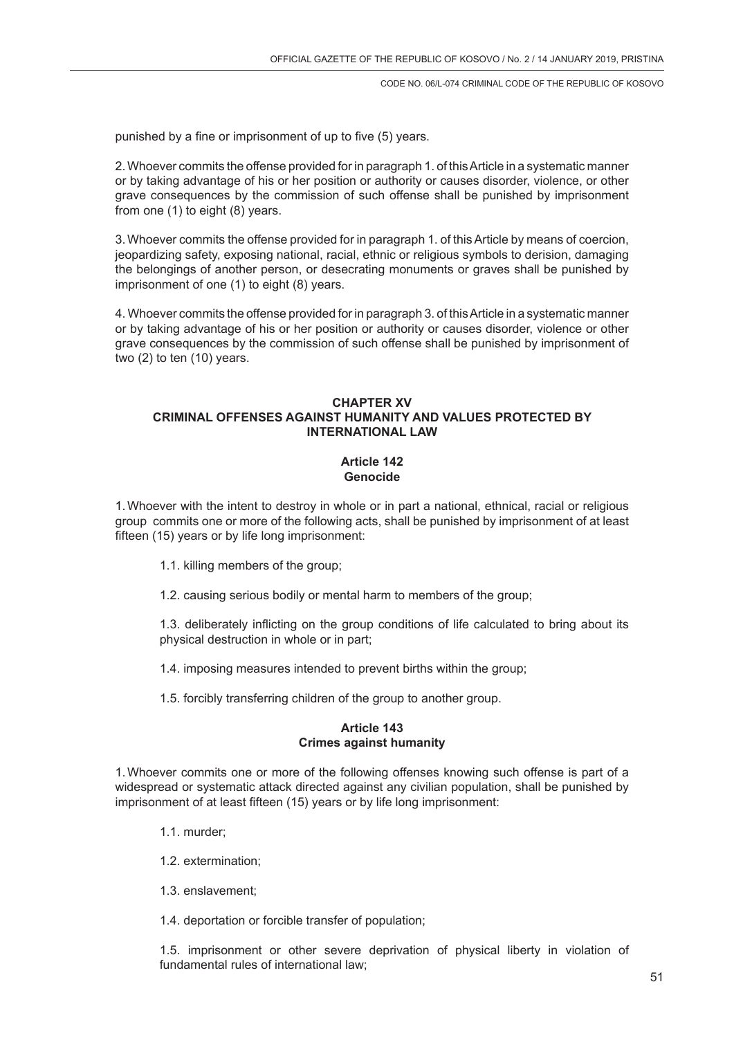punished by a fine or imprisonment of up to five (5) years.

2. Whoever commits the offense provided for in paragraph 1. of this Article in a systematic manner or by taking advantage of his or her position or authority or causes disorder, violence, or other grave consequences by the commission of such offense shall be punished by imprisonment from one (1) to eight (8) years.

3. Whoever commits the offense provided for in paragraph 1. of this Article by means of coercion, jeopardizing safety, exposing national, racial, ethnic or religious symbols to derision, damaging the belongings of another person, or desecrating monuments or graves shall be punished by imprisonment of one (1) to eight (8) years.

4. Whoever commits the offense provided for in paragraph 3. of this Article in a systematic manner or by taking advantage of his or her position or authority or causes disorder, violence or other grave consequences by the commission of such offense shall be punished by imprisonment of two (2) to ten (10) years.

## CHAPTER XV
## CRIMINAL OFFENSES AGAINST HUMANITY AND VALUES PROTECTED BY INTERNATIONAL LAW

### Article 142
### Genocide

1. Whoever with the intent to destroy in whole or in part a national, ethnical, racial or religious group commits one or more of the following acts, shall be punished by imprisonment of at least fifteen (15) years or by life long imprisonment:

1.1. killing members of the group;

1.2. causing serious bodily or mental harm to members of the group;

1.3. deliberately inflicting on the group conditions of life calculated to bring about its physical destruction in whole or in part;

1.4. imposing measures intended to prevent births within the group;

1.5. forcibly transferring children of the group to another group.

### Article 143
### Crimes against humanity

1. Whoever commits one or more of the following offenses knowing such offense is part of a widespread or systematic attack directed against any civilian population, shall be punished by imprisonment of at least fifteen (15) years or by life long imprisonment:

1.1. murder;

1.2. extermination;

1.3. enslavement;

1.4. deportation or forcible transfer of population;

1.5. imprisonment or other severe deprivation of physical liberty in violation of fundamental rules of international law;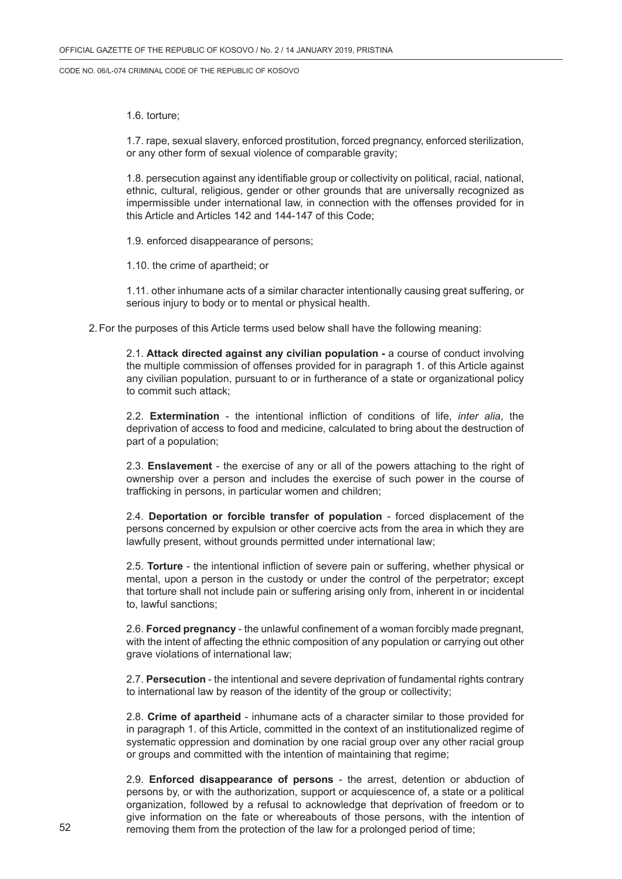1.6. torture;

1.7. rape, sexual slavery, enforced prostitution, forced pregnancy, enforced sterilization, or any other form of sexual violence of comparable gravity;

1.8. persecution against any identifiable group or collectivity on political, racial, national, ethnic, cultural, religious, gender or other grounds that are universally recognized as impermissible under international law, in connection with the offenses provided for in this Article and Articles 142 and 144-147 of this Code;

1.9. enforced disappearance of persons;

1.10. the crime of apartheid; or

1.11. other inhumane acts of a similar character intentionally causing great suffering, or serious injury to body or to mental or physical health.

2. For the purposes of this Article terms used below shall have the following meaning:

2.1. **Attack directed against any civilian population -** a course of conduct involving the multiple commission of offenses provided for in paragraph 1. of this Article against any civilian population, pursuant to or in furtherance of a state or organizational policy to commit such attack;

2.2. **Extermination** - the intentional infliction of conditions of life, *inter alia*, the deprivation of access to food and medicine, calculated to bring about the destruction of part of a population;

2.3. **Enslavement** - the exercise of any or all of the powers attaching to the right of ownership over a person and includes the exercise of such power in the course of trafficking in persons, in particular women and children;

2.4. **Deportation or forcible transfer of population** - forced displacement of the persons concerned by expulsion or other coercive acts from the area in which they are lawfully present, without grounds permitted under international law;

2.5. **Torture** - the intentional infliction of severe pain or suffering, whether physical or mental, upon a person in the custody or under the control of the perpetrator; except that torture shall not include pain or suffering arising only from, inherent in or incidental to, lawful sanctions;

2.6. **Forced pregnancy** - the unlawful confinement of a woman forcibly made pregnant, with the intent of affecting the ethnic composition of any population or carrying out other grave violations of international law;

2.7. **Persecution** - the intentional and severe deprivation of fundamental rights contrary to international law by reason of the identity of the group or collectivity;

2.8. **Crime of apartheid** - inhumane acts of a character similar to those provided for in paragraph 1. of this Article, committed in the context of an institutionalized regime of systematic oppression and domination by one racial group over any other racial group or groups and committed with the intention of maintaining that regime;

2.9. **Enforced disappearance of persons** - the arrest, detention or abduction of persons by, or with the authorization, support or acquiescence of, a state or a political organization, followed by a refusal to acknowledge that deprivation of freedom or to give information on the fate or whereabouts of those persons, with the intention of removing them from the protection of the law for a prolonged period of time;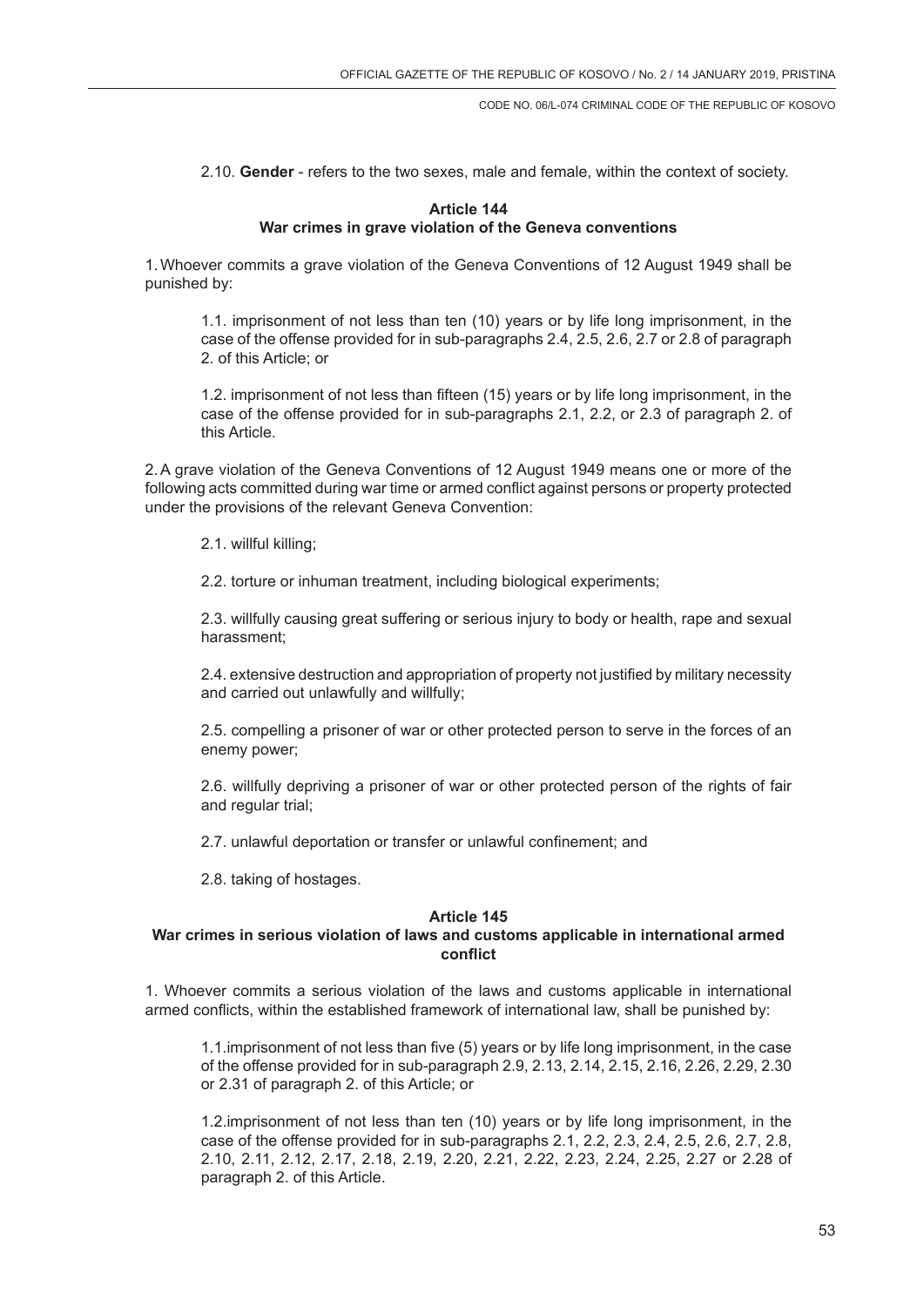2.10. **Gender** - refers to the two sexes, male and female, within the context of society.

### Article 144
### War crimes in grave violation of the Geneva conventions

1. Whoever commits a grave violation of the Geneva Conventions of 12 August 1949 shall be punished by:

1.1. imprisonment of not less than ten (10) years or by life long imprisonment, in the case of the offense provided for in sub-paragraphs 2.4, 2.5, 2.6, 2.7 or 2.8 of paragraph 2. of this Article; or

1.2. imprisonment of not less than fifteen (15) years or by life long imprisonment, in the case of the offense provided for in sub-paragraphs 2.1, 2.2, or 2.3 of paragraph 2. of this Article.

2. A grave violation of the Geneva Conventions of 12 August 1949 means one or more of the following acts committed during war time or armed conflict against persons or property protected under the provisions of the relevant Geneva Convention:

2.1. willful killing;

2.2. torture or inhuman treatment, including biological experiments;

2.3. willfully causing great suffering or serious injury to body or health, rape and sexual harassment;

2.4. extensive destruction and appropriation of property not justified by military necessity and carried out unlawfully and willfully;

2.5. compelling a prisoner of war or other protected person to serve in the forces of an enemy power;

2.6. willfully depriving a prisoner of war or other protected person of the rights of fair and regular trial;

2.7. unlawful deportation or transfer or unlawful confinement; and

2.8. taking of hostages.

### Article 145
### War crimes in serious violation of laws and customs applicable in international armed conflict

1. Whoever commits a serious violation of the laws and customs applicable in international armed conflicts, within the established framework of international law, shall be punished by:

1.1.imprisonment of not less than five (5) years or by life long imprisonment, in the case of the offense provided for in sub-paragraph 2.9, 2.13, 2.14, 2.15, 2.16, 2.26, 2.29, 2.30 or 2.31 of paragraph 2. of this Article; or

1.2.imprisonment of not less than ten (10) years or by life long imprisonment, in the case of the offense provided for in sub-paragraphs 2.1, 2.2, 2.3, 2.4, 2.5, 2.6, 2.7, 2.8, 2.10, 2.11, 2.12, 2.17, 2.18, 2.19, 2.20, 2.21, 2.22, 2.23, 2.24, 2.25, 2.27 or 2.28 of paragraph 2. of this Article.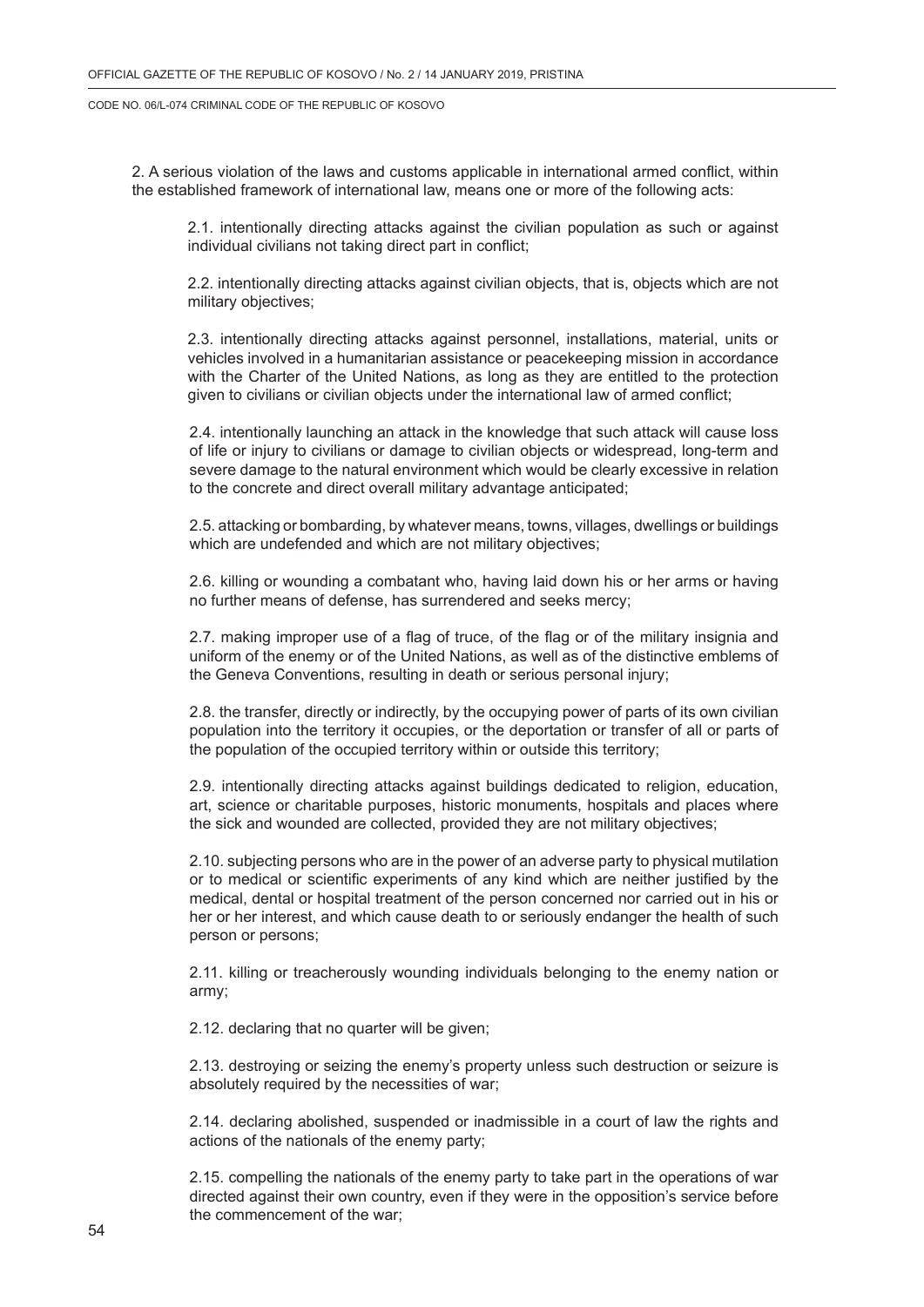2. A serious violation of the laws and customs applicable in international armed conflict, within the established framework of international law, means one or more of the following acts:

2.1. intentionally directing attacks against the civilian population as such or against individual civilians not taking direct part in conflict;

2.2. intentionally directing attacks against civilian objects, that is, objects which are not military objectives;

2.3. intentionally directing attacks against personnel, installations, material, units or vehicles involved in a humanitarian assistance or peacekeeping mission in accordance with the Charter of the United Nations, as long as they are entitled to the protection given to civilians or civilian objects under the international law of armed conflict;

2.4. intentionally launching an attack in the knowledge that such attack will cause loss of life or injury to civilians or damage to civilian objects or widespread, long-term and severe damage to the natural environment which would be clearly excessive in relation to the concrete and direct overall military advantage anticipated;

2.5. attacking or bombarding, by whatever means, towns, villages, dwellings or buildings which are undefended and which are not military objectives;

2.6. killing or wounding a combatant who, having laid down his or her arms or having no further means of defense, has surrendered and seeks mercy;

2.7. making improper use of a flag of truce, of the flag or of the military insignia and uniform of the enemy or of the United Nations, as well as of the distinctive emblems of the Geneva Conventions, resulting in death or serious personal injury;

2.8. the transfer, directly or indirectly, by the occupying power of parts of its own civilian population into the territory it occupies, or the deportation or transfer of all or parts of the population of the occupied territory within or outside this territory;

2.9. intentionally directing attacks against buildings dedicated to religion, education, art, science or charitable purposes, historic monuments, hospitals and places where the sick and wounded are collected, provided they are not military objectives;

2.10. subjecting persons who are in the power of an adverse party to physical mutilation or to medical or scientific experiments of any kind which are neither justified by the medical, dental or hospital treatment of the person concerned nor carried out in his or her or her interest, and which cause death to or seriously endanger the health of such person or persons;

2.11. killing or treacherously wounding individuals belonging to the enemy nation or army;

2.12. declaring that no quarter will be given;

2.13. destroying or seizing the enemy's property unless such destruction or seizure is absolutely required by the necessities of war;

2.14. declaring abolished, suspended or inadmissible in a court of law the rights and actions of the nationals of the enemy party;

2.15. compelling the nationals of the enemy party to take part in the operations of war directed against their own country, even if they were in the opposition's service before the commencement of the war;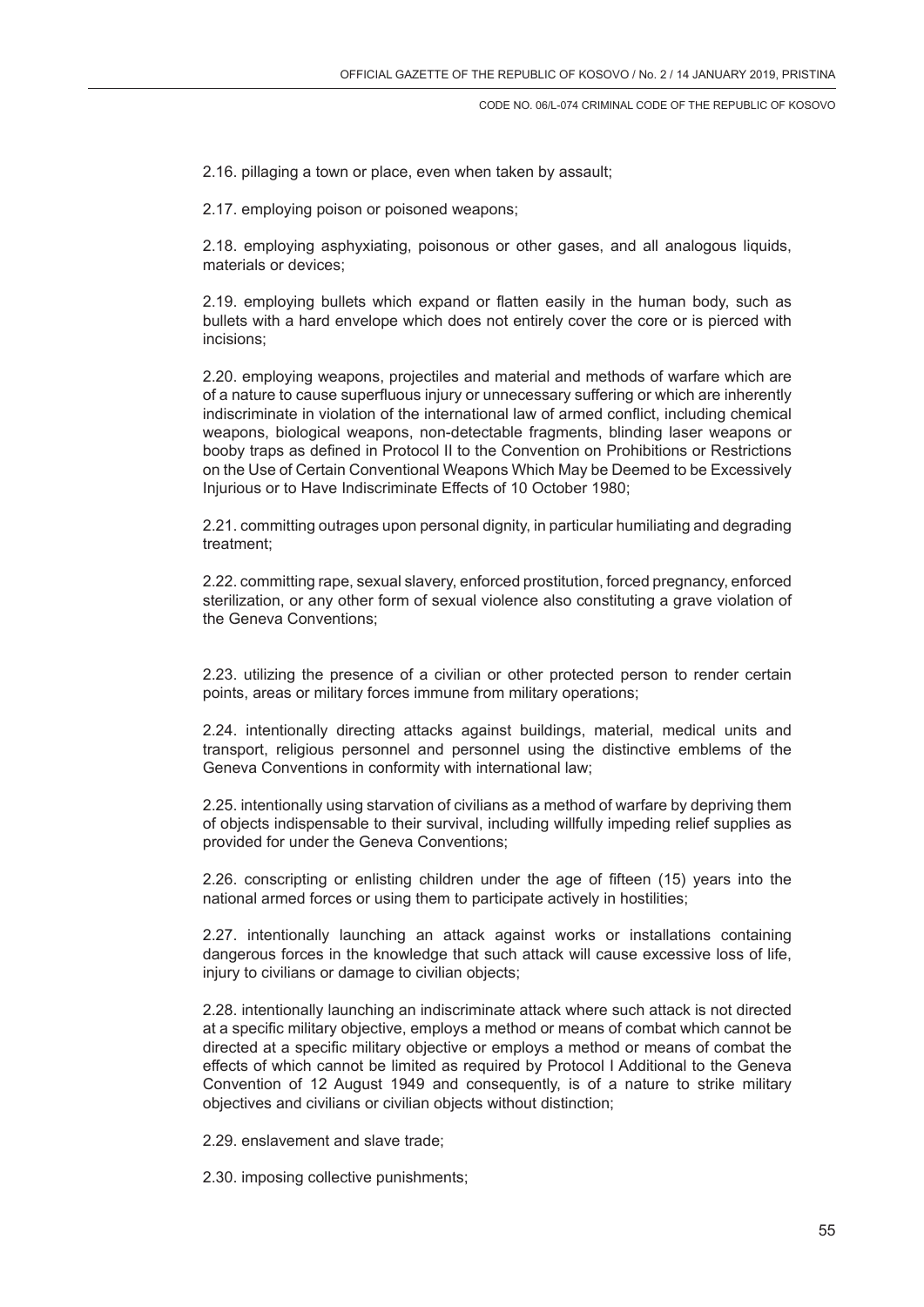2.16. pillaging a town or place, even when taken by assault;

2.17. employing poison or poisoned weapons;

2.18. employing asphyxiating, poisonous or other gases, and all analogous liquids, materials or devices;

2.19. employing bullets which expand or flatten easily in the human body, such as bullets with a hard envelope which does not entirely cover the core or is pierced with incisions;

2.20. employing weapons, projectiles and material and methods of warfare which are of a nature to cause superfluous injury or unnecessary suffering or which are inherently indiscriminate in violation of the international law of armed conflict, including chemical weapons, biological weapons, non-detectable fragments, blinding laser weapons or booby traps as defined in Protocol II to the Convention on Prohibitions or Restrictions on the Use of Certain Conventional Weapons Which May be Deemed to be Excessively Injurious or to Have Indiscriminate Effects of 10 October 1980;

2.21. committing outrages upon personal dignity, in particular humiliating and degrading treatment;

2.22. committing rape, sexual slavery, enforced prostitution, forced pregnancy, enforced sterilization, or any other form of sexual violence also constituting a grave violation of the Geneva Conventions;

2.23. utilizing the presence of a civilian or other protected person to render certain points, areas or military forces immune from military operations;

2.24. intentionally directing attacks against buildings, material, medical units and transport, religious personnel and personnel using the distinctive emblems of the Geneva Conventions in conformity with international law;

2.25. intentionally using starvation of civilians as a method of warfare by depriving them of objects indispensable to their survival, including willfully impeding relief supplies as provided for under the Geneva Conventions;

2.26. conscripting or enlisting children under the age of fifteen (15) years into the national armed forces or using them to participate actively in hostilities;

2.27. intentionally launching an attack against works or installations containing dangerous forces in the knowledge that such attack will cause excessive loss of life, injury to civilians or damage to civilian objects;

2.28. intentionally launching an indiscriminate attack where such attack is not directed at a specific military objective, employs a method or means of combat which cannot be directed at a specific military objective or employs a method or means of combat the effects of which cannot be limited as required by Protocol I Additional to the Geneva Convention of 12 August 1949 and consequently, is of a nature to strike military objectives and civilians or civilian objects without distinction;

2.29. enslavement and slave trade;

2.30. imposing collective punishments;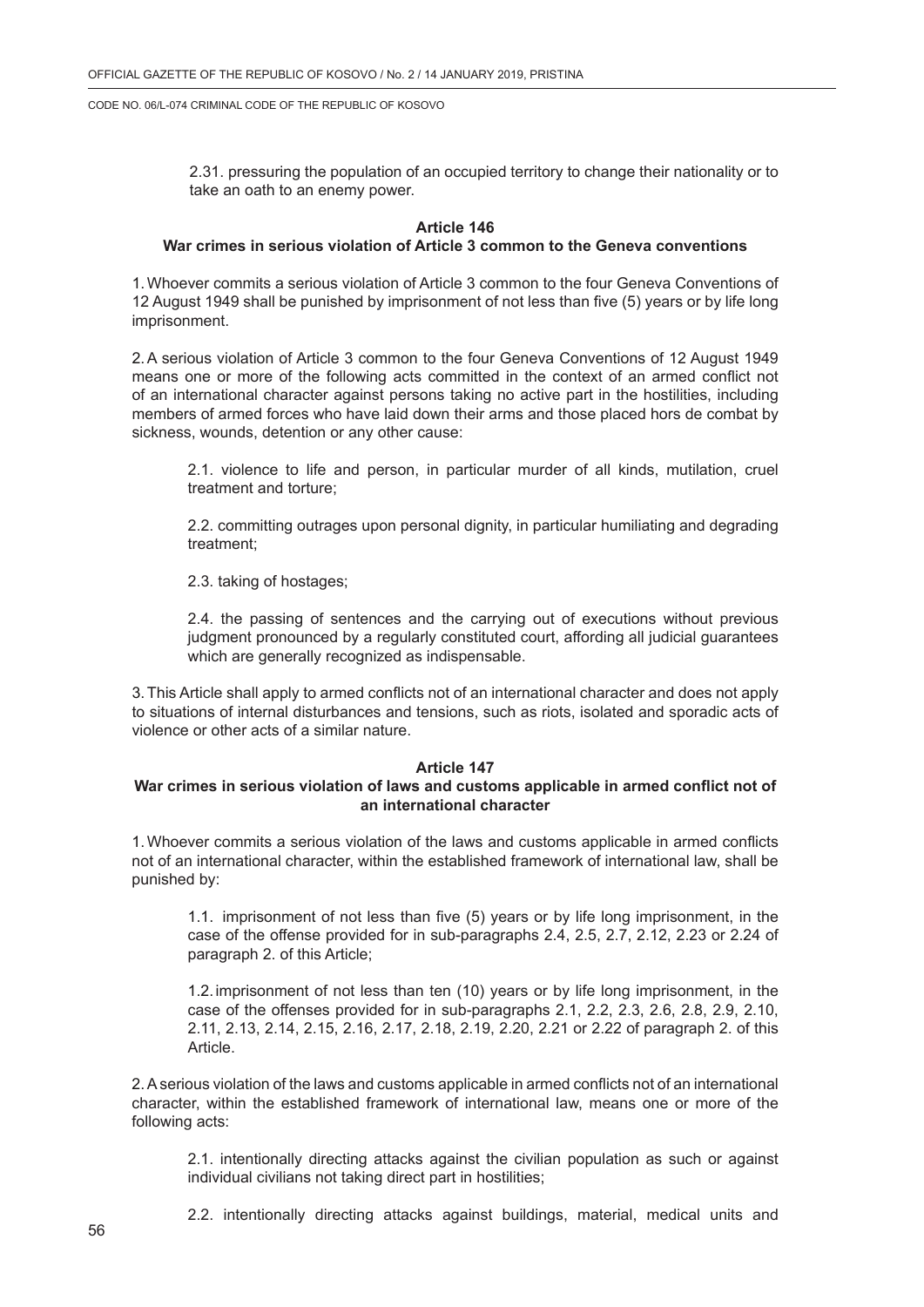2.31. pressuring the population of an occupied territory to change their nationality or to take an oath to an enemy power.

### Article 146
### War crimes in serious violation of Article 3 common to the Geneva conventions

1. Whoever commits a serious violation of Article 3 common to the four Geneva Conventions of 12 August 1949 shall be punished by imprisonment of not less than five (5) years or by life long imprisonment.

2. A serious violation of Article 3 common to the four Geneva Conventions of 12 August 1949 means one or more of the following acts committed in the context of an armed conflict not of an international character against persons taking no active part in the hostilities, including members of armed forces who have laid down their arms and those placed hors de combat by sickness, wounds, detention or any other cause:

2.1. violence to life and person, in particular murder of all kinds, mutilation, cruel treatment and torture;

2.2. committing outrages upon personal dignity, in particular humiliating and degrading treatment;

2.3. taking of hostages;

2.4. the passing of sentences and the carrying out of executions without previous judgment pronounced by a regularly constituted court, affording all judicial guarantees which are generally recognized as indispensable.

3. This Article shall apply to armed conflicts not of an international character and does not apply to situations of internal disturbances and tensions, such as riots, isolated and sporadic acts of violence or other acts of a similar nature.

### Article 147
### War crimes in serious violation of laws and customs applicable in armed conflict not of an international character

1. Whoever commits a serious violation of the laws and customs applicable in armed conflicts not of an international character, within the established framework of international law, shall be punished by:

1.1. imprisonment of not less than five (5) years or by life long imprisonment, in the case of the offense provided for in sub-paragraphs 2.4, 2.5, 2.7, 2.12, 2.23 or 2.24 of paragraph 2. of this Article;

1.2. imprisonment of not less than ten (10) years or by life long imprisonment, in the case of the offenses provided for in sub-paragraphs 2.1, 2.2, 2.3, 2.6, 2.8, 2.9, 2.10, 2.11, 2.13, 2.14, 2.15, 2.16, 2.17, 2.18, 2.19, 2.20, 2.21 or 2.22 of paragraph 2. of this Article.

2. A serious violation of the laws and customs applicable in armed conflicts not of an international character, within the established framework of international law, means one or more of the following acts:

2.1. intentionally directing attacks against the civilian population as such or against individual civilians not taking direct part in hostilities;

2.2. intentionally directing attacks against buildings, material, medical units and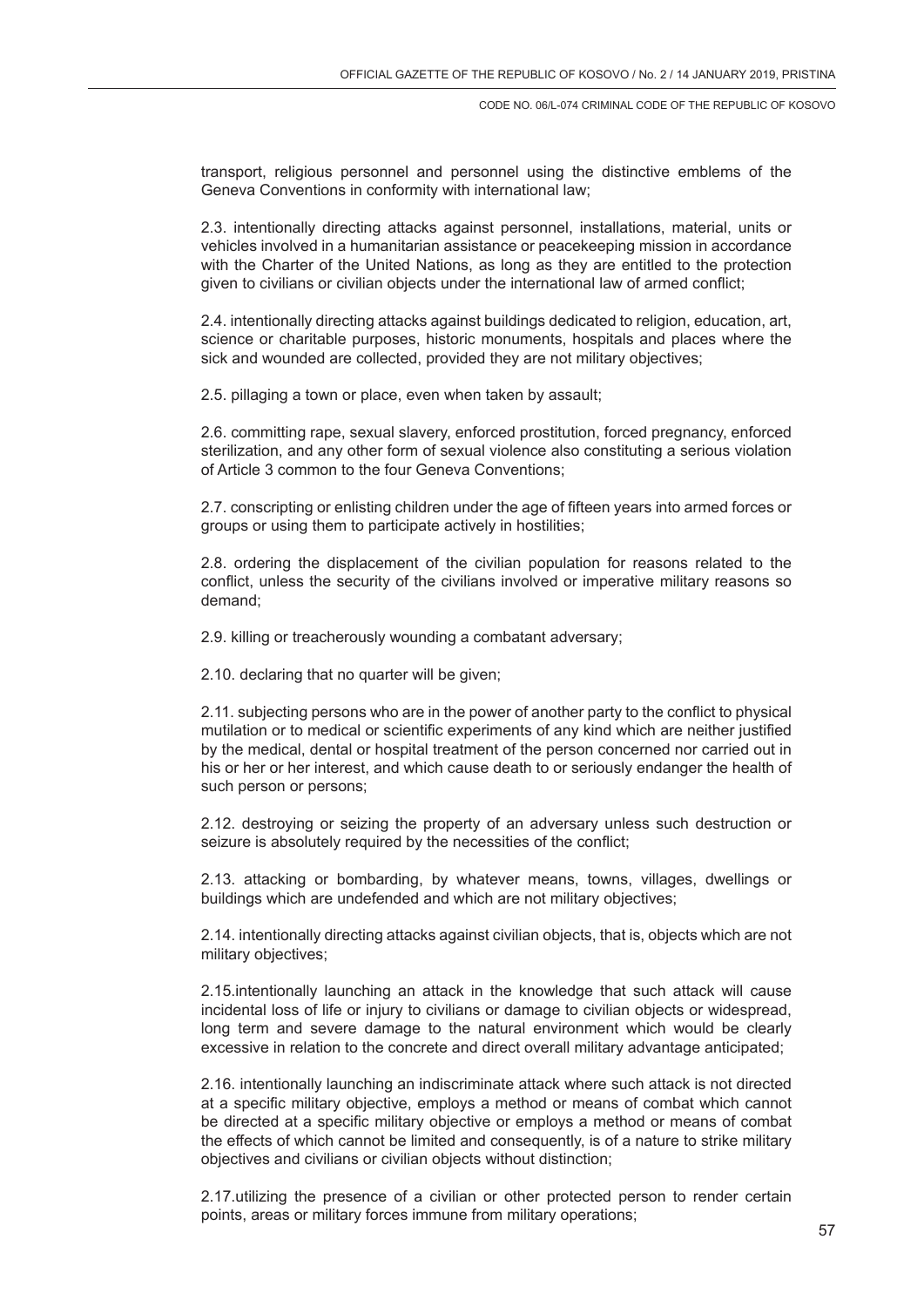transport, religious personnel and personnel using the distinctive emblems of the Geneva Conventions in conformity with international law;

2.3. intentionally directing attacks against personnel, installations, material, units or vehicles involved in a humanitarian assistance or peacekeeping mission in accordance with the Charter of the United Nations, as long as they are entitled to the protection given to civilians or civilian objects under the international law of armed conflict;

2.4. intentionally directing attacks against buildings dedicated to religion, education, art, science or charitable purposes, historic monuments, hospitals and places where the sick and wounded are collected, provided they are not military objectives;

2.5. pillaging a town or place, even when taken by assault;

2.6. committing rape, sexual slavery, enforced prostitution, forced pregnancy, enforced sterilization, and any other form of sexual violence also constituting a serious violation of Article 3 common to the four Geneva Conventions;

2.7. conscripting or enlisting children under the age of fifteen years into armed forces or groups or using them to participate actively in hostilities;

2.8. ordering the displacement of the civilian population for reasons related to the conflict, unless the security of the civilians involved or imperative military reasons so demand;

2.9. killing or treacherously wounding a combatant adversary;

2.10. declaring that no quarter will be given;

2.11. subjecting persons who are in the power of another party to the conflict to physical mutilation or to medical or scientific experiments of any kind which are neither justified by the medical, dental or hospital treatment of the person concerned nor carried out in his or her or her interest, and which cause death to or seriously endanger the health of such person or persons;

2.12. destroying or seizing the property of an adversary unless such destruction or seizure is absolutely required by the necessities of the conflict;

2.13. attacking or bombarding, by whatever means, towns, villages, dwellings or buildings which are undefended and which are not military objectives;

2.14. intentionally directing attacks against civilian objects, that is, objects which are not military objectives;

2.15.intentionally launching an attack in the knowledge that such attack will cause incidental loss of life or injury to civilians or damage to civilian objects or widespread, long term and severe damage to the natural environment which would be clearly excessive in relation to the concrete and direct overall military advantage anticipated;

2.16. intentionally launching an indiscriminate attack where such attack is not directed at a specific military objective, employs a method or means of combat which cannot be directed at a specific military objective or employs a method or means of combat the effects of which cannot be limited and consequently, is of a nature to strike military objectives and civilians or civilian objects without distinction;

2.17.utilizing the presence of a civilian or other protected person to render certain points, areas or military forces immune from military operations;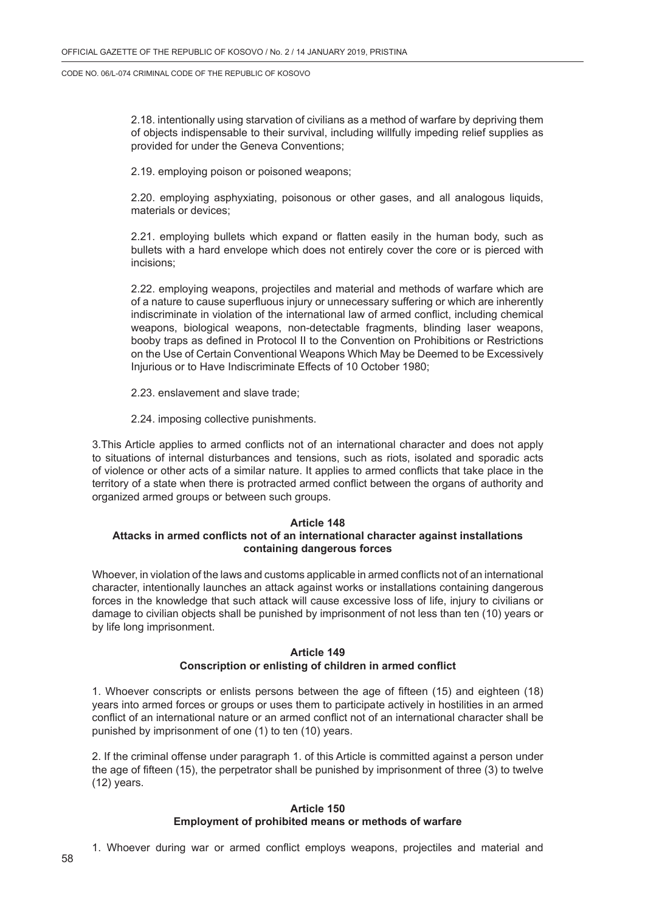2.18. intentionally using starvation of civilians as a method of warfare by depriving them of objects indispensable to their survival, including willfully impeding relief supplies as provided for under the Geneva Conventions;

2.19. employing poison or poisoned weapons;

2.20. employing asphyxiating, poisonous or other gases, and all analogous liquids, materials or devices;

2.21. employing bullets which expand or flatten easily in the human body, such as bullets with a hard envelope which does not entirely cover the core or is pierced with incisions;

2.22. employing weapons, projectiles and material and methods of warfare which are of a nature to cause superfluous injury or unnecessary suffering or which are inherently indiscriminate in violation of the international law of armed conflict, including chemical weapons, biological weapons, non-detectable fragments, blinding laser weapons, booby traps as defined in Protocol II to the Convention on Prohibitions or Restrictions on the Use of Certain Conventional Weapons Which May be Deemed to be Excessively Injurious or to Have Indiscriminate Effects of 10 October 1980;

2.23. enslavement and slave trade;

2.24. imposing collective punishments.

3.This Article applies to armed conflicts not of an international character and does not apply to situations of internal disturbances and tensions, such as riots, isolated and sporadic acts of violence or other acts of a similar nature. It applies to armed conflicts that take place in the territory of a state when there is protracted armed conflict between the organs of authority and organized armed groups or between such groups.

**Article 148**
**Attacks in armed conflicts not of an international character against installations containing dangerous forces**

Whoever, in violation of the laws and customs applicable in armed conflicts not of an international character, intentionally launches an attack against works or installations containing dangerous forces in the knowledge that such attack will cause excessive loss of life, injury to civilians or damage to civilian objects shall be punished by imprisonment of not less than ten (10) years or by life long imprisonment.

**Article 149**
**Conscription or enlisting of children in armed conflict**

1. Whoever conscripts or enlists persons between the age of fifteen (15) and eighteen (18) years into armed forces or groups or uses them to participate actively in hostilities in an armed conflict of an international nature or an armed conflict not of an international character shall be punished by imprisonment of one (1) to ten (10) years.

2. If the criminal offense under paragraph 1. of this Article is committed against a person under the age of fifteen (15), the perpetrator shall be punished by imprisonment of three (3) to twelve (12) years.

**Article 150**
**Employment of prohibited means or methods of warfare**

1. Whoever during war or armed conflict employs weapons, projectiles and material and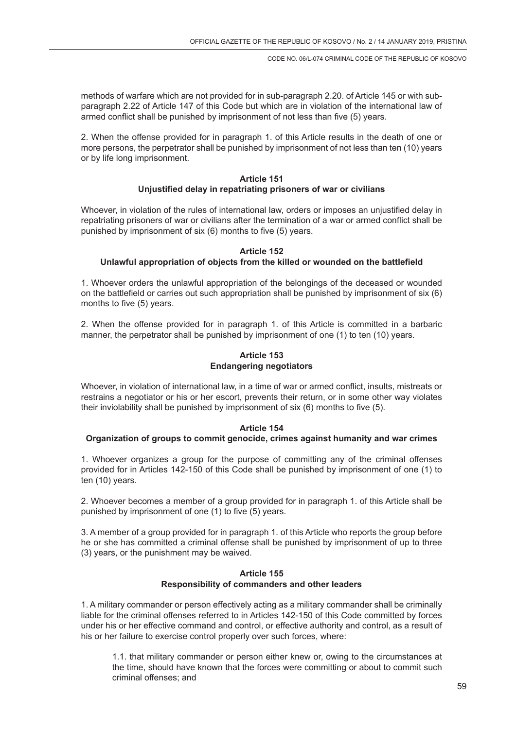methods of warfare which are not provided for in sub-paragraph 2.20. of Article 145 or with sub-paragraph 2.22 of Article 147 of this Code but which are in violation of the international law of armed conflict shall be punished by imprisonment of not less than five (5) years.

2. When the offense provided for in paragraph 1. of this Article results in the death of one or more persons, the perpetrator shall be punished by imprisonment of not less than ten (10) years or by life long imprisonment.

**Article 151**
**Unjustified delay in repatriating prisoners of war or civilians**

Whoever, in violation of the rules of international law, orders or imposes an unjustified delay in repatriating prisoners of war or civilians after the termination of a war or armed conflict shall be punished by imprisonment of six (6) months to five (5) years.

**Article 152**
**Unlawful appropriation of objects from the killed or wounded on the battlefield**

1. Whoever orders the unlawful appropriation of the belongings of the deceased or wounded on the battlefield or carries out such appropriation shall be punished by imprisonment of six (6) months to five (5) years.

2. When the offense provided for in paragraph 1. of this Article is committed in a barbaric manner, the perpetrator shall be punished by imprisonment of one (1) to ten (10) years.

**Article 153**
**Endangering negotiators**

Whoever, in violation of international law, in a time of war or armed conflict, insults, mistreats or restrains a negotiator or his or her escort, prevents their return, or in some other way violates their inviolability shall be punished by imprisonment of six (6) months to five (5).

**Article 154**
**Organization of groups to commit genocide, crimes against humanity and war crimes**

1. Whoever organizes a group for the purpose of committing any of the criminal offenses provided for in Articles 142-150 of this Code shall be punished by imprisonment of one (1) to ten (10) years.

2. Whoever becomes a member of a group provided for in paragraph 1. of this Article shall be punished by imprisonment of one (1) to five (5) years.

3. A member of a group provided for in paragraph 1. of this Article who reports the group before he or she has committed a criminal offense shall be punished by imprisonment of up to three (3) years, or the punishment may be waived.

**Article 155**
**Responsibility of commanders and other leaders**

1. A military commander or person effectively acting as a military commander shall be criminally liable for the criminal offenses referred to in Articles 142-150 of this Code committed by forces under his or her effective command and control, or effective authority and control, as a result of his or her failure to exercise control properly over such forces, where:

1.1. that military commander or person either knew or, owing to the circumstances at the time, should have known that the forces were committing or about to commit such criminal offenses; and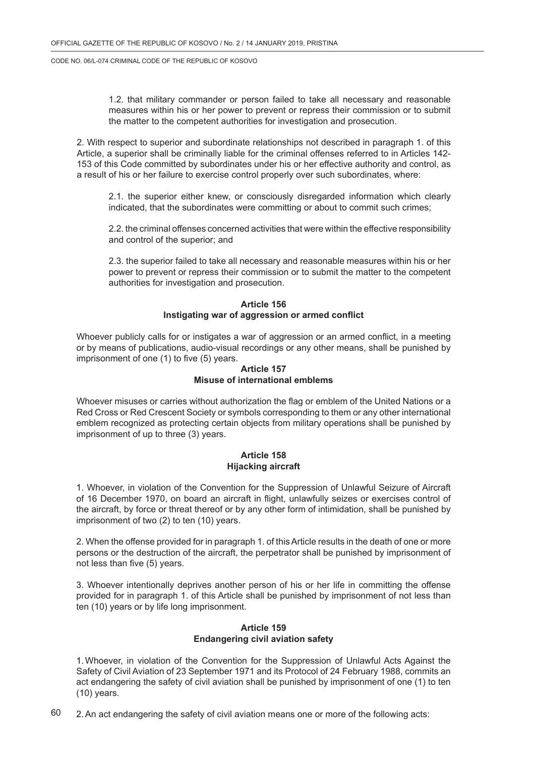1.2. that military commander or person failed to take all necessary and reasonable measures within his or her power to prevent or repress their commission or to submit the matter to the competent authorities for investigation and prosecution.

2. With respect to superior and subordinate relationships not described in paragraph 1. of this Article, a superior shall be criminally liable for the criminal offenses referred to in Articles 142-153 of this Code committed by subordinates under his or her effective authority and control, as a result of his or her failure to exercise control properly over such subordinates, where:

2.1. the superior either knew, or consciously disregarded information which clearly indicated, that the subordinates were committing or about to commit such crimes;

2.2. the criminal offenses concerned activities that were within the effective responsibility and control of the superior; and

2.3. the superior failed to take all necessary and reasonable measures within his or her power to prevent or repress their commission or to submit the matter to the competent authorities for investigation and prosecution.

**Article 156**
**Instigating war of aggression or armed conflict**

Whoever publicly calls for or instigates a war of aggression or an armed conflict, in a meeting or by means of publications, audio-visual recordings or any other means, shall be punished by imprisonment of one (1) to five (5) years.

**Article 157**
**Misuse of international emblems**

Whoever misuses or carries without authorization the flag or emblem of the United Nations or a Red Cross or Red Crescent Society or symbols corresponding to them or any other international emblem recognized as protecting certain objects from military operations shall be punished by imprisonment of up to three (3) years.

**Article 158**
**Hijacking aircraft**

1. Whoever, in violation of the Convention for the Suppression of Unlawful Seizure of Aircraft of 16 December 1970, on board an aircraft in flight, unlawfully seizes or exercises control of the aircraft, by force or threat thereof or by any other form of intimidation, shall be punished by imprisonment of two (2) to ten (10) years.

2. When the offense provided for in paragraph 1. of this Article results in the death of one or more persons or the destruction of the aircraft, the perpetrator shall be punished by imprisonment of not less than five (5) years.

3. Whoever intentionally deprives another person of his or her life in committing the offense provided for in paragraph 1. of this Article shall be punished by imprisonment of not less than ten (10) years or by life long imprisonment.

**Article 159**
**Endangering civil aviation safety**

1. Whoever, in violation of the Convention for the Suppression of Unlawful Acts Against the Safety of Civil Aviation of 23 September 1971 and its Protocol of 24 February 1988, commits an act endangering the safety of civil aviation shall be punished by imprisonment of one (1) to ten (10) years.

2. An act endangering the safety of civil aviation means one or more of the following acts: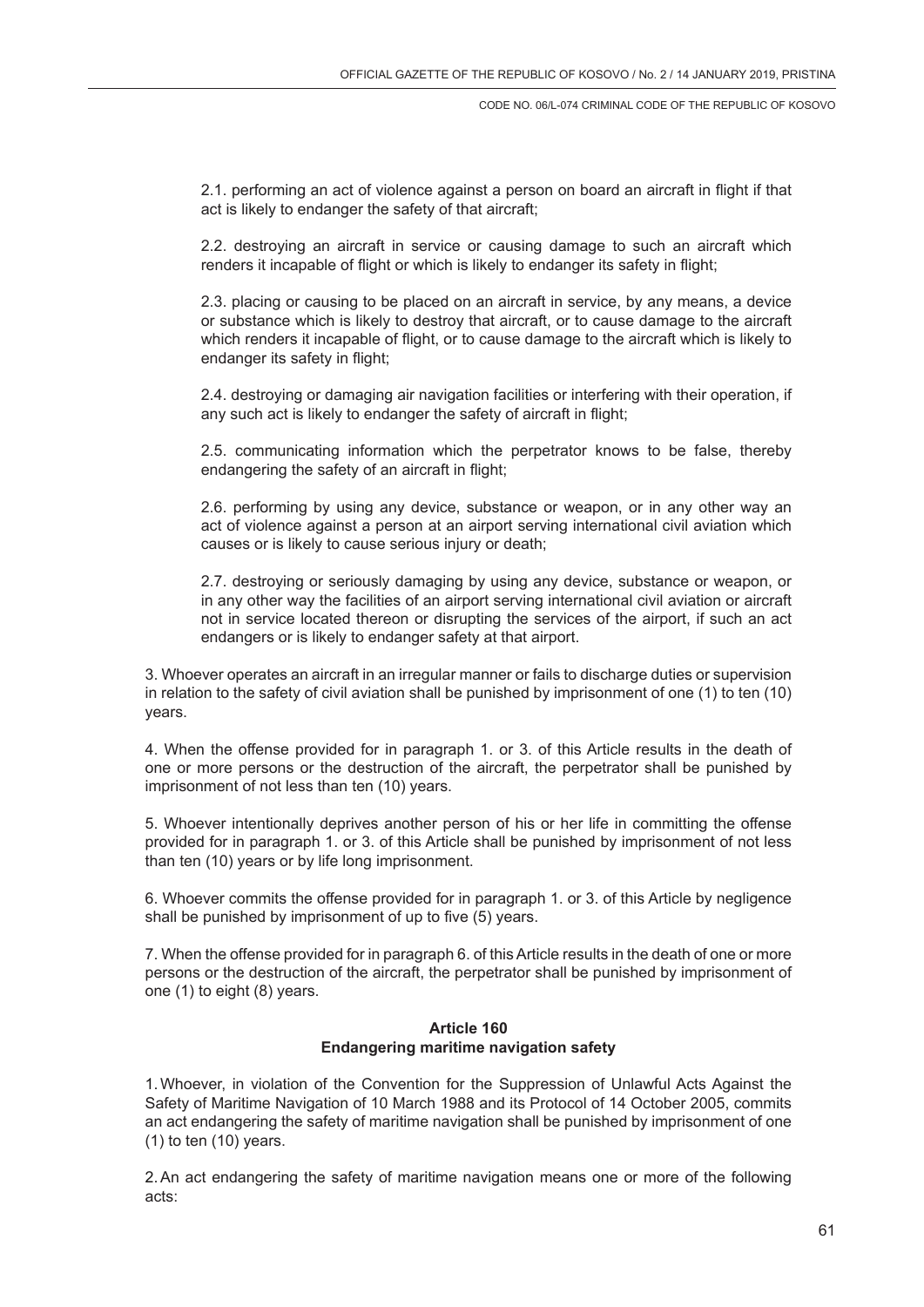2.1. performing an act of violence against a person on board an aircraft in flight if that act is likely to endanger the safety of that aircraft;

2.2. destroying an aircraft in service or causing damage to such an aircraft which renders it incapable of flight or which is likely to endanger its safety in flight;

2.3. placing or causing to be placed on an aircraft in service, by any means, a device or substance which is likely to destroy that aircraft, or to cause damage to the aircraft which renders it incapable of flight, or to cause damage to the aircraft which is likely to endanger its safety in flight;

2.4. destroying or damaging air navigation facilities or interfering with their operation, if any such act is likely to endanger the safety of aircraft in flight;

2.5. communicating information which the perpetrator knows to be false, thereby endangering the safety of an aircraft in flight;

2.6. performing by using any device, substance or weapon, or in any other way an act of violence against a person at an airport serving international civil aviation which causes or is likely to cause serious injury or death;

2.7. destroying or seriously damaging by using any device, substance or weapon, or in any other way the facilities of an airport serving international civil aviation or aircraft not in service located thereon or disrupting the services of the airport, if such an act endangers or is likely to endanger safety at that airport.

3. Whoever operates an aircraft in an irregular manner or fails to discharge duties or supervision in relation to the safety of civil aviation shall be punished by imprisonment of one (1) to ten (10) years.

4. When the offense provided for in paragraph 1. or 3. of this Article results in the death of one or more persons or the destruction of the aircraft, the perpetrator shall be punished by imprisonment of not less than ten (10) years.

5. Whoever intentionally deprives another person of his or her life in committing the offense provided for in paragraph 1. or 3. of this Article shall be punished by imprisonment of not less than ten (10) years or by life long imprisonment.

6. Whoever commits the offense provided for in paragraph 1. or 3. of this Article by negligence shall be punished by imprisonment of up to five (5) years.

7. When the offense provided for in paragraph 6. of this Article results in the death of one or more persons or the destruction of the aircraft, the perpetrator shall be punished by imprisonment of one (1) to eight (8) years.

**Article 160**
**Endangering maritime navigation safety**

1. Whoever, in violation of the Convention for the Suppression of Unlawful Acts Against the Safety of Maritime Navigation of 10 March 1988 and its Protocol of 14 October 2005, commits an act endangering the safety of maritime navigation shall be punished by imprisonment of one (1) to ten (10) years.

2. An act endangering the safety of maritime navigation means one or more of the following acts: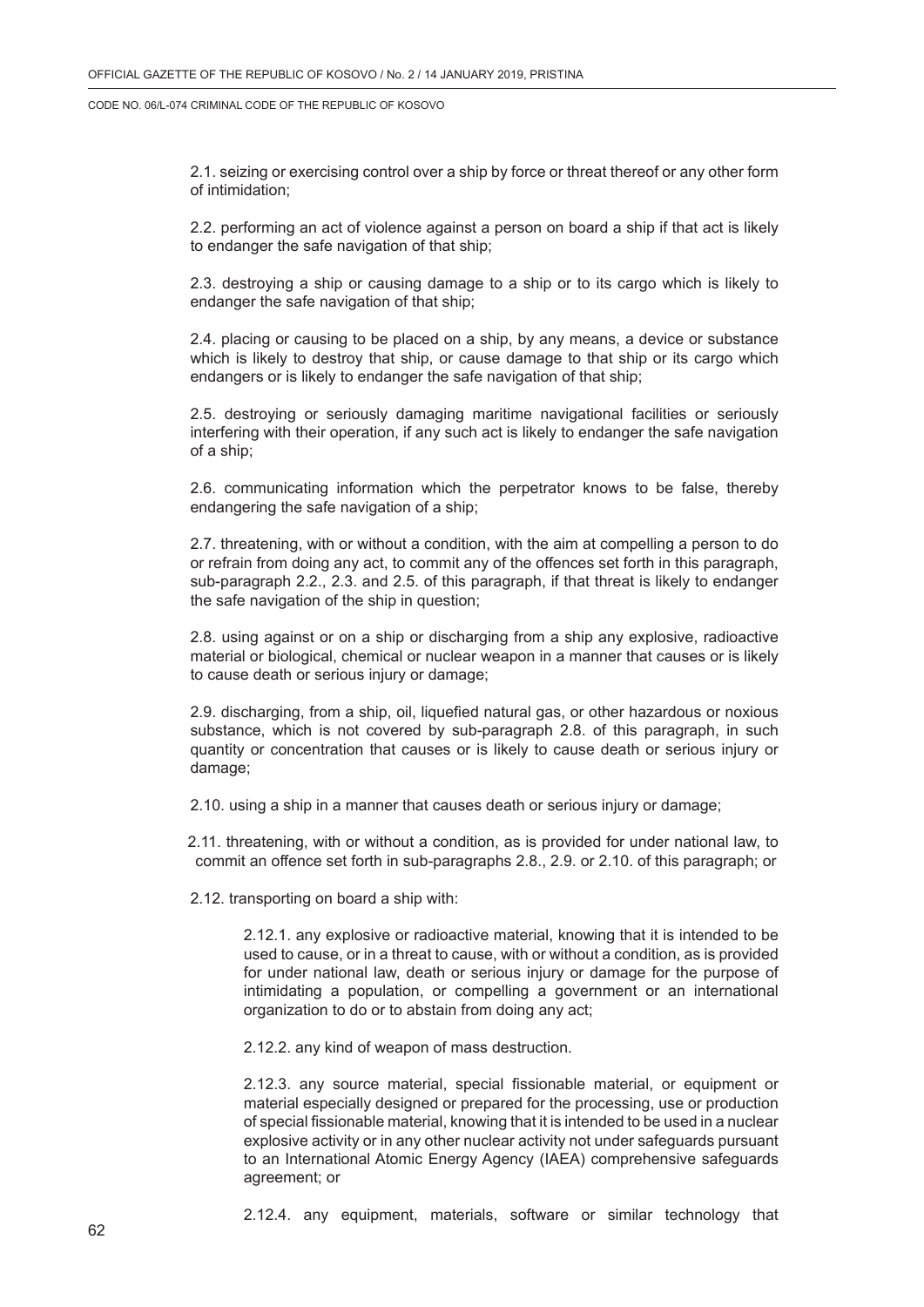2.1. seizing or exercising control over a ship by force or threat thereof or any other form of intimidation;

2.2. performing an act of violence against a person on board a ship if that act is likely to endanger the safe navigation of that ship;

2.3. destroying a ship or causing damage to a ship or to its cargo which is likely to endanger the safe navigation of that ship;

2.4. placing or causing to be placed on a ship, by any means, a device or substance which is likely to destroy that ship, or cause damage to that ship or its cargo which endangers or is likely to endanger the safe navigation of that ship;

2.5. destroying or seriously damaging maritime navigational facilities or seriously interfering with their operation, if any such act is likely to endanger the safe navigation of a ship;

2.6. communicating information which the perpetrator knows to be false, thereby endangering the safe navigation of a ship;

2.7. threatening, with or without a condition, with the aim at compelling a person to do or refrain from doing any act, to commit any of the offences set forth in this paragraph, sub-paragraph 2.2., 2.3. and 2.5. of this paragraph, if that threat is likely to endanger the safe navigation of the ship in question;

2.8. using against or on a ship or discharging from a ship any explosive, radioactive material or biological, chemical or nuclear weapon in a manner that causes or is likely to cause death or serious injury or damage;

2.9. discharging, from a ship, oil, liquefied natural gas, or other hazardous or noxious substance, which is not covered by sub-paragraph 2.8. of this paragraph, in such quantity or concentration that causes or is likely to cause death or serious injury or damage;

2.10. using a ship in a manner that causes death or serious injury or damage;

2.11. threatening, with or without a condition, as is provided for under national law, to commit an offence set forth in sub-paragraphs 2.8., 2.9. or 2.10. of this paragraph; or

2.12. transporting on board a ship with:

2.12.1. any explosive or radioactive material, knowing that it is intended to be used to cause, or in a threat to cause, with or without a condition, as is provided for under national law, death or serious injury or damage for the purpose of intimidating a population, or compelling a government or an international organization to do or to abstain from doing any act;

2.12.2. any kind of weapon of mass destruction.

2.12.3. any source material, special fissionable material, or equipment or material especially designed or prepared for the processing, use or production of special fissionable material, knowing that it is intended to be used in a nuclear explosive activity or in any other nuclear activity not under safeguards pursuant to an International Atomic Energy Agency (IAEA) comprehensive safeguards agreement; or

2.12.4. any equipment, materials, software or similar technology that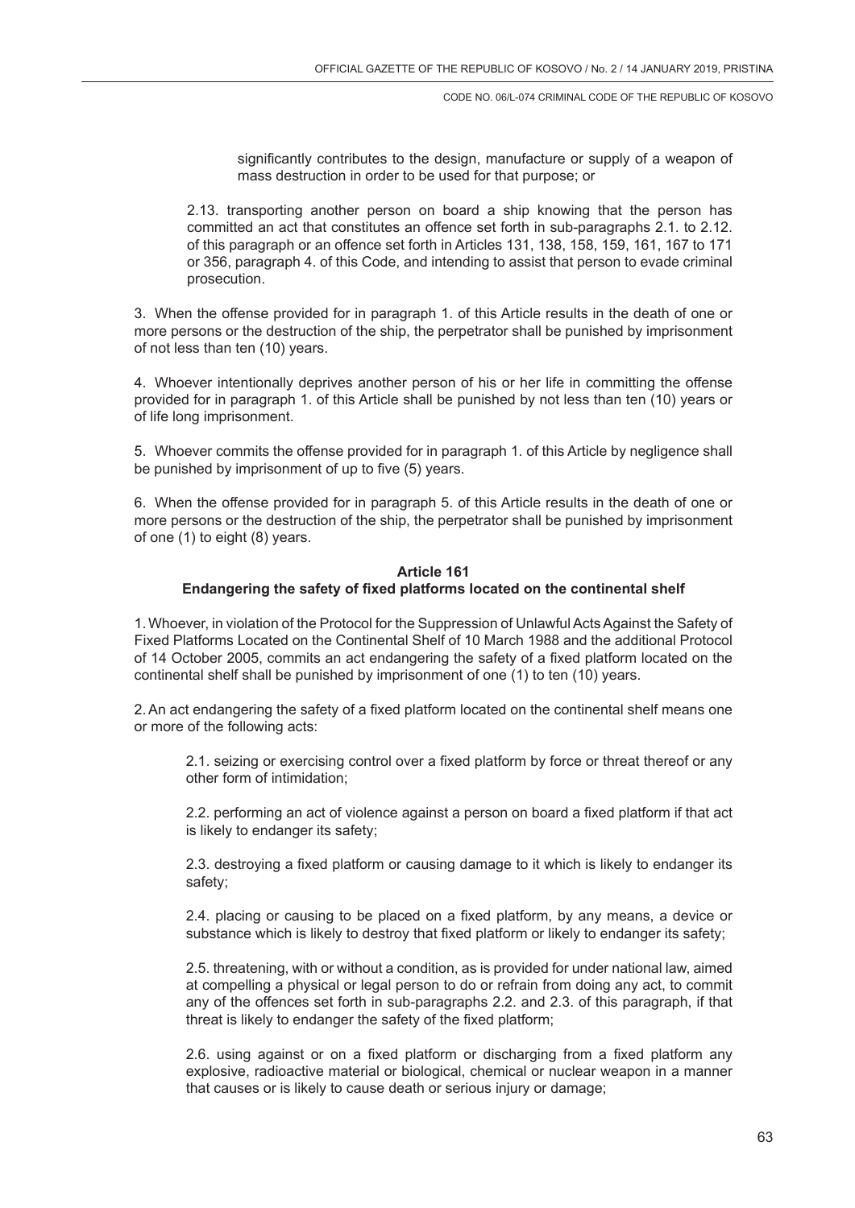significantly contributes to the design, manufacture or supply of a weapon of mass destruction in order to be used for that purpose; or

2.13. transporting another person on board a ship knowing that the person has committed an act that constitutes an offence set forth in sub-paragraphs 2.1. to 2.12. of this paragraph or an offence set forth in Articles 131, 138, 158, 159, 161, 167 to 171 or 356, paragraph 4. of this Code, and intending to assist that person to evade criminal prosecution.

3. When the offense provided for in paragraph 1. of this Article results in the death of one or more persons or the destruction of the ship, the perpetrator shall be punished by imprisonment of not less than ten (10) years.

4. Whoever intentionally deprives another person of his or her life in committing the offense provided for in paragraph 1. of this Article shall be punished by not less than ten (10) years or of life long imprisonment.

5. Whoever commits the offense provided for in paragraph 1. of this Article by negligence shall be punished by imprisonment of up to five (5) years.

6. When the offense provided for in paragraph 5. of this Article results in the death of one or more persons or the destruction of the ship, the perpetrator shall be punished by imprisonment of one (1) to eight (8) years.

**Article 161**
**Endangering the safety of fixed platforms located on the continental shelf**

1. Whoever, in violation of the Protocol for the Suppression of Unlawful Acts Against the Safety of Fixed Platforms Located on the Continental Shelf of 10 March 1988 and the additional Protocol of 14 October 2005, commits an act endangering the safety of a fixed platform located on the continental shelf shall be punished by imprisonment of one (1) to ten (10) years.

2. An act endangering the safety of a fixed platform located on the continental shelf means one or more of the following acts:

2.1. seizing or exercising control over a fixed platform by force or threat thereof or any other form of intimidation;

2.2. performing an act of violence against a person on board a fixed platform if that act is likely to endanger its safety;

2.3. destroying a fixed platform or causing damage to it which is likely to endanger its safety;

2.4. placing or causing to be placed on a fixed platform, by any means, a device or substance which is likely to destroy that fixed platform or likely to endanger its safety;

2.5. threatening, with or without a condition, as is provided for under national law, aimed at compelling a physical or legal person to do or refrain from doing any act, to commit any of the offences set forth in sub-paragraphs 2.2. and 2.3. of this paragraph, if that threat is likely to endanger the safety of the fixed platform;

2.6. using against or on a fixed platform or discharging from a fixed platform any explosive, radioactive material or biological, chemical or nuclear weapon in a manner that causes or is likely to cause death or serious injury or damage;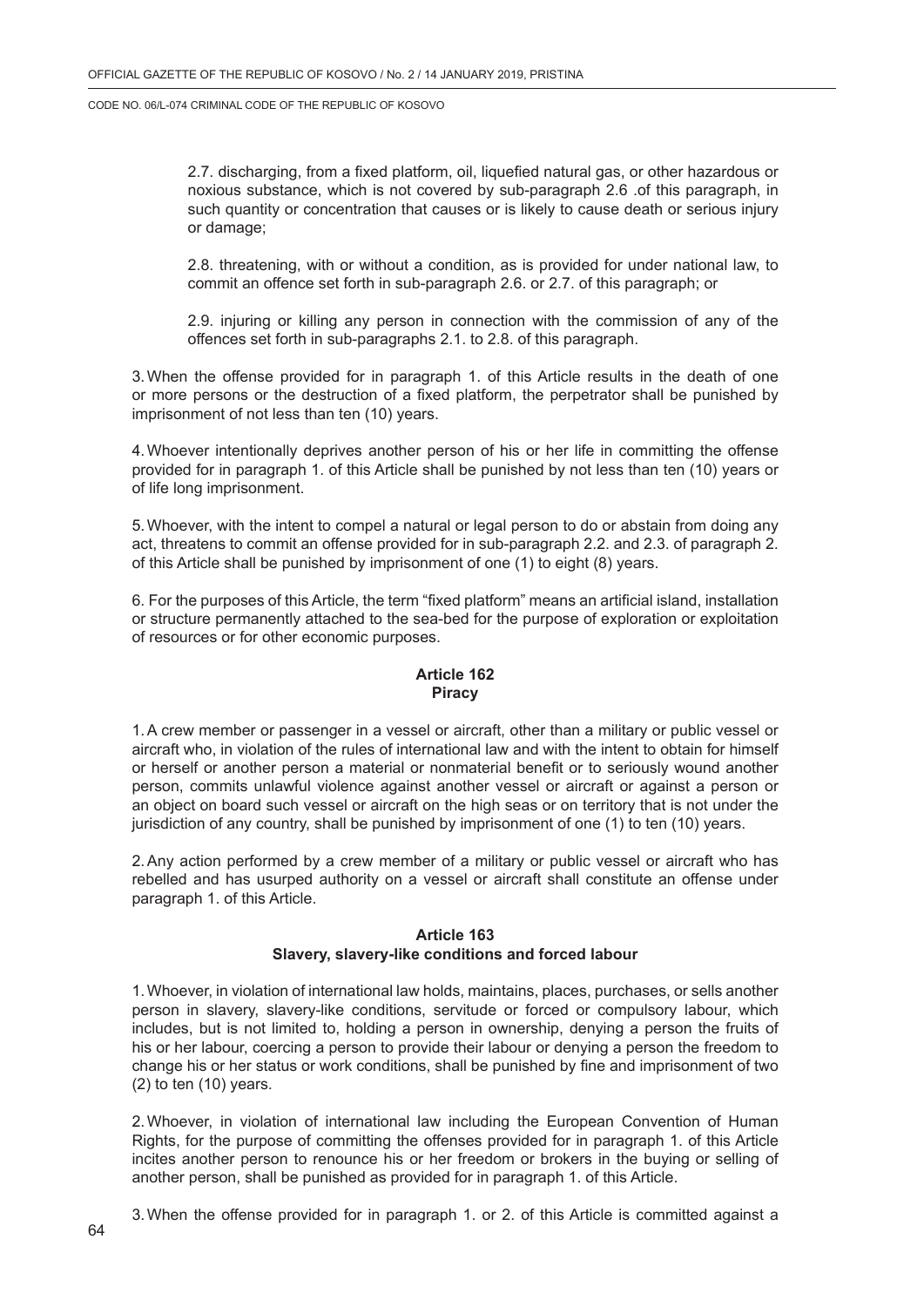2.7. discharging, from a fixed platform, oil, liquefied natural gas, or other hazardous or noxious substance, which is not covered by sub-paragraph 2.6 .of this paragraph, in such quantity or concentration that causes or is likely to cause death or serious injury or damage;

2.8. threatening, with or without a condition, as is provided for under national law, to commit an offence set forth in sub-paragraph 2.6. or 2.7. of this paragraph; or

2.9. injuring or killing any person in connection with the commission of any of the offences set forth in sub-paragraphs 2.1. to 2.8. of this paragraph.

3. When the offense provided for in paragraph 1. of this Article results in the death of one or more persons or the destruction of a fixed platform, the perpetrator shall be punished by imprisonment of not less than ten (10) years.

4. Whoever intentionally deprives another person of his or her life in committing the offense provided for in paragraph 1. of this Article shall be punished by not less than ten (10) years or of life long imprisonment.

5. Whoever, with the intent to compel a natural or legal person to do or abstain from doing any act, threatens to commit an offense provided for in sub-paragraph 2.2. and 2.3. of paragraph 2. of this Article shall be punished by imprisonment of one (1) to eight (8) years.

6. For the purposes of this Article, the term "fixed platform" means an artificial island, installation or structure permanently attached to the sea-bed for the purpose of exploration or exploitation of resources or for other economic purposes.

### Article 162
### Piracy

1. A crew member or passenger in a vessel or aircraft, other than a military or public vessel or aircraft who, in violation of the rules of international law and with the intent to obtain for himself or herself or another person a material or nonmaterial benefit or to seriously wound another person, commits unlawful violence against another vessel or aircraft or against a person or an object on board such vessel or aircraft on the high seas or on territory that is not under the jurisdiction of any country, shall be punished by imprisonment of one (1) to ten (10) years.

2. Any action performed by a crew member of a military or public vessel or aircraft who has rebelled and has usurped authority on a vessel or aircraft shall constitute an offense under paragraph 1. of this Article.

### Article 163
### Slavery, slavery-like conditions and forced labour

1. Whoever, in violation of international law holds, maintains, places, purchases, or sells another person in slavery, slavery-like conditions, servitude or forced or compulsory labour, which includes, but is not limited to, holding a person in ownership, denying a person the fruits of his or her labour, coercing a person to provide their labour or denying a person the freedom to change his or her status or work conditions, shall be punished by fine and imprisonment of two (2) to ten (10) years.

2. Whoever, in violation of international law including the European Convention of Human Rights, for the purpose of committing the offenses provided for in paragraph 1. of this Article incites another person to renounce his or her freedom or brokers in the buying or selling of another person, shall be punished as provided for in paragraph 1. of this Article.

3. When the offense provided for in paragraph 1. or 2. of this Article is committed against a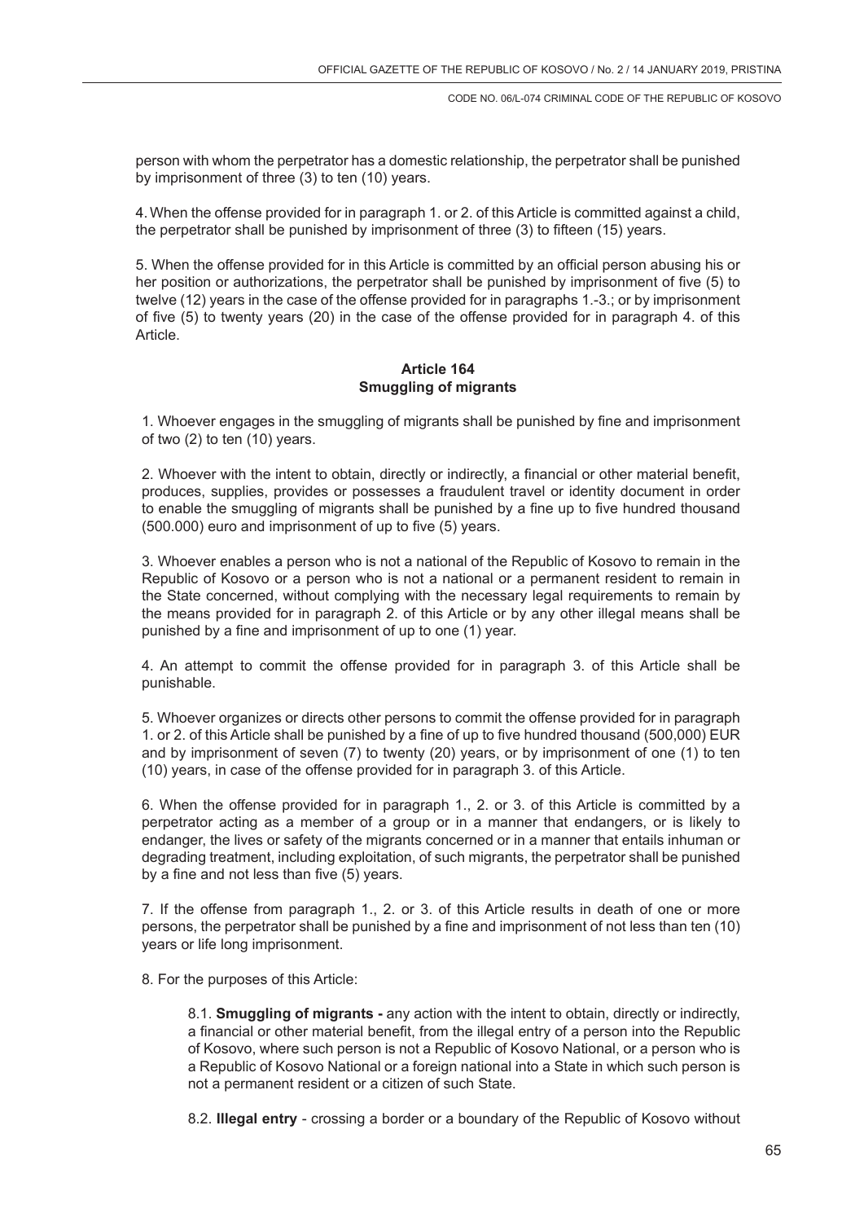person with whom the perpetrator has a domestic relationship, the perpetrator shall be punished by imprisonment of three (3) to ten (10) years.

4. When the offense provided for in paragraph 1. or 2. of this Article is committed against a child, the perpetrator shall be punished by imprisonment of three (3) to fifteen (15) years.

5. When the offense provided for in this Article is committed by an official person abusing his or her position or authorizations, the perpetrator shall be punished by imprisonment of five (5) to twelve (12) years in the case of the offense provided for in paragraphs 1.-3.; or by imprisonment of five (5) to twenty years (20) in the case of the offense provided for in paragraph 4. of this Article.

## Article 164
## Smuggling of migrants

1. Whoever engages in the smuggling of migrants shall be punished by fine and imprisonment of two (2) to ten (10) years.

2. Whoever with the intent to obtain, directly or indirectly, a financial or other material benefit, produces, supplies, provides or possesses a fraudulent travel or identity document in order to enable the smuggling of migrants shall be punished by a fine up to five hundred thousand (500.000) euro and imprisonment of up to five (5) years.

3. Whoever enables a person who is not a national of the Republic of Kosovo to remain in the Republic of Kosovo or a person who is not a national or a permanent resident to remain in the State concerned, without complying with the necessary legal requirements to remain by the means provided for in paragraph 2. of this Article or by any other illegal means shall be punished by a fine and imprisonment of up to one (1) year.

4. An attempt to commit the offense provided for in paragraph 3. of this Article shall be punishable.

5. Whoever organizes or directs other persons to commit the offense provided for in paragraph 1. or 2. of this Article shall be punished by a fine of up to five hundred thousand (500,000) EUR and by imprisonment of seven (7) to twenty (20) years, or by imprisonment of one (1) to ten (10) years, in case of the offense provided for in paragraph 3. of this Article.

6. When the offense provided for in paragraph 1., 2. or 3. of this Article is committed by a perpetrator acting as a member of a group or in a manner that endangers, or is likely to endanger, the lives or safety of the migrants concerned or in a manner that entails inhuman or degrading treatment, including exploitation, of such migrants, the perpetrator shall be punished by a fine and not less than five (5) years.

7. If the offense from paragraph 1., 2. or 3. of this Article results in death of one or more persons, the perpetrator shall be punished by a fine and imprisonment of not less than ten (10) years or life long imprisonment.

8. For the purposes of this Article:

8.1. **Smuggling of migrants -** any action with the intent to obtain, directly or indirectly, a financial or other material benefit, from the illegal entry of a person into the Republic of Kosovo, where such person is not a Republic of Kosovo National, or a person who is a Republic of Kosovo National or a foreign national into a State in which such person is not a permanent resident or a citizen of such State.

8.2. **Illegal entry** - crossing a border or a boundary of the Republic of Kosovo without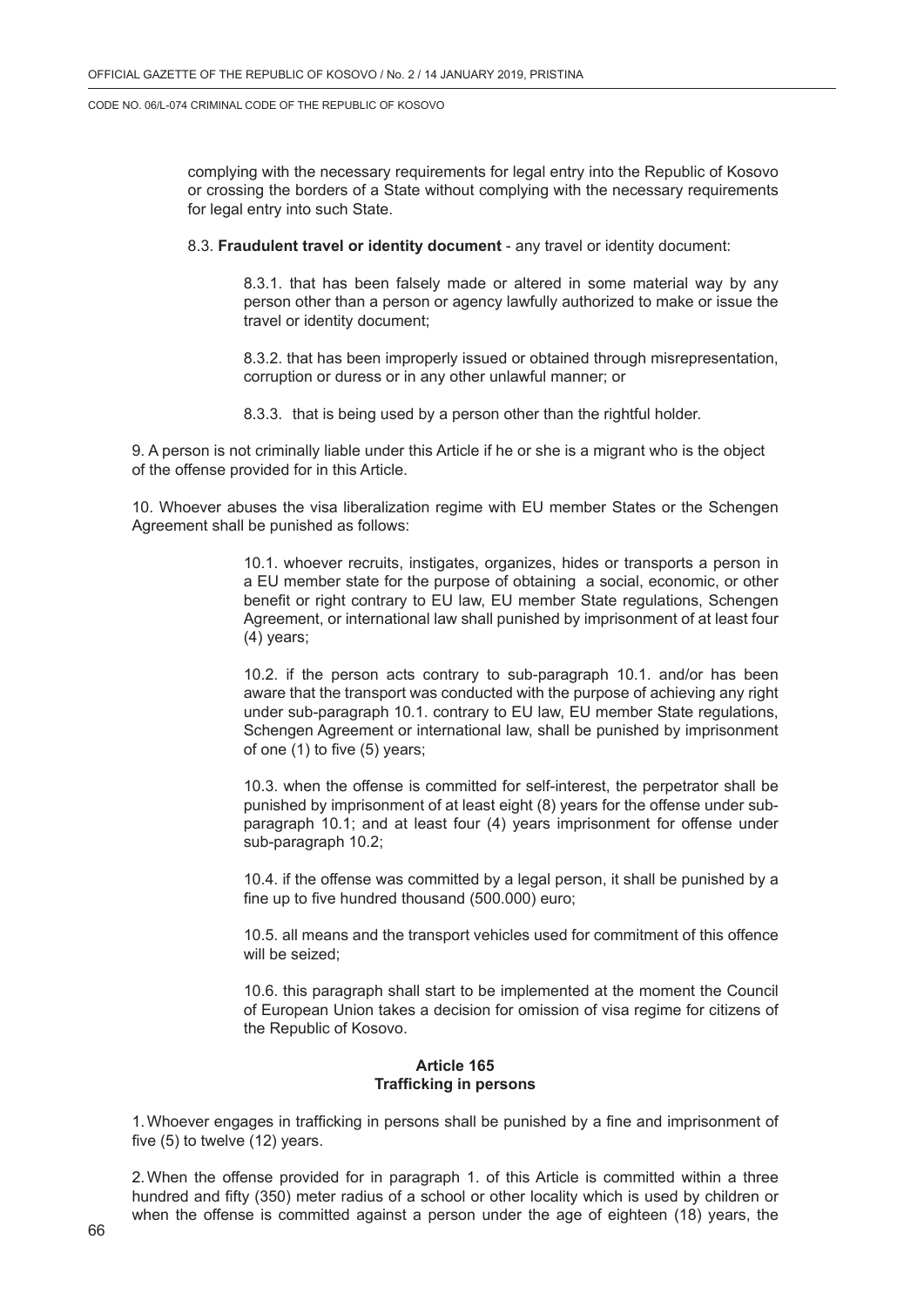complying with the necessary requirements for legal entry into the Republic of Kosovo or crossing the borders of a State without complying with the necessary requirements for legal entry into such State.

8.3. **Fraudulent travel or identity document** - any travel or identity document:

8.3.1. that has been falsely made or altered in some material way by any person other than a person or agency lawfully authorized to make or issue the travel or identity document;

8.3.2. that has been improperly issued or obtained through misrepresentation, corruption or duress or in any other unlawful manner; or

8.3.3. that is being used by a person other than the rightful holder.

9. A person is not criminally liable under this Article if he or she is a migrant who is the object of the offense provided for in this Article.

10. Whoever abuses the visa liberalization regime with EU member States or the Schengen Agreement shall be punished as follows:

10.1. whoever recruits, instigates, organizes, hides or transports a person in a EU member state for the purpose of obtaining a social, economic, or other benefit or right contrary to EU law, EU member State regulations, Schengen Agreement, or international law shall punished by imprisonment of at least four (4) years;

10.2. if the person acts contrary to sub-paragraph 10.1. and/or has been aware that the transport was conducted with the purpose of achieving any right under sub-paragraph 10.1. contrary to EU law, EU member State regulations, Schengen Agreement or international law, shall be punished by imprisonment of one (1) to five (5) years;

10.3. when the offense is committed for self-interest, the perpetrator shall be punished by imprisonment of at least eight (8) years for the offense under sub-paragraph 10.1; and at least four (4) years imprisonment for offense under sub-paragraph 10.2;

10.4. if the offense was committed by a legal person, it shall be punished by a fine up to five hundred thousand (500.000) euro;

10.5. all means and the transport vehicles used for commitment of this offence will be seized;

10.6. this paragraph shall start to be implemented at the moment the Council of European Union takes a decision for omission of visa regime for citizens of the Republic of Kosovo.

## Article 165
## Trafficking in persons

1. Whoever engages in trafficking in persons shall be punished by a fine and imprisonment of five (5) to twelve (12) years.

2. When the offense provided for in paragraph 1. of this Article is committed within a three hundred and fifty (350) meter radius of a school or other locality which is used by children or when the offense is committed against a person under the age of eighteen (18) years, the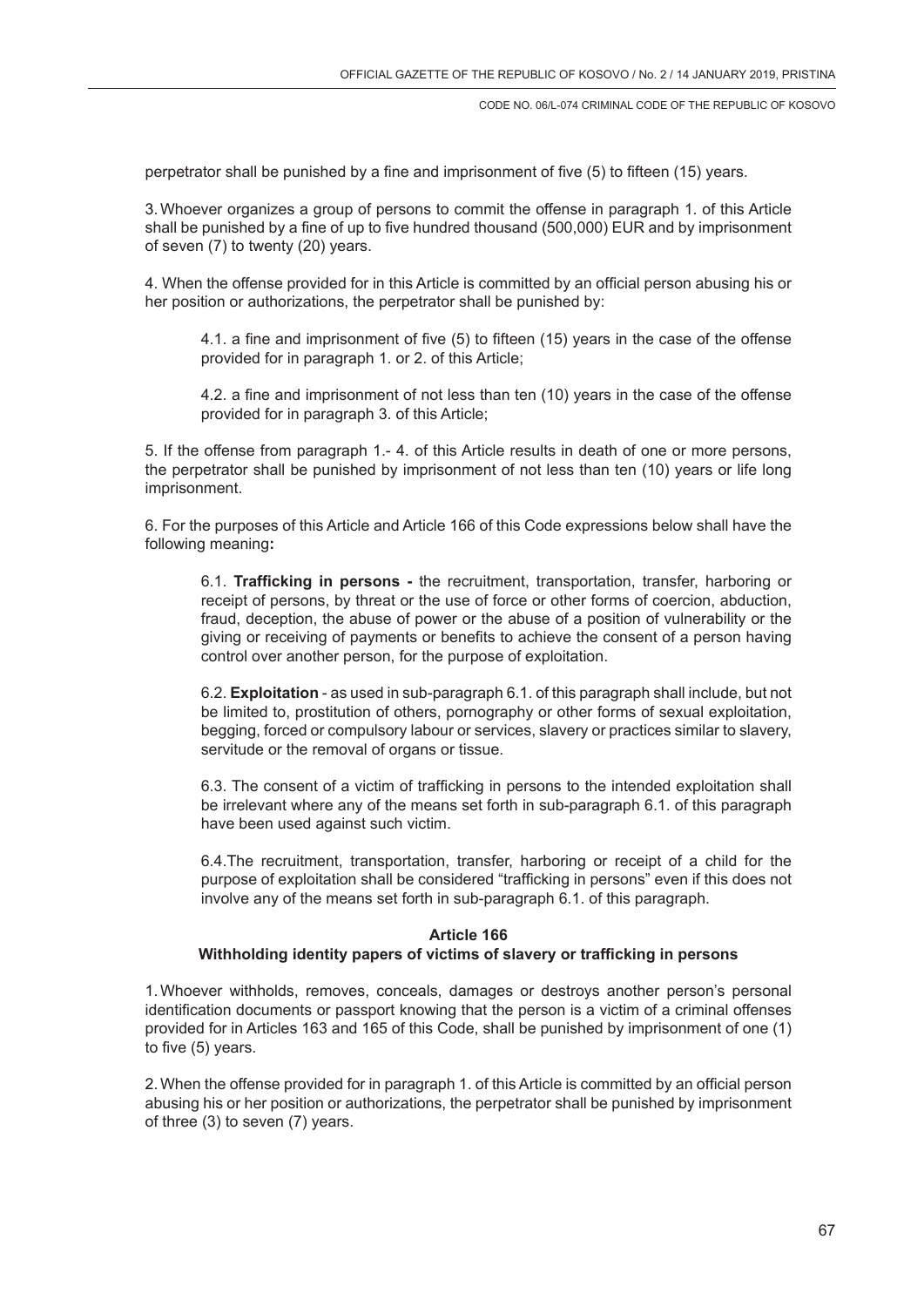perpetrator shall be punished by a fine and imprisonment of five (5) to fifteen (15) years.

3. Whoever organizes a group of persons to commit the offense in paragraph 1. of this Article shall be punished by a fine of up to five hundred thousand (500,000) EUR and by imprisonment of seven (7) to twenty (20) years.

4. When the offense provided for in this Article is committed by an official person abusing his or her position or authorizations, the perpetrator shall be punished by:

4.1. a fine and imprisonment of five (5) to fifteen (15) years in the case of the offense provided for in paragraph 1. or 2. of this Article;

4.2. a fine and imprisonment of not less than ten (10) years in the case of the offense provided for in paragraph 3. of this Article;

5. If the offense from paragraph 1.- 4. of this Article results in death of one or more persons, the perpetrator shall be punished by imprisonment of not less than ten (10) years or life long imprisonment.

6. For the purposes of this Article and Article 166 of this Code expressions below shall have the following meaning**:**

6.1. **Trafficking in persons -** the recruitment, transportation, transfer, harboring or receipt of persons, by threat or the use of force or other forms of coercion, abduction, fraud, deception, the abuse of power or the abuse of a position of vulnerability or the giving or receiving of payments or benefits to achieve the consent of a person having control over another person, for the purpose of exploitation.

6.2. **Exploitation** - as used in sub-paragraph 6.1. of this paragraph shall include, but not be limited to, prostitution of others, pornography or other forms of sexual exploitation, begging, forced or compulsory labour or services, slavery or practices similar to slavery, servitude or the removal of organs or tissue.

6.3. The consent of a victim of trafficking in persons to the intended exploitation shall be irrelevant where any of the means set forth in sub-paragraph 6.1. of this paragraph have been used against such victim.

6.4.The recruitment, transportation, transfer, harboring or receipt of a child for the purpose of exploitation shall be considered "trafficking in persons" even if this does not involve any of the means set forth in sub-paragraph 6.1. of this paragraph.

### Article 166
### Withholding identity papers of victims of slavery or trafficking in persons

1. Whoever withholds, removes, conceals, damages or destroys another person's personal identification documents or passport knowing that the person is a victim of a criminal offenses provided for in Articles 163 and 165 of this Code, shall be punished by imprisonment of one (1) to five (5) years.

2. When the offense provided for in paragraph 1. of this Article is committed by an official person abusing his or her position or authorizations, the perpetrator shall be punished by imprisonment of three (3) to seven (7) years.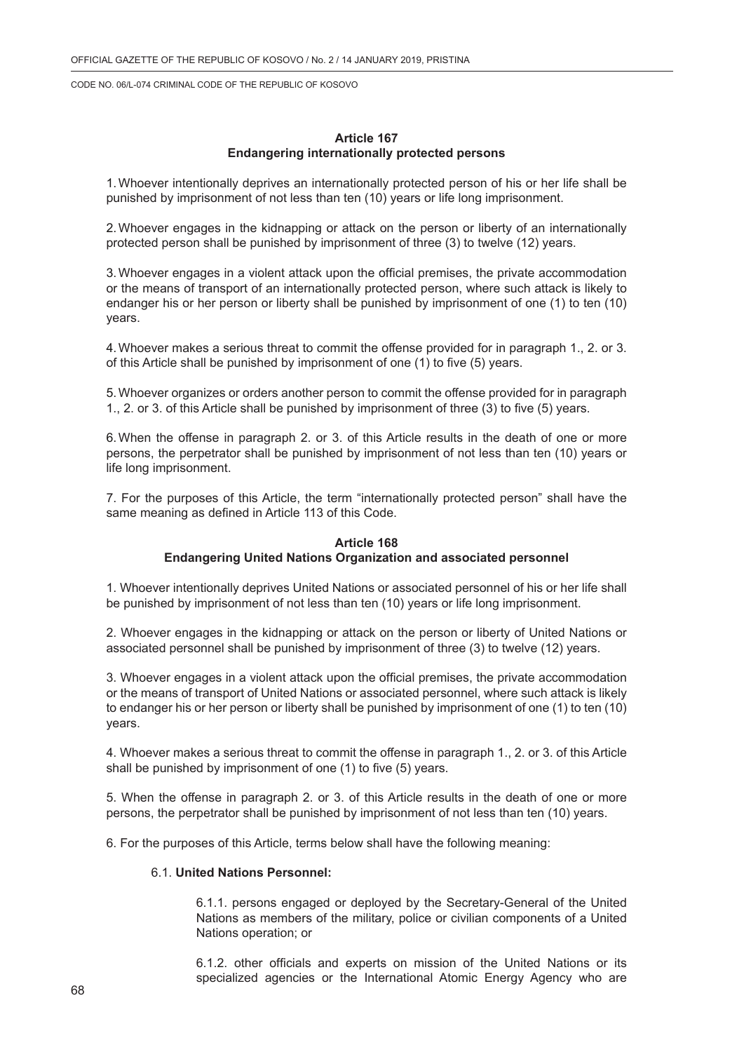**Article 167**
**Endangering internationally protected persons**

1. Whoever intentionally deprives an internationally protected person of his or her life shall be punished by imprisonment of not less than ten (10) years or life long imprisonment.

2. Whoever engages in the kidnapping or attack on the person or liberty of an internationally protected person shall be punished by imprisonment of three (3) to twelve (12) years.

3. Whoever engages in a violent attack upon the official premises, the private accommodation or the means of transport of an internationally protected person, where such attack is likely to endanger his or her person or liberty shall be punished by imprisonment of one (1) to ten (10) years.

4. Whoever makes a serious threat to commit the offense provided for in paragraph 1., 2. or 3. of this Article shall be punished by imprisonment of one (1) to five (5) years.

5. Whoever organizes or orders another person to commit the offense provided for in paragraph 1., 2. or 3. of this Article shall be punished by imprisonment of three (3) to five (5) years.

6. When the offense in paragraph 2. or 3. of this Article results in the death of one or more persons, the perpetrator shall be punished by imprisonment of not less than ten (10) years or life long imprisonment.

7. For the purposes of this Article, the term "internationally protected person" shall have the same meaning as defined in Article 113 of this Code.

**Article 168**
**Endangering United Nations Organization and associated personnel**

1. Whoever intentionally deprives United Nations or associated personnel of his or her life shall be punished by imprisonment of not less than ten (10) years or life long imprisonment.

2. Whoever engages in the kidnapping or attack on the person or liberty of United Nations or associated personnel shall be punished by imprisonment of three (3) to twelve (12) years.

3. Whoever engages in a violent attack upon the official premises, the private accommodation or the means of transport of United Nations or associated personnel, where such attack is likely to endanger his or her person or liberty shall be punished by imprisonment of one (1) to ten (10) years.

4. Whoever makes a serious threat to commit the offense in paragraph 1., 2. or 3. of this Article shall be punished by imprisonment of one (1) to five (5) years.

5. When the offense in paragraph 2. or 3. of this Article results in the death of one or more persons, the perpetrator shall be punished by imprisonment of not less than ten (10) years.

6. For the purposes of this Article, terms below shall have the following meaning:

6.1. **United Nations Personnel:**

6.1.1. persons engaged or deployed by the Secretary-General of the United Nations as members of the military, police or civilian components of a United Nations operation; or

6.1.2. other officials and experts on mission of the United Nations or its specialized agencies or the International Atomic Energy Agency who are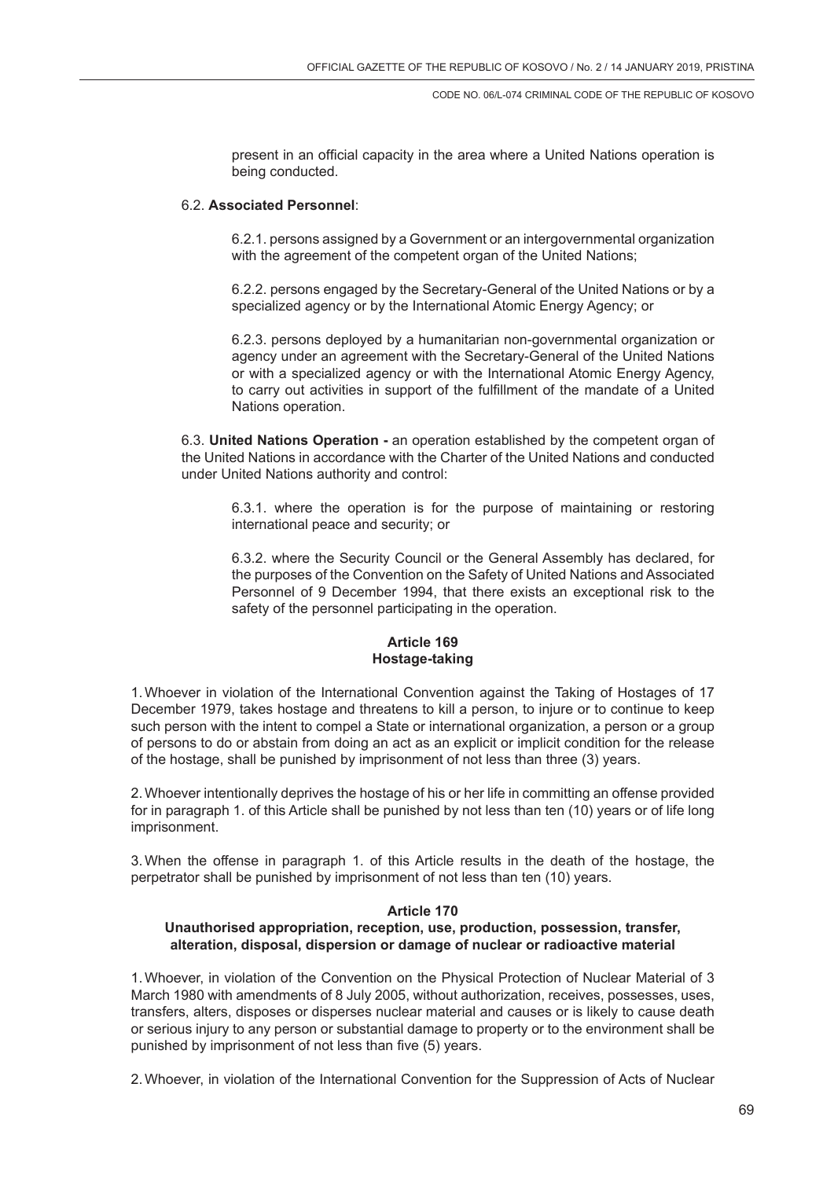present in an official capacity in the area where a United Nations operation is being conducted.

6.2. **Associated Personnel**:

6.2.1. persons assigned by a Government or an intergovernmental organization with the agreement of the competent organ of the United Nations;

6.2.2. persons engaged by the Secretary-General of the United Nations or by a specialized agency or by the International Atomic Energy Agency; or

6.2.3. persons deployed by a humanitarian non-governmental organization or agency under an agreement with the Secretary-General of the United Nations or with a specialized agency or with the International Atomic Energy Agency, to carry out activities in support of the fulfillment of the mandate of a United Nations operation.

6.3. **United Nations Operation -** an operation established by the competent organ of the United Nations in accordance with the Charter of the United Nations and conducted under United Nations authority and control:

6.3.1. where the operation is for the purpose of maintaining or restoring international peace and security; or

6.3.2. where the Security Council or the General Assembly has declared, for the purposes of the Convention on the Safety of United Nations and Associated Personnel of 9 December 1994, that there exists an exceptional risk to the safety of the personnel participating in the operation.

**Article 169**
**Hostage-taking**

1. Whoever in violation of the International Convention against the Taking of Hostages of 17 December 1979, takes hostage and threatens to kill a person, to injure or to continue to keep such person with the intent to compel a State or international organization, a person or a group of persons to do or abstain from doing an act as an explicit or implicit condition for the release of the hostage, shall be punished by imprisonment of not less than three (3) years.

2. Whoever intentionally deprives the hostage of his or her life in committing an offense provided for in paragraph 1. of this Article shall be punished by not less than ten (10) years or of life long imprisonment.

3. When the offense in paragraph 1. of this Article results in the death of the hostage, the perpetrator shall be punished by imprisonment of not less than ten (10) years.

**Article 170**
**Unauthorised appropriation, reception, use, production, possession, transfer, alteration, disposal, dispersion or damage of nuclear or radioactive material**

1. Whoever, in violation of the Convention on the Physical Protection of Nuclear Material of 3 March 1980 with amendments of 8 July 2005, without authorization, receives, possesses, uses, transfers, alters, disposes or disperses nuclear material and causes or is likely to cause death or serious injury to any person or substantial damage to property or to the environment shall be punished by imprisonment of not less than five (5) years.

2. Whoever, in violation of the International Convention for the Suppression of Acts of Nuclear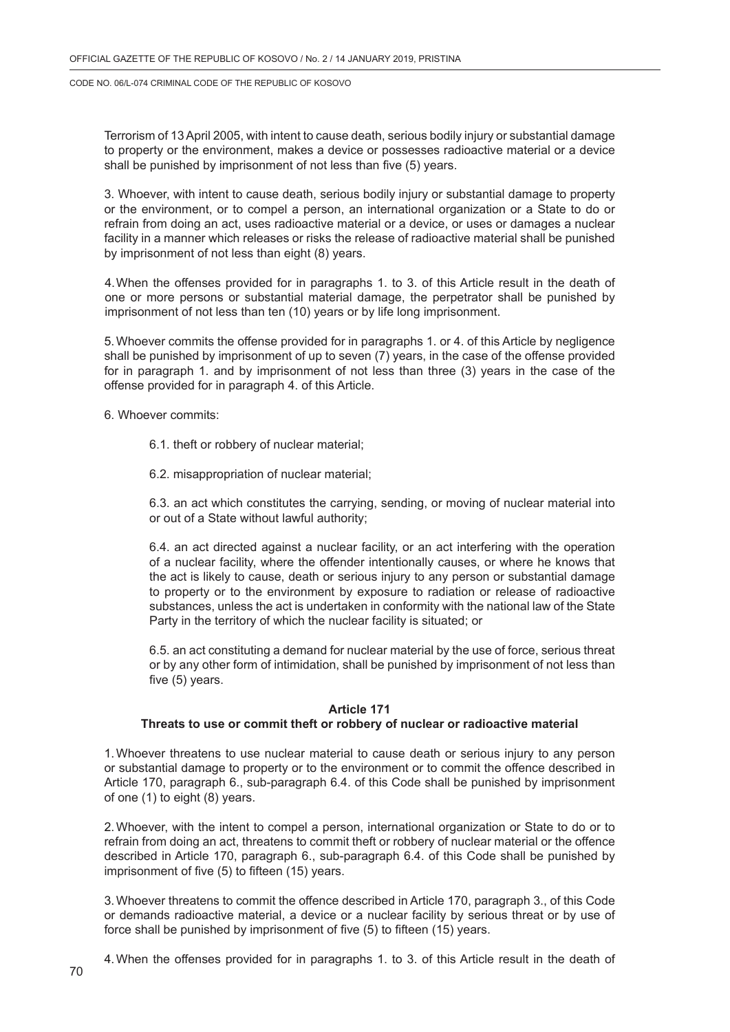Terrorism of 13 April 2005, with intent to cause death, serious bodily injury or substantial damage to property or the environment, makes a device or possesses radioactive material or a device shall be punished by imprisonment of not less than five (5) years.

3. Whoever, with intent to cause death, serious bodily injury or substantial damage to property or the environment, or to compel a person, an international organization or a State to do or refrain from doing an act, uses radioactive material or a device, or uses or damages a nuclear facility in a manner which releases or risks the release of radioactive material shall be punished by imprisonment of not less than eight (8) years.

4. When the offenses provided for in paragraphs 1. to 3. of this Article result in the death of one or more persons or substantial material damage, the perpetrator shall be punished by imprisonment of not less than ten (10) years or by life long imprisonment.

5. Whoever commits the offense provided for in paragraphs 1. or 4. of this Article by negligence shall be punished by imprisonment of up to seven (7) years, in the case of the offense provided for in paragraph 1. and by imprisonment of not less than three (3) years in the case of the offense provided for in paragraph 4. of this Article.

6. Whoever commits:

6.1. theft or robbery of nuclear material;

6.2. misappropriation of nuclear material;

6.3. an act which constitutes the carrying, sending, or moving of nuclear material into or out of a State without lawful authority;

6.4. an act directed against a nuclear facility, or an act interfering with the operation of a nuclear facility, where the offender intentionally causes, or where he knows that the act is likely to cause, death or serious injury to any person or substantial damage to property or to the environment by exposure to radiation or release of radioactive substances, unless the act is undertaken in conformity with the national law of the State Party in the territory of which the nuclear facility is situated; or

6.5. an act constituting a demand for nuclear material by the use of force, serious threat or by any other form of intimidation, shall be punished by imprisonment of not less than five (5) years.

**Article 171**
**Threats to use or commit theft or robbery of nuclear or radioactive material**

1. Whoever threatens to use nuclear material to cause death or serious injury to any person or substantial damage to property or to the environment or to commit the offence described in Article 170, paragraph 6., sub-paragraph 6.4. of this Code shall be punished by imprisonment of one (1) to eight (8) years.

2. Whoever, with the intent to compel a person, international organization or State to do or to refrain from doing an act, threatens to commit theft or robbery of nuclear material or the offence described in Article 170, paragraph 6., sub-paragraph 6.4. of this Code shall be punished by imprisonment of five (5) to fifteen (15) years.

3. Whoever threatens to commit the offence described in Article 170, paragraph 3., of this Code or demands radioactive material, a device or a nuclear facility by serious threat or by use of force shall be punished by imprisonment of five (5) to fifteen (15) years.

4. When the offenses provided for in paragraphs 1. to 3. of this Article result in the death of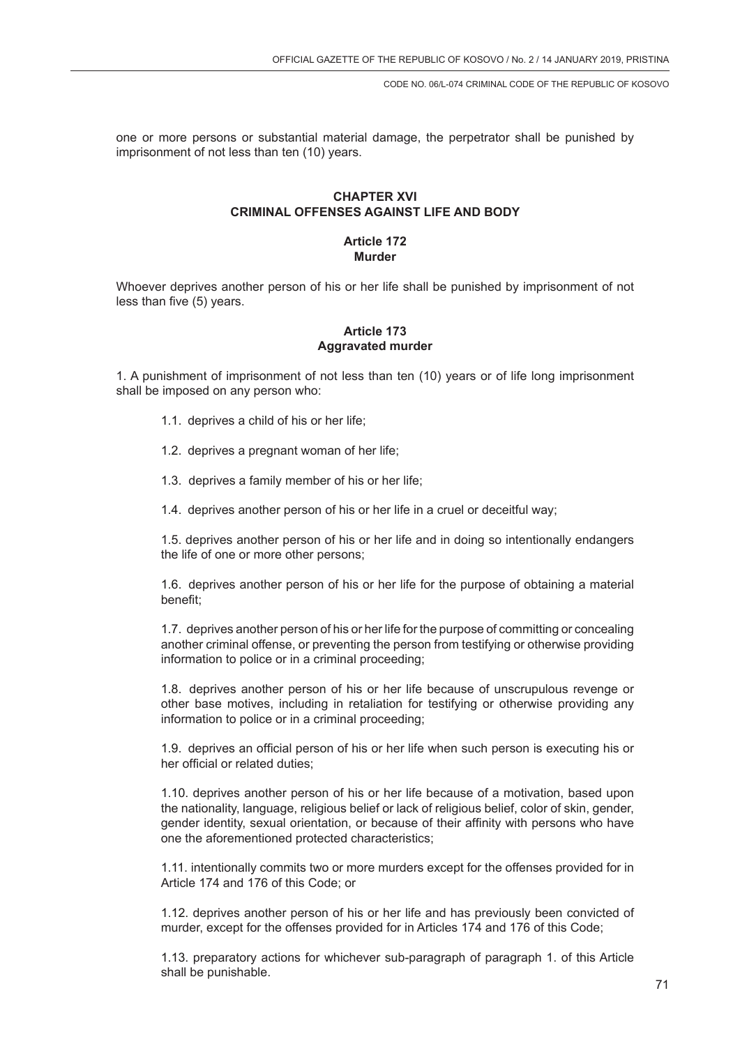one or more persons or substantial material damage, the perpetrator shall be punished by imprisonment of not less than ten (10) years.

## CHAPTER XVI
## CRIMINAL OFFENSES AGAINST LIFE AND BODY

### Article 172
### Murder

Whoever deprives another person of his or her life shall be punished by imprisonment of not less than five (5) years.

### Article 173
### Aggravated murder

1. A punishment of imprisonment of not less than ten (10) years or of life long imprisonment shall be imposed on any person who:

1.1. deprives a child of his or her life;

1.2. deprives a pregnant woman of her life;

1.3. deprives a family member of his or her life;

1.4. deprives another person of his or her life in a cruel or deceitful way;

1.5. deprives another person of his or her life and in doing so intentionally endangers the life of one or more other persons;

1.6. deprives another person of his or her life for the purpose of obtaining a material benefit;

1.7. deprives another person of his or her life for the purpose of committing or concealing another criminal offense, or preventing the person from testifying or otherwise providing information to police or in a criminal proceeding;

1.8. deprives another person of his or her life because of unscrupulous revenge or other base motives, including in retaliation for testifying or otherwise providing any information to police or in a criminal proceeding;

1.9. deprives an official person of his or her life when such person is executing his or her official or related duties;

1.10. deprives another person of his or her life because of a motivation, based upon the nationality, language, religious belief or lack of religious belief, color of skin, gender, gender identity, sexual orientation, or because of their affinity with persons who have one the aforementioned protected characteristics;

1.11. intentionally commits two or more murders except for the offenses provided for in Article 174 and 176 of this Code; or

1.12. deprives another person of his or her life and has previously been convicted of murder, except for the offenses provided for in Articles 174 and 176 of this Code;

1.13. preparatory actions for whichever sub-paragraph of paragraph 1. of this Article shall be punishable.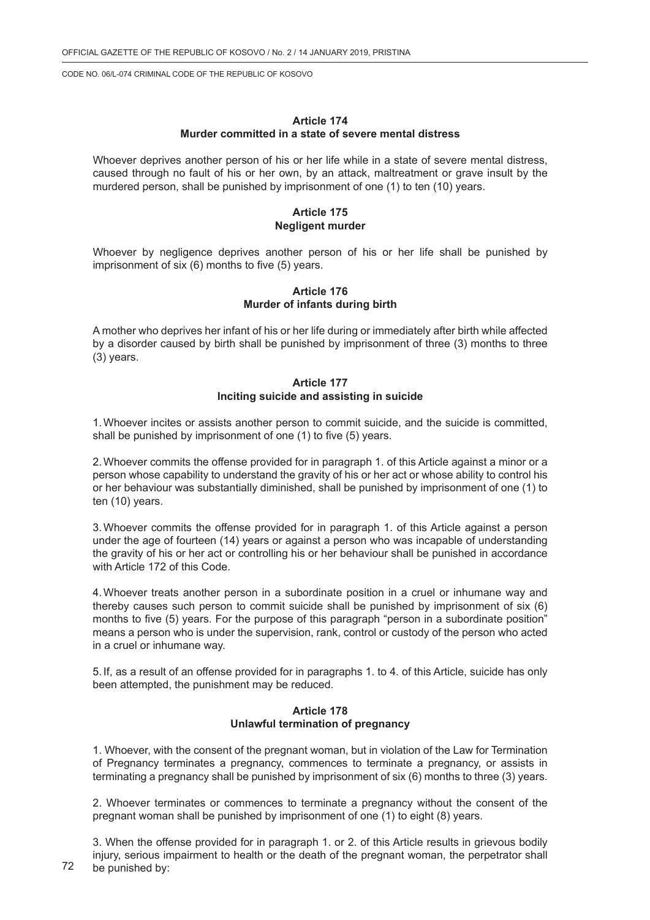### Article 174
### Murder committed in a state of severe mental distress

Whoever deprives another person of his or her life while in a state of severe mental distress, caused through no fault of his or her own, by an attack, maltreatment or grave insult by the murdered person, shall be punished by imprisonment of one (1) to ten (10) years.

### Article 175
### Negligent murder

Whoever by negligence deprives another person of his or her life shall be punished by imprisonment of six (6) months to five (5) years.

### Article 176
### Murder of infants during birth

A mother who deprives her infant of his or her life during or immediately after birth while affected by a disorder caused by birth shall be punished by imprisonment of three (3) months to three (3) years.

### Article 177
### Inciting suicide and assisting in suicide

1. Whoever incites or assists another person to commit suicide, and the suicide is committed, shall be punished by imprisonment of one (1) to five (5) years.

2. Whoever commits the offense provided for in paragraph 1. of this Article against a minor or a person whose capability to understand the gravity of his or her act or whose ability to control his or her behaviour was substantially diminished, shall be punished by imprisonment of one (1) to ten (10) years.

3. Whoever commits the offense provided for in paragraph 1. of this Article against a person under the age of fourteen (14) years or against a person who was incapable of understanding the gravity of his or her act or controlling his or her behaviour shall be punished in accordance with Article 172 of this Code.

4. Whoever treats another person in a subordinate position in a cruel or inhumane way and thereby causes such person to commit suicide shall be punished by imprisonment of six (6) months to five (5) years. For the purpose of this paragraph "person in a subordinate position" means a person who is under the supervision, rank, control or custody of the person who acted in a cruel or inhumane way.

5. If, as a result of an offense provided for in paragraphs 1. to 4. of this Article, suicide has only been attempted, the punishment may be reduced.

### Article 178
### Unlawful termination of pregnancy

1. Whoever, with the consent of the pregnant woman, but in violation of the Law for Termination of Pregnancy terminates a pregnancy, commences to terminate a pregnancy, or assists in terminating a pregnancy shall be punished by imprisonment of six (6) months to three (3) years.

2. Whoever terminates or commences to terminate a pregnancy without the consent of the pregnant woman shall be punished by imprisonment of one (1) to eight (8) years.

3. When the offense provided for in paragraph 1. or 2. of this Article results in grievous bodily injury, serious impairment to health or the death of the pregnant woman, the perpetrator shall be punished by: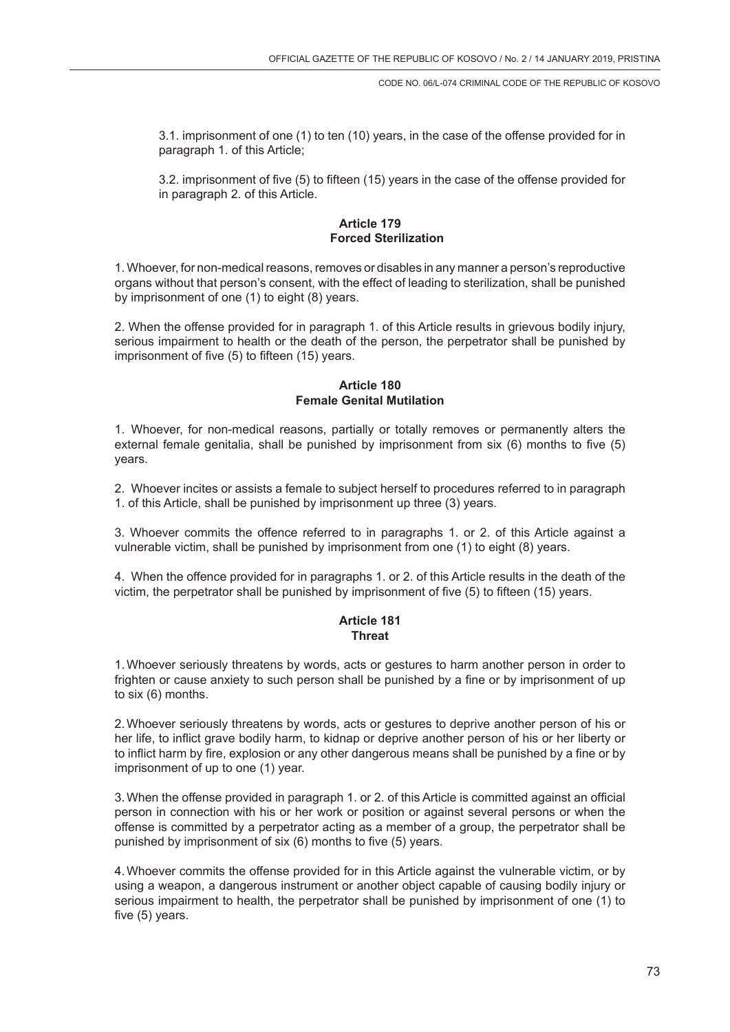3.1. imprisonment of one (1) to ten (10) years, in the case of the offense provided for in paragraph 1. of this Article;

3.2. imprisonment of five (5) to fifteen (15) years in the case of the offense provided for in paragraph 2. of this Article.

### Article 179
### Forced Sterilization

1. Whoever, for non-medical reasons, removes or disables in any manner a person's reproductive organs without that person's consent, with the effect of leading to sterilization, shall be punished by imprisonment of one (1) to eight (8) years.

2. When the offense provided for in paragraph 1. of this Article results in grievous bodily injury, serious impairment to health or the death of the person, the perpetrator shall be punished by imprisonment of five (5) to fifteen (15) years.

### Article 180
### Female Genital Mutilation

1. Whoever, for non-medical reasons, partially or totally removes or permanently alters the external female genitalia, shall be punished by imprisonment from six (6) months to five (5) years.

2. Whoever incites or assists a female to subject herself to procedures referred to in paragraph 1. of this Article, shall be punished by imprisonment up three (3) years.

3. Whoever commits the offence referred to in paragraphs 1. or 2. of this Article against a vulnerable victim, shall be punished by imprisonment from one (1) to eight (8) years.

4. When the offence provided for in paragraphs 1. or 2. of this Article results in the death of the victim, the perpetrator shall be punished by imprisonment of five (5) to fifteen (15) years.

### Article 181
### Threat

1. Whoever seriously threatens by words, acts or gestures to harm another person in order to frighten or cause anxiety to such person shall be punished by a fine or by imprisonment of up to six (6) months.

2. Whoever seriously threatens by words, acts or gestures to deprive another person of his or her life, to inflict grave bodily harm, to kidnap or deprive another person of his or her liberty or to inflict harm by fire, explosion or any other dangerous means shall be punished by a fine or by imprisonment of up to one (1) year.

3. When the offense provided in paragraph 1. or 2. of this Article is committed against an official person in connection with his or her work or position or against several persons or when the offense is committed by a perpetrator acting as a member of a group, the perpetrator shall be punished by imprisonment of six (6) months to five (5) years.

4. Whoever commits the offense provided for in this Article against the vulnerable victim, or by using a weapon, a dangerous instrument or another object capable of causing bodily injury or serious impairment to health, the perpetrator shall be punished by imprisonment of one (1) to five (5) years.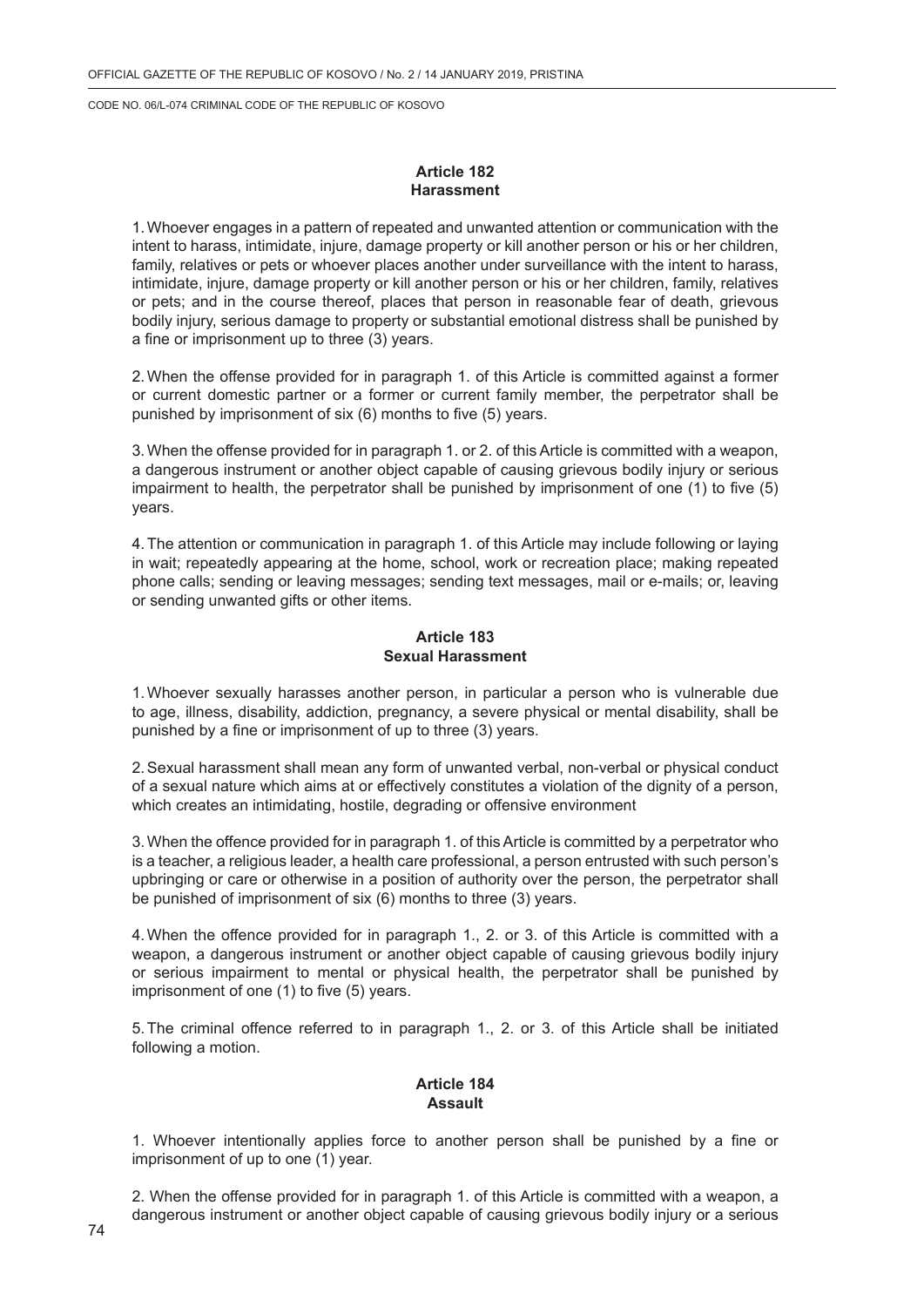### Article 182
### Harassment

1. Whoever engages in a pattern of repeated and unwanted attention or communication with the intent to harass, intimidate, injure, damage property or kill another person or his or her children, family, relatives or pets or whoever places another under surveillance with the intent to harass, intimidate, injure, damage property or kill another person or his or her children, family, relatives or pets; and in the course thereof, places that person in reasonable fear of death, grievous bodily injury, serious damage to property or substantial emotional distress shall be punished by a fine or imprisonment up to three (3) years.

2. When the offense provided for in paragraph 1. of this Article is committed against a former or current domestic partner or a former or current family member, the perpetrator shall be punished by imprisonment of six (6) months to five (5) years.

3. When the offense provided for in paragraph 1. or 2. of this Article is committed with a weapon, a dangerous instrument or another object capable of causing grievous bodily injury or serious impairment to health, the perpetrator shall be punished by imprisonment of one (1) to five (5) years.

4. The attention or communication in paragraph 1. of this Article may include following or laying in wait; repeatedly appearing at the home, school, work or recreation place; making repeated phone calls; sending or leaving messages; sending text messages, mail or e-mails; or, leaving or sending unwanted gifts or other items.

### Article 183
### Sexual Harassment

1. Whoever sexually harasses another person, in particular a person who is vulnerable due to age, illness, disability, addiction, pregnancy, a severe physical or mental disability, shall be punished by a fine or imprisonment of up to three (3) years.

2. Sexual harassment shall mean any form of unwanted verbal, non-verbal or physical conduct of a sexual nature which aims at or effectively constitutes a violation of the dignity of a person, which creates an intimidating, hostile, degrading or offensive environment

3. When the offence provided for in paragraph 1. of this Article is committed by a perpetrator who is a teacher, a religious leader, a health care professional, a person entrusted with such person's upbringing or care or otherwise in a position of authority over the person, the perpetrator shall be punished of imprisonment of six (6) months to three (3) years.

4. When the offence provided for in paragraph 1., 2. or 3. of this Article is committed with a weapon, a dangerous instrument or another object capable of causing grievous bodily injury or serious impairment to mental or physical health, the perpetrator shall be punished by imprisonment of one (1) to five (5) years.

5. The criminal offence referred to in paragraph 1., 2. or 3. of this Article shall be initiated following a motion.

### Article 184
### Assault

1. Whoever intentionally applies force to another person shall be punished by a fine or imprisonment of up to one (1) year.

2. When the offense provided for in paragraph 1. of this Article is committed with a weapon, a dangerous instrument or another object capable of causing grievous bodily injury or a serious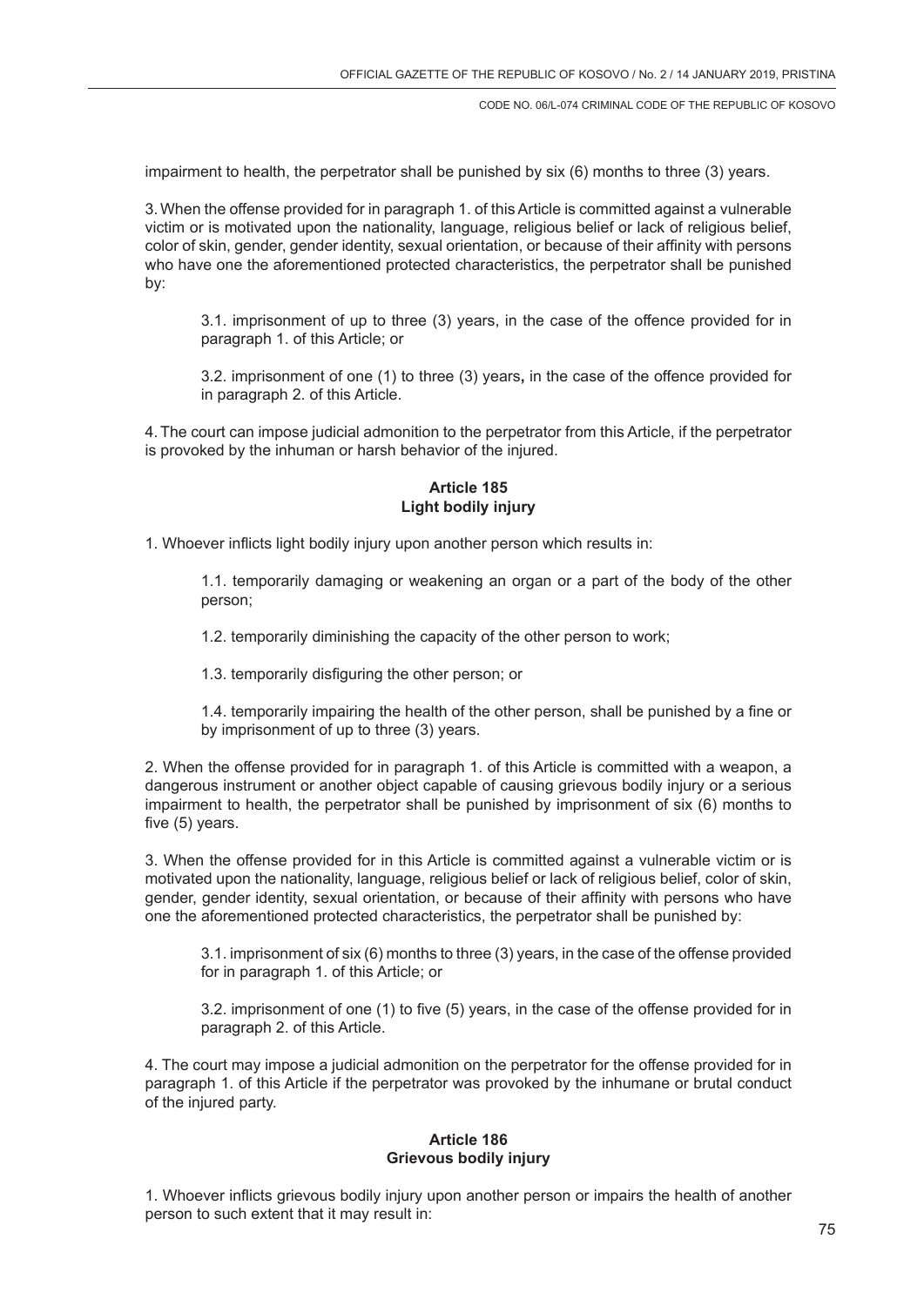impairment to health, the perpetrator shall be punished by six (6) months to three (3) years.

3. When the offense provided for in paragraph 1. of this Article is committed against a vulnerable victim or is motivated upon the nationality, language, religious belief or lack of religious belief, color of skin, gender, gender identity, sexual orientation, or because of their affinity with persons who have one the aforementioned protected characteristics, the perpetrator shall be punished by:

3.1. imprisonment of up to three (3) years, in the case of the offence provided for in paragraph 1. of this Article; or

3.2. imprisonment of one (1) to three (3) years**,** in the case of the offence provided for in paragraph 2. of this Article.

4. The court can impose judicial admonition to the perpetrator from this Article, if the perpetrator is provoked by the inhuman or harsh behavior of the injured.

### Article 185
### Light bodily injury

1. Whoever inflicts light bodily injury upon another person which results in:

1.1. temporarily damaging or weakening an organ or a part of the body of the other person;

1.2. temporarily diminishing the capacity of the other person to work;

1.3. temporarily disfiguring the other person; or

1.4. temporarily impairing the health of the other person, shall be punished by a fine or by imprisonment of up to three (3) years.

2. When the offense provided for in paragraph 1. of this Article is committed with a weapon, a dangerous instrument or another object capable of causing grievous bodily injury or a serious impairment to health, the perpetrator shall be punished by imprisonment of six (6) months to five (5) years.

3. When the offense provided for in this Article is committed against a vulnerable victim or is motivated upon the nationality, language, religious belief or lack of religious belief, color of skin, gender, gender identity, sexual orientation, or because of their affinity with persons who have one the aforementioned protected characteristics, the perpetrator shall be punished by:

3.1. imprisonment of six (6) months to three (3) years, in the case of the offense provided for in paragraph 1. of this Article; or

3.2. imprisonment of one (1) to five (5) years, in the case of the offense provided for in paragraph 2. of this Article.

4. The court may impose a judicial admonition on the perpetrator for the offense provided for in paragraph 1. of this Article if the perpetrator was provoked by the inhumane or brutal conduct of the injured party.

### Article 186
### Grievous bodily injury

1. Whoever inflicts grievous bodily injury upon another person or impairs the health of another person to such extent that it may result in: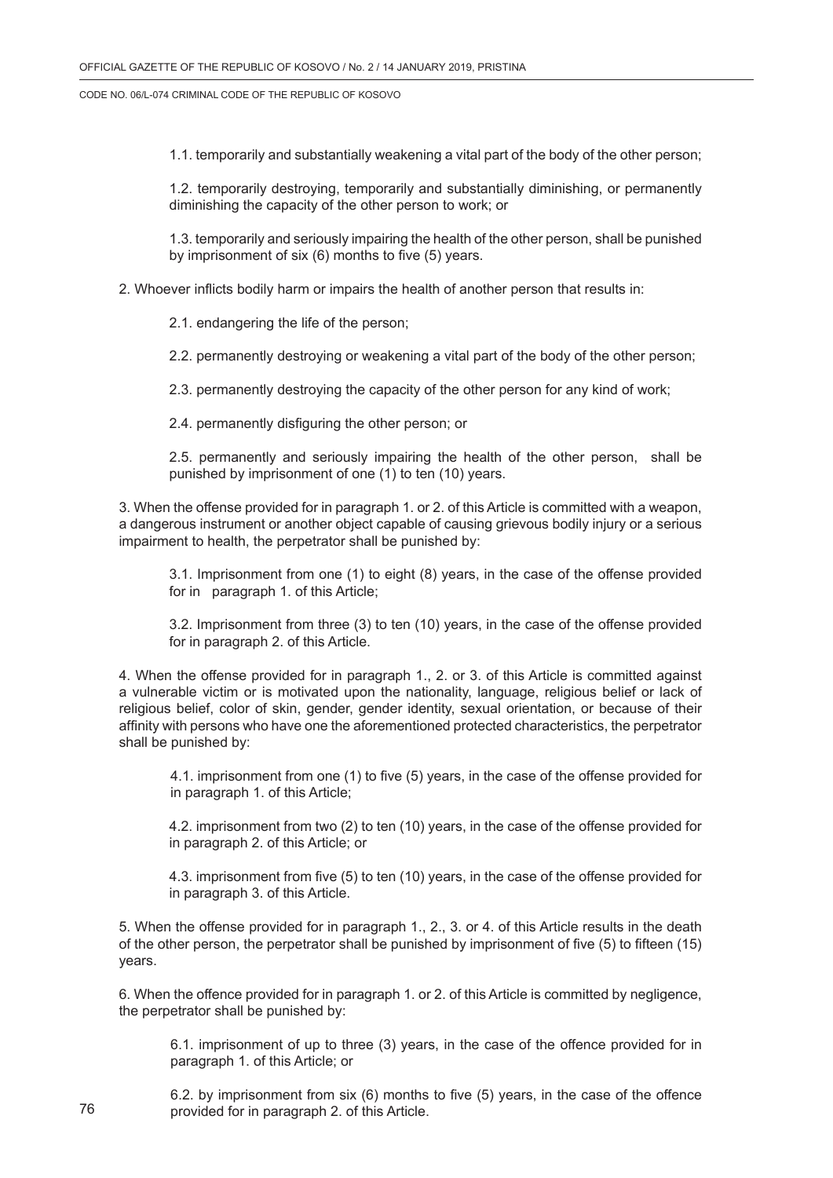1.1. temporarily and substantially weakening a vital part of the body of the other person;

1.2. temporarily destroying, temporarily and substantially diminishing, or permanently diminishing the capacity of the other person to work; or

1.3. temporarily and seriously impairing the health of the other person, shall be punished by imprisonment of six (6) months to five (5) years.

2. Whoever inflicts bodily harm or impairs the health of another person that results in:

2.1. endangering the life of the person;

2.2. permanently destroying or weakening a vital part of the body of the other person;

2.3. permanently destroying the capacity of the other person for any kind of work;

2.4. permanently disfiguring the other person; or

2.5. permanently and seriously impairing the health of the other person, shall be punished by imprisonment of one (1) to ten (10) years.

3. When the offense provided for in paragraph 1. or 2. of this Article is committed with a weapon, a dangerous instrument or another object capable of causing grievous bodily injury or a serious impairment to health, the perpetrator shall be punished by:

3.1. Imprisonment from one (1) to eight (8) years, in the case of the offense provided for in paragraph 1. of this Article;

3.2. Imprisonment from three (3) to ten (10) years, in the case of the offense provided for in paragraph 2. of this Article.

4. When the offense provided for in paragraph 1., 2. or 3. of this Article is committed against a vulnerable victim or is motivated upon the nationality, language, religious belief or lack of religious belief, color of skin, gender, gender identity, sexual orientation, or because of their affinity with persons who have one the aforementioned protected characteristics, the perpetrator shall be punished by:

4.1. imprisonment from one (1) to five (5) years, in the case of the offense provided for in paragraph 1. of this Article;

4.2. imprisonment from two (2) to ten (10) years, in the case of the offense provided for in paragraph 2. of this Article; or

4.3. imprisonment from five (5) to ten (10) years, in the case of the offense provided for in paragraph 3. of this Article.

5. When the offense provided for in paragraph 1., 2., 3. or 4. of this Article results in the death of the other person, the perpetrator shall be punished by imprisonment of five (5) to fifteen (15) years.

6. When the offence provided for in paragraph 1. or 2. of this Article is committed by negligence, the perpetrator shall be punished by:

6.1. imprisonment of up to three (3) years, in the case of the offence provided for in paragraph 1. of this Article; or

6.2. by imprisonment from six (6) months to five (5) years, in the case of the offence provided for in paragraph 2. of this Article.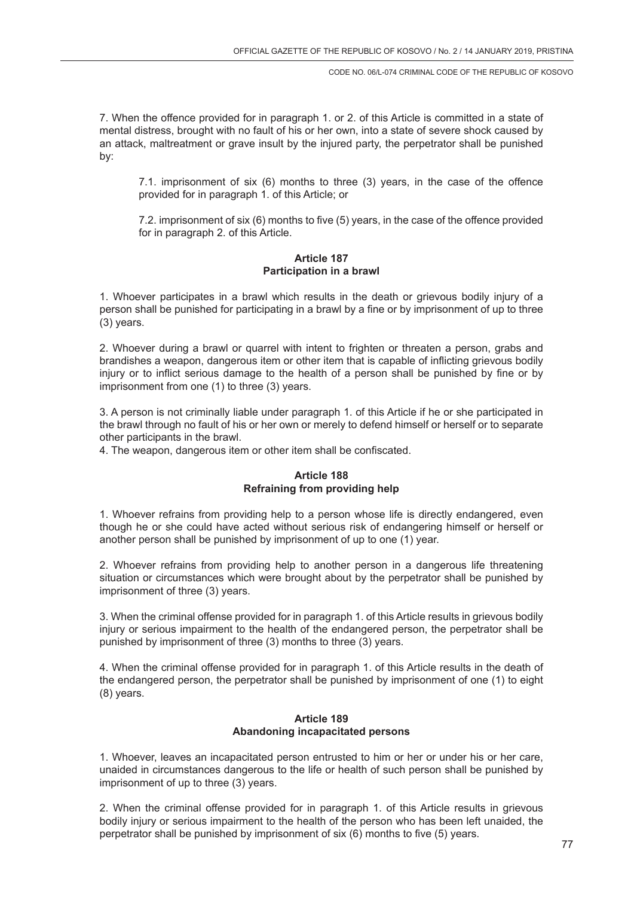7. When the offence provided for in paragraph 1. or 2. of this Article is committed in a state of mental distress, brought with no fault of his or her own, into a state of severe shock caused by an attack, maltreatment or grave insult by the injured party, the perpetrator shall be punished by:

7.1. imprisonment of six (6) months to three (3) years, in the case of the offence provided for in paragraph 1. of this Article; or

7.2. imprisonment of six (6) months to five (5) years, in the case of the offence provided for in paragraph 2. of this Article.

### Article 187
### Participation in a brawl

1. Whoever participates in a brawl which results in the death or grievous bodily injury of a person shall be punished for participating in a brawl by a fine or by imprisonment of up to three (3) years.

2. Whoever during a brawl or quarrel with intent to frighten or threaten a person, grabs and brandishes a weapon, dangerous item or other item that is capable of inflicting grievous bodily injury or to inflict serious damage to the health of a person shall be punished by fine or by imprisonment from one (1) to three (3) years.

3. A person is not criminally liable under paragraph 1. of this Article if he or she participated in the brawl through no fault of his or her own or merely to defend himself or herself or to separate other participants in the brawl.

4. The weapon, dangerous item or other item shall be confiscated.

### Article 188
### Refraining from providing help

1. Whoever refrains from providing help to a person whose life is directly endangered, even though he or she could have acted without serious risk of endangering himself or herself or another person shall be punished by imprisonment of up to one (1) year.

2. Whoever refrains from providing help to another person in a dangerous life threatening situation or circumstances which were brought about by the perpetrator shall be punished by imprisonment of three (3) years.

3. When the criminal offense provided for in paragraph 1. of this Article results in grievous bodily injury or serious impairment to the health of the endangered person, the perpetrator shall be punished by imprisonment of three (3) months to three (3) years.

4. When the criminal offense provided for in paragraph 1. of this Article results in the death of the endangered person, the perpetrator shall be punished by imprisonment of one (1) to eight (8) years.

### Article 189
### Abandoning incapacitated persons

1. Whoever, leaves an incapacitated person entrusted to him or her or under his or her care, unaided in circumstances dangerous to the life or health of such person shall be punished by imprisonment of up to three (3) years.

2. When the criminal offense provided for in paragraph 1. of this Article results in grievous bodily injury or serious impairment to the health of the person who has been left unaided, the perpetrator shall be punished by imprisonment of six (6) months to five (5) years.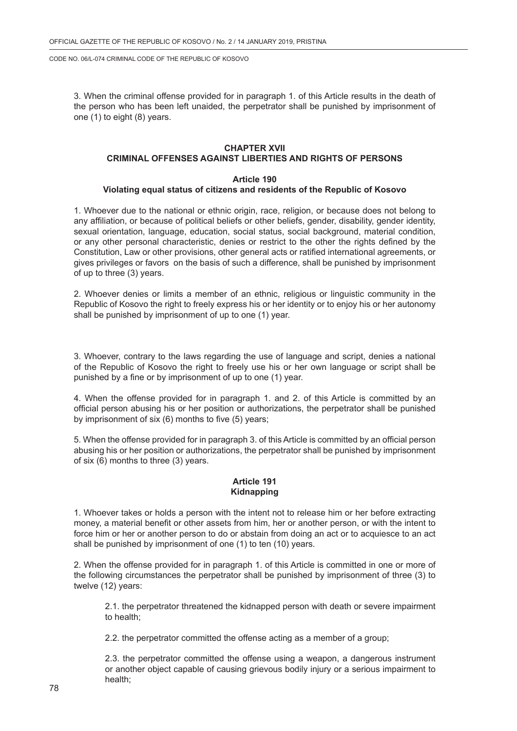3. When the criminal offense provided for in paragraph 1. of this Article results in the death of the person who has been left unaided, the perpetrator shall be punished by imprisonment of one (1) to eight (8) years.

## CHAPTER XVII
## CRIMINAL OFFENSES AGAINST LIBERTIES AND RIGHTS OF PERSONS

### Article 190
### Violating equal status of citizens and residents of the Republic of Kosovo

1. Whoever due to the national or ethnic origin, race, religion, or because does not belong to any affiliation, or because of political beliefs or other beliefs, gender, disability, gender identity, sexual orientation, language, education, social status, social background, material condition, or any other personal characteristic, denies or restrict to the other the rights defined by the Constitution, Law or other provisions, other general acts or ratified international agreements, or gives privileges or favors on the basis of such a difference, shall be punished by imprisonment of up to three (3) years.

2. Whoever denies or limits a member of an ethnic, religious or linguistic community in the Republic of Kosovo the right to freely express his or her identity or to enjoy his or her autonomy shall be punished by imprisonment of up to one (1) year.

3. Whoever, contrary to the laws regarding the use of language and script, denies a national of the Republic of Kosovo the right to freely use his or her own language or script shall be punished by a fine or by imprisonment of up to one (1) year.

4. When the offense provided for in paragraph 1. and 2. of this Article is committed by an official person abusing his or her position or authorizations, the perpetrator shall be punished by imprisonment of six (6) months to five (5) years;

5. When the offense provided for in paragraph 3. of this Article is committed by an official person abusing his or her position or authorizations, the perpetrator shall be punished by imprisonment of six (6) months to three (3) years.

### Article 191
### Kidnapping

1. Whoever takes or holds a person with the intent not to release him or her before extracting money, a material benefit or other assets from him, her or another person, or with the intent to force him or her or another person to do or abstain from doing an act or to acquiesce to an act shall be punished by imprisonment of one (1) to ten (10) years.

2. When the offense provided for in paragraph 1. of this Article is committed in one or more of the following circumstances the perpetrator shall be punished by imprisonment of three (3) to twelve (12) years:

2.1. the perpetrator threatened the kidnapped person with death or severe impairment to health;

2.2. the perpetrator committed the offense acting as a member of a group;

2.3. the perpetrator committed the offense using a weapon, a dangerous instrument or another object capable of causing grievous bodily injury or a serious impairment to health;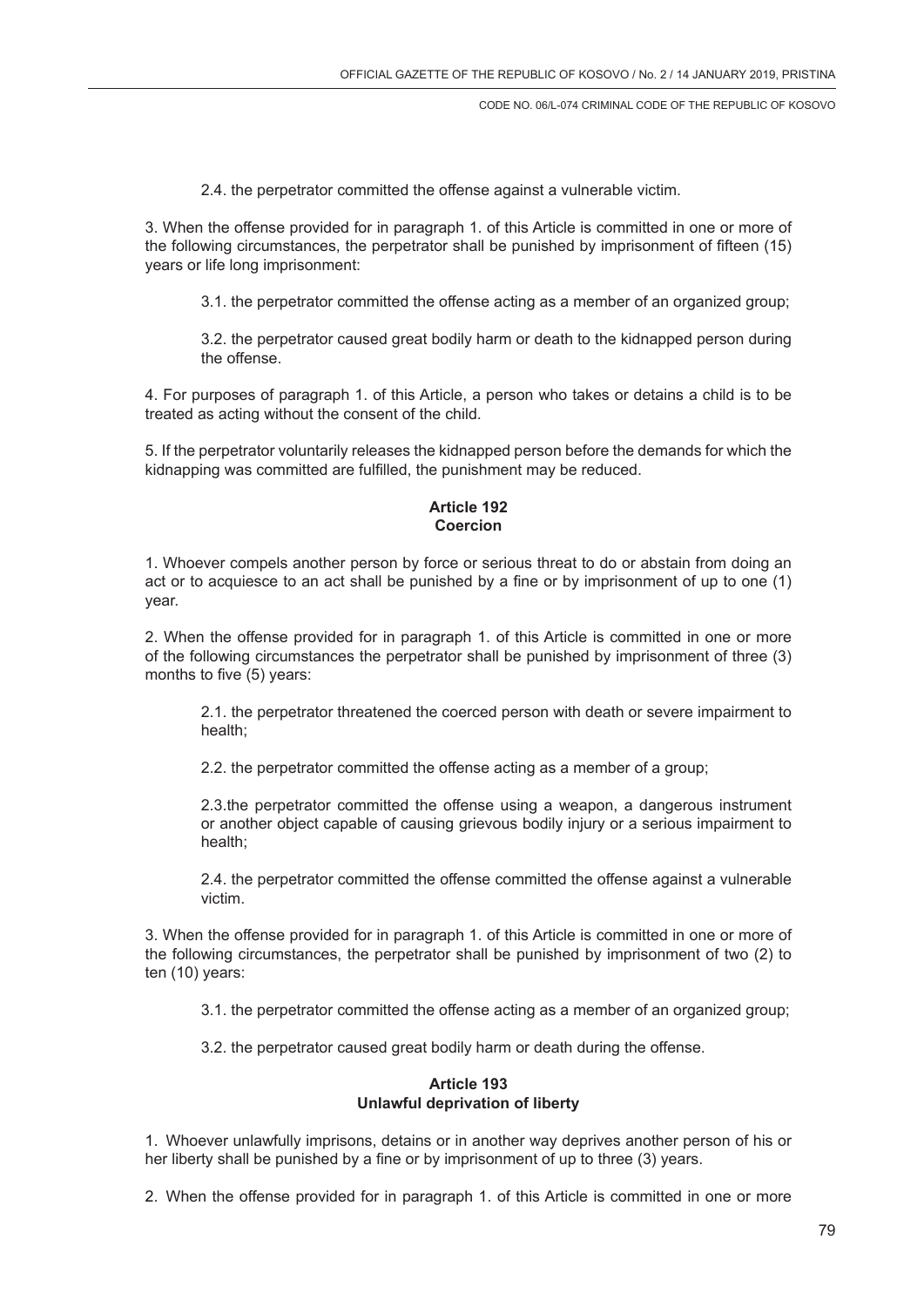2.4. the perpetrator committed the offense against a vulnerable victim.

3. When the offense provided for in paragraph 1. of this Article is committed in one or more of the following circumstances, the perpetrator shall be punished by imprisonment of fifteen (15) years or life long imprisonment:

3.1. the perpetrator committed the offense acting as a member of an organized group;

3.2. the perpetrator caused great bodily harm or death to the kidnapped person during the offense.

4. For purposes of paragraph 1. of this Article, a person who takes or detains a child is to be treated as acting without the consent of the child.

5. If the perpetrator voluntarily releases the kidnapped person before the demands for which the kidnapping was committed are fulfilled, the punishment may be reduced.

### Article 192
### Coercion

1. Whoever compels another person by force or serious threat to do or abstain from doing an act or to acquiesce to an act shall be punished by a fine or by imprisonment of up to one (1) year.

2. When the offense provided for in paragraph 1. of this Article is committed in one or more of the following circumstances the perpetrator shall be punished by imprisonment of three (3) months to five (5) years:

2.1. the perpetrator threatened the coerced person with death or severe impairment to health;

2.2. the perpetrator committed the offense acting as a member of a group;

2.3.the perpetrator committed the offense using a weapon, a dangerous instrument or another object capable of causing grievous bodily injury or a serious impairment to health;

2.4. the perpetrator committed the offense committed the offense against a vulnerable victim.

3. When the offense provided for in paragraph 1. of this Article is committed in one or more of the following circumstances, the perpetrator shall be punished by imprisonment of two (2) to ten (10) years:

3.1. the perpetrator committed the offense acting as a member of an organized group;

3.2. the perpetrator caused great bodily harm or death during the offense.

### Article 193
### Unlawful deprivation of liberty

1. Whoever unlawfully imprisons, detains or in another way deprives another person of his or her liberty shall be punished by a fine or by imprisonment of up to three (3) years.

2. When the offense provided for in paragraph 1. of this Article is committed in one or more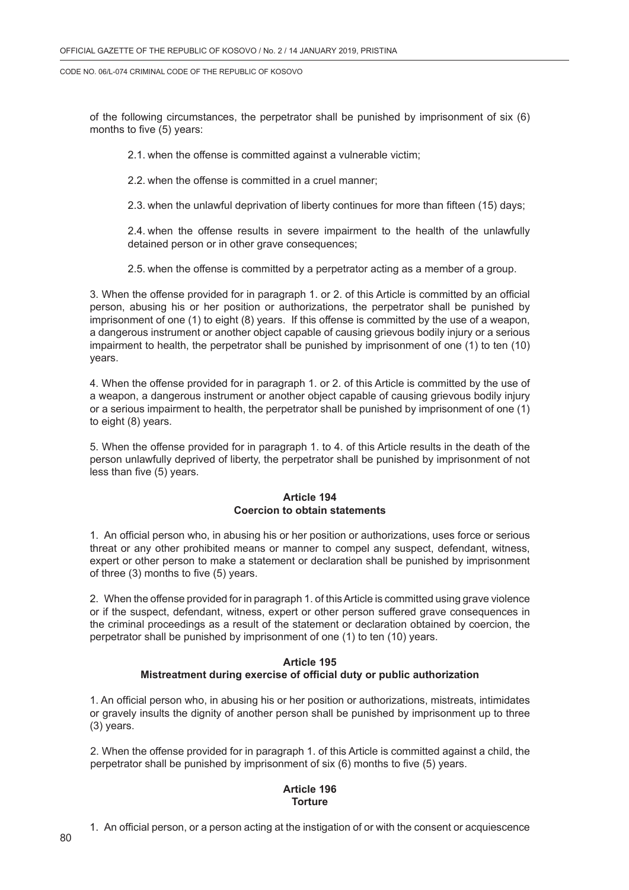of the following circumstances, the perpetrator shall be punished by imprisonment of six (6) months to five (5) years:

2.1. when the offense is committed against a vulnerable victim;

2.2. when the offense is committed in a cruel manner;

2.3. when the unlawful deprivation of liberty continues for more than fifteen (15) days;

2.4. when the offense results in severe impairment to the health of the unlawfully detained person or in other grave consequences;

2.5. when the offense is committed by a perpetrator acting as a member of a group.

3. When the offense provided for in paragraph 1. or 2. of this Article is committed by an official person, abusing his or her position or authorizations, the perpetrator shall be punished by imprisonment of one (1) to eight (8) years. If this offense is committed by the use of a weapon, a dangerous instrument or another object capable of causing grievous bodily injury or a serious impairment to health, the perpetrator shall be punished by imprisonment of one (1) to ten (10) years.

4. When the offense provided for in paragraph 1. or 2. of this Article is committed by the use of a weapon, a dangerous instrument or another object capable of causing grievous bodily injury or a serious impairment to health, the perpetrator shall be punished by imprisonment of one (1) to eight (8) years.

5. When the offense provided for in paragraph 1. to 4. of this Article results in the death of the person unlawfully deprived of liberty, the perpetrator shall be punished by imprisonment of not less than five (5) years.

**Article 194**
**Coercion to obtain statements**

1. An official person who, in abusing his or her position or authorizations, uses force or serious threat or any other prohibited means or manner to compel any suspect, defendant, witness, expert or other person to make a statement or declaration shall be punished by imprisonment of three (3) months to five (5) years.

2. When the offense provided for in paragraph 1. of this Article is committed using grave violence or if the suspect, defendant, witness, expert or other person suffered grave consequences in the criminal proceedings as a result of the statement or declaration obtained by coercion, the perpetrator shall be punished by imprisonment of one (1) to ten (10) years.

**Article 195**
**Mistreatment during exercise of official duty or public authorization**

1. An official person who, in abusing his or her position or authorizations, mistreats, intimidates or gravely insults the dignity of another person shall be punished by imprisonment up to three (3) years.

2. When the offense provided for in paragraph 1. of this Article is committed against a child, the perpetrator shall be punished by imprisonment of six (6) months to five (5) years.

**Article 196**
**Torture**

1. An official person, or a person acting at the instigation of or with the consent or acquiescence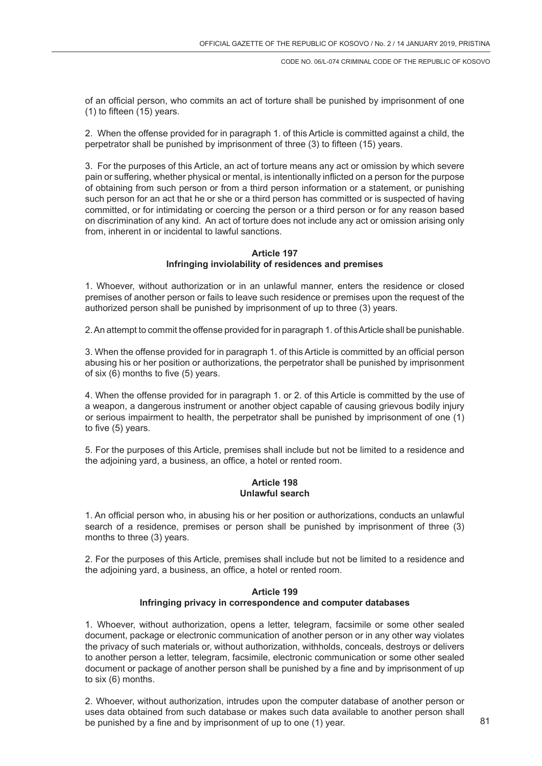of an official person, who commits an act of torture shall be punished by imprisonment of one (1) to fifteen (15) years.

2. When the offense provided for in paragraph 1. of this Article is committed against a child, the perpetrator shall be punished by imprisonment of three (3) to fifteen (15) years.

3. For the purposes of this Article, an act of torture means any act or omission by which severe pain or suffering, whether physical or mental, is intentionally inflicted on a person for the purpose of obtaining from such person or from a third person information or a statement, or punishing such person for an act that he or she or a third person has committed or is suspected of having committed, or for intimidating or coercing the person or a third person or for any reason based on discrimination of any kind. An act of torture does not include any act or omission arising only from, inherent in or incidental to lawful sanctions.

**Article 197**
**Infringing inviolability of residences and premises**

1. Whoever, without authorization or in an unlawful manner, enters the residence or closed premises of another person or fails to leave such residence or premises upon the request of the authorized person shall be punished by imprisonment of up to three (3) years.

2. An attempt to commit the offense provided for in paragraph 1. of this Article shall be punishable.

3. When the offense provided for in paragraph 1. of this Article is committed by an official person abusing his or her position or authorizations, the perpetrator shall be punished by imprisonment of six (6) months to five (5) years.

4. When the offense provided for in paragraph 1. or 2. of this Article is committed by the use of a weapon, a dangerous instrument or another object capable of causing grievous bodily injury or serious impairment to health, the perpetrator shall be punished by imprisonment of one (1) to five (5) years.

5. For the purposes of this Article, premises shall include but not be limited to a residence and the adjoining yard, a business, an office, a hotel or rented room.

**Article 198**
**Unlawful search**

1. An official person who, in abusing his or her position or authorizations, conducts an unlawful search of a residence, premises or person shall be punished by imprisonment of three (3) months to three (3) years.

2. For the purposes of this Article, premises shall include but not be limited to a residence and the adjoining yard, a business, an office, a hotel or rented room.

**Article 199**
**Infringing privacy in correspondence and computer databases**

1. Whoever, without authorization, opens a letter, telegram, facsimile or some other sealed document, package or electronic communication of another person or in any other way violates the privacy of such materials or, without authorization, withholds, conceals, destroys or delivers to another person a letter, telegram, facsimile, electronic communication or some other sealed document or package of another person shall be punished by a fine and by imprisonment of up to six (6) months.

2. Whoever, without authorization, intrudes upon the computer database of another person or uses data obtained from such database or makes such data available to another person shall be punished by a fine and by imprisonment of up to one (1) year.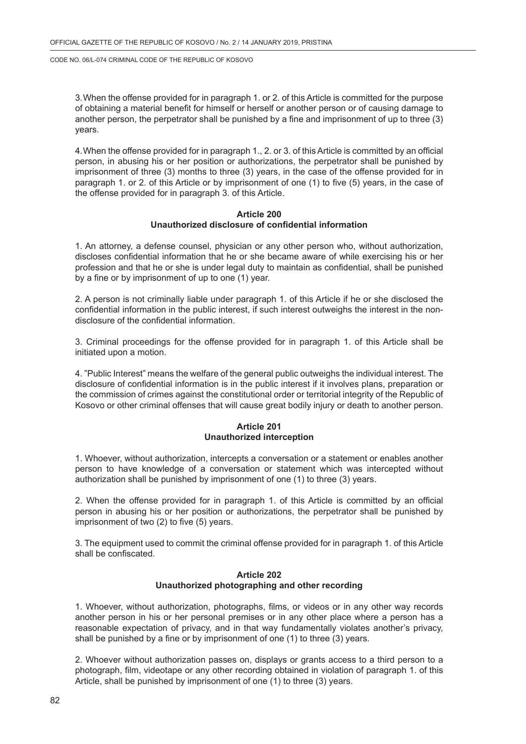3. When the offense provided for in paragraph 1. or 2. of this Article is committed for the purpose of obtaining a material benefit for himself or herself or another person or of causing damage to another person, the perpetrator shall be punished by a fine and imprisonment of up to three (3) years.

4. When the offense provided for in paragraph 1., 2. or 3. of this Article is committed by an official person, in abusing his or her position or authorizations, the perpetrator shall be punished by imprisonment of three (3) months to three (3) years, in the case of the offense provided for in paragraph 1. or 2. of this Article or by imprisonment of one (1) to five (5) years, in the case of the offense provided for in paragraph 3. of this Article.

### Article 200
### Unauthorized disclosure of confidential information

1. An attorney, a defense counsel, physician or any other person who, without authorization, discloses confidential information that he or she became aware of while exercising his or her profession and that he or she is under legal duty to maintain as confidential, shall be punished by a fine or by imprisonment of up to one (1) year.

2. A person is not criminally liable under paragraph 1. of this Article if he or she disclosed the confidential information in the public interest, if such interest outweighs the interest in the non-disclosure of the confidential information.

3. Criminal proceedings for the offense provided for in paragraph 1. of this Article shall be initiated upon a motion.

4. "Public Interest" means the welfare of the general public outweighs the individual interest. The disclosure of confidential information is in the public interest if it involves plans, preparation or the commission of crimes against the constitutional order or territorial integrity of the Republic of Kosovo or other criminal offenses that will cause great bodily injury or death to another person.

### Article 201
### Unauthorized interception

1. Whoever, without authorization, intercepts a conversation or a statement or enables another person to have knowledge of a conversation or statement which was intercepted without authorization shall be punished by imprisonment of one (1) to three (3) years.

2. When the offense provided for in paragraph 1. of this Article is committed by an official person in abusing his or her position or authorizations, the perpetrator shall be punished by imprisonment of two (2) to five (5) years.

3. The equipment used to commit the criminal offense provided for in paragraph 1. of this Article shall be confiscated.

### Article 202
### Unauthorized photographing and other recording

1. Whoever, without authorization, photographs, films, or videos or in any other way records another person in his or her personal premises or in any other place where a person has a reasonable expectation of privacy, and in that way fundamentally violates another's privacy, shall be punished by a fine or by imprisonment of one (1) to three (3) years.

2. Whoever without authorization passes on, displays or grants access to a third person to a photograph, film, videotape or any other recording obtained in violation of paragraph 1. of this Article, shall be punished by imprisonment of one (1) to three (3) years.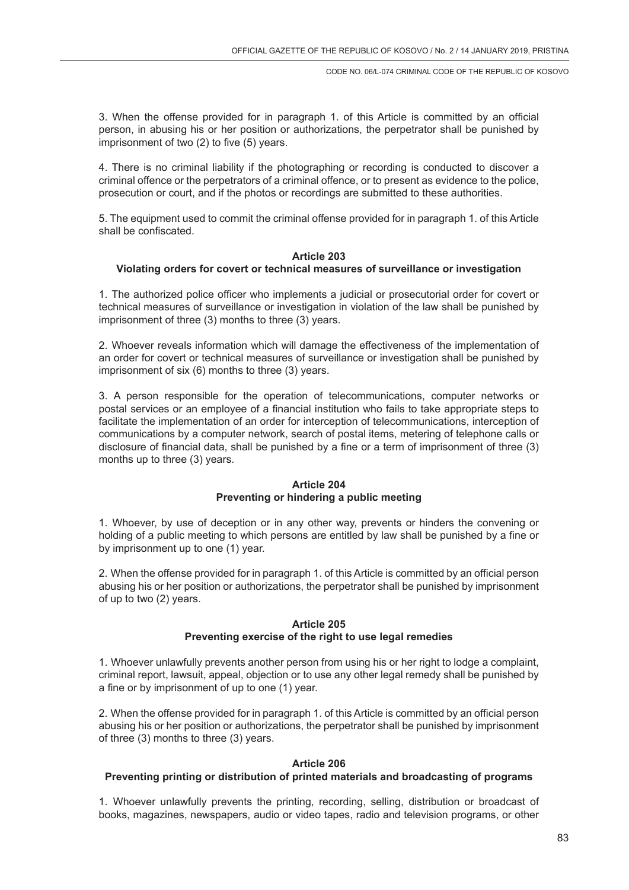3. When the offense provided for in paragraph 1. of this Article is committed by an official person, in abusing his or her position or authorizations, the perpetrator shall be punished by imprisonment of two (2) to five (5) years.

4. There is no criminal liability if the photographing or recording is conducted to discover a criminal offence or the perpetrators of a criminal offence, or to present as evidence to the police, prosecution or court, and if the photos or recordings are submitted to these authorities.

5. The equipment used to commit the criminal offense provided for in paragraph 1. of this Article shall be confiscated.

**Article 203**
**Violating orders for covert or technical measures of surveillance or investigation**

1. The authorized police officer who implements a judicial or prosecutorial order for covert or technical measures of surveillance or investigation in violation of the law shall be punished by imprisonment of three (3) months to three (3) years.

2. Whoever reveals information which will damage the effectiveness of the implementation of an order for covert or technical measures of surveillance or investigation shall be punished by imprisonment of six (6) months to three (3) years.

3. A person responsible for the operation of telecommunications, computer networks or postal services or an employee of a financial institution who fails to take appropriate steps to facilitate the implementation of an order for interception of telecommunications, interception of communications by a computer network, search of postal items, metering of telephone calls or disclosure of financial data, shall be punished by a fine or a term of imprisonment of three (3) months up to three (3) years.

**Article 204**
**Preventing or hindering a public meeting**

1. Whoever, by use of deception or in any other way, prevents or hinders the convening or holding of a public meeting to which persons are entitled by law shall be punished by a fine or by imprisonment up to one (1) year.

2. When the offense provided for in paragraph 1. of this Article is committed by an official person abusing his or her position or authorizations, the perpetrator shall be punished by imprisonment of up to two (2) years.

**Article 205**
**Preventing exercise of the right to use legal remedies**

1. Whoever unlawfully prevents another person from using his or her right to lodge a complaint, criminal report, lawsuit, appeal, objection or to use any other legal remedy shall be punished by a fine or by imprisonment of up to one (1) year.

2. When the offense provided for in paragraph 1. of this Article is committed by an official person abusing his or her position or authorizations, the perpetrator shall be punished by imprisonment of three (3) months to three (3) years.

**Article 206**
**Preventing printing or distribution of printed materials and broadcasting of programs**

1. Whoever unlawfully prevents the printing, recording, selling, distribution or broadcast of books, magazines, newspapers, audio or video tapes, radio and television programs, or other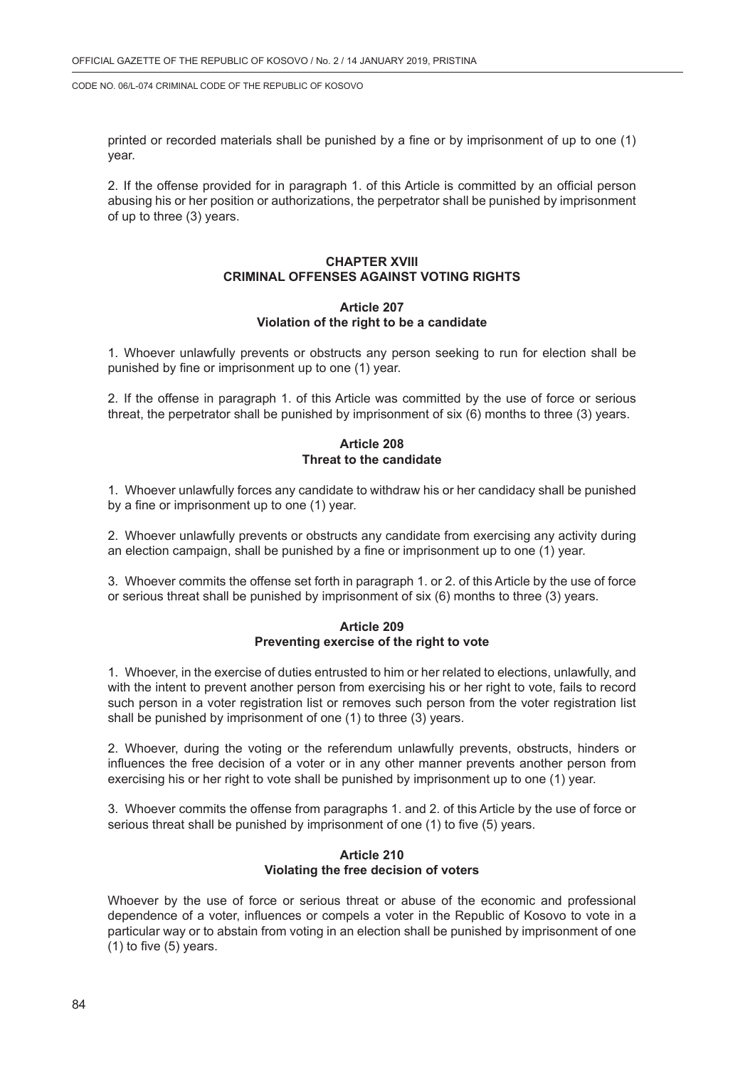printed or recorded materials shall be punished by a fine or by imprisonment of up to one (1) year.

2. If the offense provided for in paragraph 1. of this Article is committed by an official person abusing his or her position or authorizations, the perpetrator shall be punished by imprisonment of up to three (3) years.

## CHAPTER XVIII
## CRIMINAL OFFENSES AGAINST VOTING RIGHTS

### Article 207
### Violation of the right to be a candidate

1. Whoever unlawfully prevents or obstructs any person seeking to run for election shall be punished by fine or imprisonment up to one (1) year.

2. If the offense in paragraph 1. of this Article was committed by the use of force or serious threat, the perpetrator shall be punished by imprisonment of six (6) months to three (3) years.

### Article 208
### Threat to the candidate

1. Whoever unlawfully forces any candidate to withdraw his or her candidacy shall be punished by a fine or imprisonment up to one (1) year.

2. Whoever unlawfully prevents or obstructs any candidate from exercising any activity during an election campaign, shall be punished by a fine or imprisonment up to one (1) year.

3. Whoever commits the offense set forth in paragraph 1. or 2. of this Article by the use of force or serious threat shall be punished by imprisonment of six (6) months to three (3) years.

### Article 209
### Preventing exercise of the right to vote

1. Whoever, in the exercise of duties entrusted to him or her related to elections, unlawfully, and with the intent to prevent another person from exercising his or her right to vote, fails to record such person in a voter registration list or removes such person from the voter registration list shall be punished by imprisonment of one (1) to three (3) years.

2. Whoever, during the voting or the referendum unlawfully prevents, obstructs, hinders or influences the free decision of a voter or in any other manner prevents another person from exercising his or her right to vote shall be punished by imprisonment up to one (1) year.

3. Whoever commits the offense from paragraphs 1. and 2. of this Article by the use of force or serious threat shall be punished by imprisonment of one (1) to five (5) years.

### Article 210
### Violating the free decision of voters

Whoever by the use of force or serious threat or abuse of the economic and professional dependence of a voter, influences or compels a voter in the Republic of Kosovo to vote in a particular way or to abstain from voting in an election shall be punished by imprisonment of one (1) to five (5) years.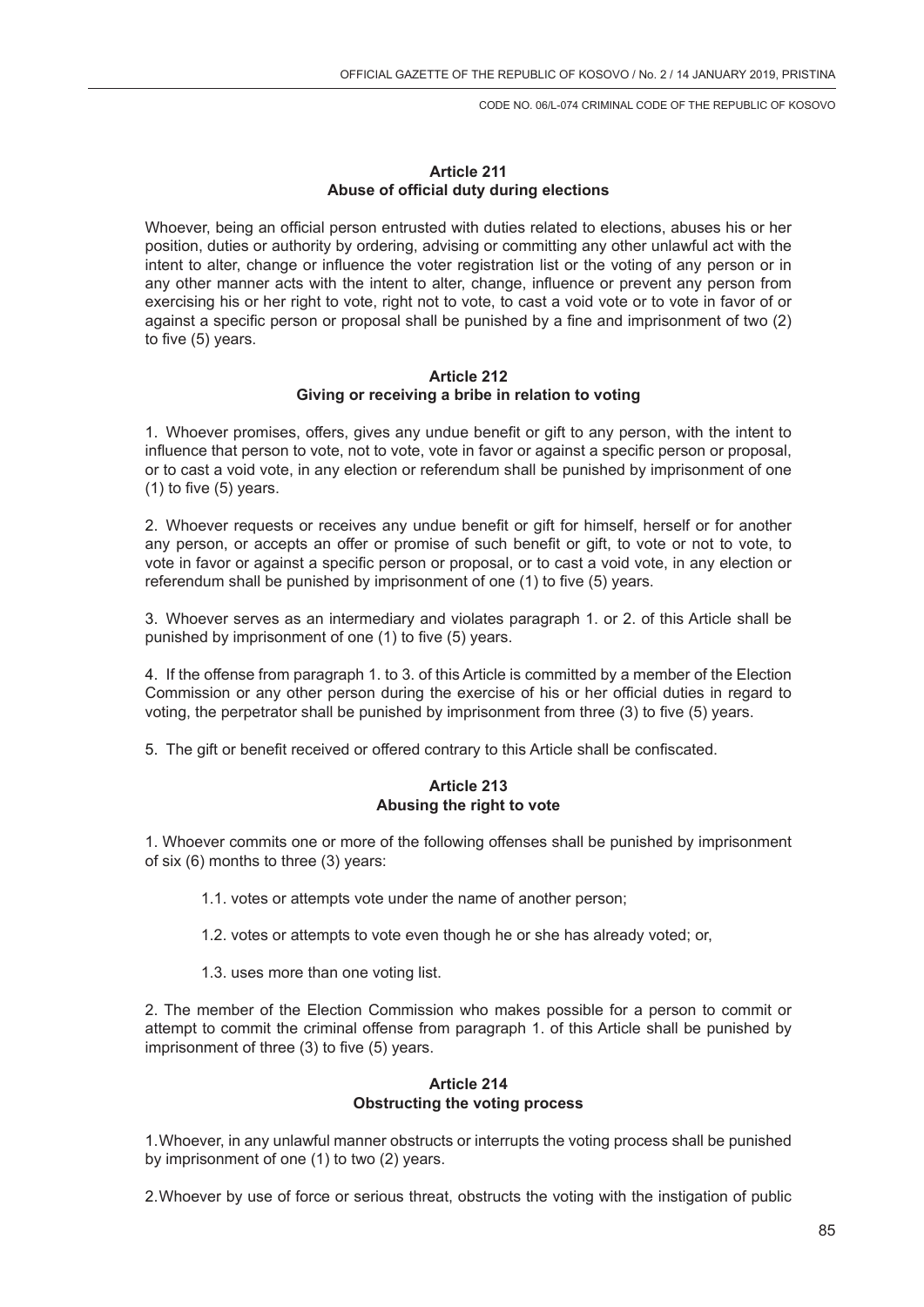**Article 211**
**Abuse of official duty during elections**

Whoever, being an official person entrusted with duties related to elections, abuses his or her position, duties or authority by ordering, advising or committing any other unlawful act with the intent to alter, change or influence the voter registration list or the voting of any person or in any other manner acts with the intent to alter, change, influence or prevent any person from exercising his or her right to vote, right not to vote, to cast a void vote or to vote in favor of or against a specific person or proposal shall be punished by a fine and imprisonment of two (2) to five (5) years.

**Article 212**
**Giving or receiving a bribe in relation to voting**

1. Whoever promises, offers, gives any undue benefit or gift to any person, with the intent to influence that person to vote, not to vote, vote in favor or against a specific person or proposal, or to cast a void vote, in any election or referendum shall be punished by imprisonment of one (1) to five (5) years.

2. Whoever requests or receives any undue benefit or gift for himself, herself or for another any person, or accepts an offer or promise of such benefit or gift, to vote or not to vote, to vote in favor or against a specific person or proposal, or to cast a void vote, in any election or referendum shall be punished by imprisonment of one (1) to five (5) years.

3. Whoever serves as an intermediary and violates paragraph 1. or 2. of this Article shall be punished by imprisonment of one (1) to five (5) years.

4. If the offense from paragraph 1. to 3. of this Article is committed by a member of the Election Commission or any other person during the exercise of his or her official duties in regard to voting, the perpetrator shall be punished by imprisonment from three (3) to five (5) years.

5. The gift or benefit received or offered contrary to this Article shall be confiscated.

**Article 213**
**Abusing the right to vote**

1. Whoever commits one or more of the following offenses shall be punished by imprisonment of six (6) months to three (3) years:

1.1. votes or attempts vote under the name of another person;

1.2. votes or attempts to vote even though he or she has already voted; or,

1.3. uses more than one voting list.

2. The member of the Election Commission who makes possible for a person to commit or attempt to commit the criminal offense from paragraph 1. of this Article shall be punished by imprisonment of three (3) to five (5) years.

**Article 214**
**Obstructing the voting process**

1. Whoever, in any unlawful manner obstructs or interrupts the voting process shall be punished by imprisonment of one (1) to two (2) years.

2. Whoever by use of force or serious threat, obstructs the voting with the instigation of public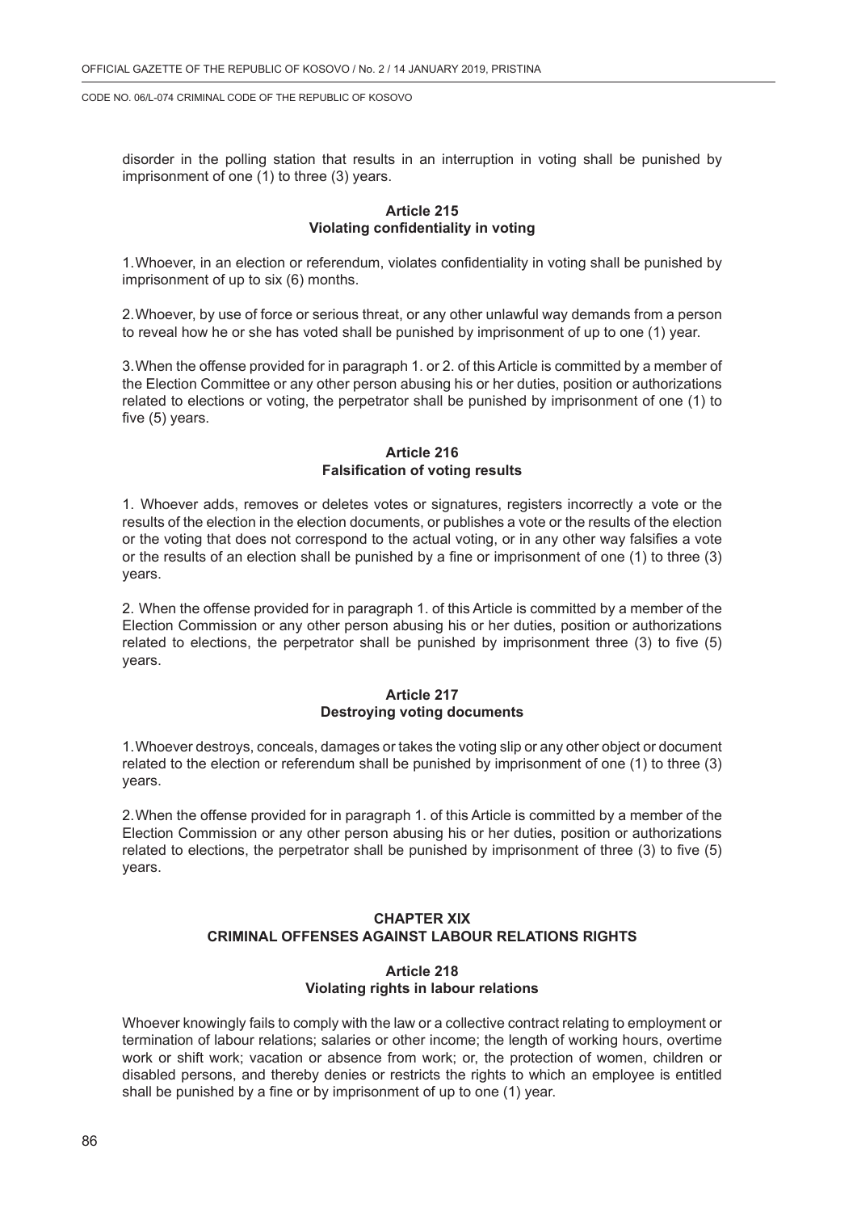disorder in the polling station that results in an interruption in voting shall be punished by imprisonment of one (1) to three (3) years.

**Article 215**
**Violating confidentiality in voting**

1. Whoever, in an election or referendum, violates confidentiality in voting shall be punished by imprisonment of up to six (6) months.

2. Whoever, by use of force or serious threat, or any other unlawful way demands from a person to reveal how he or she has voted shall be punished by imprisonment of up to one (1) year.

3. When the offense provided for in paragraph 1. or 2. of this Article is committed by a member of the Election Committee or any other person abusing his or her duties, position or authorizations related to elections or voting, the perpetrator shall be punished by imprisonment of one (1) to five (5) years.

**Article 216**
**Falsification of voting results**

1. Whoever adds, removes or deletes votes or signatures, registers incorrectly a vote or the results of the election in the election documents, or publishes a vote or the results of the election or the voting that does not correspond to the actual voting, or in any other way falsifies a vote or the results of an election shall be punished by a fine or imprisonment of one (1) to three (3) years.

2. When the offense provided for in paragraph 1. of this Article is committed by a member of the Election Commission or any other person abusing his or her duties, position or authorizations related to elections, the perpetrator shall be punished by imprisonment three (3) to five (5) years.

**Article 217**
**Destroying voting documents**

1. Whoever destroys, conceals, damages or takes the voting slip or any other object or document related to the election or referendum shall be punished by imprisonment of one (1) to three (3) years.

2. When the offense provided for in paragraph 1. of this Article is committed by a member of the Election Commission or any other person abusing his or her duties, position or authorizations related to elections, the perpetrator shall be punished by imprisonment of three (3) to five (5) years.

## CHAPTER XIX
## CRIMINAL OFFENSES AGAINST LABOUR RELATIONS RIGHTS

**Article 218**
**Violating rights in labour relations**

Whoever knowingly fails to comply with the law or a collective contract relating to employment or termination of labour relations; salaries or other income; the length of working hours, overtime work or shift work; vacation or absence from work; or, the protection of women, children or disabled persons, and thereby denies or restricts the rights to which an employee is entitled shall be punished by a fine or by imprisonment of up to one (1) year.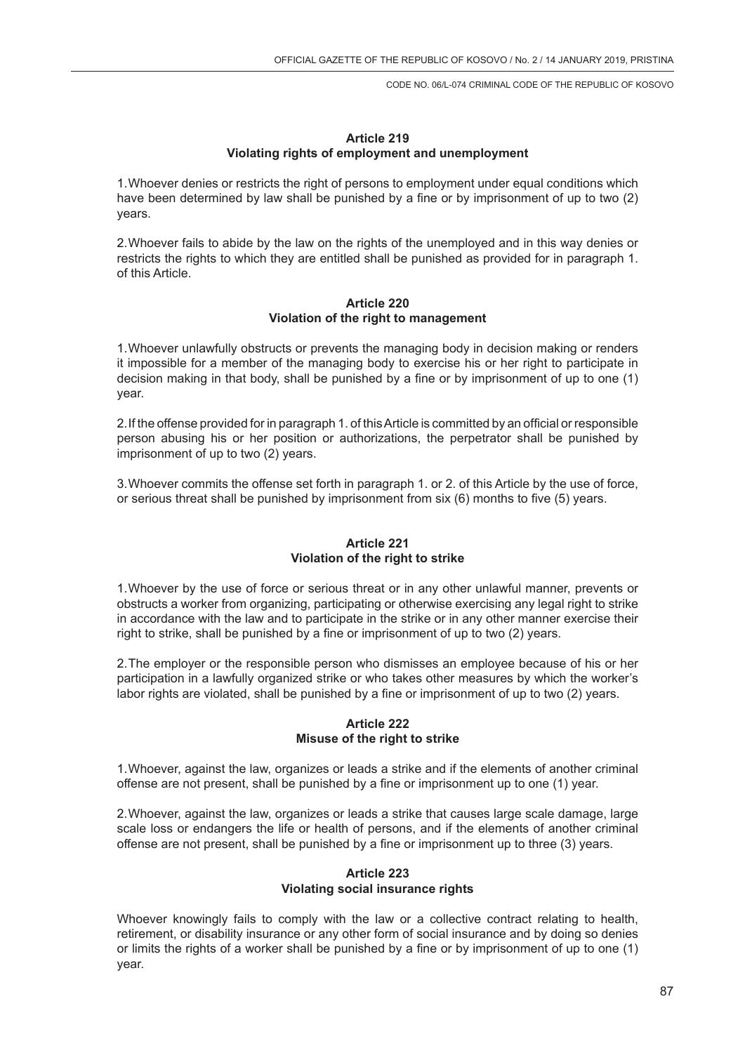### Article 219
### Violating rights of employment and unemployment

1.Whoever denies or restricts the right of persons to employment under equal conditions which have been determined by law shall be punished by a fine or by imprisonment of up to two (2) years.

2.Whoever fails to abide by the law on the rights of the unemployed and in this way denies or restricts the rights to which they are entitled shall be punished as provided for in paragraph 1. of this Article.

### Article 220
### Violation of the right to management

1.Whoever unlawfully obstructs or prevents the managing body in decision making or renders it impossible for a member of the managing body to exercise his or her right to participate in decision making in that body, shall be punished by a fine or by imprisonment of up to one (1) year.

2.If the offense provided for in paragraph 1. of this Article is committed by an official or responsible person abusing his or her position or authorizations, the perpetrator shall be punished by imprisonment of up to two (2) years.

3.Whoever commits the offense set forth in paragraph 1. or 2. of this Article by the use of force, or serious threat shall be punished by imprisonment from six (6) months to five (5) years.

### Article 221
### Violation of the right to strike

1.Whoever by the use of force or serious threat or in any other unlawful manner, prevents or obstructs a worker from organizing, participating or otherwise exercising any legal right to strike in accordance with the law and to participate in the strike or in any other manner exercise their right to strike, shall be punished by a fine or imprisonment of up to two (2) years.

2.The employer or the responsible person who dismisses an employee because of his or her participation in a lawfully organized strike or who takes other measures by which the worker's labor rights are violated, shall be punished by a fine or imprisonment of up to two (2) years.

### Article 222
### Misuse of the right to strike

1.Whoever, against the law, organizes or leads a strike and if the elements of another criminal offense are not present, shall be punished by a fine or imprisonment up to one (1) year.

2.Whoever, against the law, organizes or leads a strike that causes large scale damage, large scale loss or endangers the life or health of persons, and if the elements of another criminal offense are not present, shall be punished by a fine or imprisonment up to three (3) years.

### Article 223
### Violating social insurance rights

Whoever knowingly fails to comply with the law or a collective contract relating to health, retirement, or disability insurance or any other form of social insurance and by doing so denies or limits the rights of a worker shall be punished by a fine or by imprisonment of up to one (1) year.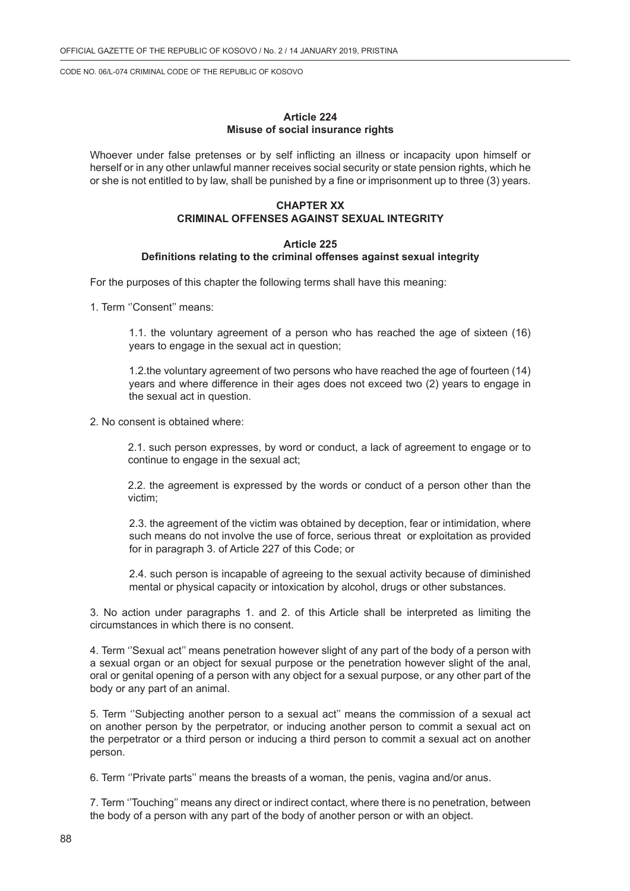**Article 224**
**Misuse of social insurance rights**

Whoever under false pretenses or by self inflicting an illness or incapacity upon himself or herself or in any other unlawful manner receives social security or state pension rights, which he or she is not entitled to by law, shall be punished by a fine or imprisonment up to three (3) years.

## CHAPTER XX
## CRIMINAL OFFENSES AGAINST SEXUAL INTEGRITY

**Article 225**
**Definitions relating to the criminal offenses against sexual integrity**

For the purposes of this chapter the following terms shall have this meaning:

1. Term ''Consent'' means:

  1.1. the voluntary agreement of a person who has reached the age of sixteen (16) years to engage in the sexual act in question;

  1.2.the voluntary agreement of two persons who have reached the age of fourteen (14) years and where difference in their ages does not exceed two (2) years to engage in the sexual act in question.

2. No consent is obtained where:

  2.1. such person expresses, by word or conduct, a lack of agreement to engage or to continue to engage in the sexual act;

  2.2. the agreement is expressed by the words or conduct of a person other than the victim;

  2.3. the agreement of the victim was obtained by deception, fear or intimidation, where such means do not involve the use of force, serious threat or exploitation as provided for in paragraph 3. of Article 227 of this Code; or

  2.4. such person is incapable of agreeing to the sexual activity because of diminished mental or physical capacity or intoxication by alcohol, drugs or other substances.

3. No action under paragraphs 1. and 2. of this Article shall be interpreted as limiting the circumstances in which there is no consent.

4. Term ''Sexual act'' means penetration however slight of any part of the body of a person with a sexual organ or an object for sexual purpose or the penetration however slight of the anal, oral or genital opening of a person with any object for a sexual purpose, or any other part of the body or any part of an animal.

5. Term ''Subjecting another person to a sexual act'' means the commission of a sexual act on another person by the perpetrator, or inducing another person to commit a sexual act on the perpetrator or a third person or inducing a third person to commit a sexual act on another person.

6. Term ''Private parts'' means the breasts of a woman, the penis, vagina and/or anus.

7. Term ''Touching'' means any direct or indirect contact, where there is no penetration, between the body of a person with any part of the body of another person or with an object.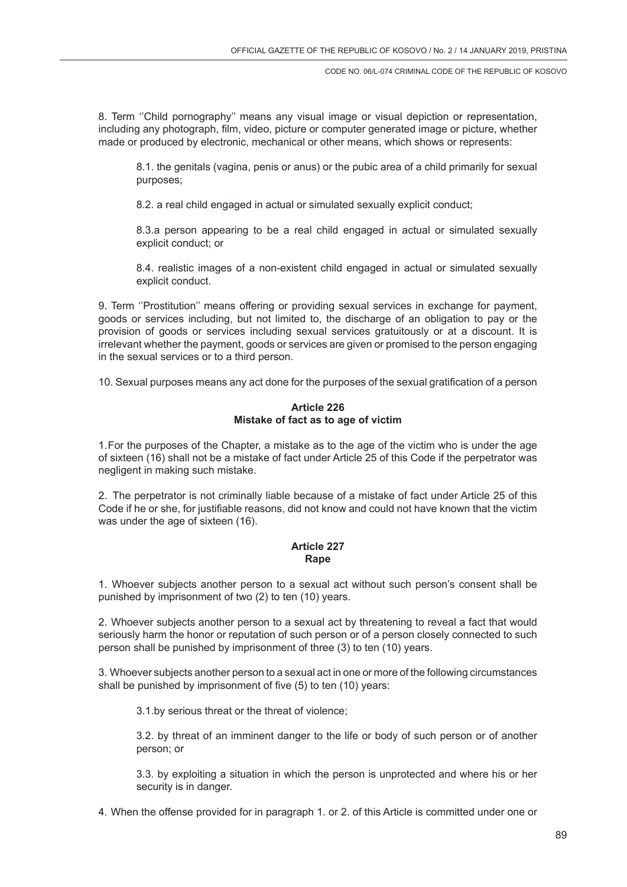8. Term ''Child pornography'' means any visual image or visual depiction or representation, including any photograph, film, video, picture or computer generated image or picture, whether made or produced by electronic, mechanical or other means, which shows or represents:

8.1. the genitals (vagina, penis or anus) or the pubic area of a child primarily for sexual purposes;

8.2. a real child engaged in actual or simulated sexually explicit conduct;

8.3.a person appearing to be a real child engaged in actual or simulated sexually explicit conduct; or

8.4. realistic images of a non-existent child engaged in actual or simulated sexually explicit conduct.

9. Term ''Prostitution'' means offering or providing sexual services in exchange for payment, goods or services including, but not limited to, the discharge of an obligation to pay or the provision of goods or services including sexual services gratuitously or at a discount. It is irrelevant whether the payment, goods or services are given or promised to the person engaging in the sexual services or to a third person.

10. Sexual purposes means any act done for the purposes of the sexual gratification of a person

**Article 226**
**Mistake of fact as to age of victim**

1.For the purposes of the Chapter, a mistake as to the age of the victim who is under the age of sixteen (16) shall not be a mistake of fact under Article 25 of this Code if the perpetrator was negligent in making such mistake.

2. The perpetrator is not criminally liable because of a mistake of fact under Article 25 of this Code if he or she, for justifiable reasons, did not know and could not have known that the victim was under the age of sixteen (16).

**Article 227**
**Rape**

1. Whoever subjects another person to a sexual act without such person's consent shall be punished by imprisonment of two (2) to ten (10) years.

2. Whoever subjects another person to a sexual act by threatening to reveal a fact that would seriously harm the honor or reputation of such person or of a person closely connected to such person shall be punished by imprisonment of three (3) to ten (10) years.

3. Whoever subjects another person to a sexual act in one or more of the following circumstances shall be punished by imprisonment of five (5) to ten (10) years:

3.1.by serious threat or the threat of violence;

3.2. by threat of an imminent danger to the life or body of such person or of another person; or

3.3. by exploiting a situation in which the person is unprotected and where his or her security is in danger.

4. When the offense provided for in paragraph 1. or 2. of this Article is committed under one or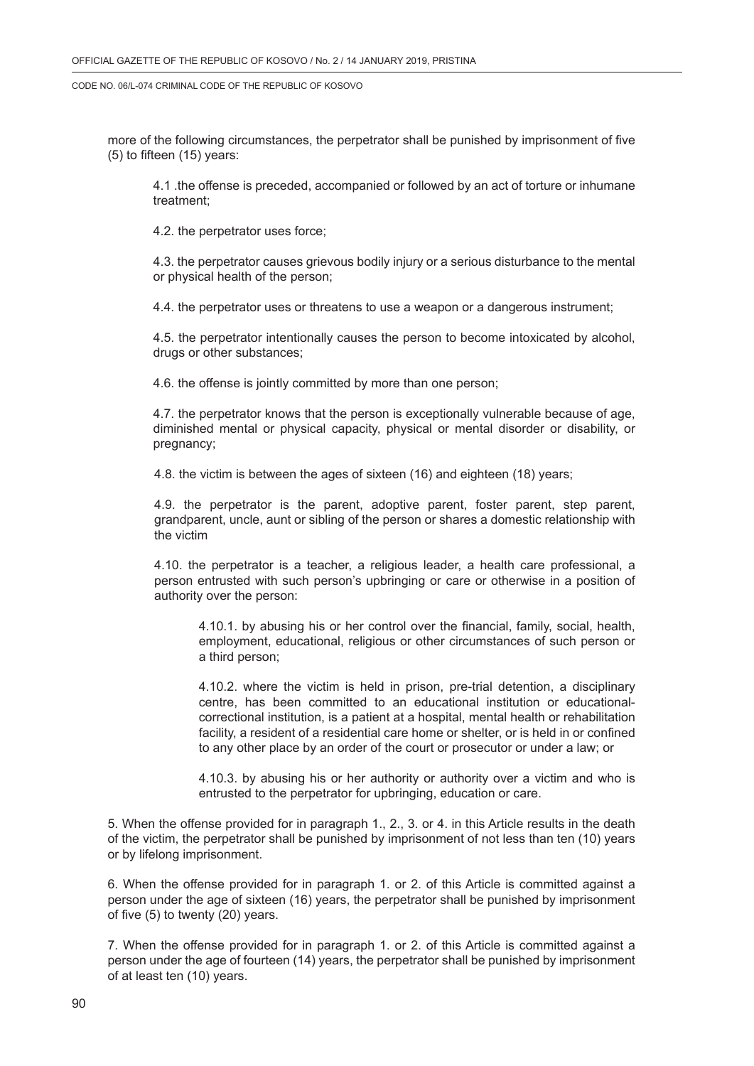more of the following circumstances, the perpetrator shall be punished by imprisonment of five (5) to fifteen (15) years:

4.1 .the offense is preceded, accompanied or followed by an act of torture or inhumane treatment;

4.2. the perpetrator uses force;

4.3. the perpetrator causes grievous bodily injury or a serious disturbance to the mental or physical health of the person;

4.4. the perpetrator uses or threatens to use a weapon or a dangerous instrument;

4.5. the perpetrator intentionally causes the person to become intoxicated by alcohol, drugs or other substances;

4.6. the offense is jointly committed by more than one person;

4.7. the perpetrator knows that the person is exceptionally vulnerable because of age, diminished mental or physical capacity, physical or mental disorder or disability, or pregnancy;

4.8. the victim is between the ages of sixteen (16) and eighteen (18) years;

4.9. the perpetrator is the parent, adoptive parent, foster parent, step parent, grandparent, uncle, aunt or sibling of the person or shares a domestic relationship with the victim

4.10. the perpetrator is a teacher, a religious leader, a health care professional, a person entrusted with such person's upbringing or care or otherwise in a position of authority over the person:

4.10.1. by abusing his or her control over the financial, family, social, health, employment, educational, religious or other circumstances of such person or a third person;

4.10.2. where the victim is held in prison, pre-trial detention, a disciplinary centre, has been committed to an educational institution or educational-correctional institution, is a patient at a hospital, mental health or rehabilitation facility, a resident of a residential care home or shelter, or is held in or confined to any other place by an order of the court or prosecutor or under a law; or

4.10.3. by abusing his or her authority or authority over a victim and who is entrusted to the perpetrator for upbringing, education or care.

5. When the offense provided for in paragraph 1., 2., 3. or 4. in this Article results in the death of the victim, the perpetrator shall be punished by imprisonment of not less than ten (10) years or by lifelong imprisonment.

6. When the offense provided for in paragraph 1. or 2. of this Article is committed against a person under the age of sixteen (16) years, the perpetrator shall be punished by imprisonment of five (5) to twenty (20) years.

7. When the offense provided for in paragraph 1. or 2. of this Article is committed against a person under the age of fourteen (14) years, the perpetrator shall be punished by imprisonment of at least ten (10) years.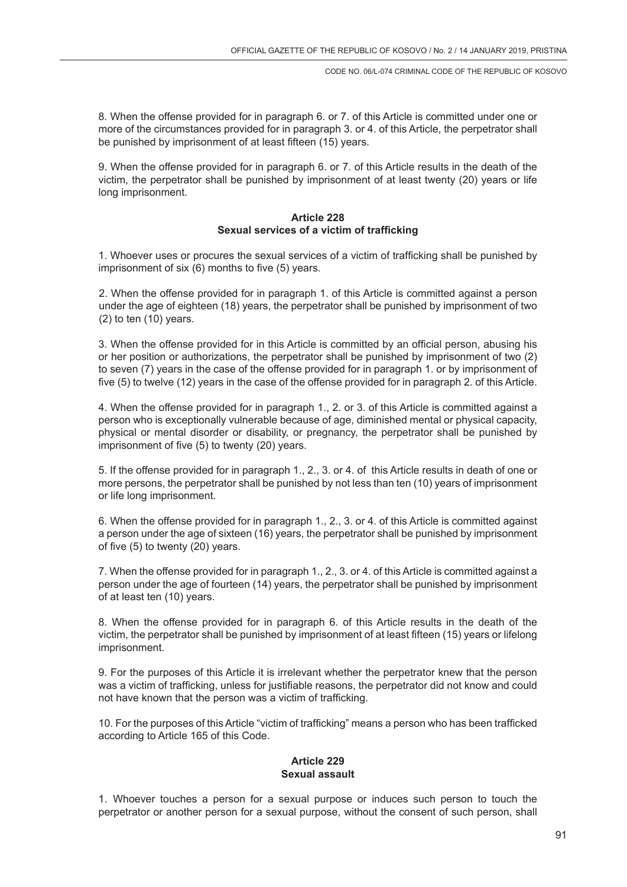8. When the offense provided for in paragraph 6. or 7. of this Article is committed under one or more of the circumstances provided for in paragraph 3. or 4. of this Article, the perpetrator shall be punished by imprisonment of at least fifteen (15) years.

9. When the offense provided for in paragraph 6. or 7. of this Article results in the death of the victim, the perpetrator shall be punished by imprisonment of at least twenty (20) years or life long imprisonment.

**Article 228**
**Sexual services of a victim of trafficking**

1. Whoever uses or procures the sexual services of a victim of trafficking shall be punished by imprisonment of six (6) months to five (5) years.

2. When the offense provided for in paragraph 1. of this Article is committed against a person under the age of eighteen (18) years, the perpetrator shall be punished by imprisonment of two (2) to ten (10) years.

3. When the offense provided for in this Article is committed by an official person, abusing his or her position or authorizations, the perpetrator shall be punished by imprisonment of two (2) to seven (7) years in the case of the offense provided for in paragraph 1. or by imprisonment of five (5) to twelve (12) years in the case of the offense provided for in paragraph 2. of this Article.

4. When the offense provided for in paragraph 1., 2. or 3. of this Article is committed against a person who is exceptionally vulnerable because of age, diminished mental or physical capacity, physical or mental disorder or disability, or pregnancy, the perpetrator shall be punished by imprisonment of five (5) to twenty (20) years.

5. If the offense provided for in paragraph 1., 2., 3. or 4. of this Article results in death of one or more persons, the perpetrator shall be punished by not less than ten (10) years of imprisonment or life long imprisonment.

6. When the offense provided for in paragraph 1., 2., 3. or 4. of this Article is committed against a person under the age of sixteen (16) years, the perpetrator shall be punished by imprisonment of five (5) to twenty (20) years.

7. When the offense provided for in paragraph 1., 2., 3. or 4. of this Article is committed against a person under the age of fourteen (14) years, the perpetrator shall be punished by imprisonment of at least ten (10) years.

8. When the offense provided for in paragraph 6. of this Article results in the death of the victim, the perpetrator shall be punished by imprisonment of at least fifteen (15) years or lifelong imprisonment.

9. For the purposes of this Article it is irrelevant whether the perpetrator knew that the person was a victim of trafficking, unless for justifiable reasons, the perpetrator did not know and could not have known that the person was a victim of trafficking.

10. For the purposes of this Article "victim of trafficking" means a person who has been trafficked according to Article 165 of this Code.

**Article 229**
**Sexual assault**

1. Whoever touches a person for a sexual purpose or induces such person to touch the perpetrator or another person for a sexual purpose, without the consent of such person, shall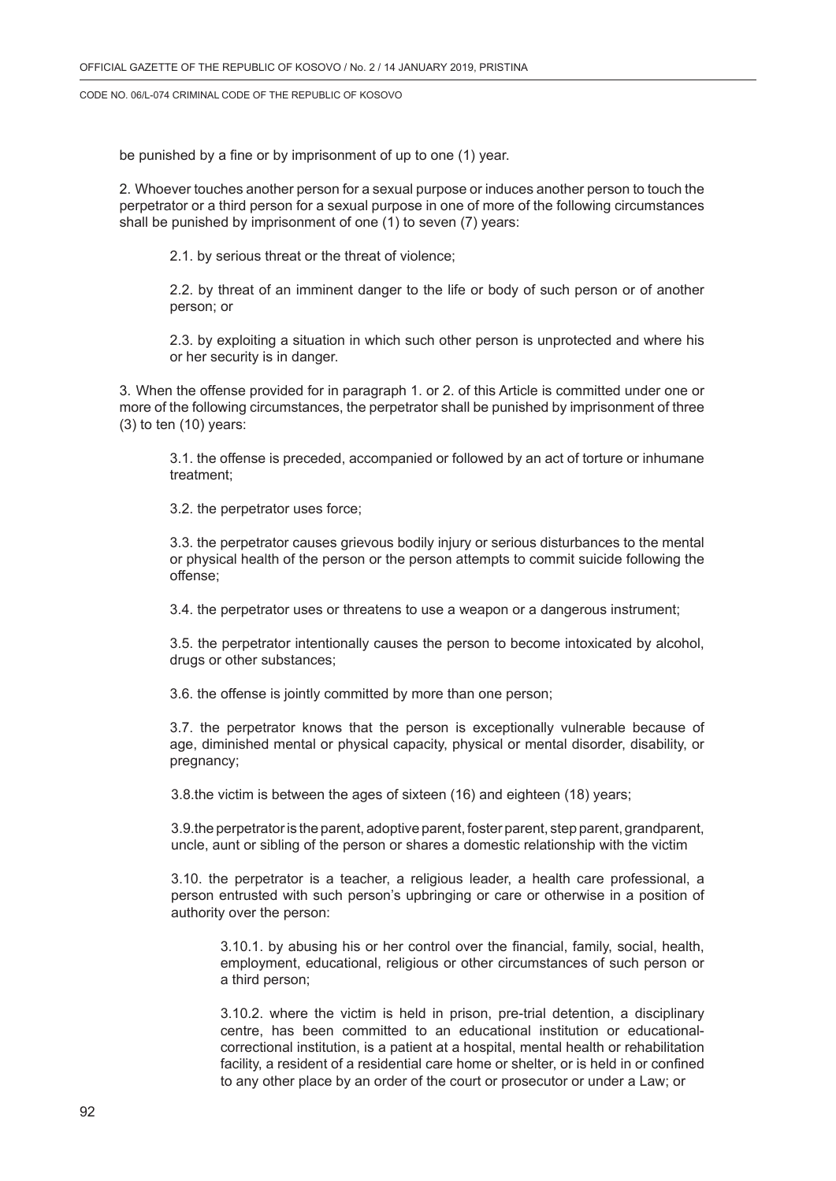be punished by a fine or by imprisonment of up to one (1) year.

2. Whoever touches another person for a sexual purpose or induces another person to touch the perpetrator or a third person for a sexual purpose in one of more of the following circumstances shall be punished by imprisonment of one (1) to seven (7) years:

2.1. by serious threat or the threat of violence;

2.2. by threat of an imminent danger to the life or body of such person or of another person; or

2.3. by exploiting a situation in which such other person is unprotected and where his or her security is in danger.

3. When the offense provided for in paragraph 1. or 2. of this Article is committed under one or more of the following circumstances, the perpetrator shall be punished by imprisonment of three (3) to ten (10) years:

3.1. the offense is preceded, accompanied or followed by an act of torture or inhumane treatment;

3.2. the perpetrator uses force;

3.3. the perpetrator causes grievous bodily injury or serious disturbances to the mental or physical health of the person or the person attempts to commit suicide following the offense;

3.4. the perpetrator uses or threatens to use a weapon or a dangerous instrument;

3.5. the perpetrator intentionally causes the person to become intoxicated by alcohol, drugs or other substances;

3.6. the offense is jointly committed by more than one person;

3.7. the perpetrator knows that the person is exceptionally vulnerable because of age, diminished mental or physical capacity, physical or mental disorder, disability, or pregnancy;

3.8.the victim is between the ages of sixteen (16) and eighteen (18) years;

3.9.the perpetrator is the parent, adoptive parent, foster parent, step parent, grandparent, uncle, aunt or sibling of the person or shares a domestic relationship with the victim

3.10. the perpetrator is a teacher, a religious leader, a health care professional, a person entrusted with such person's upbringing or care or otherwise in a position of authority over the person:

3.10.1. by abusing his or her control over the financial, family, social, health, employment, educational, religious or other circumstances of such person or a third person;

3.10.2. where the victim is held in prison, pre-trial detention, a disciplinary centre, has been committed to an educational institution or educational-correctional institution, is a patient at a hospital, mental health or rehabilitation facility, a resident of a residential care home or shelter, or is held in or confined to any other place by an order of the court or prosecutor or under a Law; or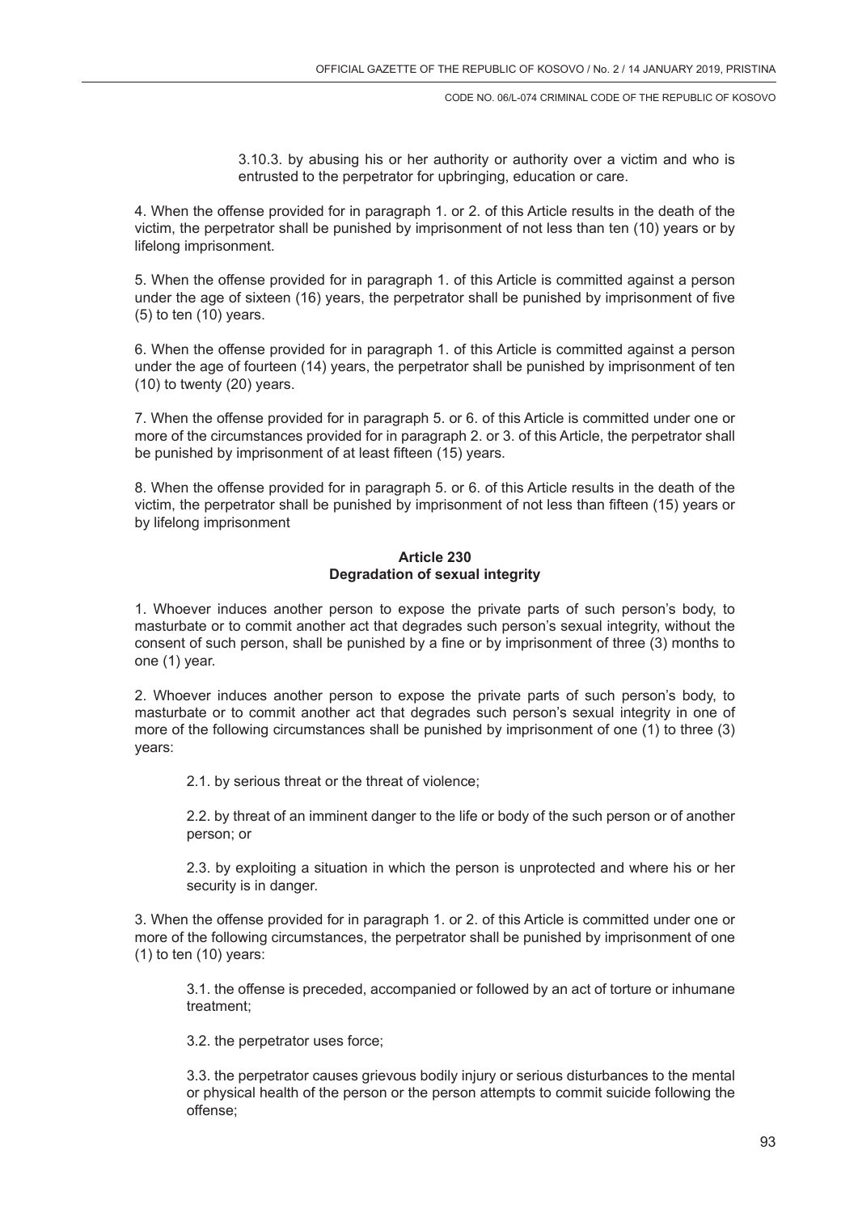3.10.3. by abusing his or her authority or authority over a victim and who is entrusted to the perpetrator for upbringing, education or care.

4. When the offense provided for in paragraph 1. or 2. of this Article results in the death of the victim, the perpetrator shall be punished by imprisonment of not less than ten (10) years or by lifelong imprisonment.

5. When the offense provided for in paragraph 1. of this Article is committed against a person under the age of sixteen (16) years, the perpetrator shall be punished by imprisonment of five (5) to ten (10) years.

6. When the offense provided for in paragraph 1. of this Article is committed against a person under the age of fourteen (14) years, the perpetrator shall be punished by imprisonment of ten (10) to twenty (20) years.

7. When the offense provided for in paragraph 5. or 6. of this Article is committed under one or more of the circumstances provided for in paragraph 2. or 3. of this Article, the perpetrator shall be punished by imprisonment of at least fifteen (15) years.

8. When the offense provided for in paragraph 5. or 6. of this Article results in the death of the victim, the perpetrator shall be punished by imprisonment of not less than fifteen (15) years or by lifelong imprisonment

### Article 230
### Degradation of sexual integrity

1. Whoever induces another person to expose the private parts of such person's body, to masturbate or to commit another act that degrades such person's sexual integrity, without the consent of such person, shall be punished by a fine or by imprisonment of three (3) months to one (1) year.

2. Whoever induces another person to expose the private parts of such person's body, to masturbate or to commit another act that degrades such person's sexual integrity in one of more of the following circumstances shall be punished by imprisonment of one (1) to three (3) years:

2.1. by serious threat or the threat of violence;

2.2. by threat of an imminent danger to the life or body of the such person or of another person; or

2.3. by exploiting a situation in which the person is unprotected and where his or her security is in danger.

3. When the offense provided for in paragraph 1. or 2. of this Article is committed under one or more of the following circumstances, the perpetrator shall be punished by imprisonment of one (1) to ten (10) years:

3.1. the offense is preceded, accompanied or followed by an act of torture or inhumane treatment;

3.2. the perpetrator uses force;

3.3. the perpetrator causes grievous bodily injury or serious disturbances to the mental or physical health of the person or the person attempts to commit suicide following the offense;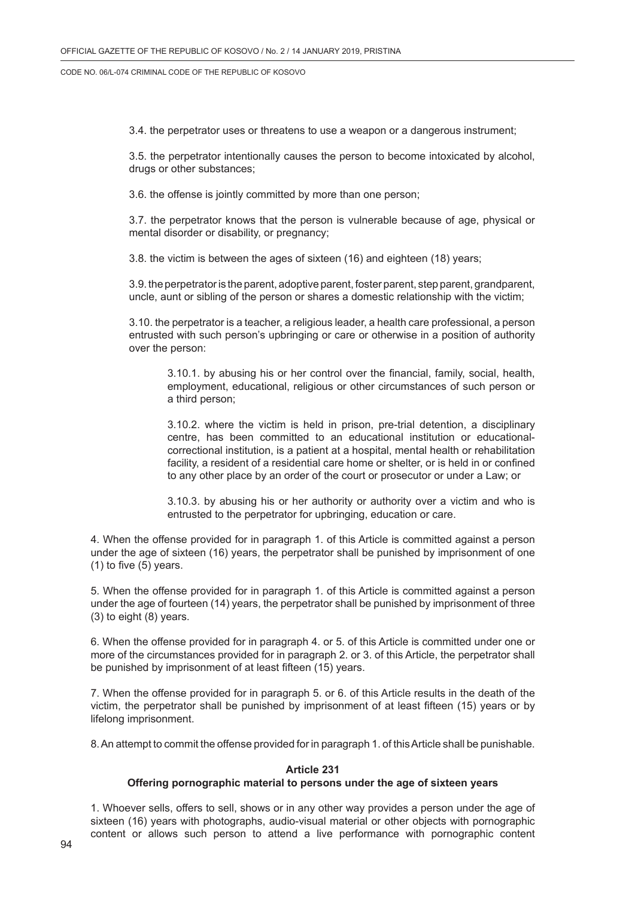3.4. the perpetrator uses or threatens to use a weapon or a dangerous instrument;

3.5. the perpetrator intentionally causes the person to become intoxicated by alcohol, drugs or other substances;

3.6. the offense is jointly committed by more than one person;

3.7. the perpetrator knows that the person is vulnerable because of age, physical or mental disorder or disability, or pregnancy;

3.8. the victim is between the ages of sixteen (16) and eighteen (18) years;

3.9. the perpetrator is the parent, adoptive parent, foster parent, step parent, grandparent, uncle, aunt or sibling of the person or shares a domestic relationship with the victim;

3.10. the perpetrator is a teacher, a religious leader, a health care professional, a person entrusted with such person's upbringing or care or otherwise in a position of authority over the person:

3.10.1. by abusing his or her control over the financial, family, social, health, employment, educational, religious or other circumstances of such person or a third person;

3.10.2. where the victim is held in prison, pre-trial detention, a disciplinary centre, has been committed to an educational institution or educational-correctional institution, is a patient at a hospital, mental health or rehabilitation facility, a resident of a residential care home or shelter, or is held in or confined to any other place by an order of the court or prosecutor or under a Law; or

3.10.3. by abusing his or her authority or authority over a victim and who is entrusted to the perpetrator for upbringing, education or care.

4. When the offense provided for in paragraph 1. of this Article is committed against a person under the age of sixteen (16) years, the perpetrator shall be punished by imprisonment of one (1) to five (5) years.

5. When the offense provided for in paragraph 1. of this Article is committed against a person under the age of fourteen (14) years, the perpetrator shall be punished by imprisonment of three (3) to eight (8) years.

6. When the offense provided for in paragraph 4. or 5. of this Article is committed under one or more of the circumstances provided for in paragraph 2. or 3. of this Article, the perpetrator shall be punished by imprisonment of at least fifteen (15) years.

7. When the offense provided for in paragraph 5. or 6. of this Article results in the death of the victim, the perpetrator shall be punished by imprisonment of at least fifteen (15) years or by lifelong imprisonment.

8. An attempt to commit the offense provided for in paragraph 1. of this Article shall be punishable.

### Article 231
### Offering pornographic material to persons under the age of sixteen years

1. Whoever sells, offers to sell, shows or in any other way provides a person under the age of sixteen (16) years with photographs, audio-visual material or other objects with pornographic content or allows such person to attend a live performance with pornographic content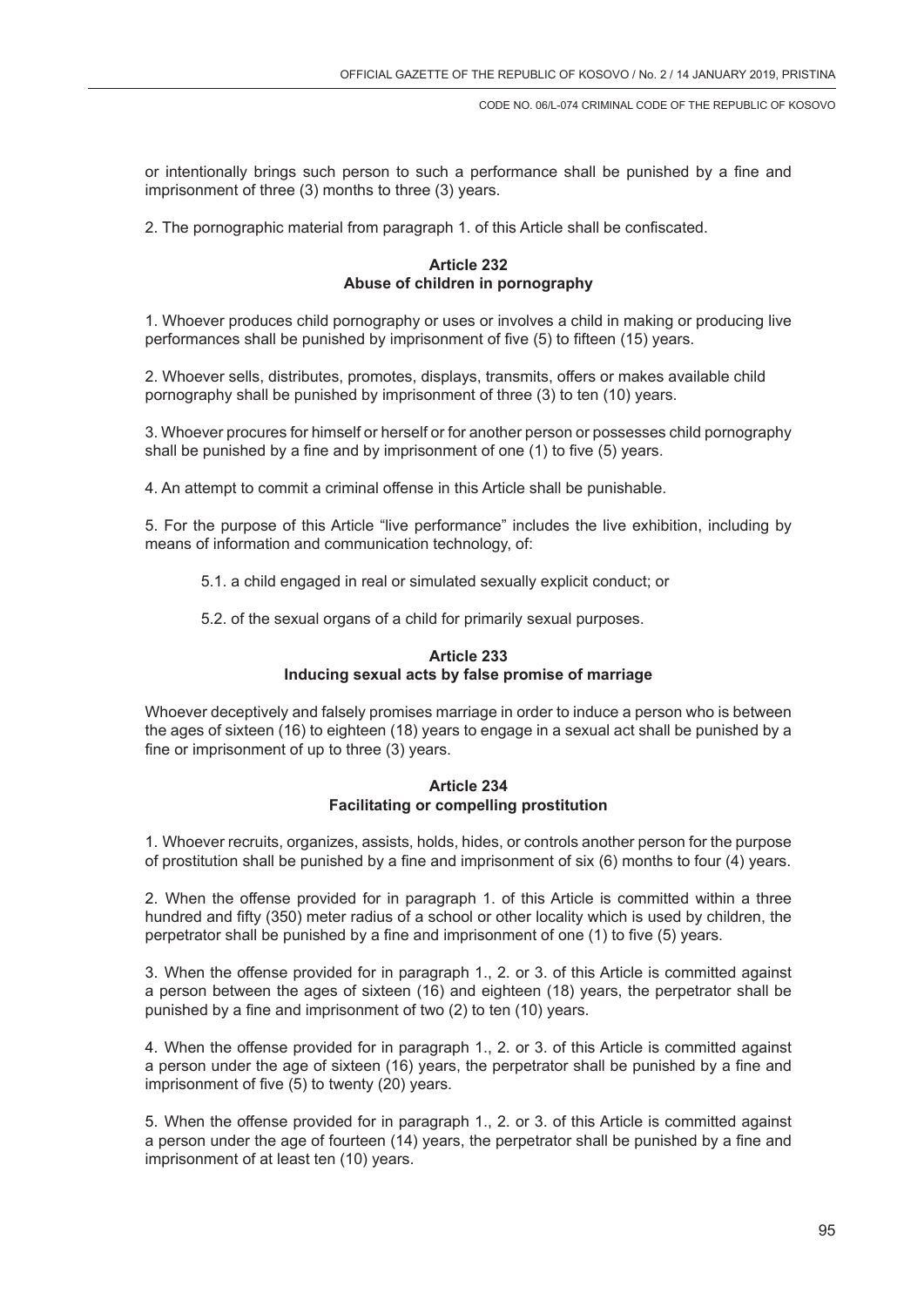or intentionally brings such person to such a performance shall be punished by a fine and imprisonment of three (3) months to three (3) years.

2. The pornographic material from paragraph 1. of this Article shall be confiscated.

**Article 232**
**Abuse of children in pornography**

1. Whoever produces child pornography or uses or involves a child in making or producing live performances shall be punished by imprisonment of five (5) to fifteen (15) years.

2. Whoever sells, distributes, promotes, displays, transmits, offers or makes available child pornography shall be punished by imprisonment of three (3) to ten (10) years.

3. Whoever procures for himself or herself or for another person or possesses child pornography shall be punished by a fine and by imprisonment of one (1) to five (5) years.

4. An attempt to commit a criminal offense in this Article shall be punishable.

5. For the purpose of this Article "live performance" includes the live exhibition, including by means of information and communication technology, of:

5.1. a child engaged in real or simulated sexually explicit conduct; or

5.2. of the sexual organs of a child for primarily sexual purposes.

**Article 233**
**Inducing sexual acts by false promise of marriage**

Whoever deceptively and falsely promises marriage in order to induce a person who is between the ages of sixteen (16) to eighteen (18) years to engage in a sexual act shall be punished by a fine or imprisonment of up to three (3) years.

**Article 234**
**Facilitating or compelling prostitution**

1. Whoever recruits, organizes, assists, holds, hides, or controls another person for the purpose of prostitution shall be punished by a fine and imprisonment of six (6) months to four (4) years.

2. When the offense provided for in paragraph 1. of this Article is committed within a three hundred and fifty (350) meter radius of a school or other locality which is used by children, the perpetrator shall be punished by a fine and imprisonment of one (1) to five (5) years.

3. When the offense provided for in paragraph 1., 2. or 3. of this Article is committed against a person between the ages of sixteen (16) and eighteen (18) years, the perpetrator shall be punished by a fine and imprisonment of two (2) to ten (10) years.

4. When the offense provided for in paragraph 1., 2. or 3. of this Article is committed against a person under the age of sixteen (16) years, the perpetrator shall be punished by a fine and imprisonment of five (5) to twenty (20) years.

5. When the offense provided for in paragraph 1., 2. or 3. of this Article is committed against a person under the age of fourteen (14) years, the perpetrator shall be punished by a fine and imprisonment of at least ten (10) years.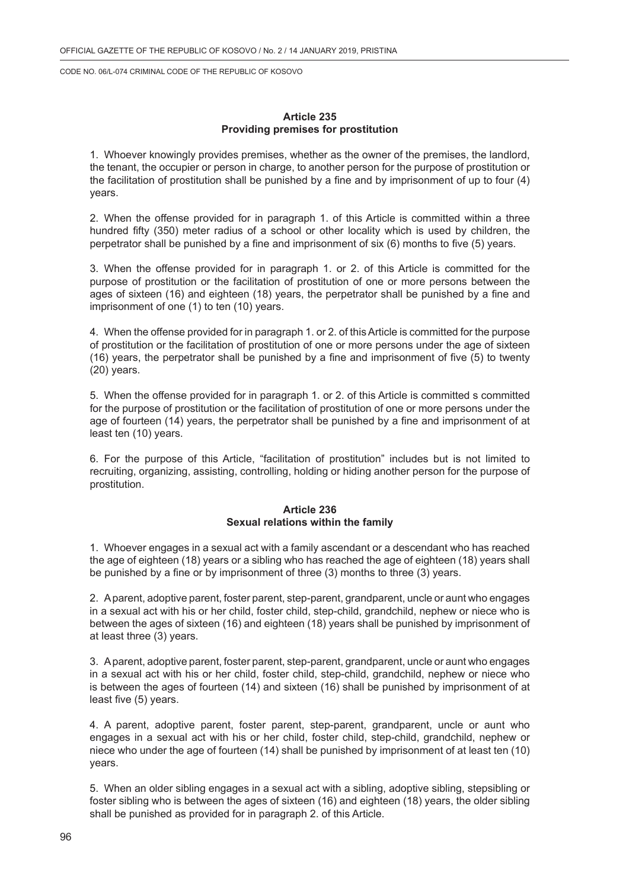### Article 235
### Providing premises for prostitution

1. Whoever knowingly provides premises, whether as the owner of the premises, the landlord, the tenant, the occupier or person in charge, to another person for the purpose of prostitution or the facilitation of prostitution shall be punished by a fine and by imprisonment of up to four (4) years.

2. When the offense provided for in paragraph 1. of this Article is committed within a three hundred fifty (350) meter radius of a school or other locality which is used by children, the perpetrator shall be punished by a fine and imprisonment of six (6) months to five (5) years.

3. When the offense provided for in paragraph 1. or 2. of this Article is committed for the purpose of prostitution or the facilitation of prostitution of one or more persons between the ages of sixteen (16) and eighteen (18) years, the perpetrator shall be punished by a fine and imprisonment of one (1) to ten (10) years.

4. When the offense provided for in paragraph 1. or 2. of this Article is committed for the purpose of prostitution or the facilitation of prostitution of one or more persons under the age of sixteen (16) years, the perpetrator shall be punished by a fine and imprisonment of five (5) to twenty (20) years.

5. When the offense provided for in paragraph 1. or 2. of this Article is committed s committed for the purpose of prostitution or the facilitation of prostitution of one or more persons under the age of fourteen (14) years, the perpetrator shall be punished by a fine and imprisonment of at least ten (10) years.

6. For the purpose of this Article, "facilitation of prostitution" includes but is not limited to recruiting, organizing, assisting, controlling, holding or hiding another person for the purpose of prostitution.

### Article 236
### Sexual relations within the family

1. Whoever engages in a sexual act with a family ascendant or a descendant who has reached the age of eighteen (18) years or a sibling who has reached the age of eighteen (18) years shall be punished by a fine or by imprisonment of three (3) months to three (3) years.

2. A parent, adoptive parent, foster parent, step-parent, grandparent, uncle or aunt who engages in a sexual act with his or her child, foster child, step-child, grandchild, nephew or niece who is between the ages of sixteen (16) and eighteen (18) years shall be punished by imprisonment of at least three (3) years.

3. A parent, adoptive parent, foster parent, step-parent, grandparent, uncle or aunt who engages in a sexual act with his or her child, foster child, step-child, grandchild, nephew or niece who is between the ages of fourteen (14) and sixteen (16) shall be punished by imprisonment of at least five (5) years.

4. A parent, adoptive parent, foster parent, step-parent, grandparent, uncle or aunt who engages in a sexual act with his or her child, foster child, step-child, grandchild, nephew or niece who under the age of fourteen (14) shall be punished by imprisonment of at least ten (10) years.

5. When an older sibling engages in a sexual act with a sibling, adoptive sibling, stepsibling or foster sibling who is between the ages of sixteen (16) and eighteen (18) years, the older sibling shall be punished as provided for in paragraph 2. of this Article.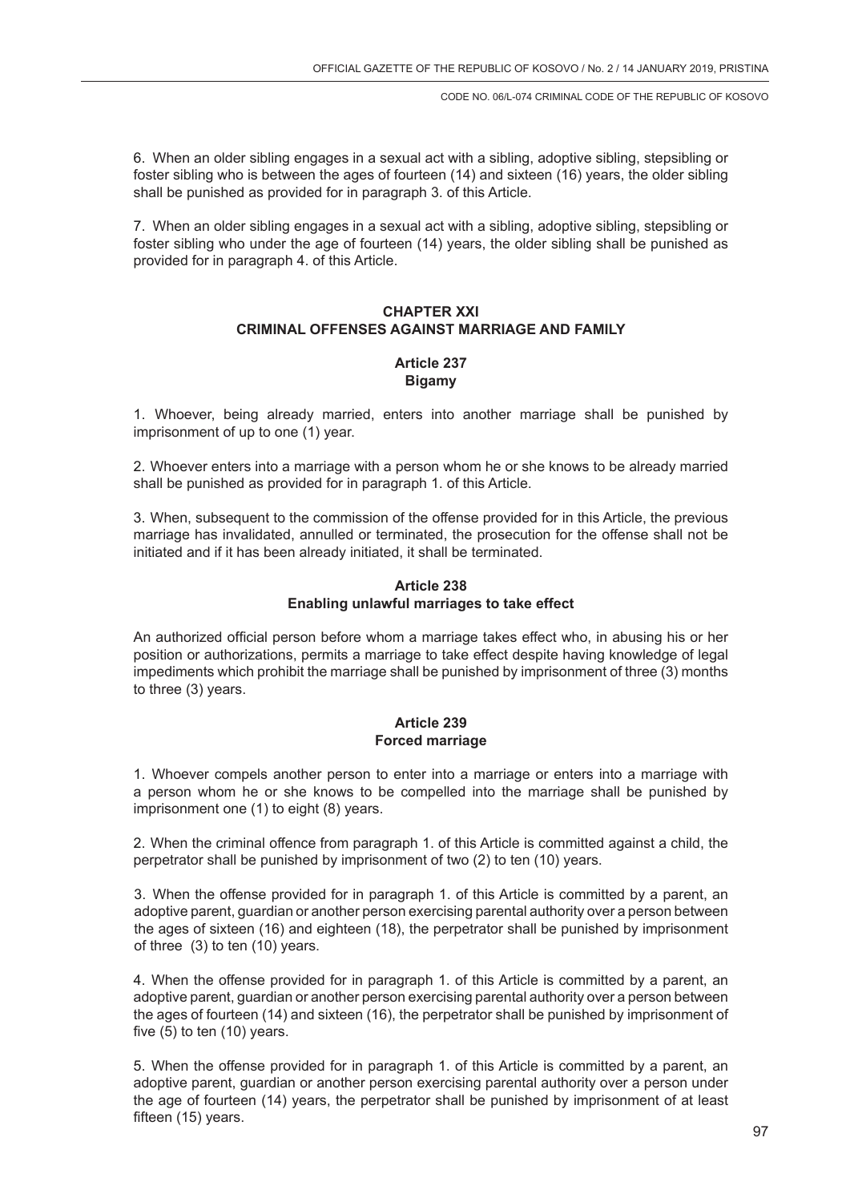6. When an older sibling engages in a sexual act with a sibling, adoptive sibling, stepsibling or foster sibling who is between the ages of fourteen (14) and sixteen (16) years, the older sibling shall be punished as provided for in paragraph 3. of this Article.

7. When an older sibling engages in a sexual act with a sibling, adoptive sibling, stepsibling or foster sibling who under the age of fourteen (14) years, the older sibling shall be punished as provided for in paragraph 4. of this Article.

## CHAPTER XXI
## CRIMINAL OFFENSES AGAINST MARRIAGE AND FAMILY

### Article 237
### Bigamy

1. Whoever, being already married, enters into another marriage shall be punished by imprisonment of up to one (1) year.

2. Whoever enters into a marriage with a person whom he or she knows to be already married shall be punished as provided for in paragraph 1. of this Article.

3. When, subsequent to the commission of the offense provided for in this Article, the previous marriage has invalidated, annulled or terminated, the prosecution for the offense shall not be initiated and if it has been already initiated, it shall be terminated.

### Article 238
### Enabling unlawful marriages to take effect

An authorized official person before whom a marriage takes effect who, in abusing his or her position or authorizations, permits a marriage to take effect despite having knowledge of legal impediments which prohibit the marriage shall be punished by imprisonment of three (3) months to three (3) years.

### Article 239
### Forced marriage

1. Whoever compels another person to enter into a marriage or enters into a marriage with a person whom he or she knows to be compelled into the marriage shall be punished by imprisonment one (1) to eight (8) years.

2. When the criminal offence from paragraph 1. of this Article is committed against a child, the perpetrator shall be punished by imprisonment of two (2) to ten (10) years.

3. When the offense provided for in paragraph 1. of this Article is committed by a parent, an adoptive parent, guardian or another person exercising parental authority over a person between the ages of sixteen (16) and eighteen (18), the perpetrator shall be punished by imprisonment of three (3) to ten (10) years.

4. When the offense provided for in paragraph 1. of this Article is committed by a parent, an adoptive parent, guardian or another person exercising parental authority over a person between the ages of fourteen (14) and sixteen (16), the perpetrator shall be punished by imprisonment of five (5) to ten (10) years.

5. When the offense provided for in paragraph 1. of this Article is committed by a parent, an adoptive parent, guardian or another person exercising parental authority over a person under the age of fourteen (14) years, the perpetrator shall be punished by imprisonment of at least fifteen (15) years.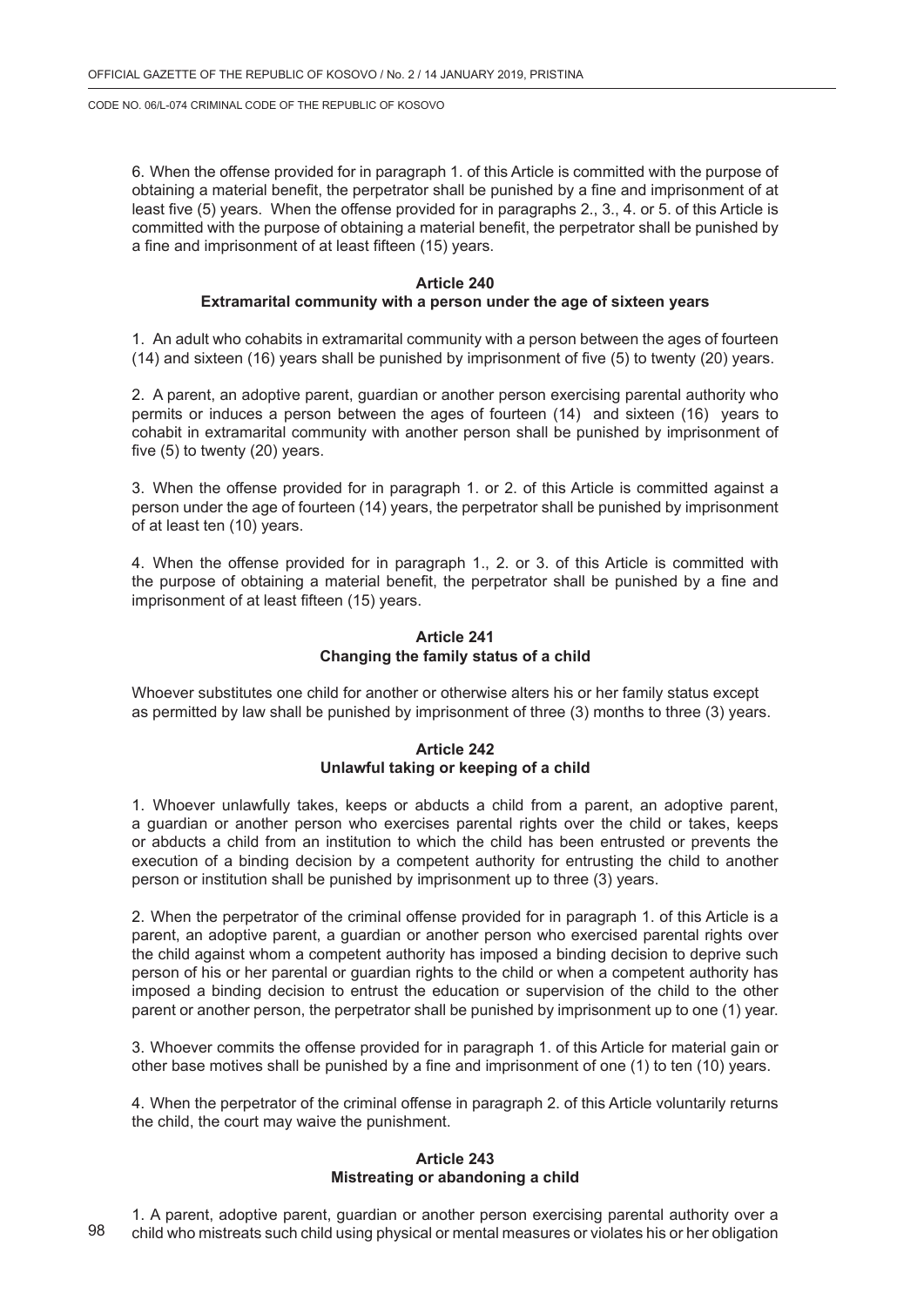6. When the offense provided for in paragraph 1. of this Article is committed with the purpose of obtaining a material benefit, the perpetrator shall be punished by a fine and imprisonment of at least five (5) years. When the offense provided for in paragraphs 2., 3., 4. or 5. of this Article is committed with the purpose of obtaining a material benefit, the perpetrator shall be punished by a fine and imprisonment of at least fifteen (15) years.

### Article 240
### Extramarital community with a person under the age of sixteen years

1. An adult who cohabits in extramarital community with a person between the ages of fourteen (14) and sixteen (16) years shall be punished by imprisonment of five (5) to twenty (20) years.

2. A parent, an adoptive parent, guardian or another person exercising parental authority who permits or induces a person between the ages of fourteen (14) and sixteen (16) years to cohabit in extramarital community with another person shall be punished by imprisonment of five (5) to twenty (20) years.

3. When the offense provided for in paragraph 1. or 2. of this Article is committed against a person under the age of fourteen (14) years, the perpetrator shall be punished by imprisonment of at least ten (10) years.

4. When the offense provided for in paragraph 1., 2. or 3. of this Article is committed with the purpose of obtaining a material benefit, the perpetrator shall be punished by a fine and imprisonment of at least fifteen (15) years.

### Article 241
### Changing the family status of a child

Whoever substitutes one child for another or otherwise alters his or her family status except as permitted by law shall be punished by imprisonment of three (3) months to three (3) years.

### Article 242
### Unlawful taking or keeping of a child

1. Whoever unlawfully takes, keeps or abducts a child from a parent, an adoptive parent, a guardian or another person who exercises parental rights over the child or takes, keeps or abducts a child from an institution to which the child has been entrusted or prevents the execution of a binding decision by a competent authority for entrusting the child to another person or institution shall be punished by imprisonment up to three (3) years.

2. When the perpetrator of the criminal offense provided for in paragraph 1. of this Article is a parent, an adoptive parent, a guardian or another person who exercised parental rights over the child against whom a competent authority has imposed a binding decision to deprive such person of his or her parental or guardian rights to the child or when a competent authority has imposed a binding decision to entrust the education or supervision of the child to the other parent or another person, the perpetrator shall be punished by imprisonment up to one (1) year.

3. Whoever commits the offense provided for in paragraph 1. of this Article for material gain or other base motives shall be punished by a fine and imprisonment of one (1) to ten (10) years.

4. When the perpetrator of the criminal offense in paragraph 2. of this Article voluntarily returns the child, the court may waive the punishment.

### Article 243
### Mistreating or abandoning a child

1. A parent, adoptive parent, guardian or another person exercising parental authority over a child who mistreats such child using physical or mental measures or violates his or her obligation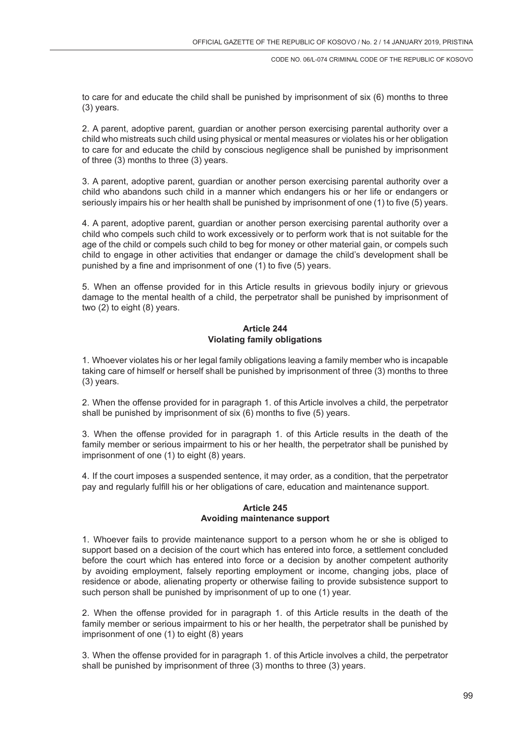to care for and educate the child shall be punished by imprisonment of six (6) months to three (3) years.

2. A parent, adoptive parent, guardian or another person exercising parental authority over a child who mistreats such child using physical or mental measures or violates his or her obligation to care for and educate the child by conscious negligence shall be punished by imprisonment of three (3) months to three (3) years.

3. A parent, adoptive parent, guardian or another person exercising parental authority over a child who abandons such child in a manner which endangers his or her life or endangers or seriously impairs his or her health shall be punished by imprisonment of one (1) to five (5) years.

4. A parent, adoptive parent, guardian or another person exercising parental authority over a child who compels such child to work excessively or to perform work that is not suitable for the age of the child or compels such child to beg for money or other material gain, or compels such child to engage in other activities that endanger or damage the child's development shall be punished by a fine and imprisonment of one (1) to five (5) years.

5. When an offense provided for in this Article results in grievous bodily injury or grievous damage to the mental health of a child, the perpetrator shall be punished by imprisonment of two (2) to eight (8) years.

### Article 244
### Violating family obligations

1. Whoever violates his or her legal family obligations leaving a family member who is incapable taking care of himself or herself shall be punished by imprisonment of three (3) months to three (3) years.

2. When the offense provided for in paragraph 1. of this Article involves a child, the perpetrator shall be punished by imprisonment of six (6) months to five (5) years.

3. When the offense provided for in paragraph 1. of this Article results in the death of the family member or serious impairment to his or her health, the perpetrator shall be punished by imprisonment of one (1) to eight (8) years.

4. If the court imposes a suspended sentence, it may order, as a condition, that the perpetrator pay and regularly fulfill his or her obligations of care, education and maintenance support.

### Article 245
### Avoiding maintenance support

1. Whoever fails to provide maintenance support to a person whom he or she is obliged to support based on a decision of the court which has entered into force, a settlement concluded before the court which has entered into force or a decision by another competent authority by avoiding employment, falsely reporting employment or income, changing jobs, place of residence or abode, alienating property or otherwise failing to provide subsistence support to such person shall be punished by imprisonment of up to one (1) year.

2. When the offense provided for in paragraph 1. of this Article results in the death of the family member or serious impairment to his or her health, the perpetrator shall be punished by imprisonment of one (1) to eight (8) years

3. When the offense provided for in paragraph 1. of this Article involves a child, the perpetrator shall be punished by imprisonment of three (3) months to three (3) years.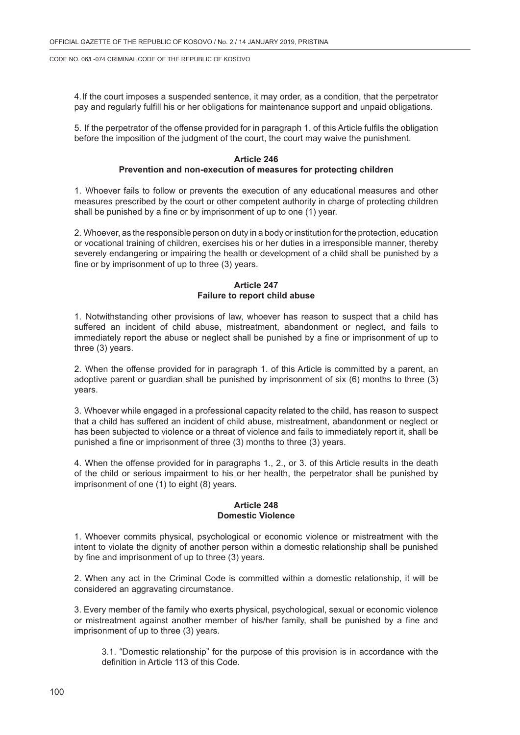4. If the court imposes a suspended sentence, it may order, as a condition, that the perpetrator pay and regularly fulfill his or her obligations for maintenance support and unpaid obligations.

5. If the perpetrator of the offense provided for in paragraph 1. of this Article fulfils the obligation before the imposition of the judgment of the court, the court may waive the punishment.

### Article 246
### Prevention and non-execution of measures for protecting children

1. Whoever fails to follow or prevents the execution of any educational measures and other measures prescribed by the court or other competent authority in charge of protecting children shall be punished by a fine or by imprisonment of up to one (1) year.

2. Whoever, as the responsible person on duty in a body or institution for the protection, education or vocational training of children, exercises his or her duties in a irresponsible manner, thereby severely endangering or impairing the health or development of a child shall be punished by a fine or by imprisonment of up to three (3) years.

### Article 247
### Failure to report child abuse

1. Notwithstanding other provisions of law, whoever has reason to suspect that a child has suffered an incident of child abuse, mistreatment, abandonment or neglect, and fails to immediately report the abuse or neglect shall be punished by a fine or imprisonment of up to three (3) years.

2. When the offense provided for in paragraph 1. of this Article is committed by a parent, an adoptive parent or guardian shall be punished by imprisonment of six (6) months to three (3) years.

3. Whoever while engaged in a professional capacity related to the child, has reason to suspect that a child has suffered an incident of child abuse, mistreatment, abandonment or neglect or has been subjected to violence or a threat of violence and fails to immediately report it, shall be punished a fine or imprisonment of three (3) months to three (3) years.

4. When the offense provided for in paragraphs 1., 2., or 3. of this Article results in the death of the child or serious impairment to his or her health, the perpetrator shall be punished by imprisonment of one (1) to eight (8) years.

### Article 248
### Domestic Violence

1. Whoever commits physical, psychological or economic violence or mistreatment with the intent to violate the dignity of another person within a domestic relationship shall be punished by fine and imprisonment of up to three (3) years.

2. When any act in the Criminal Code is committed within a domestic relationship, it will be considered an aggravating circumstance.

3. Every member of the family who exerts physical, psychological, sexual or economic violence or mistreatment against another member of his/her family, shall be punished by a fine and imprisonment of up to three (3) years.

> 3.1. "Domestic relationship" for the purpose of this provision is in accordance with the definition in Article 113 of this Code.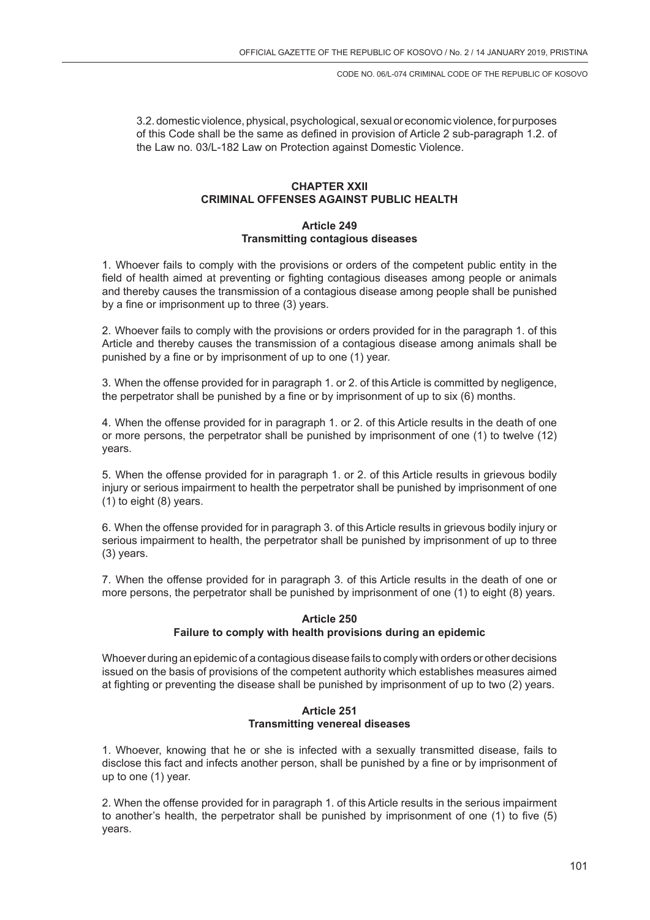3.2. domestic violence, physical, psychological, sexual or economic violence, for purposes of this Code shall be the same as defined in provision of Article 2 sub-paragraph 1.2. of the Law no. 03/L-182 Law on Protection against Domestic Violence.

## CHAPTER XXII
## CRIMINAL OFFENSES AGAINST PUBLIC HEALTH

### Article 249
### Transmitting contagious diseases

1. Whoever fails to comply with the provisions or orders of the competent public entity in the field of health aimed at preventing or fighting contagious diseases among people or animals and thereby causes the transmission of a contagious disease among people shall be punished by a fine or imprisonment up to three (3) years.

2. Whoever fails to comply with the provisions or orders provided for in the paragraph 1. of this Article and thereby causes the transmission of a contagious disease among animals shall be punished by a fine or by imprisonment of up to one (1) year.

3. When the offense provided for in paragraph 1. or 2. of this Article is committed by negligence, the perpetrator shall be punished by a fine or by imprisonment of up to six (6) months.

4. When the offense provided for in paragraph 1. or 2. of this Article results in the death of one or more persons, the perpetrator shall be punished by imprisonment of one (1) to twelve (12) years.

5. When the offense provided for in paragraph 1. or 2. of this Article results in grievous bodily injury or serious impairment to health the perpetrator shall be punished by imprisonment of one (1) to eight (8) years.

6. When the offense provided for in paragraph 3. of this Article results in grievous bodily injury or serious impairment to health, the perpetrator shall be punished by imprisonment of up to three (3) years.

7. When the offense provided for in paragraph 3. of this Article results in the death of one or more persons, the perpetrator shall be punished by imprisonment of one (1) to eight (8) years.

### Article 250
### Failure to comply with health provisions during an epidemic

Whoever during an epidemic of a contagious disease fails to comply with orders or other decisions issued on the basis of provisions of the competent authority which establishes measures aimed at fighting or preventing the disease shall be punished by imprisonment of up to two (2) years.

### Article 251
### Transmitting venereal diseases

1. Whoever, knowing that he or she is infected with a sexually transmitted disease, fails to disclose this fact and infects another person, shall be punished by a fine or by imprisonment of up to one (1) year.

2. When the offense provided for in paragraph 1. of this Article results in the serious impairment to another's health, the perpetrator shall be punished by imprisonment of one (1) to five (5) years.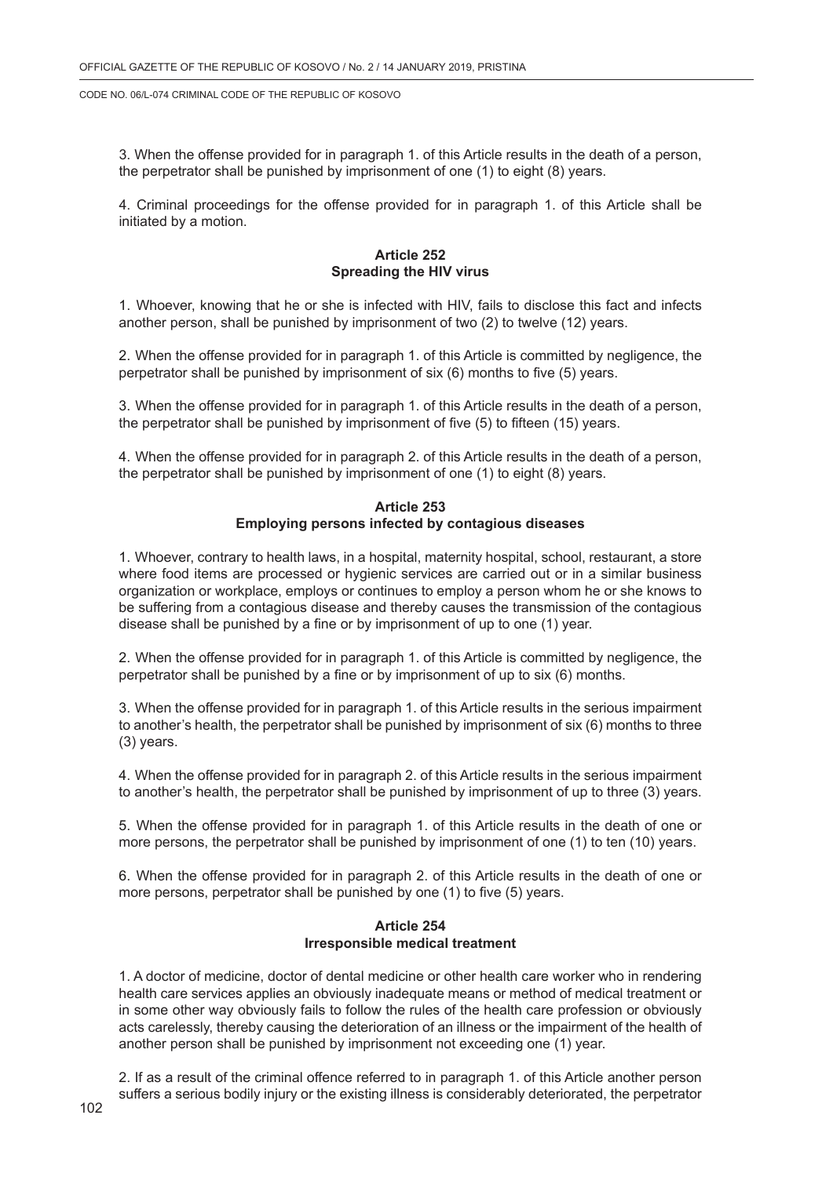3. When the offense provided for in paragraph 1. of this Article results in the death of a person, the perpetrator shall be punished by imprisonment of one (1) to eight (8) years.

4. Criminal proceedings for the offense provided for in paragraph 1. of this Article shall be initiated by a motion.

### Article 252
### Spreading the HIV virus

1. Whoever, knowing that he or she is infected with HIV, fails to disclose this fact and infects another person, shall be punished by imprisonment of two (2) to twelve (12) years.

2. When the offense provided for in paragraph 1. of this Article is committed by negligence, the perpetrator shall be punished by imprisonment of six (6) months to five (5) years.

3. When the offense provided for in paragraph 1. of this Article results in the death of a person, the perpetrator shall be punished by imprisonment of five (5) to fifteen (15) years.

4. When the offense provided for in paragraph 2. of this Article results in the death of a person, the perpetrator shall be punished by imprisonment of one (1) to eight (8) years.

### Article 253
### Employing persons infected by contagious diseases

1. Whoever, contrary to health laws, in a hospital, maternity hospital, school, restaurant, a store where food items are processed or hygienic services are carried out or in a similar business organization or workplace, employs or continues to employ a person whom he or she knows to be suffering from a contagious disease and thereby causes the transmission of the contagious disease shall be punished by a fine or by imprisonment of up to one (1) year.

2. When the offense provided for in paragraph 1. of this Article is committed by negligence, the perpetrator shall be punished by a fine or by imprisonment of up to six (6) months.

3. When the offense provided for in paragraph 1. of this Article results in the serious impairment to another's health, the perpetrator shall be punished by imprisonment of six (6) months to three (3) years.

4. When the offense provided for in paragraph 2. of this Article results in the serious impairment to another's health, the perpetrator shall be punished by imprisonment of up to three (3) years.

5. When the offense provided for in paragraph 1. of this Article results in the death of one or more persons, the perpetrator shall be punished by imprisonment of one (1) to ten (10) years.

6. When the offense provided for in paragraph 2. of this Article results in the death of one or more persons, perpetrator shall be punished by one (1) to five (5) years.

### Article 254
### Irresponsible medical treatment

1. A doctor of medicine, doctor of dental medicine or other health care worker who in rendering health care services applies an obviously inadequate means or method of medical treatment or in some other way obviously fails to follow the rules of the health care profession or obviously acts carelessly, thereby causing the deterioration of an illness or the impairment of the health of another person shall be punished by imprisonment not exceeding one (1) year.

2. If as a result of the criminal offence referred to in paragraph 1. of this Article another person suffers a serious bodily injury or the existing illness is considerably deteriorated, the perpetrator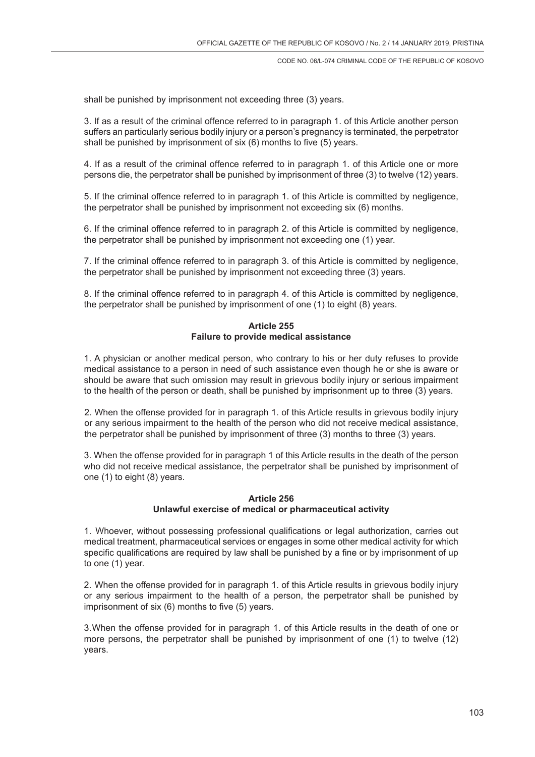shall be punished by imprisonment not exceeding three (3) years.

3. If as a result of the criminal offence referred to in paragraph 1. of this Article another person suffers an particularly serious bodily injury or a person's pregnancy is terminated, the perpetrator shall be punished by imprisonment of six (6) months to five (5) years.

4. If as a result of the criminal offence referred to in paragraph 1. of this Article one or more persons die, the perpetrator shall be punished by imprisonment of three (3) to twelve (12) years.

5. If the criminal offence referred to in paragraph 1. of this Article is committed by negligence, the perpetrator shall be punished by imprisonment not exceeding six (6) months.

6. If the criminal offence referred to in paragraph 2. of this Article is committed by negligence, the perpetrator shall be punished by imprisonment not exceeding one (1) year.

7. If the criminal offence referred to in paragraph 3. of this Article is committed by negligence, the perpetrator shall be punished by imprisonment not exceeding three (3) years.

8. If the criminal offence referred to in paragraph 4. of this Article is committed by negligence, the perpetrator shall be punished by imprisonment of one (1) to eight (8) years.

**Article 255**
**Failure to provide medical assistance**

1. A physician or another medical person, who contrary to his or her duty refuses to provide medical assistance to a person in need of such assistance even though he or she is aware or should be aware that such omission may result in grievous bodily injury or serious impairment to the health of the person or death, shall be punished by imprisonment up to three (3) years.

2. When the offense provided for in paragraph 1. of this Article results in grievous bodily injury or any serious impairment to the health of the person who did not receive medical assistance, the perpetrator shall be punished by imprisonment of three (3) months to three (3) years.

3. When the offense provided for in paragraph 1 of this Article results in the death of the person who did not receive medical assistance, the perpetrator shall be punished by imprisonment of one (1) to eight (8) years.

**Article 256**
**Unlawful exercise of medical or pharmaceutical activity**

1. Whoever, without possessing professional qualifications or legal authorization, carries out medical treatment, pharmaceutical services or engages in some other medical activity for which specific qualifications are required by law shall be punished by a fine or by imprisonment of up to one (1) year.

2. When the offense provided for in paragraph 1. of this Article results in grievous bodily injury or any serious impairment to the health of a person, the perpetrator shall be punished by imprisonment of six (6) months to five (5) years.

3.When the offense provided for in paragraph 1. of this Article results in the death of one or more persons, the perpetrator shall be punished by imprisonment of one (1) to twelve (12) years.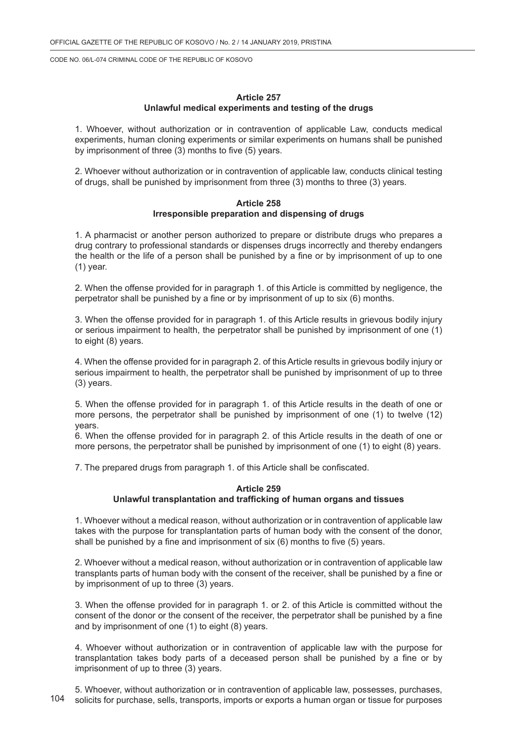### Article 257
### Unlawful medical experiments and testing of the drugs

1. Whoever, without authorization or in contravention of applicable Law, conducts medical experiments, human cloning experiments or similar experiments on humans shall be punished by imprisonment of three (3) months to five (5) years.

2. Whoever without authorization or in contravention of applicable law, conducts clinical testing of drugs, shall be punished by imprisonment from three (3) months to three (3) years.

### Article 258
### Irresponsible preparation and dispensing of drugs

1. A pharmacist or another person authorized to prepare or distribute drugs who prepares a drug contrary to professional standards or dispenses drugs incorrectly and thereby endangers the health or the life of a person shall be punished by a fine or by imprisonment of up to one (1) year.

2. When the offense provided for in paragraph 1. of this Article is committed by negligence, the perpetrator shall be punished by a fine or by imprisonment of up to six (6) months.

3. When the offense provided for in paragraph 1. of this Article results in grievous bodily injury or serious impairment to health, the perpetrator shall be punished by imprisonment of one (1) to eight (8) years.

4. When the offense provided for in paragraph 2. of this Article results in grievous bodily injury or serious impairment to health, the perpetrator shall be punished by imprisonment of up to three (3) years.

5. When the offense provided for in paragraph 1. of this Article results in the death of one or more persons, the perpetrator shall be punished by imprisonment of one (1) to twelve (12) years.

6. When the offense provided for in paragraph 2. of this Article results in the death of one or more persons, the perpetrator shall be punished by imprisonment of one (1) to eight (8) years.

7. The prepared drugs from paragraph 1. of this Article shall be confiscated.

### Article 259
### Unlawful transplantation and trafficking of human organs and tissues

1. Whoever without a medical reason, without authorization or in contravention of applicable law takes with the purpose for transplantation parts of human body with the consent of the donor, shall be punished by a fine and imprisonment of six (6) months to five (5) years.

2. Whoever without a medical reason, without authorization or in contravention of applicable law transplants parts of human body with the consent of the receiver, shall be punished by a fine or by imprisonment of up to three (3) years.

3. When the offense provided for in paragraph 1. or 2. of this Article is committed without the consent of the donor or the consent of the receiver, the perpetrator shall be punished by a fine and by imprisonment of one (1) to eight (8) years.

4. Whoever without authorization or in contravention of applicable law with the purpose for transplantation takes body parts of a deceased person shall be punished by a fine or by imprisonment of up to three (3) years.

5. Whoever, without authorization or in contravention of applicable law, possesses, purchases, solicits for purchase, sells, transports, imports or exports a human organ or tissue for purposes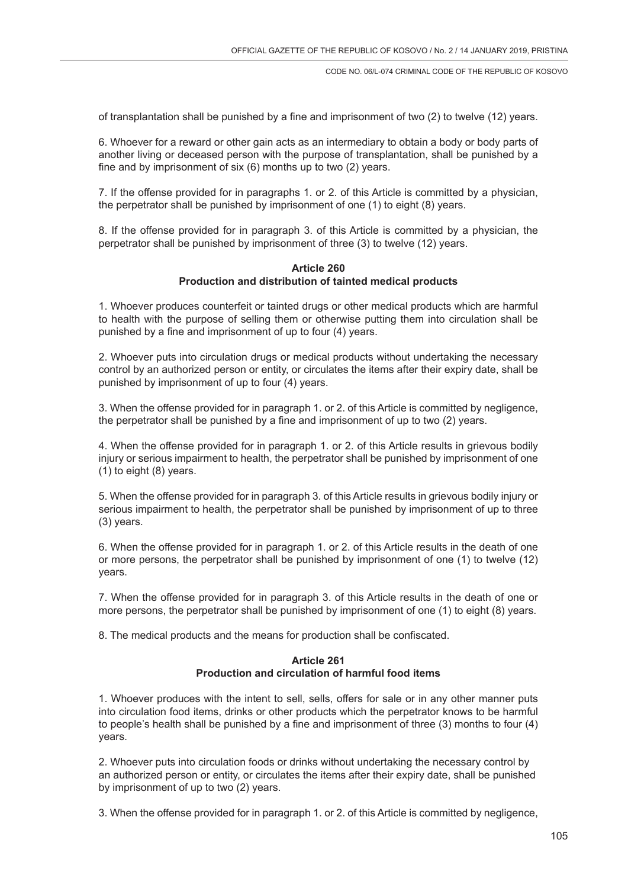of transplantation shall be punished by a fine and imprisonment of two (2) to twelve (12) years.

6. Whoever for a reward or other gain acts as an intermediary to obtain a body or body parts of another living or deceased person with the purpose of transplantation, shall be punished by a fine and by imprisonment of six (6) months up to two (2) years.

7. If the offense provided for in paragraphs 1. or 2. of this Article is committed by a physician, the perpetrator shall be punished by imprisonment of one (1) to eight (8) years.

8. If the offense provided for in paragraph 3. of this Article is committed by a physician, the perpetrator shall be punished by imprisonment of three (3) to twelve (12) years.

**Article 260**
**Production and distribution of tainted medical products**

1. Whoever produces counterfeit or tainted drugs or other medical products which are harmful to health with the purpose of selling them or otherwise putting them into circulation shall be punished by a fine and imprisonment of up to four (4) years.

2. Whoever puts into circulation drugs or medical products without undertaking the necessary control by an authorized person or entity, or circulates the items after their expiry date, shall be punished by imprisonment of up to four (4) years.

3. When the offense provided for in paragraph 1. or 2. of this Article is committed by negligence, the perpetrator shall be punished by a fine and imprisonment of up to two (2) years.

4. When the offense provided for in paragraph 1. or 2. of this Article results in grievous bodily injury or serious impairment to health, the perpetrator shall be punished by imprisonment of one (1) to eight (8) years.

5. When the offense provided for in paragraph 3. of this Article results in grievous bodily injury or serious impairment to health, the perpetrator shall be punished by imprisonment of up to three (3) years.

6. When the offense provided for in paragraph 1. or 2. of this Article results in the death of one or more persons, the perpetrator shall be punished by imprisonment of one (1) to twelve (12) years.

7. When the offense provided for in paragraph 3. of this Article results in the death of one or more persons, the perpetrator shall be punished by imprisonment of one (1) to eight (8) years.

8. The medical products and the means for production shall be confiscated.

**Article 261**
**Production and circulation of harmful food items**

1. Whoever produces with the intent to sell, sells, offers for sale or in any other manner puts into circulation food items, drinks or other products which the perpetrator knows to be harmful to people's health shall be punished by a fine and imprisonment of three (3) months to four (4) years.

2. Whoever puts into circulation foods or drinks without undertaking the necessary control by an authorized person or entity, or circulates the items after their expiry date, shall be punished by imprisonment of up to two (2) years.

3. When the offense provided for in paragraph 1. or 2. of this Article is committed by negligence,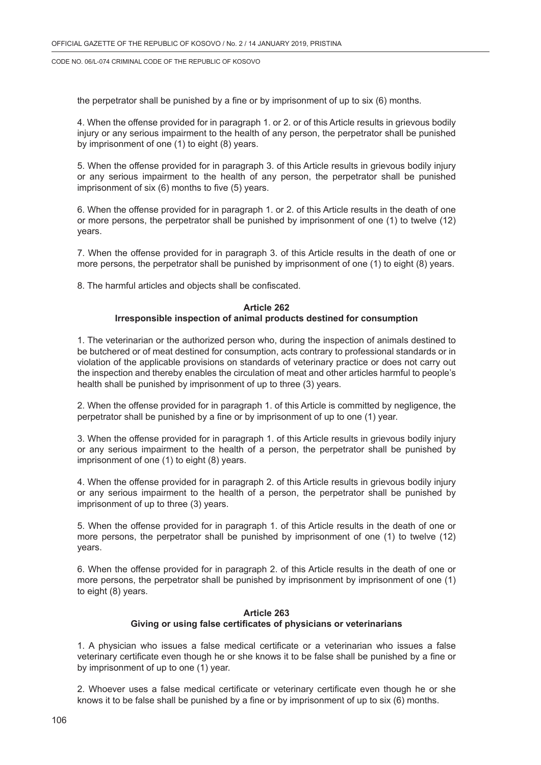the perpetrator shall be punished by a fine or by imprisonment of up to six (6) months.

4. When the offense provided for in paragraph 1. or 2. or of this Article results in grievous bodily injury or any serious impairment to the health of any person, the perpetrator shall be punished by imprisonment of one (1) to eight (8) years.

5. When the offense provided for in paragraph 3. of this Article results in grievous bodily injury or any serious impairment to the health of any person, the perpetrator shall be punished imprisonment of six (6) months to five (5) years.

6. When the offense provided for in paragraph 1. or 2. of this Article results in the death of one or more persons, the perpetrator shall be punished by imprisonment of one (1) to twelve (12) years.

7. When the offense provided for in paragraph 3. of this Article results in the death of one or more persons, the perpetrator shall be punished by imprisonment of one (1) to eight (8) years.

8. The harmful articles and objects shall be confiscated.

### Article 262
### Irresponsible inspection of animal products destined for consumption

1. The veterinarian or the authorized person who, during the inspection of animals destined to be butchered or of meat destined for consumption, acts contrary to professional standards or in violation of the applicable provisions on standards of veterinary practice or does not carry out the inspection and thereby enables the circulation of meat and other articles harmful to people's health shall be punished by imprisonment of up to three (3) years.

2. When the offense provided for in paragraph 1. of this Article is committed by negligence, the perpetrator shall be punished by a fine or by imprisonment of up to one (1) year.

3. When the offense provided for in paragraph 1. of this Article results in grievous bodily injury or any serious impairment to the health of a person, the perpetrator shall be punished by imprisonment of one (1) to eight (8) years.

4. When the offense provided for in paragraph 2. of this Article results in grievous bodily injury or any serious impairment to the health of a person, the perpetrator shall be punished by imprisonment of up to three (3) years.

5. When the offense provided for in paragraph 1. of this Article results in the death of one or more persons, the perpetrator shall be punished by imprisonment of one (1) to twelve (12) years.

6. When the offense provided for in paragraph 2. of this Article results in the death of one or more persons, the perpetrator shall be punished by imprisonment by imprisonment of one (1) to eight (8) years.

### Article 263
### Giving or using false certificates of physicians or veterinarians

1. A physician who issues a false medical certificate or a veterinarian who issues a false veterinary certificate even though he or she knows it to be false shall be punished by a fine or by imprisonment of up to one (1) year.

2. Whoever uses a false medical certificate or veterinary certificate even though he or she knows it to be false shall be punished by a fine or by imprisonment of up to six (6) months.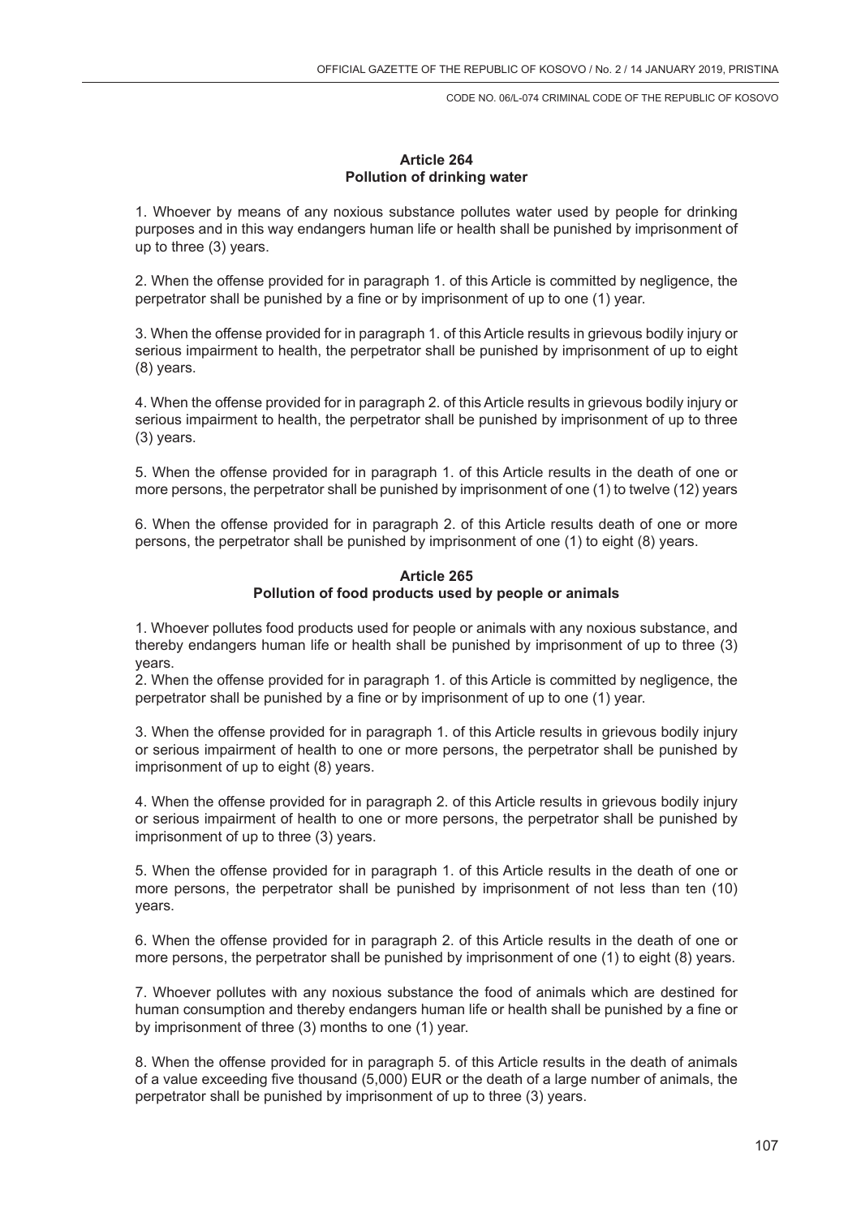**Article 264**
**Pollution of drinking water**

1. Whoever by means of any noxious substance pollutes water used by people for drinking purposes and in this way endangers human life or health shall be punished by imprisonment of up to three (3) years.

2. When the offense provided for in paragraph 1. of this Article is committed by negligence, the perpetrator shall be punished by a fine or by imprisonment of up to one (1) year.

3. When the offense provided for in paragraph 1. of this Article results in grievous bodily injury or serious impairment to health, the perpetrator shall be punished by imprisonment of up to eight (8) years.

4. When the offense provided for in paragraph 2. of this Article results in grievous bodily injury or serious impairment to health, the perpetrator shall be punished by imprisonment of up to three (3) years.

5. When the offense provided for in paragraph 1. of this Article results in the death of one or more persons, the perpetrator shall be punished by imprisonment of one (1) to twelve (12) years

6. When the offense provided for in paragraph 2. of this Article results death of one or more persons, the perpetrator shall be punished by imprisonment of one (1) to eight (8) years.

**Article 265**
**Pollution of food products used by people or animals**

1. Whoever pollutes food products used for people or animals with any noxious substance, and thereby endangers human life or health shall be punished by imprisonment of up to three (3) years.
2. When the offense provided for in paragraph 1. of this Article is committed by negligence, the perpetrator shall be punished by a fine or by imprisonment of up to one (1) year.

3. When the offense provided for in paragraph 1. of this Article results in grievous bodily injury or serious impairment of health to one or more persons, the perpetrator shall be punished by imprisonment of up to eight (8) years.

4. When the offense provided for in paragraph 2. of this Article results in grievous bodily injury or serious impairment of health to one or more persons, the perpetrator shall be punished by imprisonment of up to three (3) years.

5. When the offense provided for in paragraph 1. of this Article results in the death of one or more persons, the perpetrator shall be punished by imprisonment of not less than ten (10) years.

6. When the offense provided for in paragraph 2. of this Article results in the death of one or more persons, the perpetrator shall be punished by imprisonment of one (1) to eight (8) years.

7. Whoever pollutes with any noxious substance the food of animals which are destined for human consumption and thereby endangers human life or health shall be punished by a fine or by imprisonment of three (3) months to one (1) year.

8. When the offense provided for in paragraph 5. of this Article results in the death of animals of a value exceeding five thousand (5,000) EUR or the death of a large number of animals, the perpetrator shall be punished by imprisonment of up to three (3) years.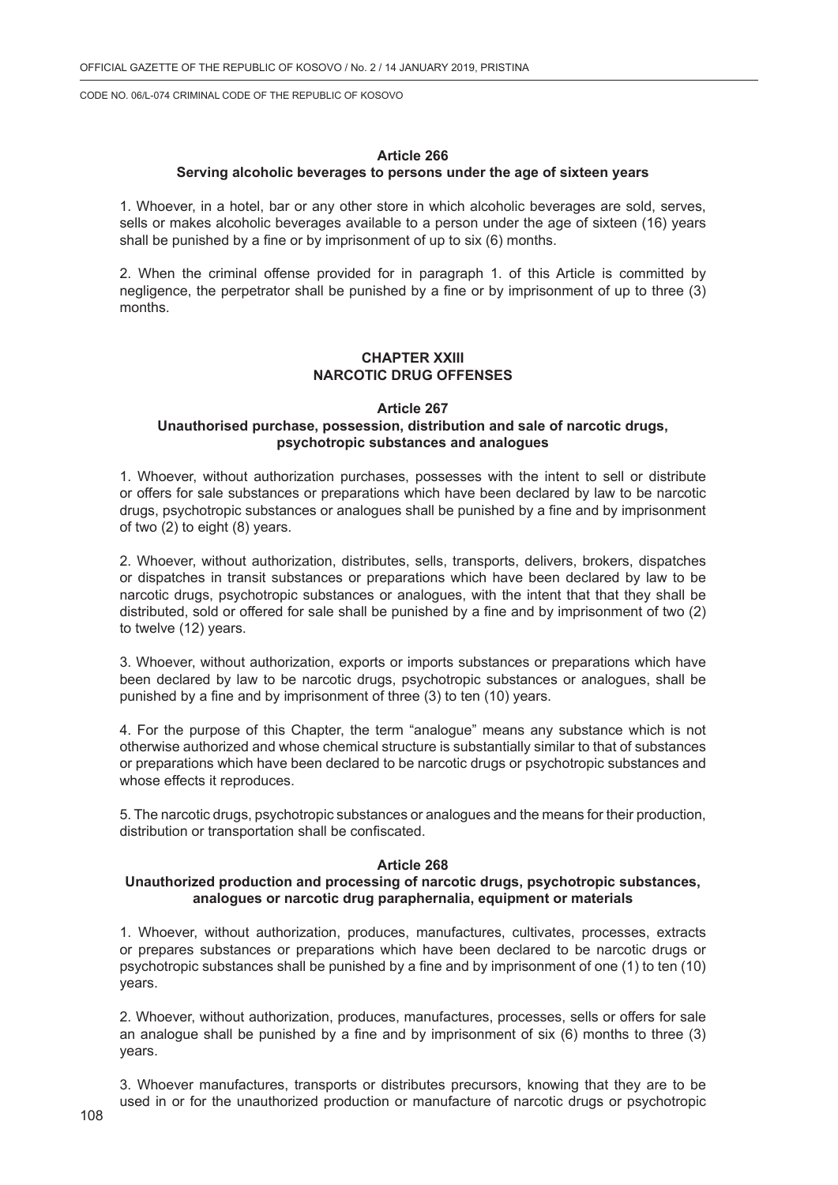**Article 266**
**Serving alcoholic beverages to persons under the age of sixteen years**

1. Whoever, in a hotel, bar or any other store in which alcoholic beverages are sold, serves, sells or makes alcoholic beverages available to a person under the age of sixteen (16) years shall be punished by a fine or by imprisonment of up to six (6) months.

2. When the criminal offense provided for in paragraph 1. of this Article is committed by negligence, the perpetrator shall be punished by a fine or by imprisonment of up to three (3) months.

## CHAPTER XXIII
## NARCOTIC DRUG OFFENSES

**Article 267**
**Unauthorised purchase, possession, distribution and sale of narcotic drugs, psychotropic substances and analogues**

1. Whoever, without authorization purchases, possesses with the intent to sell or distribute or offers for sale substances or preparations which have been declared by law to be narcotic drugs, psychotropic substances or analogues shall be punished by a fine and by imprisonment of two (2) to eight (8) years.

2. Whoever, without authorization, distributes, sells, transports, delivers, brokers, dispatches or dispatches in transit substances or preparations which have been declared by law to be narcotic drugs, psychotropic substances or analogues, with the intent that that they shall be distributed, sold or offered for sale shall be punished by a fine and by imprisonment of two (2) to twelve (12) years.

3. Whoever, without authorization, exports or imports substances or preparations which have been declared by law to be narcotic drugs, psychotropic substances or analogues, shall be punished by a fine and by imprisonment of three (3) to ten (10) years.

4. For the purpose of this Chapter, the term "analogue" means any substance which is not otherwise authorized and whose chemical structure is substantially similar to that of substances or preparations which have been declared to be narcotic drugs or psychotropic substances and whose effects it reproduces.

5. The narcotic drugs, psychotropic substances or analogues and the means for their production, distribution or transportation shall be confiscated.

**Article 268**
**Unauthorized production and processing of narcotic drugs, psychotropic substances, analogues or narcotic drug paraphernalia, equipment or materials**

1. Whoever, without authorization, produces, manufactures, cultivates, processes, extracts or prepares substances or preparations which have been declared to be narcotic drugs or psychotropic substances shall be punished by a fine and by imprisonment of one (1) to ten (10) years.

2. Whoever, without authorization, produces, manufactures, processes, sells or offers for sale an analogue shall be punished by a fine and by imprisonment of six (6) months to three (3) years.

3. Whoever manufactures, transports or distributes precursors, knowing that they are to be used in or for the unauthorized production or manufacture of narcotic drugs or psychotropic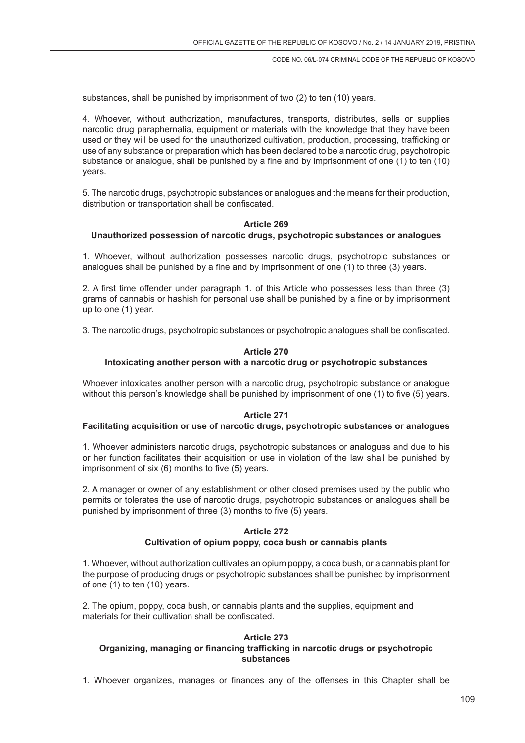substances, shall be punished by imprisonment of two (2) to ten (10) years.

4. Whoever, without authorization, manufactures, transports, distributes, sells or supplies narcotic drug paraphernalia, equipment or materials with the knowledge that they have been used or they will be used for the unauthorized cultivation, production, processing, trafficking or use of any substance or preparation which has been declared to be a narcotic drug, psychotropic substance or analogue, shall be punished by a fine and by imprisonment of one (1) to ten (10) years.

5. The narcotic drugs, psychotropic substances or analogues and the means for their production, distribution or transportation shall be confiscated.

### Article 269
### Unauthorized possession of narcotic drugs, psychotropic substances or analogues

1. Whoever, without authorization possesses narcotic drugs, psychotropic substances or analogues shall be punished by a fine and by imprisonment of one (1) to three (3) years.

2. A first time offender under paragraph 1. of this Article who possesses less than three (3) grams of cannabis or hashish for personal use shall be punished by a fine or by imprisonment up to one (1) year.

3. The narcotic drugs, psychotropic substances or psychotropic analogues shall be confiscated.

### Article 270
### Intoxicating another person with a narcotic drug or psychotropic substances

Whoever intoxicates another person with a narcotic drug, psychotropic substance or analogue without this person's knowledge shall be punished by imprisonment of one (1) to five (5) years.

### Article 271
### Facilitating acquisition or use of narcotic drugs, psychotropic substances or analogues

1. Whoever administers narcotic drugs, psychotropic substances or analogues and due to his or her function facilitates their acquisition or use in violation of the law shall be punished by imprisonment of six (6) months to five (5) years.

2. A manager or owner of any establishment or other closed premises used by the public who permits or tolerates the use of narcotic drugs, psychotropic substances or analogues shall be punished by imprisonment of three (3) months to five (5) years.

### Article 272
### Cultivation of opium poppy, coca bush or cannabis plants

1. Whoever, without authorization cultivates an opium poppy, a coca bush, or a cannabis plant for the purpose of producing drugs or psychotropic substances shall be punished by imprisonment of one (1) to ten (10) years.

2. The opium, poppy, coca bush, or cannabis plants and the supplies, equipment and materials for their cultivation shall be confiscated.

### Article 273
### Organizing, managing or financing trafficking in narcotic drugs or psychotropic substances

1. Whoever organizes, manages or finances any of the offenses in this Chapter shall be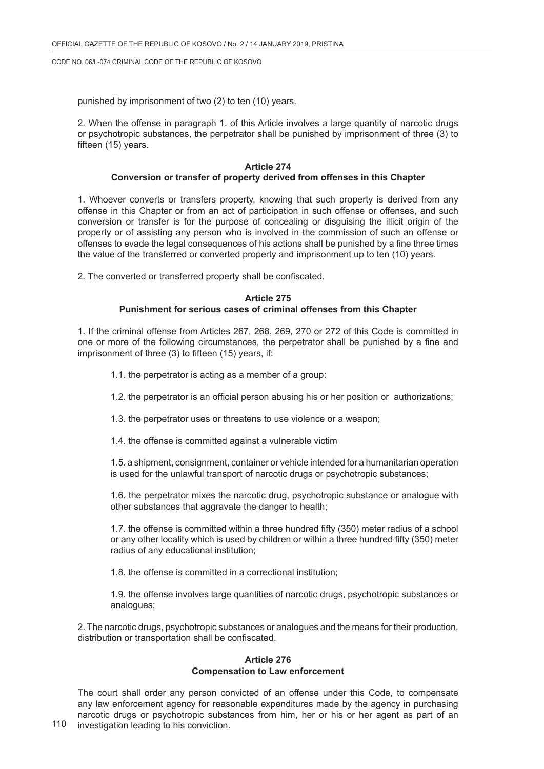punished by imprisonment of two (2) to ten (10) years.

2. When the offense in paragraph 1. of this Article involves a large quantity of narcotic drugs or psychotropic substances, the perpetrator shall be punished by imprisonment of three (3) to fifteen (15) years.

**Article 274**
**Conversion or transfer of property derived from offenses in this Chapter**

1. Whoever converts or transfers property, knowing that such property is derived from any offense in this Chapter or from an act of participation in such offense or offenses, and such conversion or transfer is for the purpose of concealing or disguising the illicit origin of the property or of assisting any person who is involved in the commission of such an offense or offenses to evade the legal consequences of his actions shall be punished by a fine three times the value of the transferred or converted property and imprisonment up to ten (10) years.

2. The converted or transferred property shall be confiscated.

**Article 275**
**Punishment for serious cases of criminal offenses from this Chapter**

1. If the criminal offense from Articles 267, 268, 269, 270 or 272 of this Code is committed in one or more of the following circumstances, the perpetrator shall be punished by a fine and imprisonment of three (3) to fifteen (15) years, if:

1.1. the perpetrator is acting as a member of a group:

1.2. the perpetrator is an official person abusing his or her position or authorizations;

1.3. the perpetrator uses or threatens to use violence or a weapon;

1.4. the offense is committed against a vulnerable victim

1.5. a shipment, consignment, container or vehicle intended for a humanitarian operation is used for the unlawful transport of narcotic drugs or psychotropic substances;

1.6. the perpetrator mixes the narcotic drug, psychotropic substance or analogue with other substances that aggravate the danger to health;

1.7. the offense is committed within a three hundred fifty (350) meter radius of a school or any other locality which is used by children or within a three hundred fifty (350) meter radius of any educational institution;

1.8. the offense is committed in a correctional institution;

1.9. the offense involves large quantities of narcotic drugs, psychotropic substances or analogues;

2. The narcotic drugs, psychotropic substances or analogues and the means for their production, distribution or transportation shall be confiscated.

**Article 276**
**Compensation to Law enforcement**

The court shall order any person convicted of an offense under this Code, to compensate any law enforcement agency for reasonable expenditures made by the agency in purchasing narcotic drugs or psychotropic substances from him, her or his or her agent as part of an investigation leading to his conviction.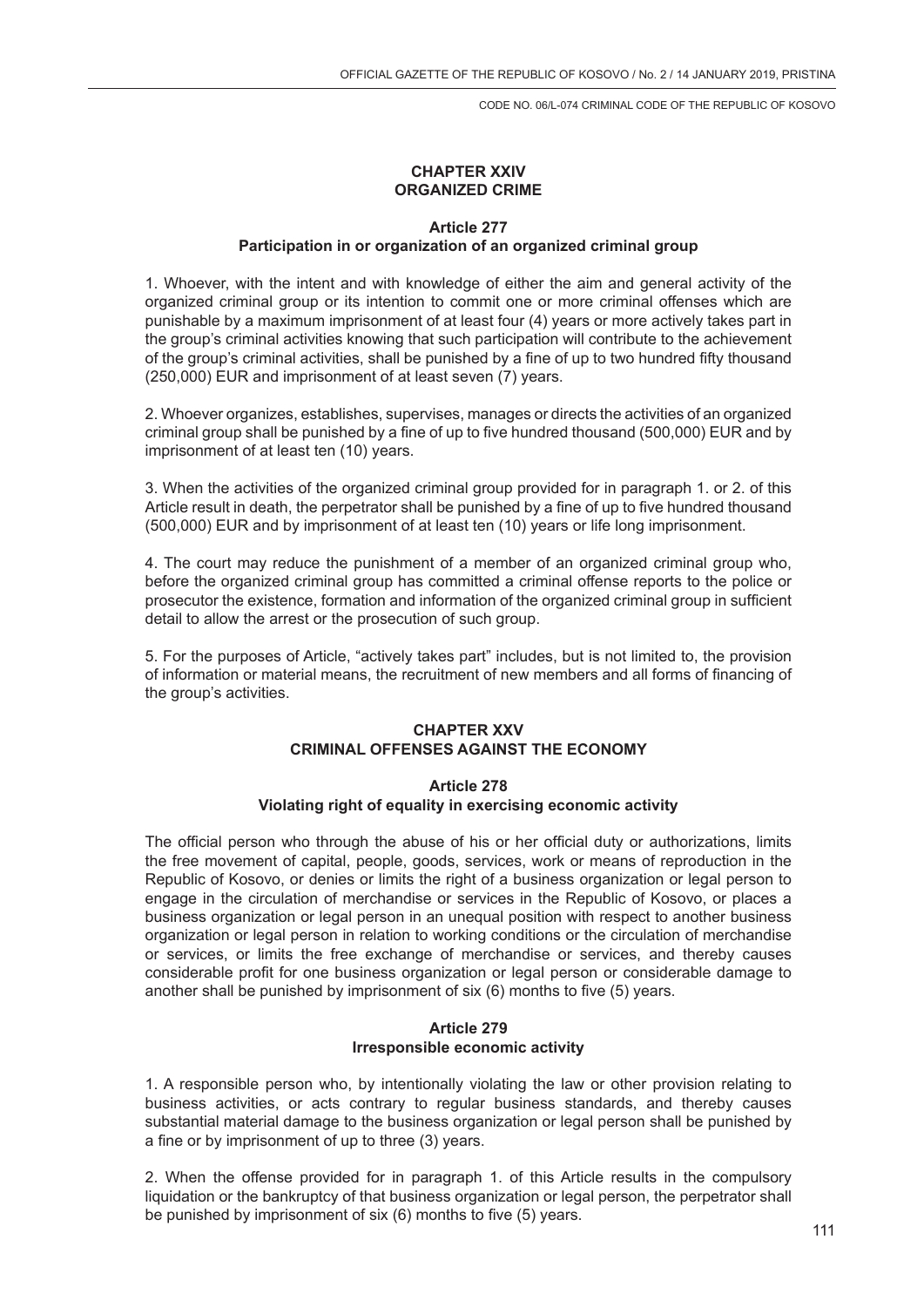## CHAPTER XXIV
## ORGANIZED CRIME

### Article 277
### Participation in or organization of an organized criminal group

1. Whoever, with the intent and with knowledge of either the aim and general activity of the organized criminal group or its intention to commit one or more criminal offenses which are punishable by a maximum imprisonment of at least four (4) years or more actively takes part in the group's criminal activities knowing that such participation will contribute to the achievement of the group's criminal activities, shall be punished by a fine of up to two hundred fifty thousand (250,000) EUR and imprisonment of at least seven (7) years.

2. Whoever organizes, establishes, supervises, manages or directs the activities of an organized criminal group shall be punished by a fine of up to five hundred thousand (500,000) EUR and by imprisonment of at least ten (10) years.

3. When the activities of the organized criminal group provided for in paragraph 1. or 2. of this Article result in death, the perpetrator shall be punished by a fine of up to five hundred thousand (500,000) EUR and by imprisonment of at least ten (10) years or life long imprisonment.

4. The court may reduce the punishment of a member of an organized criminal group who, before the organized criminal group has committed a criminal offense reports to the police or prosecutor the existence, formation and information of the organized criminal group in sufficient detail to allow the arrest or the prosecution of such group.

5. For the purposes of Article, "actively takes part" includes, but is not limited to, the provision of information or material means, the recruitment of new members and all forms of financing of the group's activities.

## CHAPTER XXV
## CRIMINAL OFFENSES AGAINST THE ECONOMY

### Article 278
### Violating right of equality in exercising economic activity

The official person who through the abuse of his or her official duty or authorizations, limits the free movement of capital, people, goods, services, work or means of reproduction in the Republic of Kosovo, or denies or limits the right of a business organization or legal person to engage in the circulation of merchandise or services in the Republic of Kosovo, or places a business organization or legal person in an unequal position with respect to another business organization or legal person in relation to working conditions or the circulation of merchandise or services, or limits the free exchange of merchandise or services, and thereby causes considerable profit for one business organization or legal person or considerable damage to another shall be punished by imprisonment of six (6) months to five (5) years.

### Article 279
### Irresponsible economic activity

1. A responsible person who, by intentionally violating the law or other provision relating to business activities, or acts contrary to regular business standards, and thereby causes substantial material damage to the business organization or legal person shall be punished by a fine or by imprisonment of up to three (3) years.

2. When the offense provided for in paragraph 1. of this Article results in the compulsory liquidation or the bankruptcy of that business organization or legal person, the perpetrator shall be punished by imprisonment of six (6) months to five (5) years.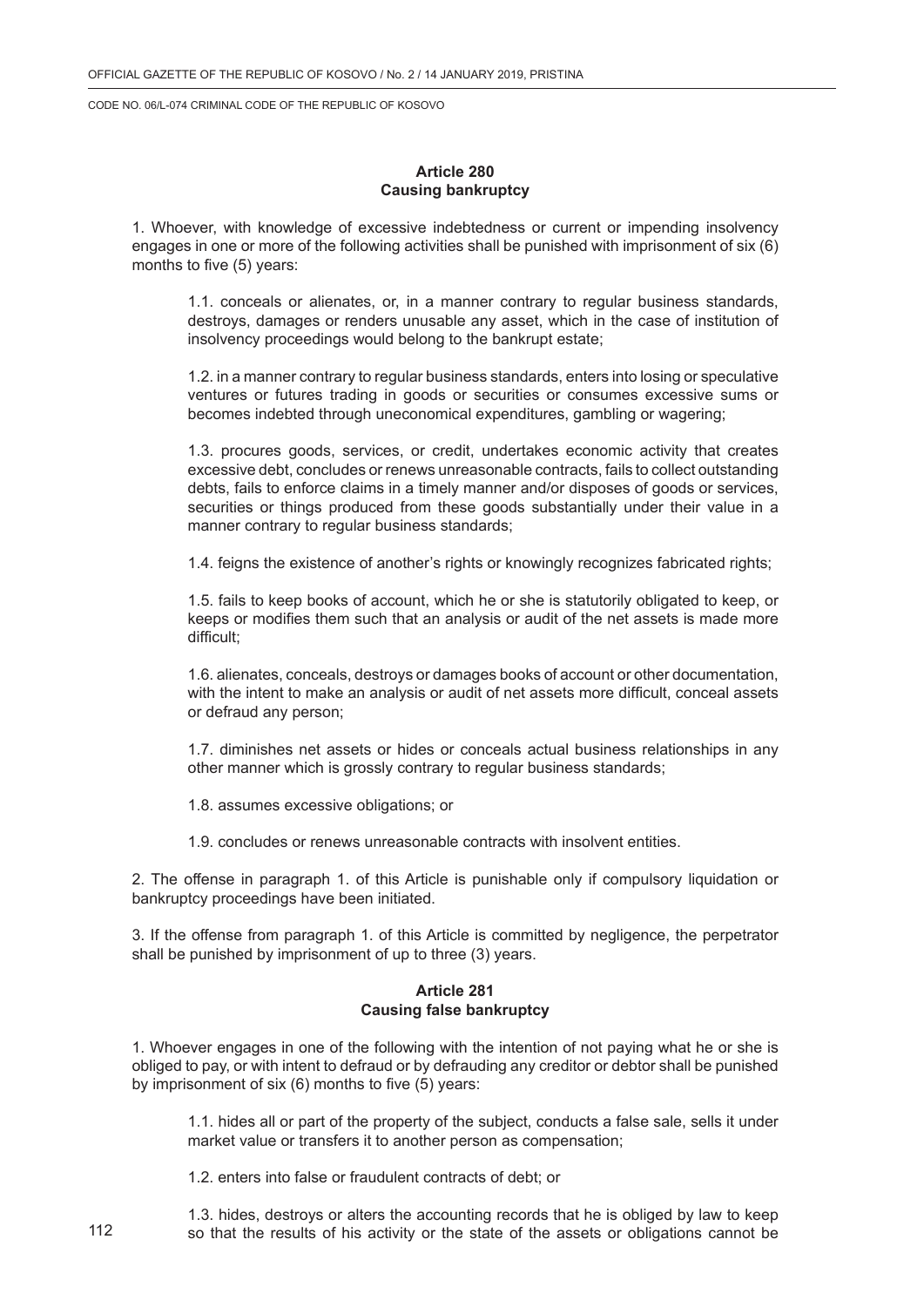**Article 280**
**Causing bankruptcy**

1. Whoever, with knowledge of excessive indebtedness or current or impending insolvency engages in one or more of the following activities shall be punished with imprisonment of six (6) months to five (5) years:

1.1. conceals or alienates, or, in a manner contrary to regular business standards, destroys, damages or renders unusable any asset, which in the case of institution of insolvency proceedings would belong to the bankrupt estate;

1.2. in a manner contrary to regular business standards, enters into losing or speculative ventures or futures trading in goods or securities or consumes excessive sums or becomes indebted through uneconomical expenditures, gambling or wagering;

1.3. procures goods, services, or credit, undertakes economic activity that creates excessive debt, concludes or renews unreasonable contracts, fails to collect outstanding debts, fails to enforce claims in a timely manner and/or disposes of goods or services, securities or things produced from these goods substantially under their value in a manner contrary to regular business standards;

1.4. feigns the existence of another's rights or knowingly recognizes fabricated rights;

1.5. fails to keep books of account, which he or she is statutorily obligated to keep, or keeps or modifies them such that an analysis or audit of the net assets is made more difficult;

1.6. alienates, conceals, destroys or damages books of account or other documentation, with the intent to make an analysis or audit of net assets more difficult, conceal assets or defraud any person;

1.7. diminishes net assets or hides or conceals actual business relationships in any other manner which is grossly contrary to regular business standards;

1.8. assumes excessive obligations; or

1.9. concludes or renews unreasonable contracts with insolvent entities.

2. The offense in paragraph 1. of this Article is punishable only if compulsory liquidation or bankruptcy proceedings have been initiated.

3. If the offense from paragraph 1. of this Article is committed by negligence, the perpetrator shall be punished by imprisonment of up to three (3) years.

**Article 281**
**Causing false bankruptcy**

1. Whoever engages in one of the following with the intention of not paying what he or she is obliged to pay, or with intent to defraud or by defrauding any creditor or debtor shall be punished by imprisonment of six (6) months to five (5) years:

1.1. hides all or part of the property of the subject, conducts a false sale, sells it under market value or transfers it to another person as compensation;

1.2. enters into false or fraudulent contracts of debt; or

1.3. hides, destroys or alters the accounting records that he is obliged by law to keep so that the results of his activity or the state of the assets or obligations cannot be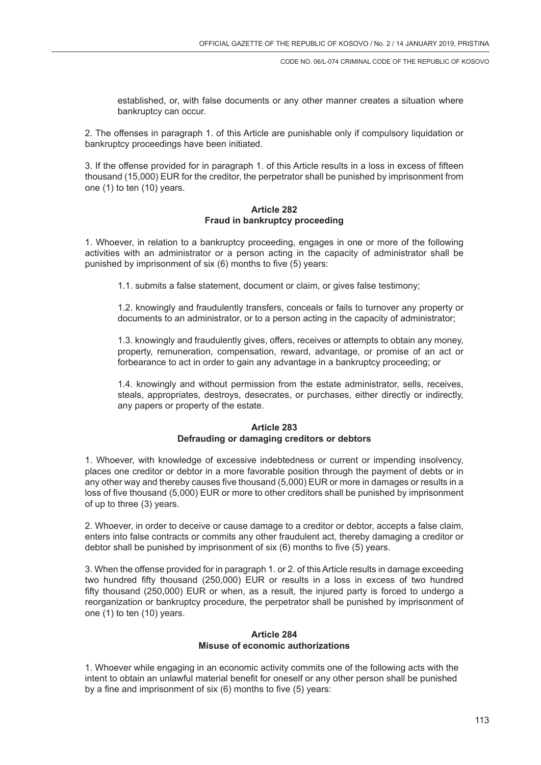established, or, with false documents or any other manner creates a situation where bankruptcy can occur.

2. The offenses in paragraph 1. of this Article are punishable only if compulsory liquidation or bankruptcy proceedings have been initiated.

3. If the offense provided for in paragraph 1. of this Article results in a loss in excess of fifteen thousand (15,000) EUR for the creditor, the perpetrator shall be punished by imprisonment from one (1) to ten (10) years.

### Article 282
### Fraud in bankruptcy proceeding

1. Whoever, in relation to a bankruptcy proceeding, engages in one or more of the following activities with an administrator or a person acting in the capacity of administrator shall be punished by imprisonment of six (6) months to five (5) years:

1.1. submits a false statement, document or claim, or gives false testimony;

1.2. knowingly and fraudulently transfers, conceals or fails to turnover any property or documents to an administrator, or to a person acting in the capacity of administrator;

1.3. knowingly and fraudulently gives, offers, receives or attempts to obtain any money, property, remuneration, compensation, reward, advantage, or promise of an act or forbearance to act in order to gain any advantage in a bankruptcy proceeding; or

1.4. knowingly and without permission from the estate administrator, sells, receives, steals, appropriates, destroys, desecrates, or purchases, either directly or indirectly, any papers or property of the estate.

### Article 283
### Defrauding or damaging creditors or debtors

1. Whoever, with knowledge of excessive indebtedness or current or impending insolvency, places one creditor or debtor in a more favorable position through the payment of debts or in any other way and thereby causes five thousand (5,000) EUR or more in damages or results in a loss of five thousand (5,000) EUR or more to other creditors shall be punished by imprisonment of up to three (3) years.

2. Whoever, in order to deceive or cause damage to a creditor or debtor, accepts a false claim, enters into false contracts or commits any other fraudulent act, thereby damaging a creditor or debtor shall be punished by imprisonment of six (6) months to five (5) years.

3. When the offense provided for in paragraph 1. or 2. of this Article results in damage exceeding two hundred fifty thousand (250,000) EUR or results in a loss in excess of two hundred fifty thousand (250,000) EUR or when, as a result, the injured party is forced to undergo a reorganization or bankruptcy procedure, the perpetrator shall be punished by imprisonment of one (1) to ten (10) years.

### Article 284
### Misuse of economic authorizations

1. Whoever while engaging in an economic activity commits one of the following acts with the intent to obtain an unlawful material benefit for oneself or any other person shall be punished by a fine and imprisonment of six (6) months to five (5) years: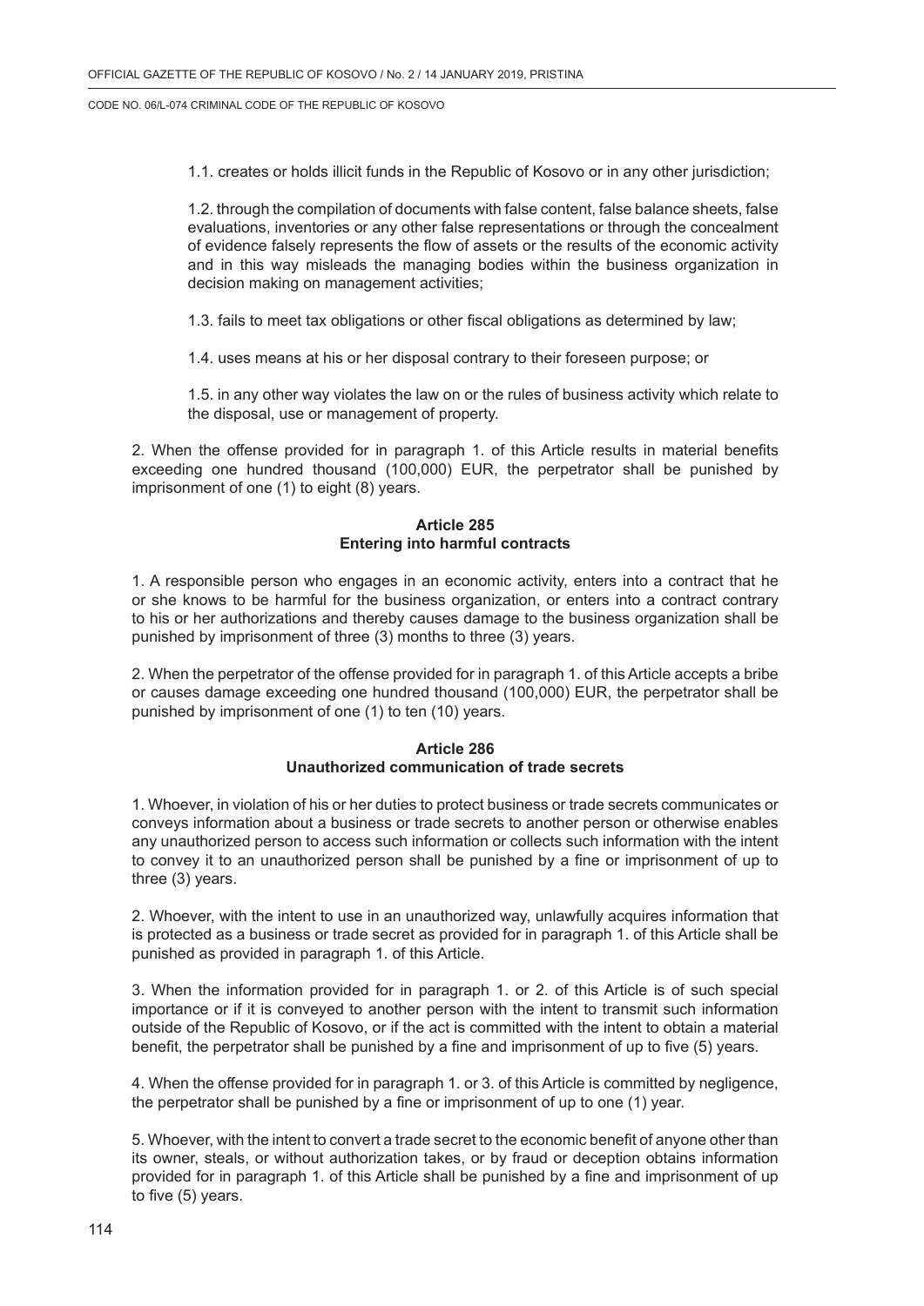1.1. creates or holds illicit funds in the Republic of Kosovo or in any other jurisdiction;

1.2. through the compilation of documents with false content, false balance sheets, false evaluations, inventories or any other false representations or through the concealment of evidence falsely represents the flow of assets or the results of the economic activity and in this way misleads the managing bodies within the business organization in decision making on management activities;

1.3. fails to meet tax obligations or other fiscal obligations as determined by law;

1.4. uses means at his or her disposal contrary to their foreseen purpose; or

1.5. in any other way violates the law on or the rules of business activity which relate to the disposal, use or management of property.

2. When the offense provided for in paragraph 1. of this Article results in material benefits exceeding one hundred thousand (100,000) EUR, the perpetrator shall be punished by imprisonment of one (1) to eight (8) years.

### Article 285
### Entering into harmful contracts

1. A responsible person who engages in an economic activity, enters into a contract that he or she knows to be harmful for the business organization, or enters into a contract contrary to his or her authorizations and thereby causes damage to the business organization shall be punished by imprisonment of three (3) months to three (3) years.

2. When the perpetrator of the offense provided for in paragraph 1. of this Article accepts a bribe or causes damage exceeding one hundred thousand (100,000) EUR, the perpetrator shall be punished by imprisonment of one (1) to ten (10) years.

### Article 286
### Unauthorized communication of trade secrets

1. Whoever, in violation of his or her duties to protect business or trade secrets communicates or conveys information about a business or trade secrets to another person or otherwise enables any unauthorized person to access such information or collects such information with the intent to convey it to an unauthorized person shall be punished by a fine or imprisonment of up to three (3) years.

2. Whoever, with the intent to use in an unauthorized way, unlawfully acquires information that is protected as a business or trade secret as provided for in paragraph 1. of this Article shall be punished as provided in paragraph 1. of this Article.

3. When the information provided for in paragraph 1. or 2. of this Article is of such special importance or if it is conveyed to another person with the intent to transmit such information outside of the Republic of Kosovo, or if the act is committed with the intent to obtain a material benefit, the perpetrator shall be punished by a fine and imprisonment of up to five (5) years.

4. When the offense provided for in paragraph 1. or 3. of this Article is committed by negligence, the perpetrator shall be punished by a fine or imprisonment of up to one (1) year.

5. Whoever, with the intent to convert a trade secret to the economic benefit of anyone other than its owner, steals, or without authorization takes, or by fraud or deception obtains information provided for in paragraph 1. of this Article shall be punished by a fine and imprisonment of up to five (5) years.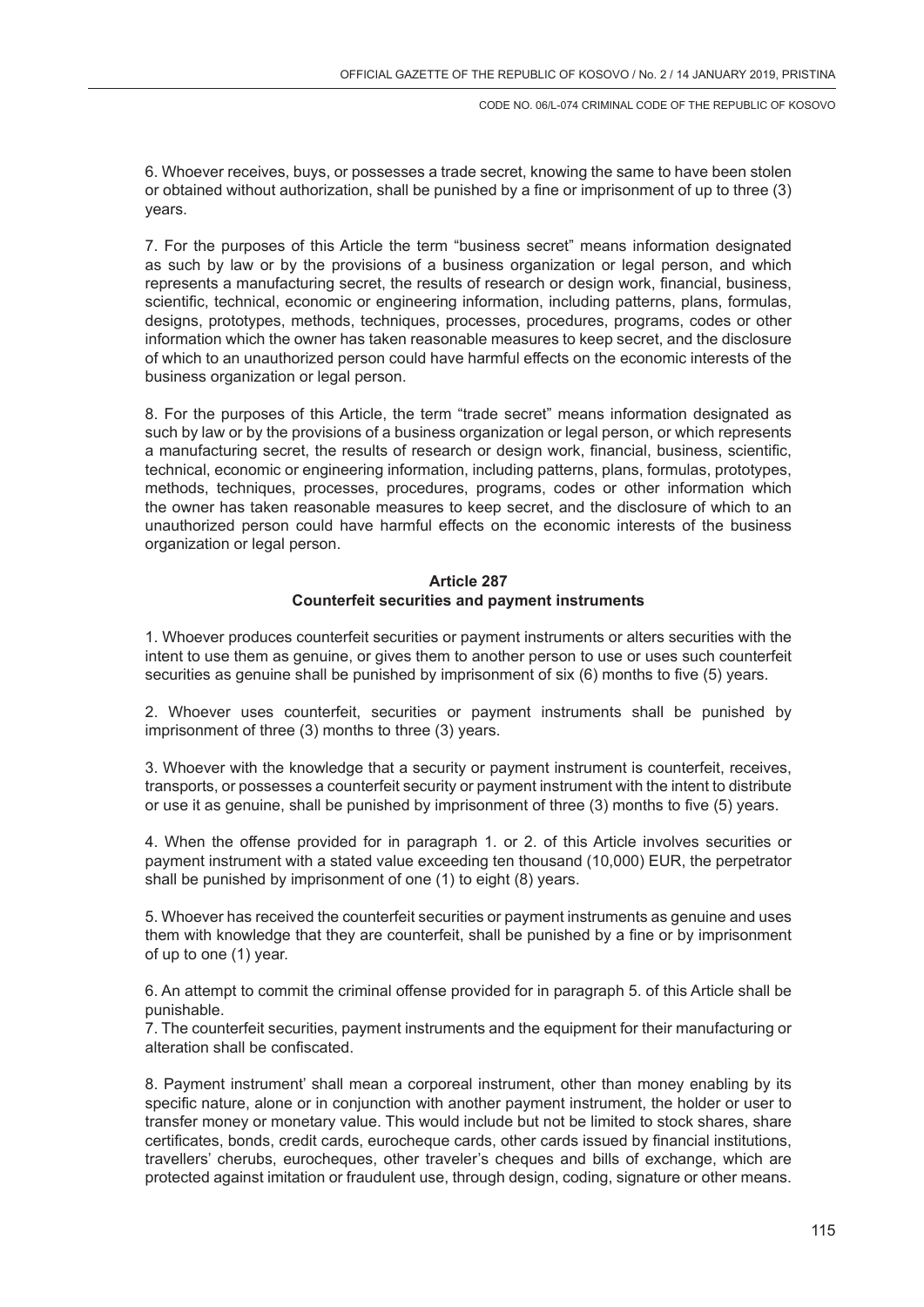6. Whoever receives, buys, or possesses a trade secret, knowing the same to have been stolen or obtained without authorization, shall be punished by a fine or imprisonment of up to three (3) years.

7. For the purposes of this Article the term "business secret" means information designated as such by law or by the provisions of a business organization or legal person, and which represents a manufacturing secret, the results of research or design work, financial, business, scientific, technical, economic or engineering information, including patterns, plans, formulas, designs, prototypes, methods, techniques, processes, procedures, programs, codes or other information which the owner has taken reasonable measures to keep secret, and the disclosure of which to an unauthorized person could have harmful effects on the economic interests of the business organization or legal person.

8. For the purposes of this Article, the term "trade secret" means information designated as such by law or by the provisions of a business organization or legal person, or which represents a manufacturing secret, the results of research or design work, financial, business, scientific, technical, economic or engineering information, including patterns, plans, formulas, prototypes, methods, techniques, processes, procedures, programs, codes or other information which the owner has taken reasonable measures to keep secret, and the disclosure of which to an unauthorized person could have harmful effects on the economic interests of the business organization or legal person.

### Article 287
### Counterfeit securities and payment instruments

1. Whoever produces counterfeit securities or payment instruments or alters securities with the intent to use them as genuine, or gives them to another person to use or uses such counterfeit securities as genuine shall be punished by imprisonment of six (6) months to five (5) years.

2. Whoever uses counterfeit, securities or payment instruments shall be punished by imprisonment of three (3) months to three (3) years.

3. Whoever with the knowledge that a security or payment instrument is counterfeit, receives, transports, or possesses a counterfeit security or payment instrument with the intent to distribute or use it as genuine, shall be punished by imprisonment of three (3) months to five (5) years.

4. When the offense provided for in paragraph 1. or 2. of this Article involves securities or payment instrument with a stated value exceeding ten thousand (10,000) EUR, the perpetrator shall be punished by imprisonment of one (1) to eight (8) years.

5. Whoever has received the counterfeit securities or payment instruments as genuine and uses them with knowledge that they are counterfeit, shall be punished by a fine or by imprisonment of up to one (1) year.

6. An attempt to commit the criminal offense provided for in paragraph 5. of this Article shall be punishable.

7. The counterfeit securities, payment instruments and the equipment for their manufacturing or alteration shall be confiscated.

8. Payment instrument' shall mean a corporeal instrument, other than money enabling by its specific nature, alone or in conjunction with another payment instrument, the holder or user to transfer money or monetary value. This would include but not be limited to stock shares, share certificates, bonds, credit cards, eurocheque cards, other cards issued by financial institutions, travellers' cherubs, eurocheques, other traveler's cheques and bills of exchange, which are protected against imitation or fraudulent use, through design, coding, signature or other means.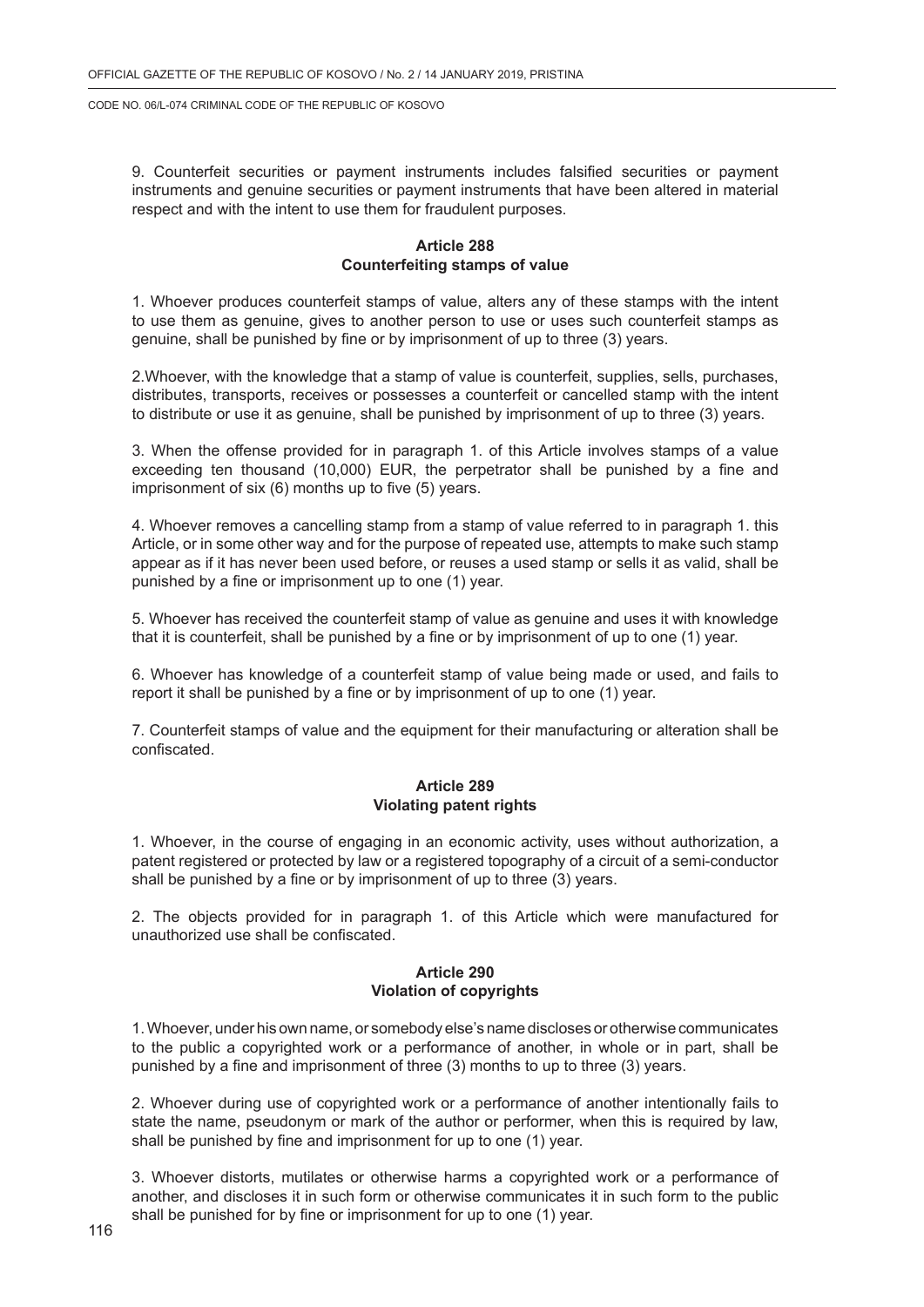9. Counterfeit securities or payment instruments includes falsified securities or payment instruments and genuine securities or payment instruments that have been altered in material respect and with the intent to use them for fraudulent purposes.

**Article 288**
**Counterfeiting stamps of value**

1. Whoever produces counterfeit stamps of value, alters any of these stamps with the intent to use them as genuine, gives to another person to use or uses such counterfeit stamps as genuine, shall be punished by fine or by imprisonment of up to three (3) years.

2.Whoever, with the knowledge that a stamp of value is counterfeit, supplies, sells, purchases, distributes, transports, receives or possesses a counterfeit or cancelled stamp with the intent to distribute or use it as genuine, shall be punished by imprisonment of up to three (3) years.

3. When the offense provided for in paragraph 1. of this Article involves stamps of a value exceeding ten thousand (10,000) EUR, the perpetrator shall be punished by a fine and imprisonment of six (6) months up to five (5) years.

4. Whoever removes a cancelling stamp from a stamp of value referred to in paragraph 1. this Article, or in some other way and for the purpose of repeated use, attempts to make such stamp appear as if it has never been used before, or reuses a used stamp or sells it as valid, shall be punished by a fine or imprisonment up to one (1) year.

5. Whoever has received the counterfeit stamp of value as genuine and uses it with knowledge that it is counterfeit, shall be punished by a fine or by imprisonment of up to one (1) year.

6. Whoever has knowledge of a counterfeit stamp of value being made or used, and fails to report it shall be punished by a fine or by imprisonment of up to one (1) year.

7. Counterfeit stamps of value and the equipment for their manufacturing or alteration shall be confiscated.

**Article 289**
**Violating patent rights**

1. Whoever, in the course of engaging in an economic activity, uses without authorization, a patent registered or protected by law or a registered topography of a circuit of a semi-conductor shall be punished by a fine or by imprisonment of up to three (3) years.

2. The objects provided for in paragraph 1. of this Article which were manufactured for unauthorized use shall be confiscated.

**Article 290**
**Violation of copyrights**

1. Whoever, under his own name, or somebody else's name discloses or otherwise communicates to the public a copyrighted work or a performance of another, in whole or in part, shall be punished by a fine and imprisonment of three (3) months to up to three (3) years.

2. Whoever during use of copyrighted work or a performance of another intentionally fails to state the name, pseudonym or mark of the author or performer, when this is required by law, shall be punished by fine and imprisonment for up to one (1) year.

3. Whoever distorts, mutilates or otherwise harms a copyrighted work or a performance of another, and discloses it in such form or otherwise communicates it in such form to the public shall be punished for by fine or imprisonment for up to one (1) year.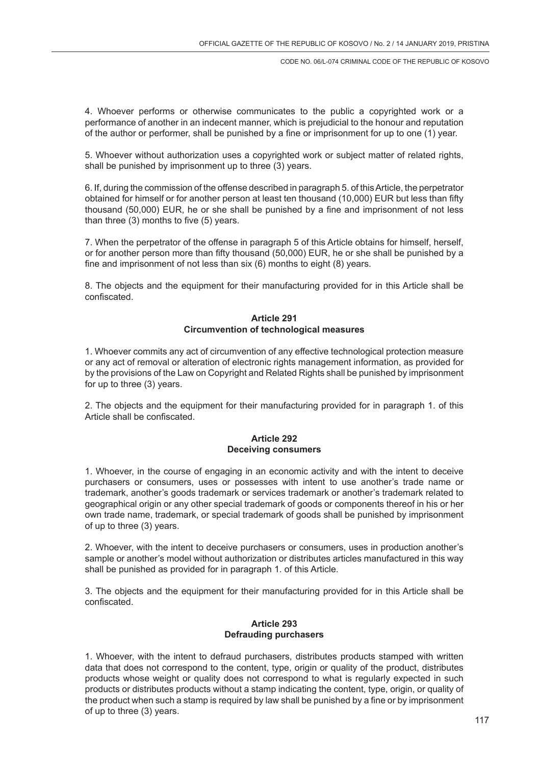4. Whoever performs or otherwise communicates to the public a copyrighted work or a performance of another in an indecent manner, which is prejudicial to the honour and reputation of the author or performer, shall be punished by a fine or imprisonment for up to one (1) year.

5. Whoever without authorization uses a copyrighted work or subject matter of related rights, shall be punished by imprisonment up to three (3) years.

6. If, during the commission of the offense described in paragraph 5. of this Article, the perpetrator obtained for himself or for another person at least ten thousand (10,000) EUR but less than fifty thousand (50,000) EUR, he or she shall be punished by a fine and imprisonment of not less than three (3) months to five (5) years.

7. When the perpetrator of the offense in paragraph 5 of this Article obtains for himself, herself, or for another person more than fifty thousand (50,000) EUR, he or she shall be punished by a fine and imprisonment of not less than six (6) months to eight (8) years.

8. The objects and the equipment for their manufacturing provided for in this Article shall be confiscated.

**Article 291**
**Circumvention of technological measures**

1. Whoever commits any act of circumvention of any effective technological protection measure or any act of removal or alteration of electronic rights management information, as provided for by the provisions of the Law on Copyright and Related Rights shall be punished by imprisonment for up to three (3) years.

2. The objects and the equipment for their manufacturing provided for in paragraph 1. of this Article shall be confiscated.

**Article 292**
**Deceiving consumers**

1. Whoever, in the course of engaging in an economic activity and with the intent to deceive purchasers or consumers, uses or possesses with intent to use another's trade name or trademark, another's goods trademark or services trademark or another's trademark related to geographical origin or any other special trademark of goods or components thereof in his or her own trade name, trademark, or special trademark of goods shall be punished by imprisonment of up to three (3) years.

2. Whoever, with the intent to deceive purchasers or consumers, uses in production another's sample or another's model without authorization or distributes articles manufactured in this way shall be punished as provided for in paragraph 1. of this Article.

3. The objects and the equipment for their manufacturing provided for in this Article shall be confiscated.

**Article 293**
**Defrauding purchasers**

1. Whoever, with the intent to defraud purchasers, distributes products stamped with written data that does not correspond to the content, type, origin or quality of the product, distributes products whose weight or quality does not correspond to what is regularly expected in such products or distributes products without a stamp indicating the content, type, origin, or quality of the product when such a stamp is required by law shall be punished by a fine or by imprisonment of up to three (3) years.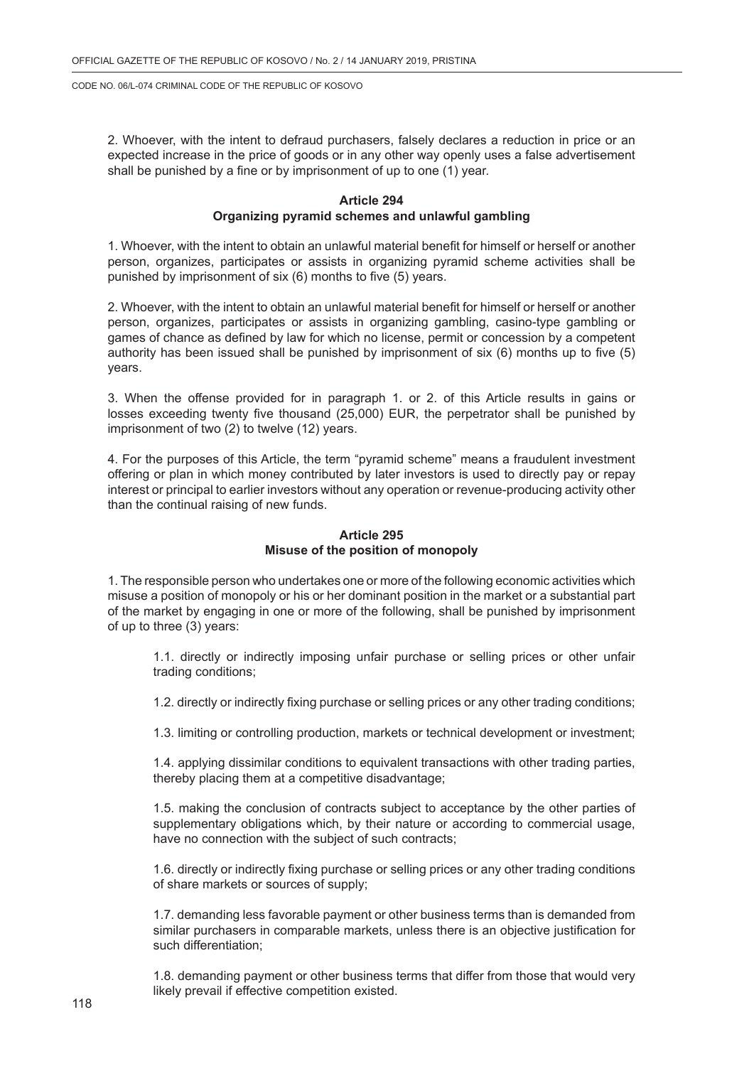2. Whoever, with the intent to defraud purchasers, falsely declares a reduction in price or an expected increase in the price of goods or in any other way openly uses a false advertisement shall be punished by a fine or by imprisonment of up to one (1) year.

### Article 294
### Organizing pyramid schemes and unlawful gambling

1. Whoever, with the intent to obtain an unlawful material benefit for himself or herself or another person, organizes, participates or assists in organizing pyramid scheme activities shall be punished by imprisonment of six (6) months to five (5) years.

2. Whoever, with the intent to obtain an unlawful material benefit for himself or herself or another person, organizes, participates or assists in organizing gambling, casino-type gambling or games of chance as defined by law for which no license, permit or concession by a competent authority has been issued shall be punished by imprisonment of six (6) months up to five (5) years.

3. When the offense provided for in paragraph 1. or 2. of this Article results in gains or losses exceeding twenty five thousand (25,000) EUR, the perpetrator shall be punished by imprisonment of two (2) to twelve (12) years.

4. For the purposes of this Article, the term "pyramid scheme" means a fraudulent investment offering or plan in which money contributed by later investors is used to directly pay or repay interest or principal to earlier investors without any operation or revenue-producing activity other than the continual raising of new funds.

### Article 295
### Misuse of the position of monopoly

1. The responsible person who undertakes one or more of the following economic activities which misuse a position of monopoly or his or her dominant position in the market or a substantial part of the market by engaging in one or more of the following, shall be punished by imprisonment of up to three (3) years:

1.1. directly or indirectly imposing unfair purchase or selling prices or other unfair trading conditions;

1.2. directly or indirectly fixing purchase or selling prices or any other trading conditions;

1.3. limiting or controlling production, markets or technical development or investment;

1.4. applying dissimilar conditions to equivalent transactions with other trading parties, thereby placing them at a competitive disadvantage;

1.5. making the conclusion of contracts subject to acceptance by the other parties of supplementary obligations which, by their nature or according to commercial usage, have no connection with the subject of such contracts;

1.6. directly or indirectly fixing purchase or selling prices or any other trading conditions of share markets or sources of supply;

1.7. demanding less favorable payment or other business terms than is demanded from similar purchasers in comparable markets, unless there is an objective justification for such differentiation;

1.8. demanding payment or other business terms that differ from those that would very likely prevail if effective competition existed.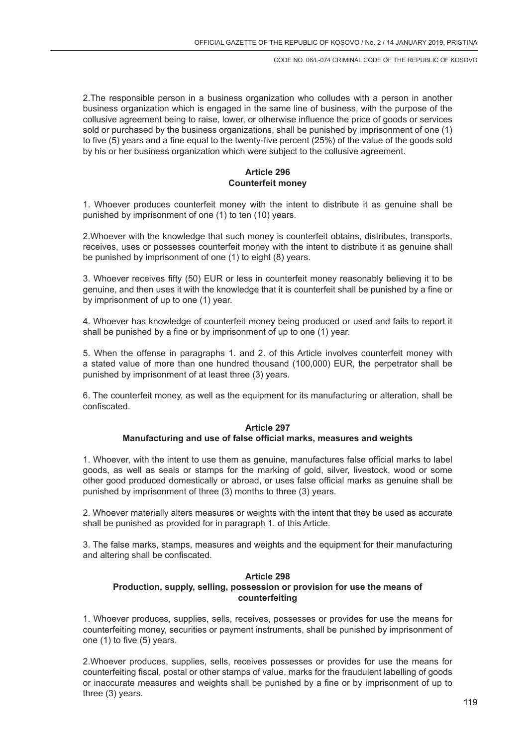2.The responsible person in a business organization who colludes with a person in another business organization which is engaged in the same line of business, with the purpose of the collusive agreement being to raise, lower, or otherwise influence the price of goods or services sold or purchased by the business organizations, shall be punished by imprisonment of one (1) to five (5) years and a fine equal to the twenty-five percent (25%) of the value of the goods sold by his or her business organization which were subject to the collusive agreement.

**Article 296**
**Counterfeit money**

1. Whoever produces counterfeit money with the intent to distribute it as genuine shall be punished by imprisonment of one (1) to ten (10) years.

2.Whoever with the knowledge that such money is counterfeit obtains, distributes, transports, receives, uses or possesses counterfeit money with the intent to distribute it as genuine shall be punished by imprisonment of one (1) to eight (8) years.

3. Whoever receives fifty (50) EUR or less in counterfeit money reasonably believing it to be genuine, and then uses it with the knowledge that it is counterfeit shall be punished by a fine or by imprisonment of up to one (1) year.

4. Whoever has knowledge of counterfeit money being produced or used and fails to report it shall be punished by a fine or by imprisonment of up to one (1) year.

5. When the offense in paragraphs 1. and 2. of this Article involves counterfeit money with a stated value of more than one hundred thousand (100,000) EUR, the perpetrator shall be punished by imprisonment of at least three (3) years.

6. The counterfeit money, as well as the equipment for its manufacturing or alteration, shall be confiscated.

**Article 297**
**Manufacturing and use of false official marks, measures and weights**

1. Whoever, with the intent to use them as genuine, manufactures false official marks to label goods, as well as seals or stamps for the marking of gold, silver, livestock, wood or some other good produced domestically or abroad, or uses false official marks as genuine shall be punished by imprisonment of three (3) months to three (3) years.

2. Whoever materially alters measures or weights with the intent that they be used as accurate shall be punished as provided for in paragraph 1. of this Article.

3. The false marks, stamps, measures and weights and the equipment for their manufacturing and altering shall be confiscated.

**Article 298**
**Production, supply, selling, possession or provision for use the means of counterfeiting**

1. Whoever produces, supplies, sells, receives, possesses or provides for use the means for counterfeiting money, securities or payment instruments, shall be punished by imprisonment of one (1) to five (5) years.

2.Whoever produces, supplies, sells, receives possesses or provides for use the means for counterfeiting fiscal, postal or other stamps of value, marks for the fraudulent labelling of goods or inaccurate measures and weights shall be punished by a fine or by imprisonment of up to three (3) years.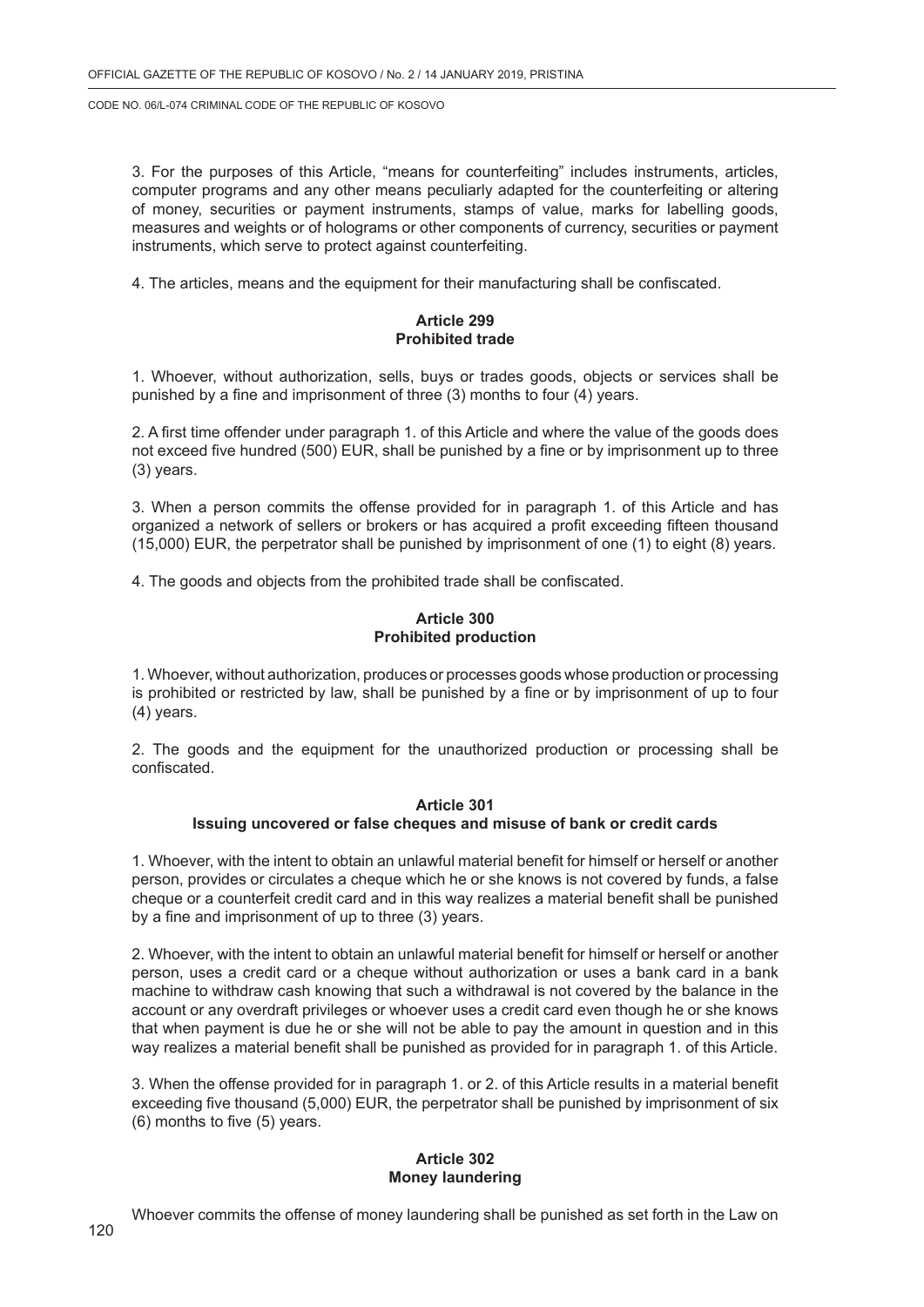3. For the purposes of this Article, "means for counterfeiting" includes instruments, articles, computer programs and any other means peculiarly adapted for the counterfeiting or altering of money, securities or payment instruments, stamps of value, marks for labelling goods, measures and weights or of holograms or other components of currency, securities or payment instruments, which serve to protect against counterfeiting.

4. The articles, means and the equipment for their manufacturing shall be confiscated.

**Article 299**
**Prohibited trade**

1. Whoever, without authorization, sells, buys or trades goods, objects or services shall be punished by a fine and imprisonment of three (3) months to four (4) years.

2. A first time offender under paragraph 1. of this Article and where the value of the goods does not exceed five hundred (500) EUR, shall be punished by a fine or by imprisonment up to three (3) years.

3. When a person commits the offense provided for in paragraph 1. of this Article and has organized a network of sellers or brokers or has acquired a profit exceeding fifteen thousand (15,000) EUR, the perpetrator shall be punished by imprisonment of one (1) to eight (8) years.

4. The goods and objects from the prohibited trade shall be confiscated.

**Article 300**
**Prohibited production**

1. Whoever, without authorization, produces or processes goods whose production or processing is prohibited or restricted by law, shall be punished by a fine or by imprisonment of up to four (4) years.

2. The goods and the equipment for the unauthorized production or processing shall be confiscated.

**Article 301**
**Issuing uncovered or false cheques and misuse of bank or credit cards**

1. Whoever, with the intent to obtain an unlawful material benefit for himself or herself or another person, provides or circulates a cheque which he or she knows is not covered by funds, a false cheque or a counterfeit credit card and in this way realizes a material benefit shall be punished by a fine and imprisonment of up to three (3) years.

2. Whoever, with the intent to obtain an unlawful material benefit for himself or herself or another person, uses a credit card or a cheque without authorization or uses a bank card in a bank machine to withdraw cash knowing that such a withdrawal is not covered by the balance in the account or any overdraft privileges or whoever uses a credit card even though he or she knows that when payment is due he or she will not be able to pay the amount in question and in this way realizes a material benefit shall be punished as provided for in paragraph 1. of this Article.

3. When the offense provided for in paragraph 1. or 2. of this Article results in a material benefit exceeding five thousand (5,000) EUR, the perpetrator shall be punished by imprisonment of six (6) months to five (5) years.

**Article 302**
**Money laundering**

Whoever commits the offense of money laundering shall be punished as set forth in the Law on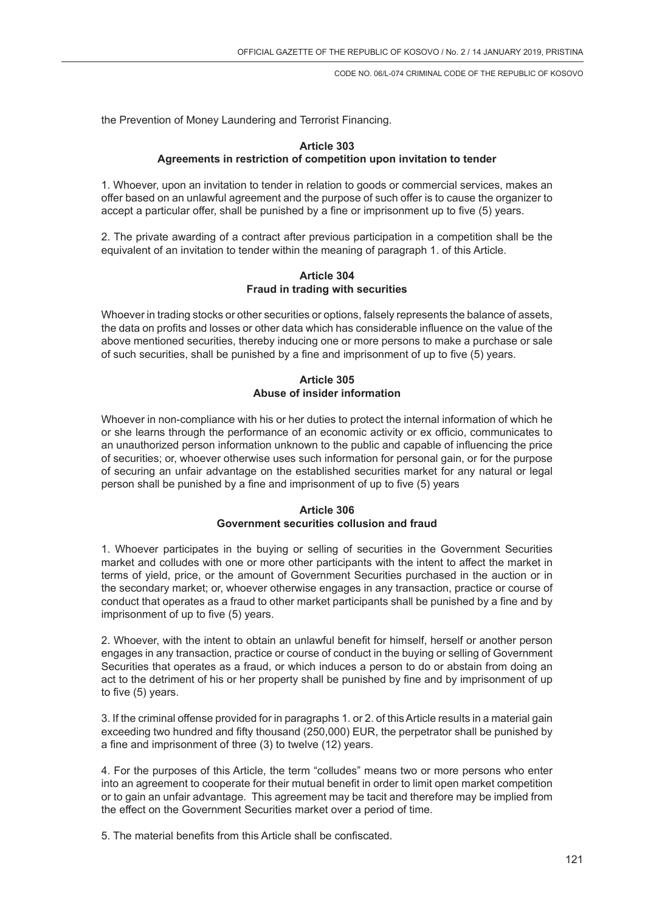the Prevention of Money Laundering and Terrorist Financing.

**Article 303**
**Agreements in restriction of competition upon invitation to tender**

1. Whoever, upon an invitation to tender in relation to goods or commercial services, makes an offer based on an unlawful agreement and the purpose of such offer is to cause the organizer to accept a particular offer, shall be punished by a fine or imprisonment up to five (5) years.

2. The private awarding of a contract after previous participation in a competition shall be the equivalent of an invitation to tender within the meaning of paragraph 1. of this Article.

**Article 304**
**Fraud in trading with securities**

Whoever in trading stocks or other securities or options, falsely represents the balance of assets, the data on profits and losses or other data which has considerable influence on the value of the above mentioned securities, thereby inducing one or more persons to make a purchase or sale of such securities, shall be punished by a fine and imprisonment of up to five (5) years.

**Article 305**
**Abuse of insider information**

Whoever in non-compliance with his or her duties to protect the internal information of which he or she learns through the performance of an economic activity or ex officio, communicates to an unauthorized person information unknown to the public and capable of influencing the price of securities; or, whoever otherwise uses such information for personal gain, or for the purpose of securing an unfair advantage on the established securities market for any natural or legal person shall be punished by a fine and imprisonment of up to five (5) years

**Article 306**
**Government securities collusion and fraud**

1. Whoever participates in the buying or selling of securities in the Government Securities market and colludes with one or more other participants with the intent to affect the market in terms of yield, price, or the amount of Government Securities purchased in the auction or in the secondary market; or, whoever otherwise engages in any transaction, practice or course of conduct that operates as a fraud to other market participants shall be punished by a fine and by imprisonment of up to five (5) years.

2. Whoever, with the intent to obtain an unlawful benefit for himself, herself or another person engages in any transaction, practice or course of conduct in the buying or selling of Government Securities that operates as a fraud, or which induces a person to do or abstain from doing an act to the detriment of his or her property shall be punished by fine and by imprisonment of up to five (5) years.

3. If the criminal offense provided for in paragraphs 1. or 2. of this Article results in a material gain exceeding two hundred and fifty thousand (250,000) EUR, the perpetrator shall be punished by a fine and imprisonment of three (3) to twelve (12) years.

4. For the purposes of this Article, the term "colludes" means two or more persons who enter into an agreement to cooperate for their mutual benefit in order to limit open market competition or to gain an unfair advantage. This agreement may be tacit and therefore may be implied from the effect on the Government Securities market over a period of time.

5. The material benefits from this Article shall be confiscated.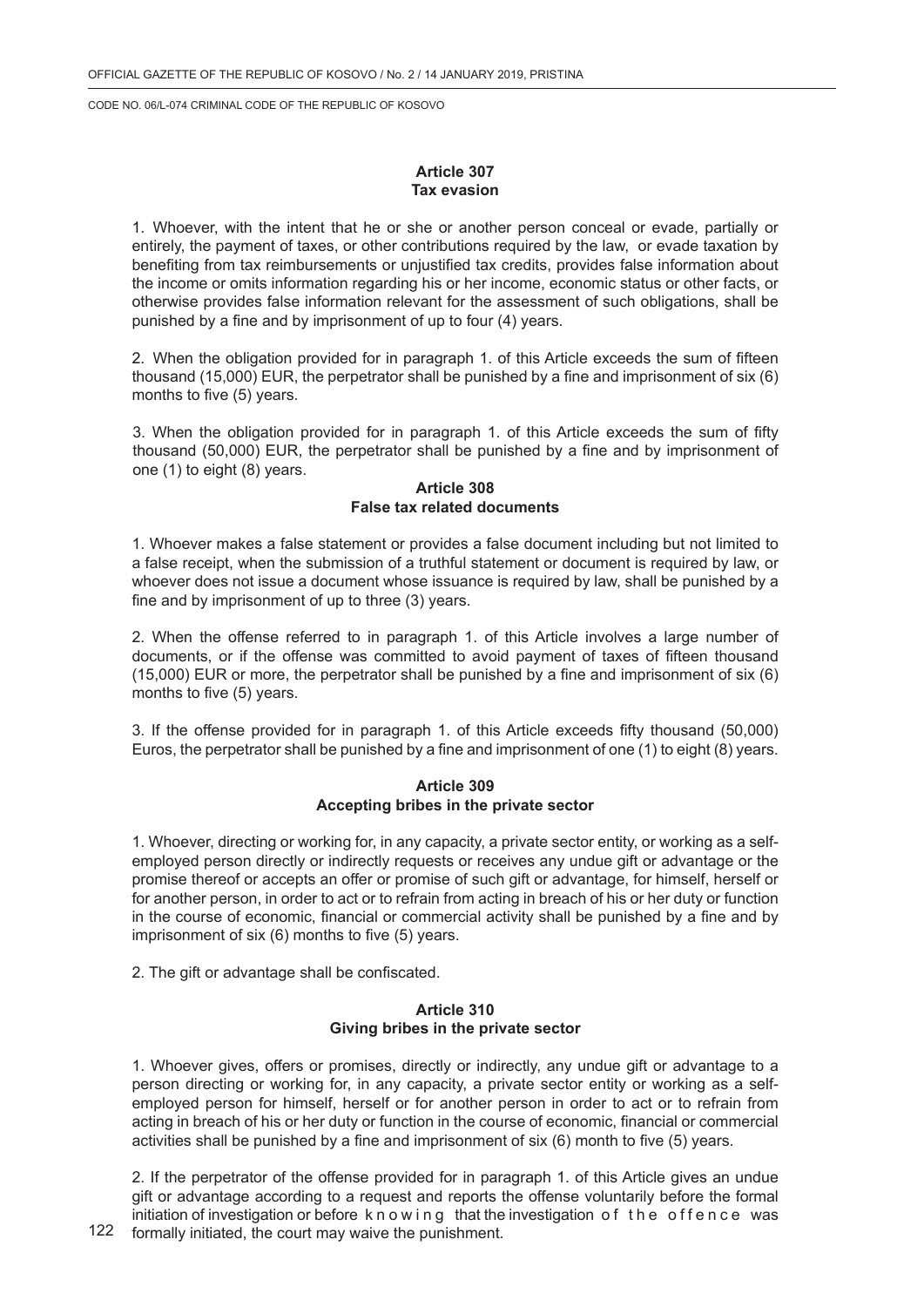### Article 307
### Tax evasion

1. Whoever, with the intent that he or she or another person conceal or evade, partially or entirely, the payment of taxes, or other contributions required by the law, or evade taxation by benefiting from tax reimbursements or unjustified tax credits, provides false information about the income or omits information regarding his or her income, economic status or other facts, or otherwise provides false information relevant for the assessment of such obligations, shall be punished by a fine and by imprisonment of up to four (4) years.

2. When the obligation provided for in paragraph 1. of this Article exceeds the sum of fifteen thousand (15,000) EUR, the perpetrator shall be punished by a fine and imprisonment of six (6) months to five (5) years.

3. When the obligation provided for in paragraph 1. of this Article exceeds the sum of fifty thousand (50,000) EUR, the perpetrator shall be punished by a fine and by imprisonment of one (1) to eight (8) years.

### Article 308
### False tax related documents

1. Whoever makes a false statement or provides a false document including but not limited to a false receipt, when the submission of a truthful statement or document is required by law, or whoever does not issue a document whose issuance is required by law, shall be punished by a fine and by imprisonment of up to three (3) years.

2. When the offense referred to in paragraph 1. of this Article involves a large number of documents, or if the offense was committed to avoid payment of taxes of fifteen thousand (15,000) EUR or more, the perpetrator shall be punished by a fine and imprisonment of six (6) months to five (5) years.

3. If the offense provided for in paragraph 1. of this Article exceeds fifty thousand (50,000) Euros, the perpetrator shall be punished by a fine and imprisonment of one (1) to eight (8) years.

### Article 309
### Accepting bribes in the private sector

1. Whoever, directing or working for, in any capacity, a private sector entity, or working as a self-employed person directly or indirectly requests or receives any undue gift or advantage or the promise thereof or accepts an offer or promise of such gift or advantage, for himself, herself or for another person, in order to act or to refrain from acting in breach of his or her duty or function in the course of economic, financial or commercial activity shall be punished by a fine and by imprisonment of six (6) months to five (5) years.

2. The gift or advantage shall be confiscated.

### Article 310
### Giving bribes in the private sector

1. Whoever gives, offers or promises, directly or indirectly, any undue gift or advantage to a person directing or working for, in any capacity, a private sector entity or working as a self-employed person for himself, herself or for another person in order to act or to refrain from acting in breach of his or her duty or function in the course of economic, financial or commercial activities shall be punished by a fine and imprisonment of six (6) month to five (5) years.

2. If the perpetrator of the offense provided for in paragraph 1. of this Article gives an undue gift or advantage according to a request and reports the offense voluntarily before the formal initiation of investigation or before knowing that the investigation of the offence was formally initiated, the court may waive the punishment.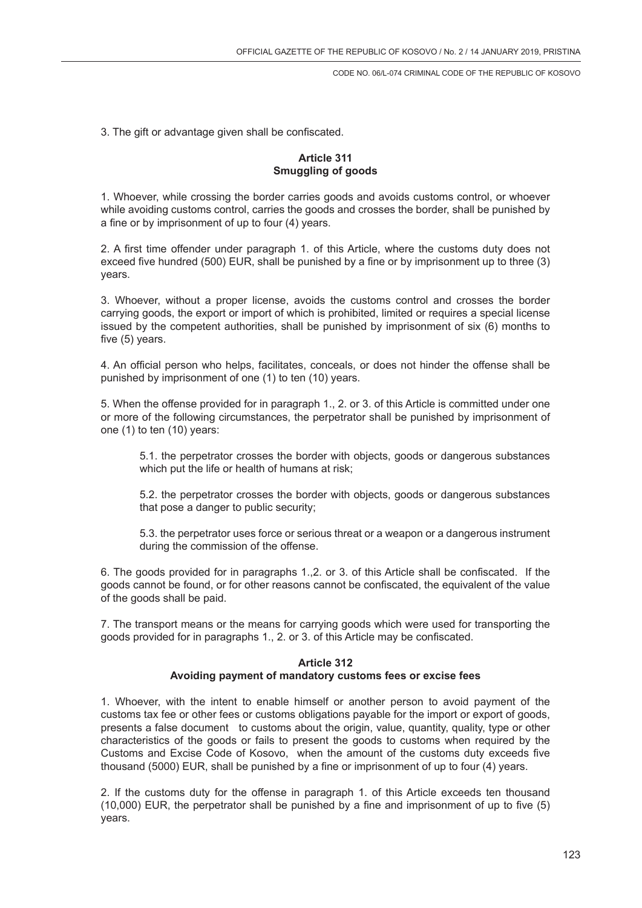3. The gift or advantage given shall be confiscated.

### Article 311
### Smuggling of goods

1. Whoever, while crossing the border carries goods and avoids customs control, or whoever while avoiding customs control, carries the goods and crosses the border, shall be punished by a fine or by imprisonment of up to four (4) years.

2. A first time offender under paragraph 1. of this Article, where the customs duty does not exceed five hundred (500) EUR, shall be punished by a fine or by imprisonment up to three (3) years.

3. Whoever, without a proper license, avoids the customs control and crosses the border carrying goods, the export or import of which is prohibited, limited or requires a special license issued by the competent authorities, shall be punished by imprisonment of six (6) months to five (5) years.

4. An official person who helps, facilitates, conceals, or does not hinder the offense shall be punished by imprisonment of one (1) to ten (10) years.

5. When the offense provided for in paragraph 1., 2. or 3. of this Article is committed under one or more of the following circumstances, the perpetrator shall be punished by imprisonment of one (1) to ten (10) years:

5.1. the perpetrator crosses the border with objects, goods or dangerous substances which put the life or health of humans at risk;

5.2. the perpetrator crosses the border with objects, goods or dangerous substances that pose a danger to public security;

5.3. the perpetrator uses force or serious threat or a weapon or a dangerous instrument during the commission of the offense.

6. The goods provided for in paragraphs 1.,2. or 3. of this Article shall be confiscated. If the goods cannot be found, or for other reasons cannot be confiscated, the equivalent of the value of the goods shall be paid.

7. The transport means or the means for carrying goods which were used for transporting the goods provided for in paragraphs 1., 2. or 3. of this Article may be confiscated.

### Article 312
### Avoiding payment of mandatory customs fees or excise fees

1. Whoever, with the intent to enable himself or another person to avoid payment of the customs tax fee or other fees or customs obligations payable for the import or export of goods, presents a false document to customs about the origin, value, quantity, quality, type or other characteristics of the goods or fails to present the goods to customs when required by the Customs and Excise Code of Kosovo, when the amount of the customs duty exceeds five thousand (5000) EUR, shall be punished by a fine or imprisonment of up to four (4) years.

2. If the customs duty for the offense in paragraph 1. of this Article exceeds ten thousand (10,000) EUR, the perpetrator shall be punished by a fine and imprisonment of up to five (5) years.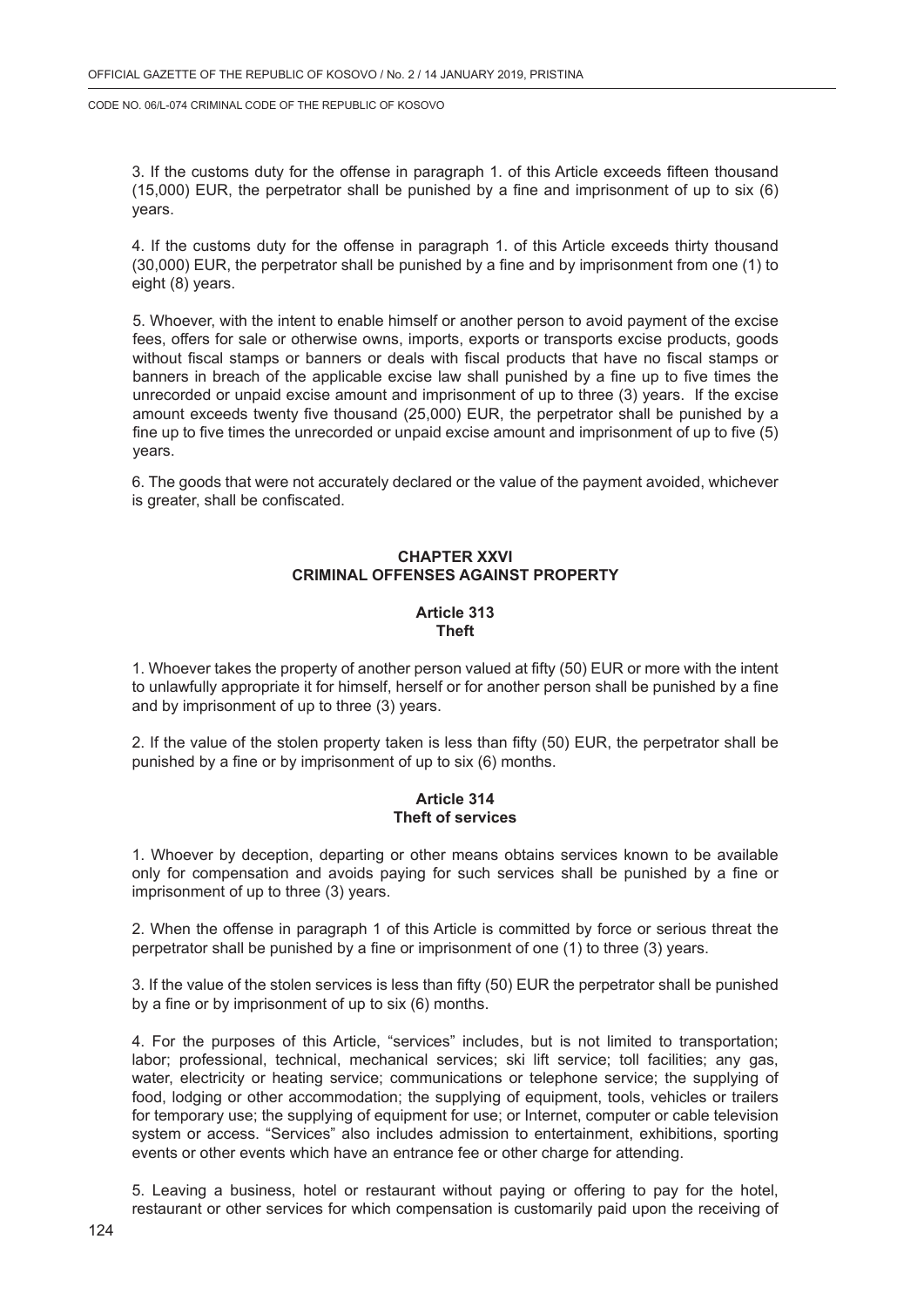3. If the customs duty for the offense in paragraph 1. of this Article exceeds fifteen thousand (15,000) EUR, the perpetrator shall be punished by a fine and imprisonment of up to six (6) years.

4. If the customs duty for the offense in paragraph 1. of this Article exceeds thirty thousand (30,000) EUR, the perpetrator shall be punished by a fine and by imprisonment from one (1) to eight (8) years.

5. Whoever, with the intent to enable himself or another person to avoid payment of the excise fees, offers for sale or otherwise owns, imports, exports or transports excise products, goods without fiscal stamps or banners or deals with fiscal products that have no fiscal stamps or banners in breach of the applicable excise law shall punished by a fine up to five times the unrecorded or unpaid excise amount and imprisonment of up to three (3) years. If the excise amount exceeds twenty five thousand (25,000) EUR, the perpetrator shall be punished by a fine up to five times the unrecorded or unpaid excise amount and imprisonment of up to five (5) years.

6. The goods that were not accurately declared or the value of the payment avoided, whichever is greater, shall be confiscated.

## CHAPTER XXVI
## CRIMINAL OFFENSES AGAINST PROPERTY

### Article 313
### Theft

1. Whoever takes the property of another person valued at fifty (50) EUR or more with the intent to unlawfully appropriate it for himself, herself or for another person shall be punished by a fine and by imprisonment of up to three (3) years.

2. If the value of the stolen property taken is less than fifty (50) EUR, the perpetrator shall be punished by a fine or by imprisonment of up to six (6) months.

### Article 314
### Theft of services

1. Whoever by deception, departing or other means obtains services known to be available only for compensation and avoids paying for such services shall be punished by a fine or imprisonment of up to three (3) years.

2. When the offense in paragraph 1 of this Article is committed by force or serious threat the perpetrator shall be punished by a fine or imprisonment of one (1) to three (3) years.

3. If the value of the stolen services is less than fifty (50) EUR the perpetrator shall be punished by a fine or by imprisonment of up to six (6) months.

4. For the purposes of this Article, "services" includes, but is not limited to transportation; labor; professional, technical, mechanical services; ski lift service; toll facilities; any gas, water, electricity or heating service; communications or telephone service; the supplying of food, lodging or other accommodation; the supplying of equipment, tools, vehicles or trailers for temporary use; the supplying of equipment for use; or Internet, computer or cable television system or access. "Services" also includes admission to entertainment, exhibitions, sporting events or other events which have an entrance fee or other charge for attending.

5. Leaving a business, hotel or restaurant without paying or offering to pay for the hotel, restaurant or other services for which compensation is customarily paid upon the receiving of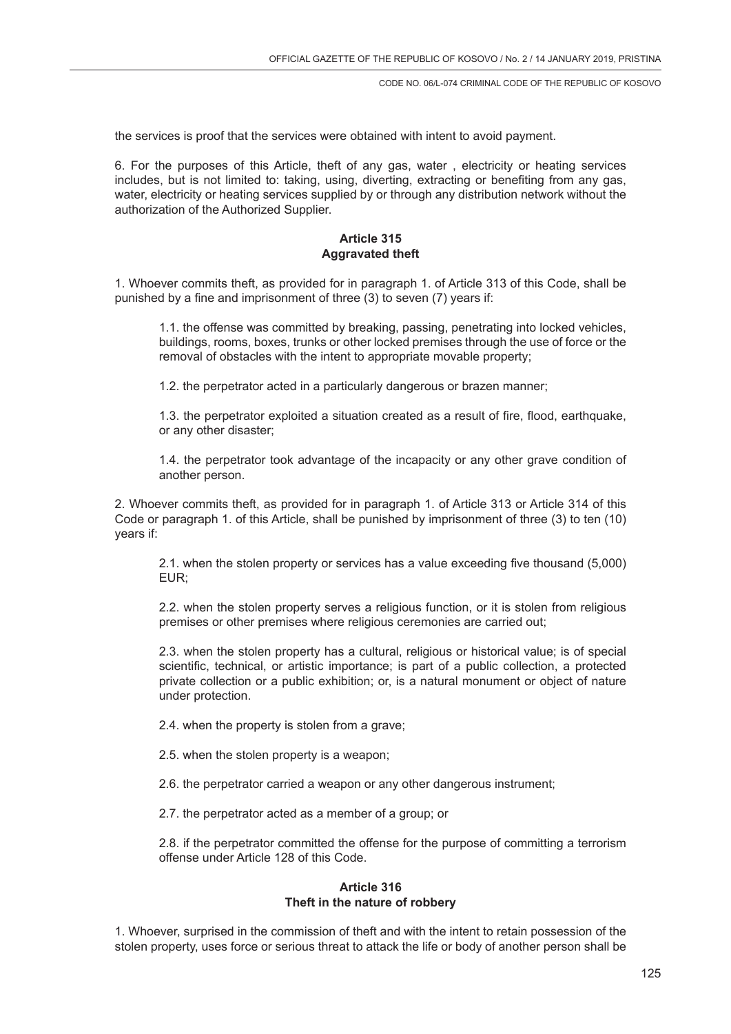the services is proof that the services were obtained with intent to avoid payment.

6. For the purposes of this Article, theft of any gas, water , electricity or heating services includes, but is not limited to: taking, using, diverting, extracting or benefiting from any gas, water, electricity or heating services supplied by or through any distribution network without the authorization of the Authorized Supplier.

**Article 315**
**Aggravated theft**

1. Whoever commits theft, as provided for in paragraph 1. of Article 313 of this Code, shall be punished by a fine and imprisonment of three (3) to seven (7) years if:

1.1. the offense was committed by breaking, passing, penetrating into locked vehicles, buildings, rooms, boxes, trunks or other locked premises through the use of force or the removal of obstacles with the intent to appropriate movable property;

1.2. the perpetrator acted in a particularly dangerous or brazen manner;

1.3. the perpetrator exploited a situation created as a result of fire, flood, earthquake, or any other disaster;

1.4. the perpetrator took advantage of the incapacity or any other grave condition of another person.

2. Whoever commits theft, as provided for in paragraph 1. of Article 313 or Article 314 of this Code or paragraph 1. of this Article, shall be punished by imprisonment of three (3) to ten (10) years if:

2.1. when the stolen property or services has a value exceeding five thousand (5,000) EUR;

2.2. when the stolen property serves a religious function, or it is stolen from religious premises or other premises where religious ceremonies are carried out;

2.3. when the stolen property has a cultural, religious or historical value; is of special scientific, technical, or artistic importance; is part of a public collection, a protected private collection or a public exhibition; or, is a natural monument or object of nature under protection.

2.4. when the property is stolen from a grave;

2.5. when the stolen property is a weapon;

2.6. the perpetrator carried a weapon or any other dangerous instrument;

2.7. the perpetrator acted as a member of a group; or

2.8. if the perpetrator committed the offense for the purpose of committing a terrorism offense under Article 128 of this Code.

**Article 316**
**Theft in the nature of robbery**

1. Whoever, surprised in the commission of theft and with the intent to retain possession of the stolen property, uses force or serious threat to attack the life or body of another person shall be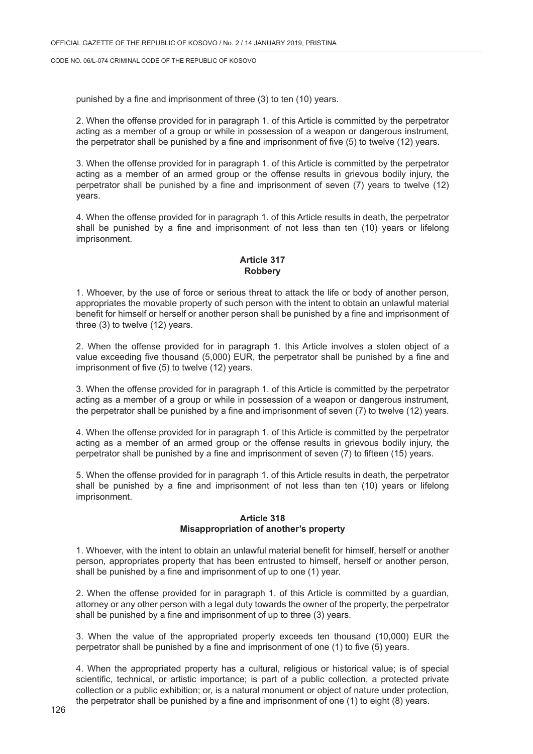punished by a fine and imprisonment of three (3) to ten (10) years.

2. When the offense provided for in paragraph 1. of this Article is committed by the perpetrator acting as a member of a group or while in possession of a weapon or dangerous instrument, the perpetrator shall be punished by a fine and imprisonment of five (5) to twelve (12) years.

3. When the offense provided for in paragraph 1. of this Article is committed by the perpetrator acting as a member of an armed group or the offense results in grievous bodily injury, the perpetrator shall be punished by a fine and imprisonment of seven (7) years to twelve (12) years.

4. When the offense provided for in paragraph 1. of this Article results in death, the perpetrator shall be punished by a fine and imprisonment of not less than ten (10) years or lifelong imprisonment.

### Article 317
### Robbery

1. Whoever, by the use of force or serious threat to attack the life or body of another person, appropriates the movable property of such person with the intent to obtain an unlawful material benefit for himself or herself or another person shall be punished by a fine and imprisonment of three (3) to twelve (12) years.

2. When the offense provided for in paragraph 1. this Article involves a stolen object of a value exceeding five thousand (5,000) EUR, the perpetrator shall be punished by a fine and imprisonment of five (5) to twelve (12) years.

3. When the offense provided for in paragraph 1. of this Article is committed by the perpetrator acting as a member of a group or while in possession of a weapon or dangerous instrument, the perpetrator shall be punished by a fine and imprisonment of seven (7) to twelve (12) years.

4. When the offense provided for in paragraph 1. of this Article is committed by the perpetrator acting as a member of an armed group or the offense results in grievous bodily injury, the perpetrator shall be punished by a fine and imprisonment of seven (7) to fifteen (15) years.

5. When the offense provided for in paragraph 1. of this Article results in death, the perpetrator shall be punished by a fine and imprisonment of not less than ten (10) years or lifelong imprisonment.

### Article 318
### Misappropriation of another's property

1. Whoever, with the intent to obtain an unlawful material benefit for himself, herself or another person, appropriates property that has been entrusted to himself, herself or another person, shall be punished by a fine and imprisonment of up to one (1) year.

2. When the offense provided for in paragraph 1. of this Article is committed by a guardian, attorney or any other person with a legal duty towards the owner of the property, the perpetrator shall be punished by a fine and imprisonment of up to three (3) years.

3. When the value of the appropriated property exceeds ten thousand (10,000) EUR the perpetrator shall be punished by a fine and imprisonment of one (1) to five (5) years.

4. When the appropriated property has a cultural, religious or historical value; is of special scientific, technical, or artistic importance; is part of a public collection, a protected private collection or a public exhibition; or, is a natural monument or object of nature under protection, the perpetrator shall be punished by a fine and imprisonment of one (1) to eight (8) years.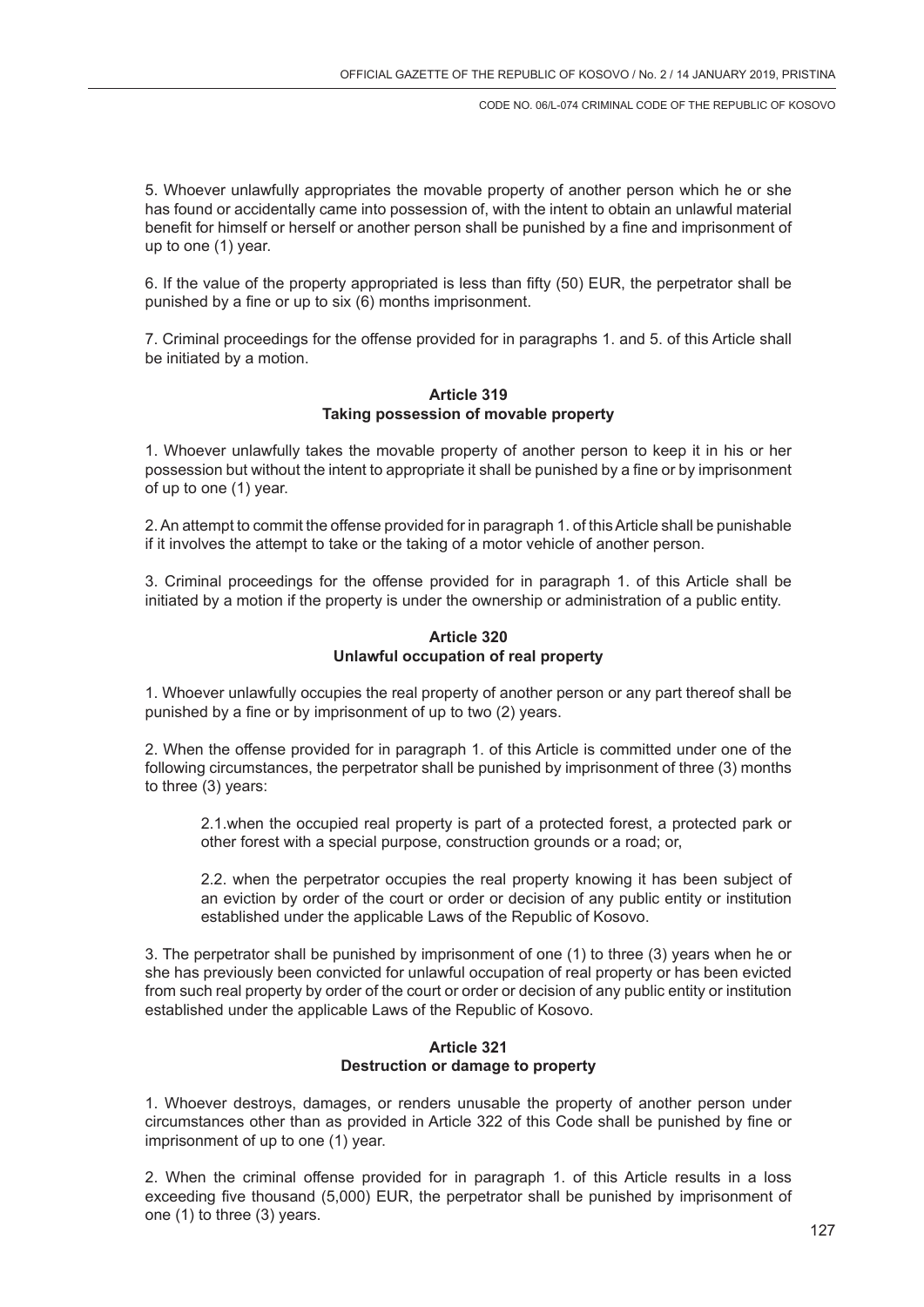5. Whoever unlawfully appropriates the movable property of another person which he or she has found or accidentally came into possession of, with the intent to obtain an unlawful material benefit for himself or herself or another person shall be punished by a fine and imprisonment of up to one (1) year.

6. If the value of the property appropriated is less than fifty (50) EUR, the perpetrator shall be punished by a fine or up to six (6) months imprisonment.

7. Criminal proceedings for the offense provided for in paragraphs 1. and 5. of this Article shall be initiated by a motion.

**Article 319**
**Taking possession of movable property**

1. Whoever unlawfully takes the movable property of another person to keep it in his or her possession but without the intent to appropriate it shall be punished by a fine or by imprisonment of up to one (1) year.

2. An attempt to commit the offense provided for in paragraph 1. of this Article shall be punishable if it involves the attempt to take or the taking of a motor vehicle of another person.

3. Criminal proceedings for the offense provided for in paragraph 1. of this Article shall be initiated by a motion if the property is under the ownership or administration of a public entity.

**Article 320**
**Unlawful occupation of real property**

1. Whoever unlawfully occupies the real property of another person or any part thereof shall be punished by a fine or by imprisonment of up to two (2) years.

2. When the offense provided for in paragraph 1. of this Article is committed under one of the following circumstances, the perpetrator shall be punished by imprisonment of three (3) months to three (3) years:

2.1.when the occupied real property is part of a protected forest, a protected park or other forest with a special purpose, construction grounds or a road; or,

2.2. when the perpetrator occupies the real property knowing it has been subject of an eviction by order of the court or order or decision of any public entity or institution established under the applicable Laws of the Republic of Kosovo.

3. The perpetrator shall be punished by imprisonment of one (1) to three (3) years when he or she has previously been convicted for unlawful occupation of real property or has been evicted from such real property by order of the court or order or decision of any public entity or institution established under the applicable Laws of the Republic of Kosovo.

**Article 321**
**Destruction or damage to property**

1. Whoever destroys, damages, or renders unusable the property of another person under circumstances other than as provided in Article 322 of this Code shall be punished by fine or imprisonment of up to one (1) year.

2. When the criminal offense provided for in paragraph 1. of this Article results in a loss exceeding five thousand (5,000) EUR, the perpetrator shall be punished by imprisonment of one (1) to three (3) years.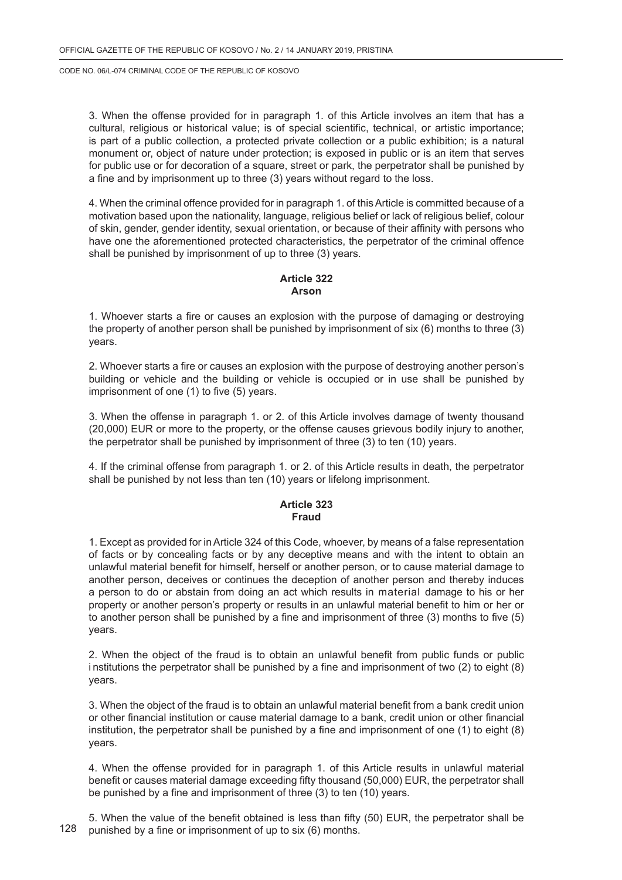3. When the offense provided for in paragraph 1. of this Article involves an item that has a cultural, religious or historical value; is of special scientific, technical, or artistic importance; is part of a public collection, a protected private collection or a public exhibition; is a natural monument or, object of nature under protection; is exposed in public or is an item that serves for public use or for decoration of a square, street or park, the perpetrator shall be punished by a fine and by imprisonment up to three (3) years without regard to the loss.

4. When the criminal offence provided for in paragraph 1. of this Article is committed because of a motivation based upon the nationality, language, religious belief or lack of religious belief, colour of skin, gender, gender identity, sexual orientation, or because of their affinity with persons who have one the aforementioned protected characteristics, the perpetrator of the criminal offence shall be punished by imprisonment of up to three (3) years.

### Article 322
### Arson

1. Whoever starts a fire or causes an explosion with the purpose of damaging or destroying the property of another person shall be punished by imprisonment of six (6) months to three (3) years.

2. Whoever starts a fire or causes an explosion with the purpose of destroying another person's building or vehicle and the building or vehicle is occupied or in use shall be punished by imprisonment of one (1) to five (5) years.

3. When the offense in paragraph 1. or 2. of this Article involves damage of twenty thousand (20,000) EUR or more to the property, or the offense causes grievous bodily injury to another, the perpetrator shall be punished by imprisonment of three (3) to ten (10) years.

4. If the criminal offense from paragraph 1. or 2. of this Article results in death, the perpetrator shall be punished by not less than ten (10) years or lifelong imprisonment.

### Article 323
### Fraud

1. Except as provided for in Article 324 of this Code, whoever, by means of a false representation of facts or by concealing facts or by any deceptive means and with the intent to obtain an unlawful material benefit for himself, herself or another person, or to cause material damage to another person, deceives or continues the deception of another person and thereby induces a person to do or abstain from doing an act which results in material damage to his or her property or another person's property or results in an unlawful material benefit to him or her or to another person shall be punished by a fine and imprisonment of three (3) months to five (5) years.

2. When the object of the fraud is to obtain an unlawful benefit from public funds or public i nstitutions the perpetrator shall be punished by a fine and imprisonment of two (2) to eight (8) years.

3. When the object of the fraud is to obtain an unlawful material benefit from a bank credit union or other financial institution or cause material damage to a bank, credit union or other financial institution, the perpetrator shall be punished by a fine and imprisonment of one (1) to eight (8) years.

4. When the offense provided for in paragraph 1. of this Article results in unlawful material benefit or causes material damage exceeding fifty thousand (50,000) EUR, the perpetrator shall be punished by a fine and imprisonment of three (3) to ten (10) years.

5. When the value of the benefit obtained is less than fifty (50) EUR, the perpetrator shall be punished by a fine or imprisonment of up to six (6) months.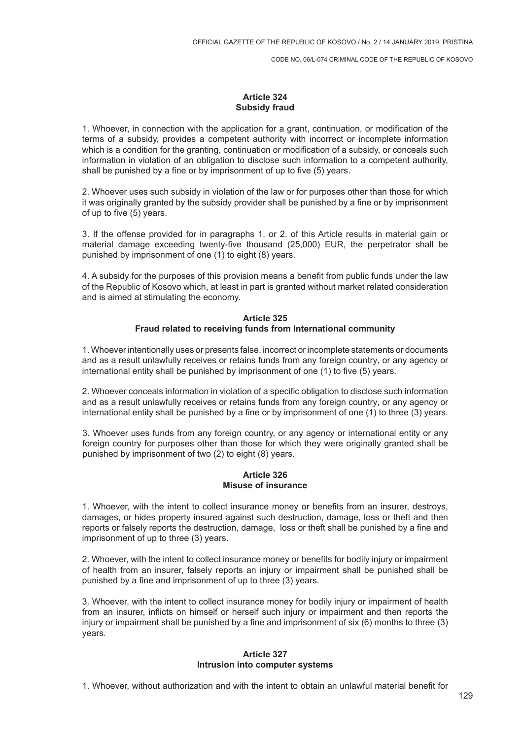**Article 324**
**Subsidy fraud**

1. Whoever, in connection with the application for a grant, continuation, or modification of the terms of a subsidy, provides a competent authority with incorrect or incomplete information which is a condition for the granting, continuation or modification of a subsidy, or conceals such information in violation of an obligation to disclose such information to a competent authority, shall be punished by a fine or by imprisonment of up to five (5) years.

2. Whoever uses such subsidy in violation of the law or for purposes other than those for which it was originally granted by the subsidy provider shall be punished by a fine or by imprisonment of up to five (5) years.

3. If the offense provided for in paragraphs 1. or 2. of this Article results in material gain or material damage exceeding twenty-five thousand (25,000) EUR, the perpetrator shall be punished by imprisonment of one (1) to eight (8) years.

4. A subsidy for the purposes of this provision means a benefit from public funds under the law of the Republic of Kosovo which, at least in part is granted without market related consideration and is aimed at stimulating the economy.

**Article 325**
**Fraud related to receiving funds from International community**

1. Whoever intentionally uses or presents false, incorrect or incomplete statements or documents and as a result unlawfully receives or retains funds from any foreign country, or any agency or international entity shall be punished by imprisonment of one (1) to five (5) years.

2. Whoever conceals information in violation of a specific obligation to disclose such information and as a result unlawfully receives or retains funds from any foreign country, or any agency or international entity shall be punished by a fine or by imprisonment of one (1) to three (3) years.

3. Whoever uses funds from any foreign country, or any agency or international entity or any foreign country for purposes other than those for which they were originally granted shall be punished by imprisonment of two (2) to eight (8) years.

**Article 326**
**Misuse of insurance**

1. Whoever, with the intent to collect insurance money or benefits from an insurer, destroys, damages, or hides property insured against such destruction, damage, loss or theft and then reports or falsely reports the destruction, damage, loss or theft shall be punished by a fine and imprisonment of up to three (3) years.

2. Whoever, with the intent to collect insurance money or benefits for bodily injury or impairment of health from an insurer, falsely reports an injury or impairment shall be punished shall be punished by a fine and imprisonment of up to three (3) years.

3. Whoever, with the intent to collect insurance money for bodily injury or impairment of health from an insurer, inflicts on himself or herself such injury or impairment and then reports the injury or impairment shall be punished by a fine and imprisonment of six (6) months to three (3) years.

**Article 327**
**Intrusion into computer systems**

1. Whoever, without authorization and with the intent to obtain an unlawful material benefit for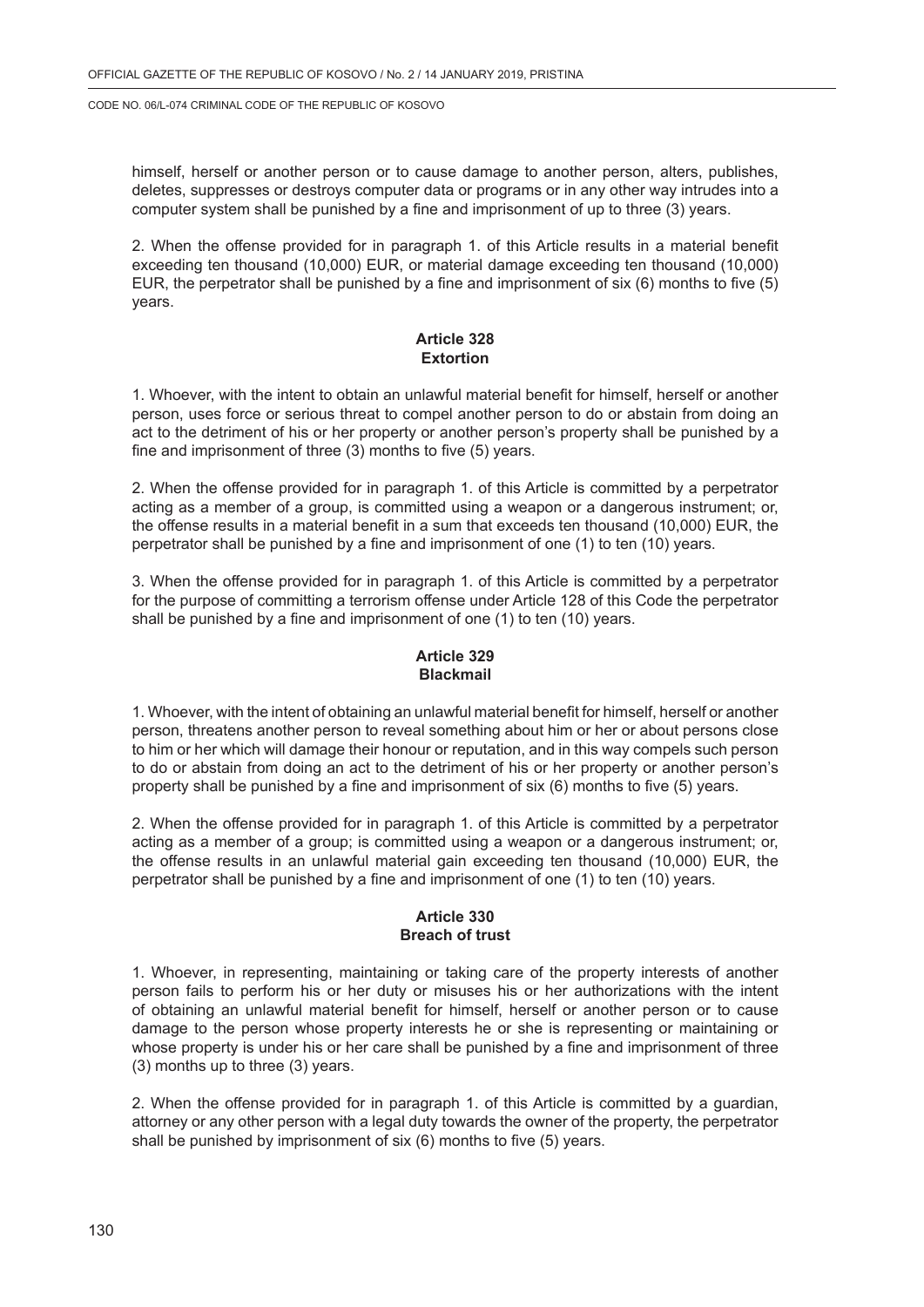himself, herself or another person or to cause damage to another person, alters, publishes, deletes, suppresses or destroys computer data or programs or in any other way intrudes into a computer system shall be punished by a fine and imprisonment of up to three (3) years.

2. When the offense provided for in paragraph 1. of this Article results in a material benefit exceeding ten thousand (10,000) EUR, or material damage exceeding ten thousand (10,000) EUR, the perpetrator shall be punished by a fine and imprisonment of six (6) months to five (5) years.

**Article 328**
**Extortion**

1. Whoever, with the intent to obtain an unlawful material benefit for himself, herself or another person, uses force or serious threat to compel another person to do or abstain from doing an act to the detriment of his or her property or another person's property shall be punished by a fine and imprisonment of three (3) months to five (5) years.

2. When the offense provided for in paragraph 1. of this Article is committed by a perpetrator acting as a member of a group, is committed using a weapon or a dangerous instrument; or, the offense results in a material benefit in a sum that exceeds ten thousand (10,000) EUR, the perpetrator shall be punished by a fine and imprisonment of one (1) to ten (10) years.

3. When the offense provided for in paragraph 1. of this Article is committed by a perpetrator for the purpose of committing a terrorism offense under Article 128 of this Code the perpetrator shall be punished by a fine and imprisonment of one (1) to ten (10) years.

**Article 329**
**Blackmail**

1. Whoever, with the intent of obtaining an unlawful material benefit for himself, herself or another person, threatens another person to reveal something about him or her or about persons close to him or her which will damage their honour or reputation, and in this way compels such person to do or abstain from doing an act to the detriment of his or her property or another person's property shall be punished by a fine and imprisonment of six (6) months to five (5) years.

2. When the offense provided for in paragraph 1. of this Article is committed by a perpetrator acting as a member of a group; is committed using a weapon or a dangerous instrument; or, the offense results in an unlawful material gain exceeding ten thousand (10,000) EUR, the perpetrator shall be punished by a fine and imprisonment of one (1) to ten (10) years.

**Article 330**
**Breach of trust**

1. Whoever, in representing, maintaining or taking care of the property interests of another person fails to perform his or her duty or misuses his or her authorizations with the intent of obtaining an unlawful material benefit for himself, herself or another person or to cause damage to the person whose property interests he or she is representing or maintaining or whose property is under his or her care shall be punished by a fine and imprisonment of three (3) months up to three (3) years.

2. When the offense provided for in paragraph 1. of this Article is committed by a guardian, attorney or any other person with a legal duty towards the owner of the property, the perpetrator shall be punished by imprisonment of six (6) months to five (5) years.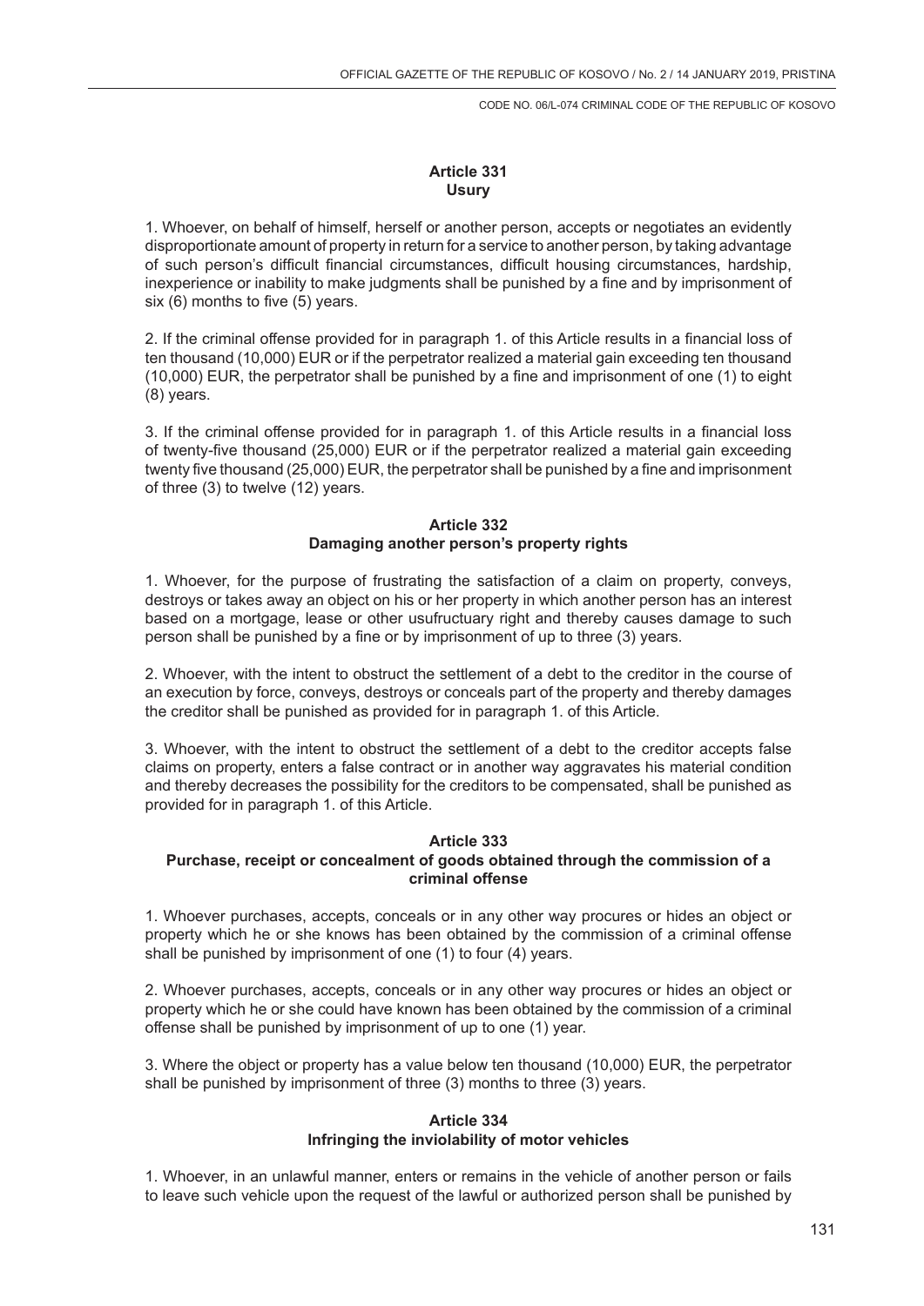### Article 331
### Usury

1. Whoever, on behalf of himself, herself or another person, accepts or negotiates an evidently disproportionate amount of property in return for a service to another person, by taking advantage of such person's difficult financial circumstances, difficult housing circumstances, hardship, inexperience or inability to make judgments shall be punished by a fine and by imprisonment of six (6) months to five (5) years.

2. If the criminal offense provided for in paragraph 1. of this Article results in a financial loss of ten thousand (10,000) EUR or if the perpetrator realized a material gain exceeding ten thousand (10,000) EUR, the perpetrator shall be punished by a fine and imprisonment of one (1) to eight (8) years.

3. If the criminal offense provided for in paragraph 1. of this Article results in a financial loss of twenty-five thousand (25,000) EUR or if the perpetrator realized a material gain exceeding twenty five thousand (25,000) EUR, the perpetrator shall be punished by a fine and imprisonment of three (3) to twelve (12) years.

### Article 332
### Damaging another person's property rights

1. Whoever, for the purpose of frustrating the satisfaction of a claim on property, conveys, destroys or takes away an object on his or her property in which another person has an interest based on a mortgage, lease or other usufructuary right and thereby causes damage to such person shall be punished by a fine or by imprisonment of up to three (3) years.

2. Whoever, with the intent to obstruct the settlement of a debt to the creditor in the course of an execution by force, conveys, destroys or conceals part of the property and thereby damages the creditor shall be punished as provided for in paragraph 1. of this Article.

3. Whoever, with the intent to obstruct the settlement of a debt to the creditor accepts false claims on property, enters a false contract or in another way aggravates his material condition and thereby decreases the possibility for the creditors to be compensated, shall be punished as provided for in paragraph 1. of this Article.

### Article 333
### Purchase, receipt or concealment of goods obtained through the commission of a criminal offense

1. Whoever purchases, accepts, conceals or in any other way procures or hides an object or property which he or she knows has been obtained by the commission of a criminal offense shall be punished by imprisonment of one (1) to four (4) years.

2. Whoever purchases, accepts, conceals or in any other way procures or hides an object or property which he or she could have known has been obtained by the commission of a criminal offense shall be punished by imprisonment of up to one (1) year.

3. Where the object or property has a value below ten thousand (10,000) EUR, the perpetrator shall be punished by imprisonment of three (3) months to three (3) years.

### Article 334
### Infringing the inviolability of motor vehicles

1. Whoever, in an unlawful manner, enters or remains in the vehicle of another person or fails to leave such vehicle upon the request of the lawful or authorized person shall be punished by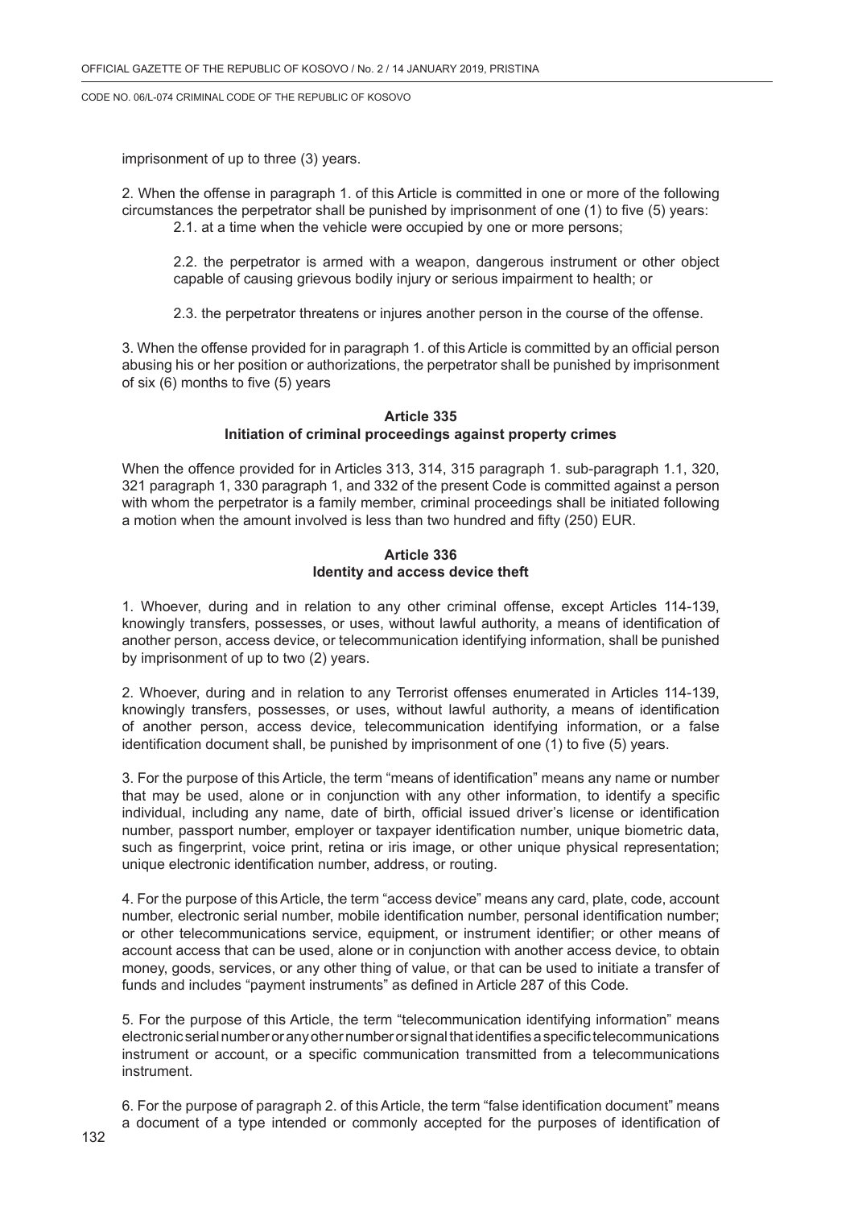imprisonment of up to three (3) years.

2. When the offense in paragraph 1. of this Article is committed in one or more of the following circumstances the perpetrator shall be punished by imprisonment of one (1) to five (5) years:

2.1. at a time when the vehicle were occupied by one or more persons;

2.2. the perpetrator is armed with a weapon, dangerous instrument or other object capable of causing grievous bodily injury or serious impairment to health; or

2.3. the perpetrator threatens or injures another person in the course of the offense.

3. When the offense provided for in paragraph 1. of this Article is committed by an official person abusing his or her position or authorizations, the perpetrator shall be punished by imprisonment of six (6) months to five (5) years

**Article 335**
**Initiation of criminal proceedings against property crimes**

When the offence provided for in Articles 313, 314, 315 paragraph 1. sub-paragraph 1.1, 320, 321 paragraph 1, 330 paragraph 1, and 332 of the present Code is committed against a person with whom the perpetrator is a family member, criminal proceedings shall be initiated following a motion when the amount involved is less than two hundred and fifty (250) EUR.

**Article 336**
**Identity and access device theft**

1. Whoever, during and in relation to any other criminal offense, except Articles 114-139, knowingly transfers, possesses, or uses, without lawful authority, a means of identification of another person, access device, or telecommunication identifying information, shall be punished by imprisonment of up to two (2) years.

2. Whoever, during and in relation to any Terrorist offenses enumerated in Articles 114-139, knowingly transfers, possesses, or uses, without lawful authority, a means of identification of another person, access device, telecommunication identifying information, or a false identification document shall, be punished by imprisonment of one (1) to five (5) years.

3. For the purpose of this Article, the term "means of identification" means any name or number that may be used, alone or in conjunction with any other information, to identify a specific individual, including any name, date of birth, official issued driver's license or identification number, passport number, employer or taxpayer identification number, unique biometric data, such as fingerprint, voice print, retina or iris image, or other unique physical representation; unique electronic identification number, address, or routing.

4. For the purpose of this Article, the term "access device" means any card, plate, code, account number, electronic serial number, mobile identification number, personal identification number; or other telecommunications service, equipment, or instrument identifier; or other means of account access that can be used, alone or in conjunction with another access device, to obtain money, goods, services, or any other thing of value, or that can be used to initiate a transfer of funds and includes "payment instruments" as defined in Article 287 of this Code.

5. For the purpose of this Article, the term "telecommunication identifying information" means electronic serial number or any other number or signal that identifies a specific telecommunications instrument or account, or a specific communication transmitted from a telecommunications instrument.

6. For the purpose of paragraph 2. of this Article, the term "false identification document" means a document of a type intended or commonly accepted for the purposes of identification of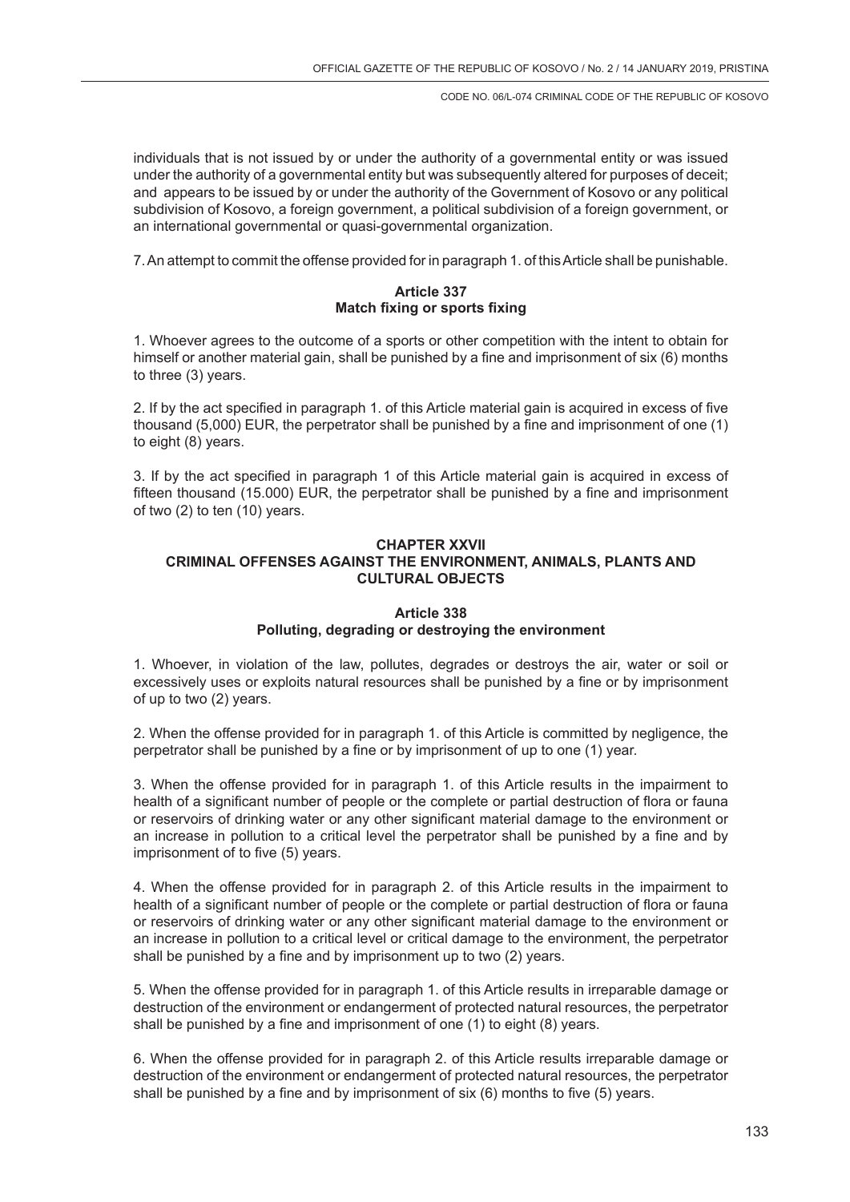individuals that is not issued by or under the authority of a governmental entity or was issued under the authority of a governmental entity but was subsequently altered for purposes of deceit; and appears to be issued by or under the authority of the Government of Kosovo or any political subdivision of Kosovo, a foreign government, a political subdivision of a foreign government, or an international governmental or quasi-governmental organization.

7. An attempt to commit the offense provided for in paragraph 1. of this Article shall be punishable.

**Article 337**
**Match fixing or sports fixing**

1. Whoever agrees to the outcome of a sports or other competition with the intent to obtain for himself or another material gain, shall be punished by a fine and imprisonment of six (6) months to three (3) years.

2. If by the act specified in paragraph 1. of this Article material gain is acquired in excess of five thousand (5,000) EUR, the perpetrator shall be punished by a fine and imprisonment of one (1) to eight (8) years.

3. If by the act specified in paragraph 1 of this Article material gain is acquired in excess of fifteen thousand (15.000) EUR, the perpetrator shall be punished by a fine and imprisonment of two (2) to ten (10) years.

## CHAPTER XXVII
## CRIMINAL OFFENSES AGAINST THE ENVIRONMENT, ANIMALS, PLANTS AND CULTURAL OBJECTS

**Article 338**
**Polluting, degrading or destroying the environment**

1. Whoever, in violation of the law, pollutes, degrades or destroys the air, water or soil or excessively uses or exploits natural resources shall be punished by a fine or by imprisonment of up to two (2) years.

2. When the offense provided for in paragraph 1. of this Article is committed by negligence, the perpetrator shall be punished by a fine or by imprisonment of up to one (1) year.

3. When the offense provided for in paragraph 1. of this Article results in the impairment to health of a significant number of people or the complete or partial destruction of flora or fauna or reservoirs of drinking water or any other significant material damage to the environment or an increase in pollution to a critical level the perpetrator shall be punished by a fine and by imprisonment of to five (5) years.

4. When the offense provided for in paragraph 2. of this Article results in the impairment to health of a significant number of people or the complete or partial destruction of flora or fauna or reservoirs of drinking water or any other significant material damage to the environment or an increase in pollution to a critical level or critical damage to the environment, the perpetrator shall be punished by a fine and by imprisonment up to two (2) years.

5. When the offense provided for in paragraph 1. of this Article results in irreparable damage or destruction of the environment or endangerment of protected natural resources, the perpetrator shall be punished by a fine and imprisonment of one (1) to eight (8) years.

6. When the offense provided for in paragraph 2. of this Article results irreparable damage or destruction of the environment or endangerment of protected natural resources, the perpetrator shall be punished by a fine and by imprisonment of six (6) months to five (5) years.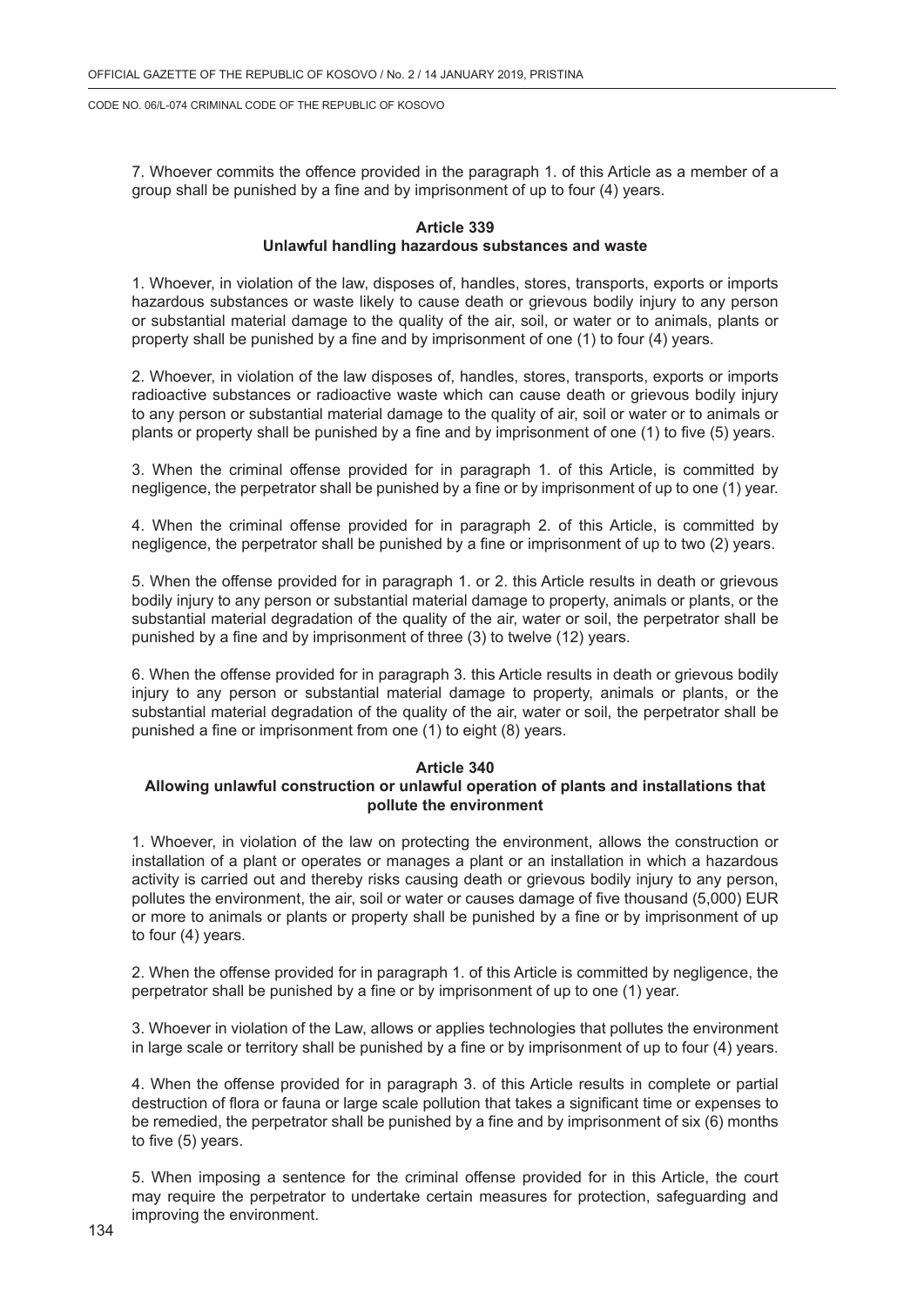7. Whoever commits the offence provided in the paragraph 1. of this Article as a member of a group shall be punished by a fine and by imprisonment of up to four (4) years.

### Article 339
### Unlawful handling hazardous substances and waste

1. Whoever, in violation of the law, disposes of, handles, stores, transports, exports or imports hazardous substances or waste likely to cause death or grievous bodily injury to any person or substantial material damage to the quality of the air, soil, or water or to animals, plants or property shall be punished by a fine and by imprisonment of one (1) to four (4) years.

2. Whoever, in violation of the law disposes of, handles, stores, transports, exports or imports radioactive substances or radioactive waste which can cause death or grievous bodily injury to any person or substantial material damage to the quality of air, soil or water or to animals or plants or property shall be punished by a fine and by imprisonment of one (1) to five (5) years.

3. When the criminal offense provided for in paragraph 1. of this Article, is committed by negligence, the perpetrator shall be punished by a fine or by imprisonment of up to one (1) year.

4. When the criminal offense provided for in paragraph 2. of this Article, is committed by negligence, the perpetrator shall be punished by a fine or imprisonment of up to two (2) years.

5. When the offense provided for in paragraph 1. or 2. this Article results in death or grievous bodily injury to any person or substantial material damage to property, animals or plants, or the substantial material degradation of the quality of the air, water or soil, the perpetrator shall be punished by a fine and by imprisonment of three (3) to twelve (12) years.

6. When the offense provided for in paragraph 3. this Article results in death or grievous bodily injury to any person or substantial material damage to property, animals or plants, or the substantial material degradation of the quality of the air, water or soil, the perpetrator shall be punished a fine or imprisonment from one (1) to eight (8) years.

### Article 340
### Allowing unlawful construction or unlawful operation of plants and installations that pollute the environment

1. Whoever, in violation of the law on protecting the environment, allows the construction or installation of a plant or operates or manages a plant or an installation in which a hazardous activity is carried out and thereby risks causing death or grievous bodily injury to any person, pollutes the environment, the air, soil or water or causes damage of five thousand (5,000) EUR or more to animals or plants or property shall be punished by a fine or by imprisonment of up to four (4) years.

2. When the offense provided for in paragraph 1. of this Article is committed by negligence, the perpetrator shall be punished by a fine or by imprisonment of up to one (1) year.

3. Whoever in violation of the Law, allows or applies technologies that pollutes the environment in large scale or territory shall be punished by a fine or by imprisonment of up to four (4) years.

4. When the offense provided for in paragraph 3. of this Article results in complete or partial destruction of flora or fauna or large scale pollution that takes a significant time or expenses to be remedied, the perpetrator shall be punished by a fine and by imprisonment of six (6) months to five (5) years.

5. When imposing a sentence for the criminal offense provided for in this Article, the court may require the perpetrator to undertake certain measures for protection, safeguarding and improving the environment.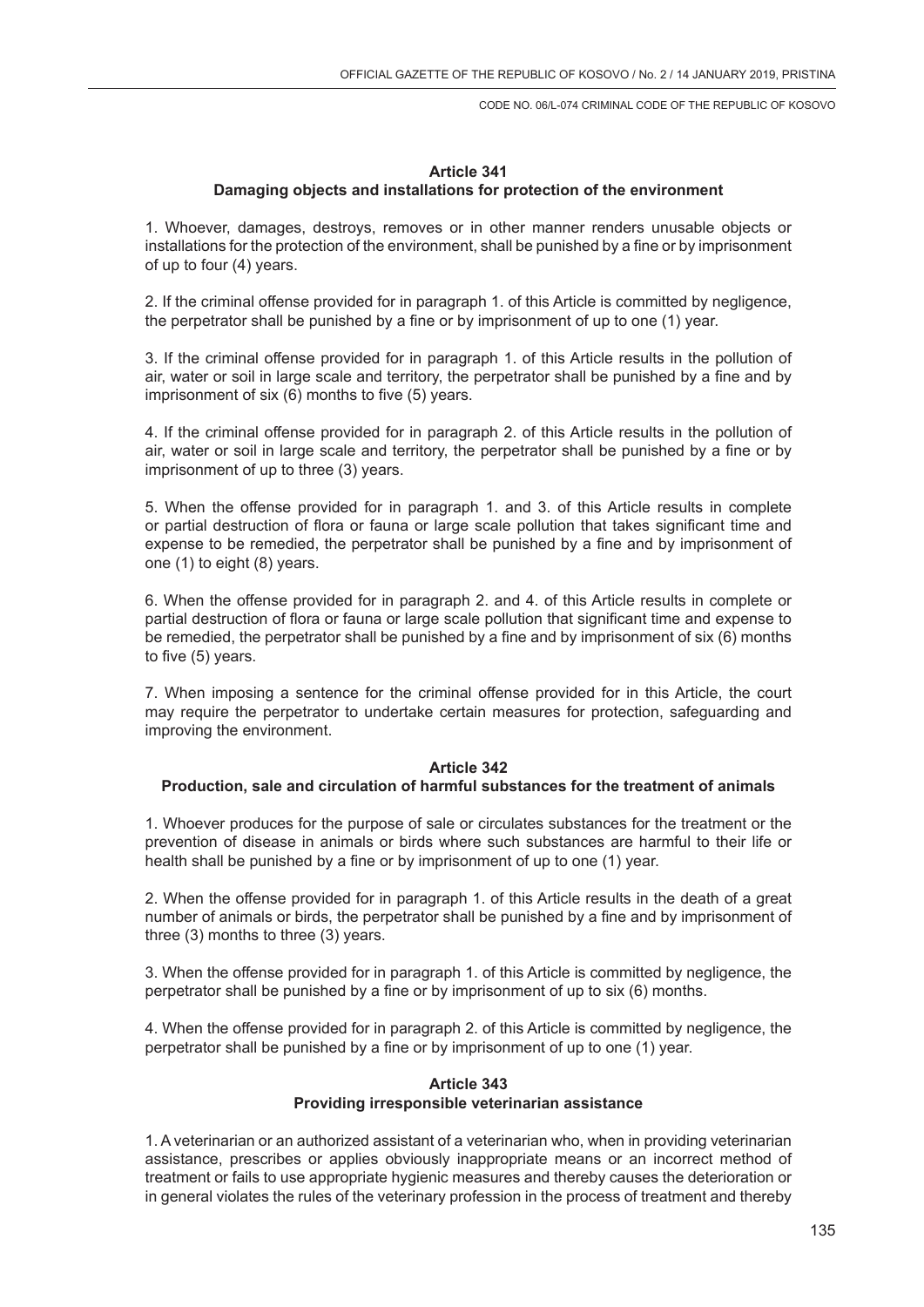### Article 341
### Damaging objects and installations for protection of the environment

1. Whoever, damages, destroys, removes or in other manner renders unusable objects or installations for the protection of the environment, shall be punished by a fine or by imprisonment of up to four (4) years.

2. If the criminal offense provided for in paragraph 1. of this Article is committed by negligence, the perpetrator shall be punished by a fine or by imprisonment of up to one (1) year.

3. If the criminal offense provided for in paragraph 1. of this Article results in the pollution of air, water or soil in large scale and territory, the perpetrator shall be punished by a fine and by imprisonment of six (6) months to five (5) years.

4. If the criminal offense provided for in paragraph 2. of this Article results in the pollution of air, water or soil in large scale and territory, the perpetrator shall be punished by a fine or by imprisonment of up to three (3) years.

5. When the offense provided for in paragraph 1. and 3. of this Article results in complete or partial destruction of flora or fauna or large scale pollution that takes significant time and expense to be remedied, the perpetrator shall be punished by a fine and by imprisonment of one (1) to eight (8) years.

6. When the offense provided for in paragraph 2. and 4. of this Article results in complete or partial destruction of flora or fauna or large scale pollution that significant time and expense to be remedied, the perpetrator shall be punished by a fine and by imprisonment of six (6) months to five (5) years.

7. When imposing a sentence for the criminal offense provided for in this Article, the court may require the perpetrator to undertake certain measures for protection, safeguarding and improving the environment.

### Article 342
### Production, sale and circulation of harmful substances for the treatment of animals

1. Whoever produces for the purpose of sale or circulates substances for the treatment or the prevention of disease in animals or birds where such substances are harmful to their life or health shall be punished by a fine or by imprisonment of up to one (1) year.

2. When the offense provided for in paragraph 1. of this Article results in the death of a great number of animals or birds, the perpetrator shall be punished by a fine and by imprisonment of three (3) months to three (3) years.

3. When the offense provided for in paragraph 1. of this Article is committed by negligence, the perpetrator shall be punished by a fine or by imprisonment of up to six (6) months.

4. When the offense provided for in paragraph 2. of this Article is committed by negligence, the perpetrator shall be punished by a fine or by imprisonment of up to one (1) year.

### Article 343
### Providing irresponsible veterinarian assistance

1. A veterinarian or an authorized assistant of a veterinarian who, when in providing veterinarian assistance, prescribes or applies obviously inappropriate means or an incorrect method of treatment or fails to use appropriate hygienic measures and thereby causes the deterioration or in general violates the rules of the veterinary profession in the process of treatment and thereby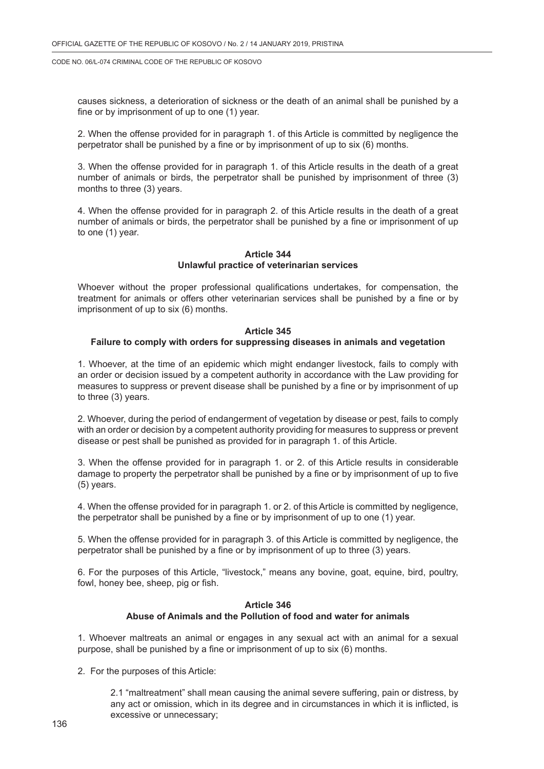causes sickness, a deterioration of sickness or the death of an animal shall be punished by a fine or by imprisonment of up to one (1) year.

2. When the offense provided for in paragraph 1. of this Article is committed by negligence the perpetrator shall be punished by a fine or by imprisonment of up to six (6) months.

3. When the offense provided for in paragraph 1. of this Article results in the death of a great number of animals or birds, the perpetrator shall be punished by imprisonment of three (3) months to three (3) years.

4. When the offense provided for in paragraph 2. of this Article results in the death of a great number of animals or birds, the perpetrator shall be punished by a fine or imprisonment of up to one (1) year.

**Article 344**
**Unlawful practice of veterinarian services**

Whoever without the proper professional qualifications undertakes, for compensation, the treatment for animals or offers other veterinarian services shall be punished by a fine or by imprisonment of up to six (6) months.

**Article 345**
**Failure to comply with orders for suppressing diseases in animals and vegetation**

1. Whoever, at the time of an epidemic which might endanger livestock, fails to comply with an order or decision issued by a competent authority in accordance with the Law providing for measures to suppress or prevent disease shall be punished by a fine or by imprisonment of up to three (3) years.

2. Whoever, during the period of endangerment of vegetation by disease or pest, fails to comply with an order or decision by a competent authority providing for measures to suppress or prevent disease or pest shall be punished as provided for in paragraph 1. of this Article.

3. When the offense provided for in paragraph 1. or 2. of this Article results in considerable damage to property the perpetrator shall be punished by a fine or by imprisonment of up to five (5) years.

4. When the offense provided for in paragraph 1. or 2. of this Article is committed by negligence, the perpetrator shall be punished by a fine or by imprisonment of up to one (1) year.

5. When the offense provided for in paragraph 3. of this Article is committed by negligence, the perpetrator shall be punished by a fine or by imprisonment of up to three (3) years.

6. For the purposes of this Article, "livestock," means any bovine, goat, equine, bird, poultry, fowl, honey bee, sheep, pig or fish.

**Article 346**
**Abuse of Animals and the Pollution of food and water for animals**

1. Whoever maltreats an animal or engages in any sexual act with an animal for a sexual purpose, shall be punished by a fine or imprisonment of up to six (6) months.

2. For the purposes of this Article:

2.1 "maltreatment" shall mean causing the animal severe suffering, pain or distress, by any act or omission, which in its degree and in circumstances in which it is inflicted, is excessive or unnecessary;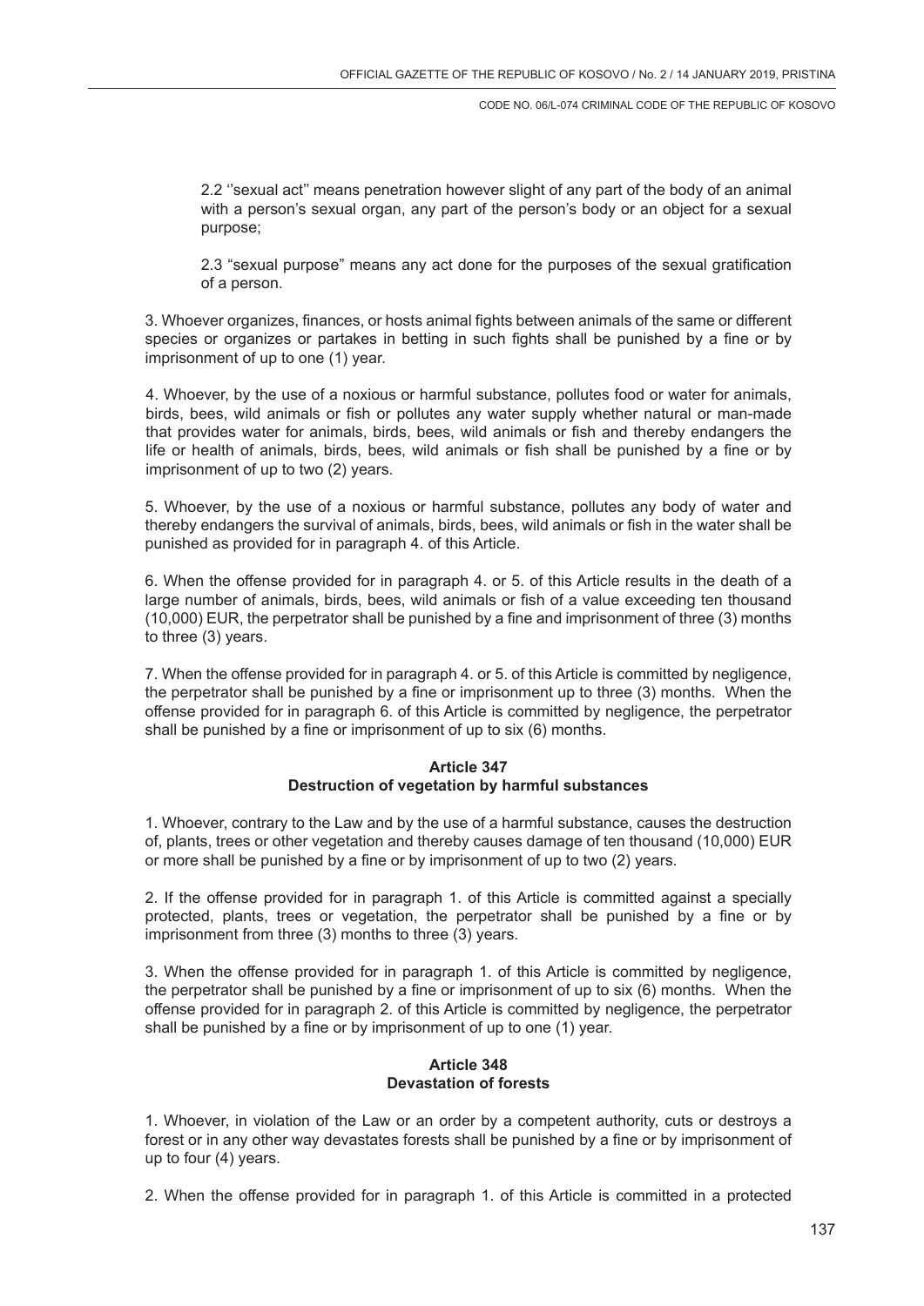2.2 ''sexual act'' means penetration however slight of any part of the body of an animal with a person's sexual organ, any part of the person's body or an object for a sexual purpose;

2.3 "sexual purpose" means any act done for the purposes of the sexual gratification of a person.

3. Whoever organizes, finances, or hosts animal fights between animals of the same or different species or organizes or partakes in betting in such fights shall be punished by a fine or by imprisonment of up to one (1) year.

4. Whoever, by the use of a noxious or harmful substance, pollutes food or water for animals, birds, bees, wild animals or fish or pollutes any water supply whether natural or man-made that provides water for animals, birds, bees, wild animals or fish and thereby endangers the life or health of animals, birds, bees, wild animals or fish shall be punished by a fine or by imprisonment of up to two (2) years.

5. Whoever, by the use of a noxious or harmful substance, pollutes any body of water and thereby endangers the survival of animals, birds, bees, wild animals or fish in the water shall be punished as provided for in paragraph 4. of this Article.

6. When the offense provided for in paragraph 4. or 5. of this Article results in the death of a large number of animals, birds, bees, wild animals or fish of a value exceeding ten thousand (10,000) EUR, the perpetrator shall be punished by a fine and imprisonment of three (3) months to three (3) years.

7. When the offense provided for in paragraph 4. or 5. of this Article is committed by negligence, the perpetrator shall be punished by a fine or imprisonment up to three (3) months. When the offense provided for in paragraph 6. of this Article is committed by negligence, the perpetrator shall be punished by a fine or imprisonment of up to six (6) months.

### Article 347
### Destruction of vegetation by harmful substances

1. Whoever, contrary to the Law and by the use of a harmful substance, causes the destruction of, plants, trees or other vegetation and thereby causes damage of ten thousand (10,000) EUR or more shall be punished by a fine or by imprisonment of up to two (2) years.

2. If the offense provided for in paragraph 1. of this Article is committed against a specially protected, plants, trees or vegetation, the perpetrator shall be punished by a fine or by imprisonment from three (3) months to three (3) years.

3. When the offense provided for in paragraph 1. of this Article is committed by negligence, the perpetrator shall be punished by a fine or imprisonment of up to six (6) months. When the offense provided for in paragraph 2. of this Article is committed by negligence, the perpetrator shall be punished by a fine or by imprisonment of up to one (1) year.

### Article 348
### Devastation of forests

1. Whoever, in violation of the Law or an order by a competent authority, cuts or destroys a forest or in any other way devastates forests shall be punished by a fine or by imprisonment of up to four (4) years.

2. When the offense provided for in paragraph 1. of this Article is committed in a protected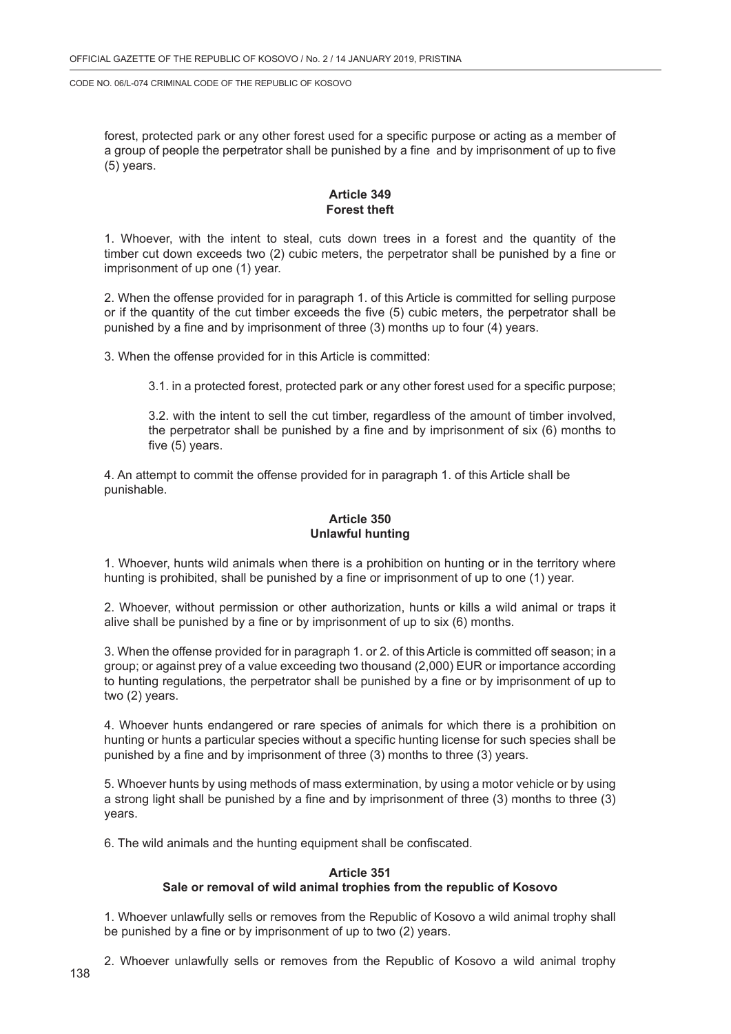forest, protected park or any other forest used for a specific purpose or acting as a member of a group of people the perpetrator shall be punished by a fine and by imprisonment of up to five (5) years.

**Article 349**
**Forest theft**

1. Whoever, with the intent to steal, cuts down trees in a forest and the quantity of the timber cut down exceeds two (2) cubic meters, the perpetrator shall be punished by a fine or imprisonment of up one (1) year.

2. When the offense provided for in paragraph 1. of this Article is committed for selling purpose or if the quantity of the cut timber exceeds the five (5) cubic meters, the perpetrator shall be punished by a fine and by imprisonment of three (3) months up to four (4) years.

3. When the offense provided for in this Article is committed:

3.1. in a protected forest, protected park or any other forest used for a specific purpose;

3.2. with the intent to sell the cut timber, regardless of the amount of timber involved, the perpetrator shall be punished by a fine and by imprisonment of six (6) months to five (5) years.

4. An attempt to commit the offense provided for in paragraph 1. of this Article shall be punishable.

**Article 350**
**Unlawful hunting**

1. Whoever, hunts wild animals when there is a prohibition on hunting or in the territory where hunting is prohibited, shall be punished by a fine or imprisonment of up to one (1) year.

2. Whoever, without permission or other authorization, hunts or kills a wild animal or traps it alive shall be punished by a fine or by imprisonment of up to six (6) months.

3. When the offense provided for in paragraph 1. or 2. of this Article is committed off season; in a group; or against prey of a value exceeding two thousand (2,000) EUR or importance according to hunting regulations, the perpetrator shall be punished by a fine or by imprisonment of up to two (2) years.

4. Whoever hunts endangered or rare species of animals for which there is a prohibition on hunting or hunts a particular species without a specific hunting license for such species shall be punished by a fine and by imprisonment of three (3) months to three (3) years.

5. Whoever hunts by using methods of mass extermination, by using a motor vehicle or by using a strong light shall be punished by a fine and by imprisonment of three (3) months to three (3) years.

6. The wild animals and the hunting equipment shall be confiscated.

**Article 351**
**Sale or removal of wild animal trophies from the republic of Kosovo**

1. Whoever unlawfully sells or removes from the Republic of Kosovo a wild animal trophy shall be punished by a fine or by imprisonment of up to two (2) years.

2. Whoever unlawfully sells or removes from the Republic of Kosovo a wild animal trophy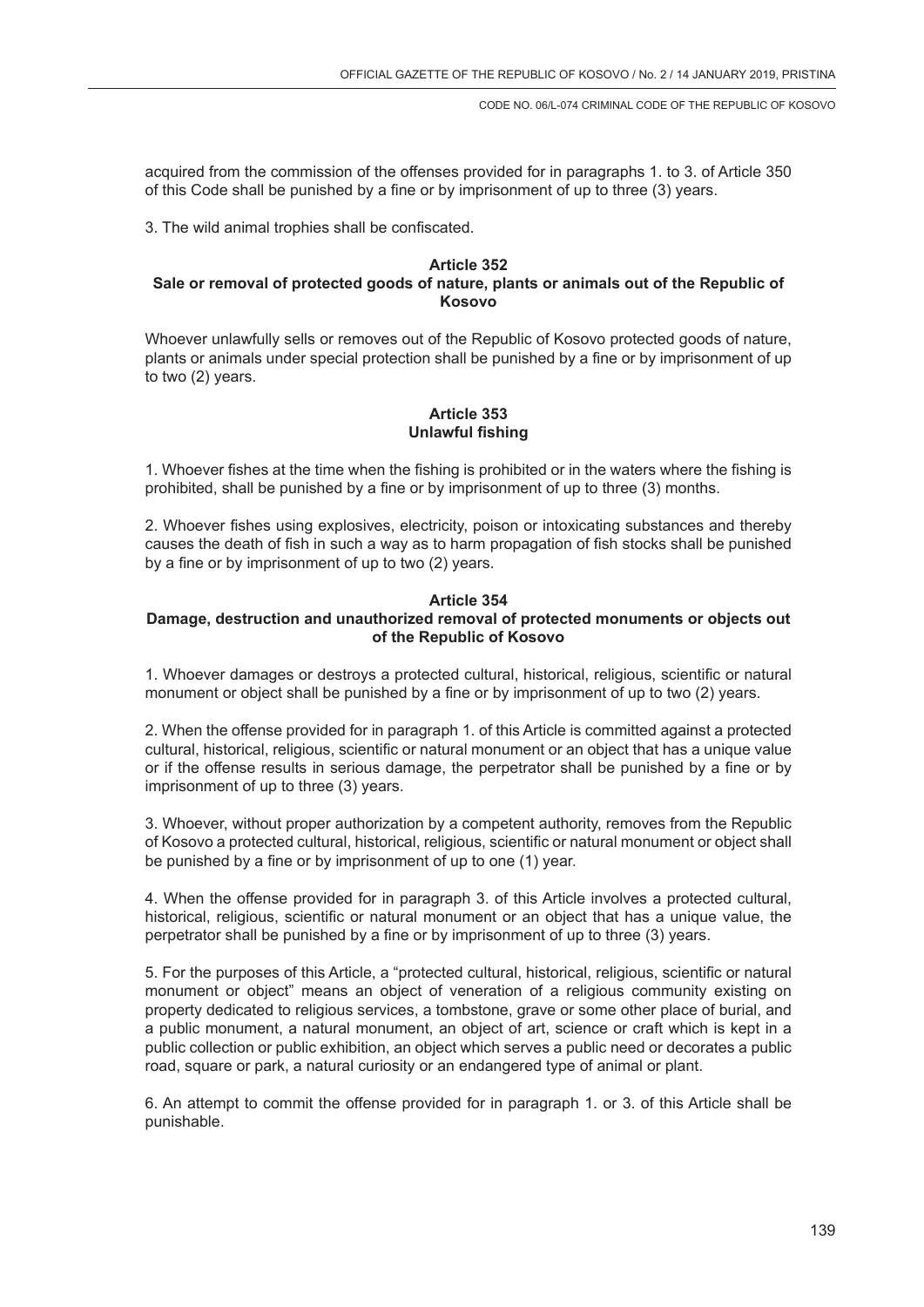acquired from the commission of the offenses provided for in paragraphs 1. to 3. of Article 350 of this Code shall be punished by a fine or by imprisonment of up to three (3) years.

3. The wild animal trophies shall be confiscated.

**Article 352**
**Sale or removal of protected goods of nature, plants or animals out of the Republic of Kosovo**

Whoever unlawfully sells or removes out of the Republic of Kosovo protected goods of nature, plants or animals under special protection shall be punished by a fine or by imprisonment of up to two (2) years.

**Article 353**
**Unlawful fishing**

1. Whoever fishes at the time when the fishing is prohibited or in the waters where the fishing is prohibited, shall be punished by a fine or by imprisonment of up to three (3) months.

2. Whoever fishes using explosives, electricity, poison or intoxicating substances and thereby causes the death of fish in such a way as to harm propagation of fish stocks shall be punished by a fine or by imprisonment of up to two (2) years.

**Article 354**
**Damage, destruction and unauthorized removal of protected monuments or objects out of the Republic of Kosovo**

1. Whoever damages or destroys a protected cultural, historical, religious, scientific or natural monument or object shall be punished by a fine or by imprisonment of up to two (2) years.

2. When the offense provided for in paragraph 1. of this Article is committed against a protected cultural, historical, religious, scientific or natural monument or an object that has a unique value or if the offense results in serious damage, the perpetrator shall be punished by a fine or by imprisonment of up to three (3) years.

3. Whoever, without proper authorization by a competent authority, removes from the Republic of Kosovo a protected cultural, historical, religious, scientific or natural monument or object shall be punished by a fine or by imprisonment of up to one (1) year.

4. When the offense provided for in paragraph 3. of this Article involves a protected cultural, historical, religious, scientific or natural monument or an object that has a unique value, the perpetrator shall be punished by a fine or by imprisonment of up to three (3) years.

5. For the purposes of this Article, a "protected cultural, historical, religious, scientific or natural monument or object" means an object of veneration of a religious community existing on property dedicated to religious services, a tombstone, grave or some other place of burial, and a public monument, a natural monument, an object of art, science or craft which is kept in a public collection or public exhibition, an object which serves a public need or decorates a public road, square or park, a natural curiosity or an endangered type of animal or plant.

6. An attempt to commit the offense provided for in paragraph 1. or 3. of this Article shall be punishable.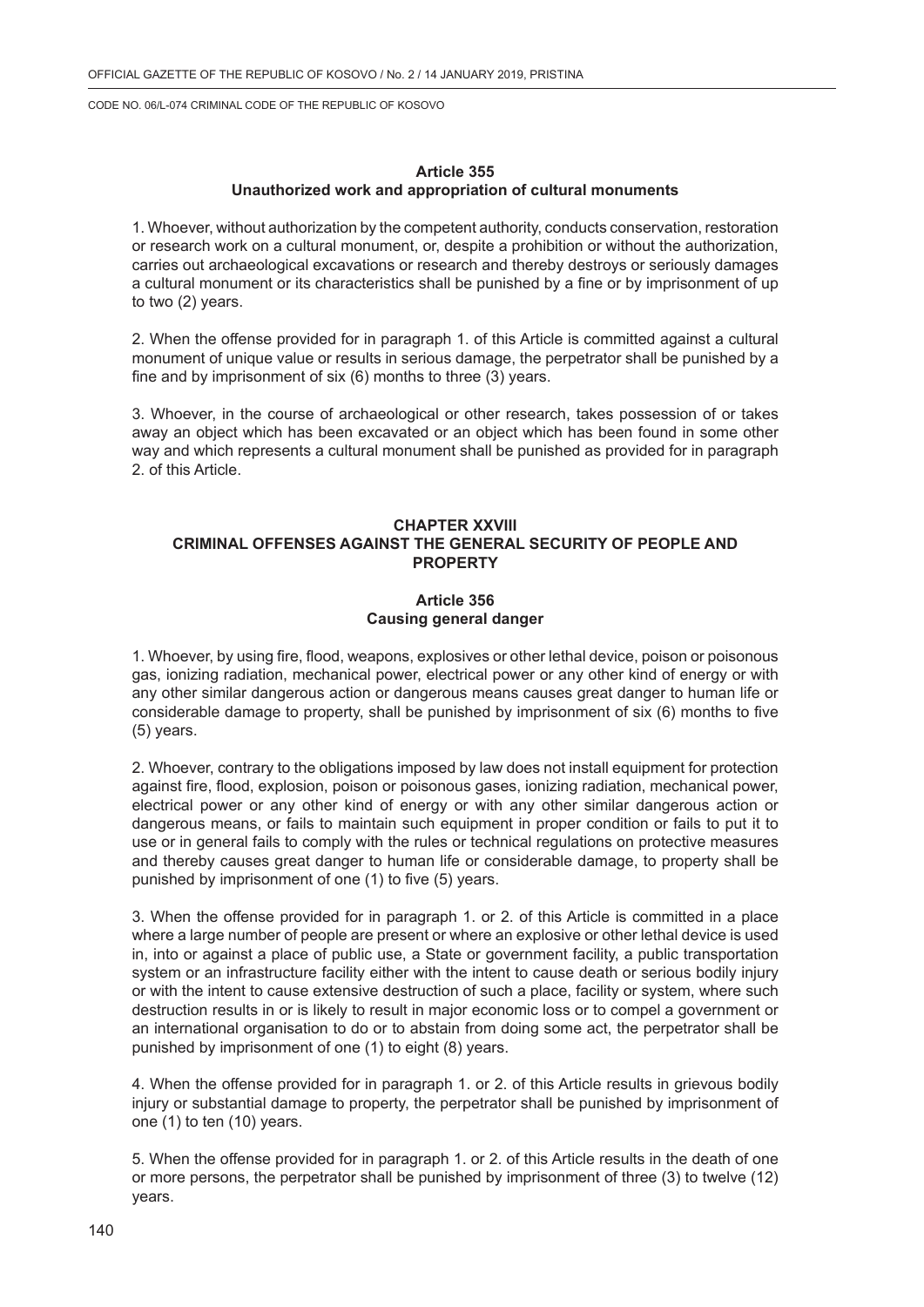### Article 355
### Unauthorized work and appropriation of cultural monuments

1. Whoever, without authorization by the competent authority, conducts conservation, restoration or research work on a cultural monument, or, despite a prohibition or without the authorization, carries out archaeological excavations or research and thereby destroys or seriously damages a cultural monument or its characteristics shall be punished by a fine or by imprisonment of up to two (2) years.

2. When the offense provided for in paragraph 1. of this Article is committed against a cultural monument of unique value or results in serious damage, the perpetrator shall be punished by a fine and by imprisonment of six (6) months to three (3) years.

3. Whoever, in the course of archaeological or other research, takes possession of or takes away an object which has been excavated or an object which has been found in some other way and which represents a cultural monument shall be punished as provided for in paragraph 2. of this Article.

## CHAPTER XXVIII
## CRIMINAL OFFENSES AGAINST THE GENERAL SECURITY OF PEOPLE AND PROPERTY

### Article 356
### Causing general danger

1. Whoever, by using fire, flood, weapons, explosives or other lethal device, poison or poisonous gas, ionizing radiation, mechanical power, electrical power or any other kind of energy or with any other similar dangerous action or dangerous means causes great danger to human life or considerable damage to property, shall be punished by imprisonment of six (6) months to five (5) years.

2. Whoever, contrary to the obligations imposed by law does not install equipment for protection against fire, flood, explosion, poison or poisonous gases, ionizing radiation, mechanical power, electrical power or any other kind of energy or with any other similar dangerous action or dangerous means, or fails to maintain such equipment in proper condition or fails to put it to use or in general fails to comply with the rules or technical regulations on protective measures and thereby causes great danger to human life or considerable damage, to property shall be punished by imprisonment of one (1) to five (5) years.

3. When the offense provided for in paragraph 1. or 2. of this Article is committed in a place where a large number of people are present or where an explosive or other lethal device is used in, into or against a place of public use, a State or government facility, a public transportation system or an infrastructure facility either with the intent to cause death or serious bodily injury or with the intent to cause extensive destruction of such a place, facility or system, where such destruction results in or is likely to result in major economic loss or to compel a government or an international organisation to do or to abstain from doing some act, the perpetrator shall be punished by imprisonment of one (1) to eight (8) years.

4. When the offense provided for in paragraph 1. or 2. of this Article results in grievous bodily injury or substantial damage to property, the perpetrator shall be punished by imprisonment of one (1) to ten (10) years.

5. When the offense provided for in paragraph 1. or 2. of this Article results in the death of one or more persons, the perpetrator shall be punished by imprisonment of three (3) to twelve (12) years.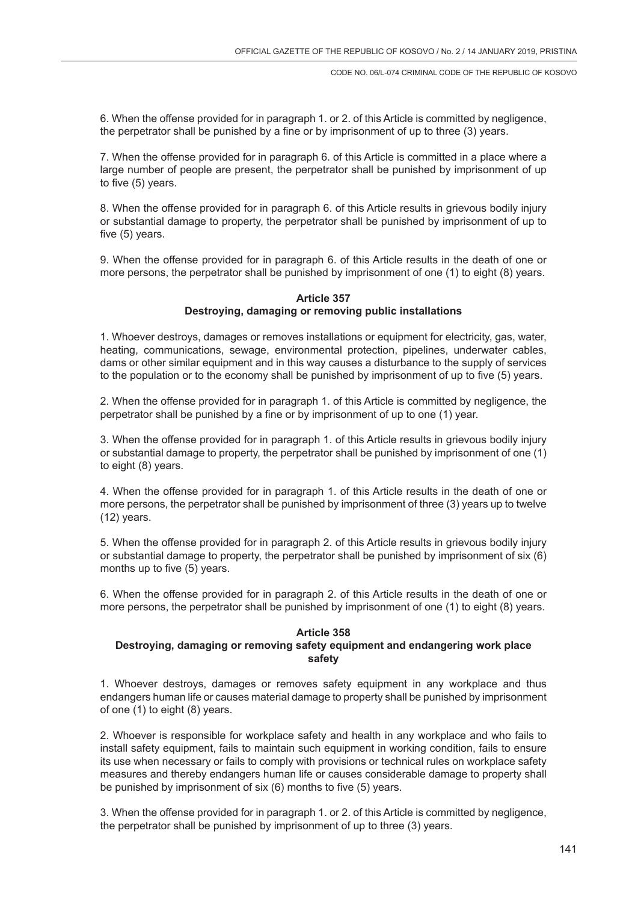6. When the offense provided for in paragraph 1. or 2. of this Article is committed by negligence, the perpetrator shall be punished by a fine or by imprisonment of up to three (3) years.

7. When the offense provided for in paragraph 6. of this Article is committed in a place where a large number of people are present, the perpetrator shall be punished by imprisonment of up to five (5) years.

8. When the offense provided for in paragraph 6. of this Article results in grievous bodily injury or substantial damage to property, the perpetrator shall be punished by imprisonment of up to five (5) years.

9. When the offense provided for in paragraph 6. of this Article results in the death of one or more persons, the perpetrator shall be punished by imprisonment of one (1) to eight (8) years.

**Article 357**
**Destroying, damaging or removing public installations**

1. Whoever destroys, damages or removes installations or equipment for electricity, gas, water, heating, communications, sewage, environmental protection, pipelines, underwater cables, dams or other similar equipment and in this way causes a disturbance to the supply of services to the population or to the economy shall be punished by imprisonment of up to five (5) years.

2. When the offense provided for in paragraph 1. of this Article is committed by negligence, the perpetrator shall be punished by a fine or by imprisonment of up to one (1) year.

3. When the offense provided for in paragraph 1. of this Article results in grievous bodily injury or substantial damage to property, the perpetrator shall be punished by imprisonment of one (1) to eight (8) years.

4. When the offense provided for in paragraph 1. of this Article results in the death of one or more persons, the perpetrator shall be punished by imprisonment of three (3) years up to twelve (12) years.

5. When the offense provided for in paragraph 2. of this Article results in grievous bodily injury or substantial damage to property, the perpetrator shall be punished by imprisonment of six (6) months up to five (5) years.

6. When the offense provided for in paragraph 2. of this Article results in the death of one or more persons, the perpetrator shall be punished by imprisonment of one (1) to eight (8) years.

**Article 358**
**Destroying, damaging or removing safety equipment and endangering work place safety**

1. Whoever destroys, damages or removes safety equipment in any workplace and thus endangers human life or causes material damage to property shall be punished by imprisonment of one (1) to eight (8) years.

2. Whoever is responsible for workplace safety and health in any workplace and who fails to install safety equipment, fails to maintain such equipment in working condition, fails to ensure its use when necessary or fails to comply with provisions or technical rules on workplace safety measures and thereby endangers human life or causes considerable damage to property shall be punished by imprisonment of six (6) months to five (5) years.

3. When the offense provided for in paragraph 1. or 2. of this Article is committed by negligence, the perpetrator shall be punished by imprisonment of up to three (3) years.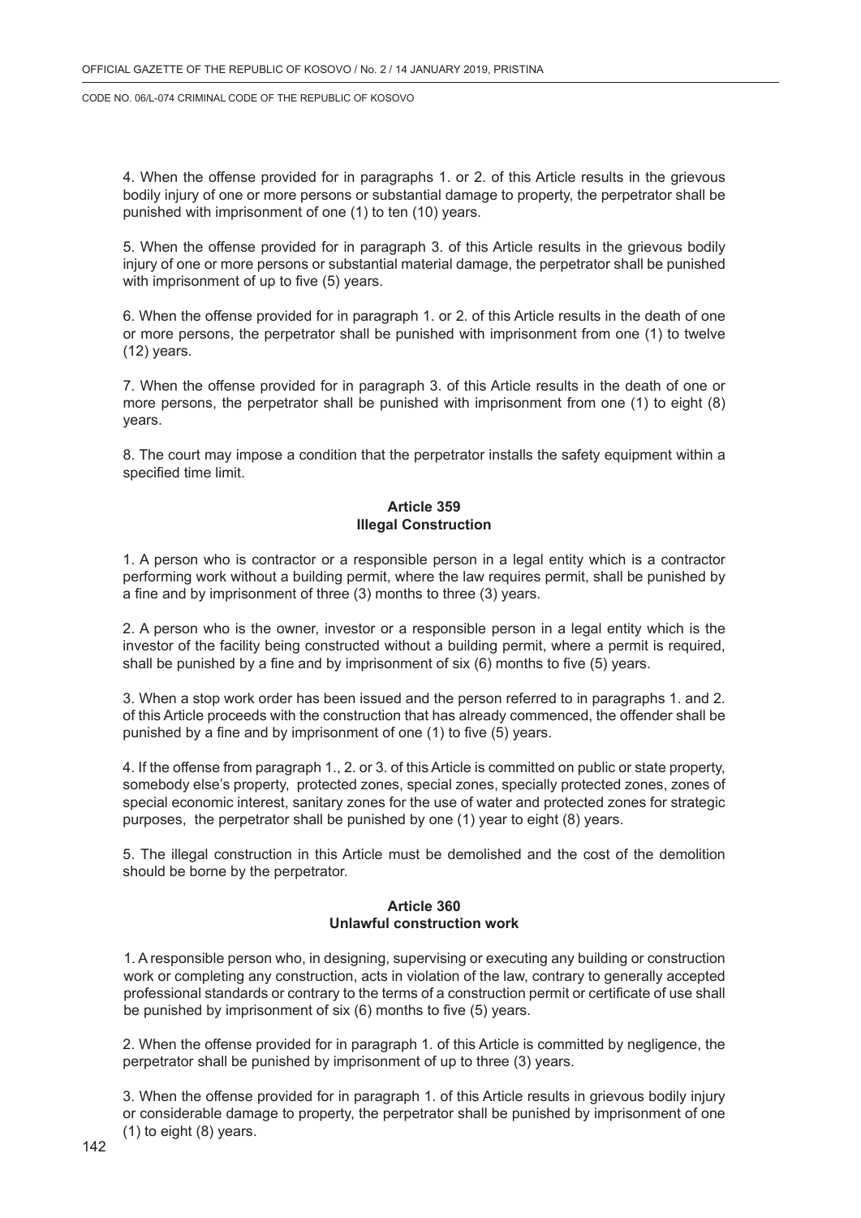4. When the offense provided for in paragraphs 1. or 2. of this Article results in the grievous bodily injury of one or more persons or substantial damage to property, the perpetrator shall be punished with imprisonment of one (1) to ten (10) years.

5. When the offense provided for in paragraph 3. of this Article results in the grievous bodily injury of one or more persons or substantial material damage, the perpetrator shall be punished with imprisonment of up to five (5) years.

6. When the offense provided for in paragraph 1. or 2. of this Article results in the death of one or more persons, the perpetrator shall be punished with imprisonment from one (1) to twelve (12) years.

7. When the offense provided for in paragraph 3. of this Article results in the death of one or more persons, the perpetrator shall be punished with imprisonment from one (1) to eight (8) years.

8. The court may impose a condition that the perpetrator installs the safety equipment within a specified time limit.

**Article 359**
**Illegal Construction**

1. A person who is contractor or a responsible person in a legal entity which is a contractor performing work without a building permit, where the law requires permit, shall be punished by a fine and by imprisonment of three (3) months to three (3) years.

2. A person who is the owner, investor or a responsible person in a legal entity which is the investor of the facility being constructed without a building permit, where a permit is required, shall be punished by a fine and by imprisonment of six (6) months to five (5) years.

3. When a stop work order has been issued and the person referred to in paragraphs 1. and 2. of this Article proceeds with the construction that has already commenced, the offender shall be punished by a fine and by imprisonment of one (1) to five (5) years.

4. If the offense from paragraph 1., 2. or 3. of this Article is committed on public or state property, somebody else's property, protected zones, special zones, specially protected zones, zones of special economic interest, sanitary zones for the use of water and protected zones for strategic purposes, the perpetrator shall be punished by one (1) year to eight (8) years.

5. The illegal construction in this Article must be demolished and the cost of the demolition should be borne by the perpetrator.

**Article 360**
**Unlawful construction work**

1. A responsible person who, in designing, supervising or executing any building or construction work or completing any construction, acts in violation of the law, contrary to generally accepted professional standards or contrary to the terms of a construction permit or certificate of use shall be punished by imprisonment of six (6) months to five (5) years.

2. When the offense provided for in paragraph 1. of this Article is committed by negligence, the perpetrator shall be punished by imprisonment of up to three (3) years.

3. When the offense provided for in paragraph 1. of this Article results in grievous bodily injury or considerable damage to property, the perpetrator shall be punished by imprisonment of one (1) to eight (8) years.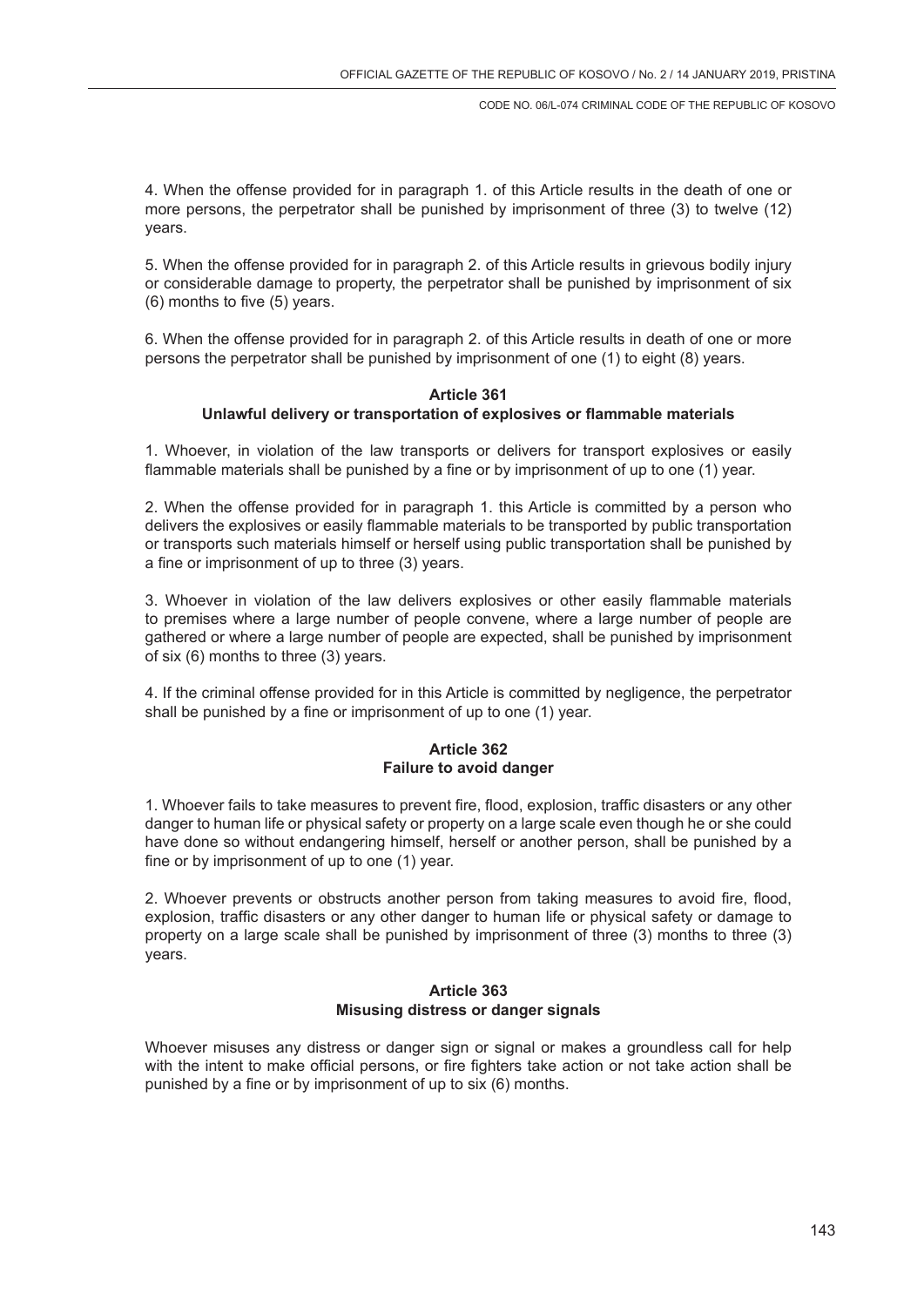4. When the offense provided for in paragraph 1. of this Article results in the death of one or more persons, the perpetrator shall be punished by imprisonment of three (3) to twelve (12) years.

5. When the offense provided for in paragraph 2. of this Article results in grievous bodily injury or considerable damage to property, the perpetrator shall be punished by imprisonment of six (6) months to five (5) years.

6. When the offense provided for in paragraph 2. of this Article results in death of one or more persons the perpetrator shall be punished by imprisonment of one (1) to eight (8) years.

**Article 361**
**Unlawful delivery or transportation of explosives or flammable materials**

1. Whoever, in violation of the law transports or delivers for transport explosives or easily flammable materials shall be punished by a fine or by imprisonment of up to one (1) year.

2. When the offense provided for in paragraph 1. this Article is committed by a person who delivers the explosives or easily flammable materials to be transported by public transportation or transports such materials himself or herself using public transportation shall be punished by a fine or imprisonment of up to three (3) years.

3. Whoever in violation of the law delivers explosives or other easily flammable materials to premises where a large number of people convene, where a large number of people are gathered or where a large number of people are expected, shall be punished by imprisonment of six (6) months to three (3) years.

4. If the criminal offense provided for in this Article is committed by negligence, the perpetrator shall be punished by a fine or imprisonment of up to one (1) year.

**Article 362**
**Failure to avoid danger**

1. Whoever fails to take measures to prevent fire, flood, explosion, traffic disasters or any other danger to human life or physical safety or property on a large scale even though he or she could have done so without endangering himself, herself or another person, shall be punished by a fine or by imprisonment of up to one (1) year.

2. Whoever prevents or obstructs another person from taking measures to avoid fire, flood, explosion, traffic disasters or any other danger to human life or physical safety or damage to property on a large scale shall be punished by imprisonment of three (3) months to three (3) years.

**Article 363**
**Misusing distress or danger signals**

Whoever misuses any distress or danger sign or signal or makes a groundless call for help with the intent to make official persons, or fire fighters take action or not take action shall be punished by a fine or by imprisonment of up to six (6) months.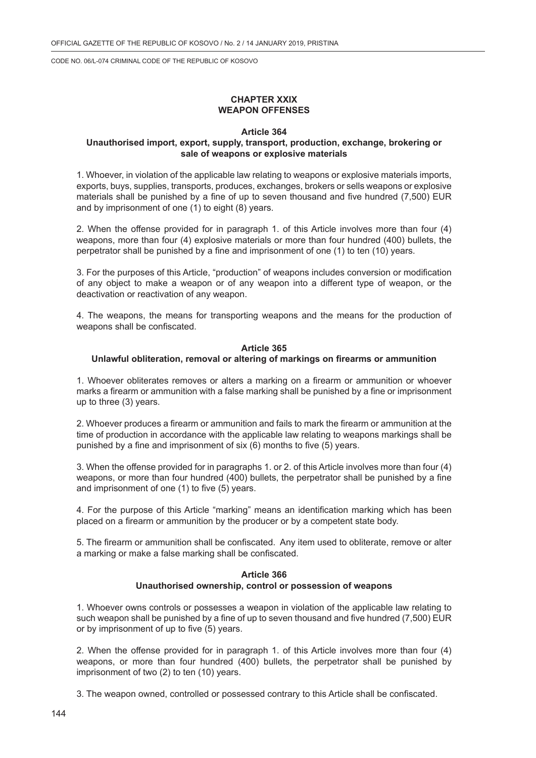## CHAPTER XXIX
## WEAPON OFFENSES

### Article 364
### Unauthorised import, export, supply, transport, production, exchange, brokering or sale of weapons or explosive materials

1. Whoever, in violation of the applicable law relating to weapons or explosive materials imports, exports, buys, supplies, transports, produces, exchanges, brokers or sells weapons or explosive materials shall be punished by a fine of up to seven thousand and five hundred (7,500) EUR and by imprisonment of one (1) to eight (8) years.

2. When the offense provided for in paragraph 1. of this Article involves more than four (4) weapons, more than four (4) explosive materials or more than four hundred (400) bullets, the perpetrator shall be punished by a fine and imprisonment of one (1) to ten (10) years.

3. For the purposes of this Article, "production" of weapons includes conversion or modification of any object to make a weapon or of any weapon into a different type of weapon, or the deactivation or reactivation of any weapon.

4. The weapons, the means for transporting weapons and the means for the production of weapons shall be confiscated.

### Article 365
### Unlawful obliteration, removal or altering of markings on firearms or ammunition

1. Whoever obliterates removes or alters a marking on a firearm or ammunition or whoever marks a firearm or ammunition with a false marking shall be punished by a fine or imprisonment up to three (3) years.

2. Whoever produces a firearm or ammunition and fails to mark the firearm or ammunition at the time of production in accordance with the applicable law relating to weapons markings shall be punished by a fine and imprisonment of six (6) months to five (5) years.

3. When the offense provided for in paragraphs 1. or 2. of this Article involves more than four (4) weapons, or more than four hundred (400) bullets, the perpetrator shall be punished by a fine and imprisonment of one (1) to five (5) years.

4. For the purpose of this Article "marking" means an identification marking which has been placed on a firearm or ammunition by the producer or by a competent state body.

5. The firearm or ammunition shall be confiscated. Any item used to obliterate, remove or alter a marking or make a false marking shall be confiscated.

### Article 366
### Unauthorised ownership, control or possession of weapons

1. Whoever owns controls or possesses a weapon in violation of the applicable law relating to such weapon shall be punished by a fine of up to seven thousand and five hundred (7,500) EUR or by imprisonment of up to five (5) years.

2. When the offense provided for in paragraph 1. of this Article involves more than four (4) weapons, or more than four hundred (400) bullets, the perpetrator shall be punished by imprisonment of two (2) to ten (10) years.

3. The weapon owned, controlled or possessed contrary to this Article shall be confiscated.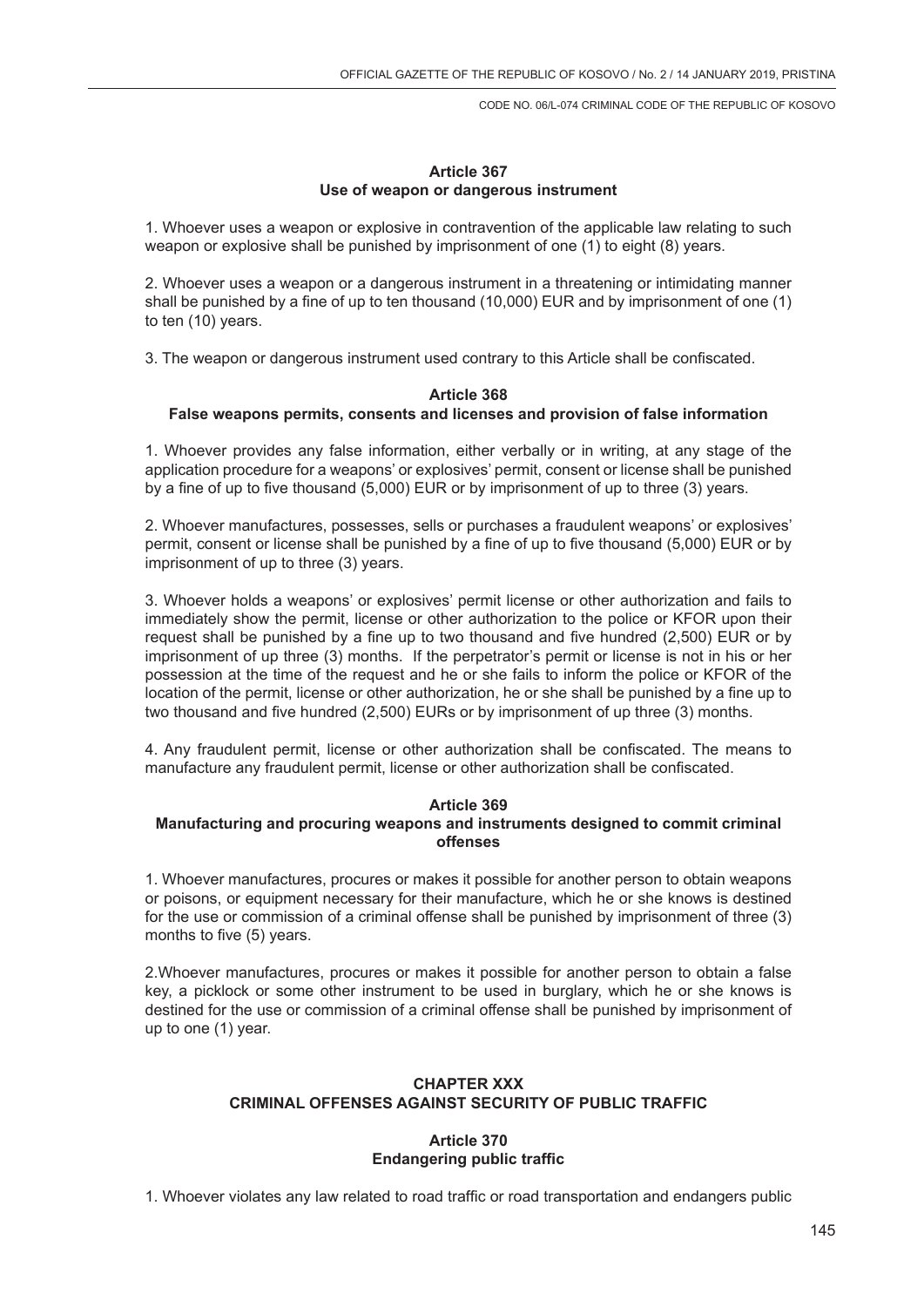**Article 367**
**Use of weapon or dangerous instrument**

1. Whoever uses a weapon or explosive in contravention of the applicable law relating to such weapon or explosive shall be punished by imprisonment of one (1) to eight (8) years.

2. Whoever uses a weapon or a dangerous instrument in a threatening or intimidating manner shall be punished by a fine of up to ten thousand (10,000) EUR and by imprisonment of one (1) to ten (10) years.

3. The weapon or dangerous instrument used contrary to this Article shall be confiscated.

**Article 368**
**False weapons permits, consents and licenses and provision of false information**

1. Whoever provides any false information, either verbally or in writing, at any stage of the application procedure for a weapons' or explosives' permit, consent or license shall be punished by a fine of up to five thousand (5,000) EUR or by imprisonment of up to three (3) years.

2. Whoever manufactures, possesses, sells or purchases a fraudulent weapons' or explosives' permit, consent or license shall be punished by a fine of up to five thousand (5,000) EUR or by imprisonment of up to three (3) years.

3. Whoever holds a weapons' or explosives' permit license or other authorization and fails to immediately show the permit, license or other authorization to the police or KFOR upon their request shall be punished by a fine up to two thousand and five hundred (2,500) EUR or by imprisonment of up three (3) months. If the perpetrator's permit or license is not in his or her possession at the time of the request and he or she fails to inform the police or KFOR of the location of the permit, license or other authorization, he or she shall be punished by a fine up to two thousand and five hundred (2,500) EURs or by imprisonment of up three (3) months.

4. Any fraudulent permit, license or other authorization shall be confiscated. The means to manufacture any fraudulent permit, license or other authorization shall be confiscated.

**Article 369**
**Manufacturing and procuring weapons and instruments designed to commit criminal offenses**

1. Whoever manufactures, procures or makes it possible for another person to obtain weapons or poisons, or equipment necessary for their manufacture, which he or she knows is destined for the use or commission of a criminal offense shall be punished by imprisonment of three (3) months to five (5) years.

2.Whoever manufactures, procures or makes it possible for another person to obtain a false key, a picklock or some other instrument to be used in burglary, which he or she knows is destined for the use or commission of a criminal offense shall be punished by imprisonment of up to one (1) year.

## CHAPTER XXX
## CRIMINAL OFFENSES AGAINST SECURITY OF PUBLIC TRAFFIC

**Article 370**
**Endangering public traffic**

1. Whoever violates any law related to road traffic or road transportation and endangers public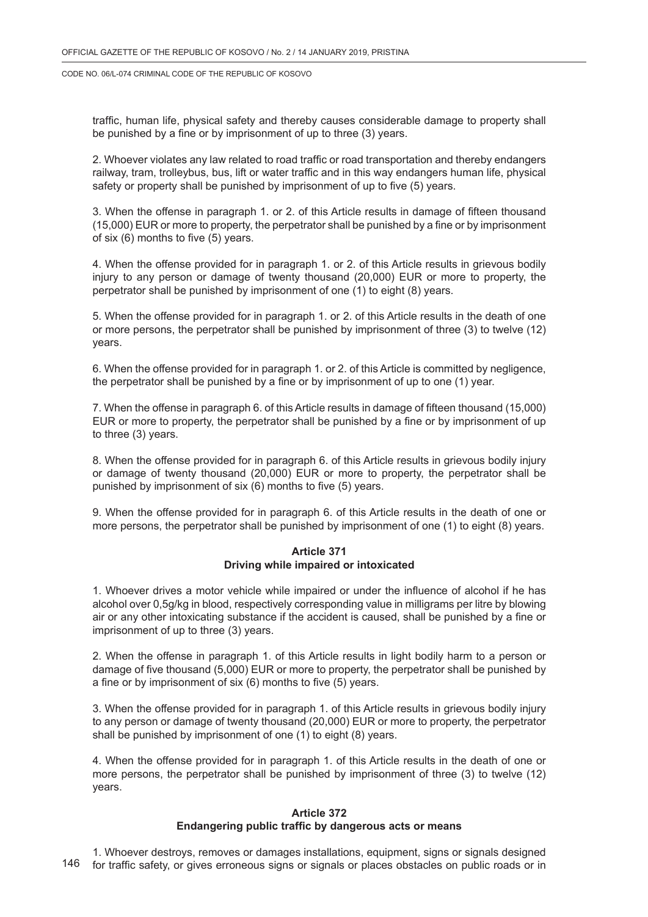traffic, human life, physical safety and thereby causes considerable damage to property shall be punished by a fine or by imprisonment of up to three (3) years.

2. Whoever violates any law related to road traffic or road transportation and thereby endangers railway, tram, trolleybus, bus, lift or water traffic and in this way endangers human life, physical safety or property shall be punished by imprisonment of up to five (5) years.

3. When the offense in paragraph 1. or 2. of this Article results in damage of fifteen thousand (15,000) EUR or more to property, the perpetrator shall be punished by a fine or by imprisonment of six (6) months to five (5) years.

4. When the offense provided for in paragraph 1. or 2. of this Article results in grievous bodily injury to any person or damage of twenty thousand (20,000) EUR or more to property, the perpetrator shall be punished by imprisonment of one (1) to eight (8) years.

5. When the offense provided for in paragraph 1. or 2. of this Article results in the death of one or more persons, the perpetrator shall be punished by imprisonment of three (3) to twelve (12) years.

6. When the offense provided for in paragraph 1. or 2. of this Article is committed by negligence, the perpetrator shall be punished by a fine or by imprisonment of up to one (1) year.

7. When the offense in paragraph 6. of this Article results in damage of fifteen thousand (15,000) EUR or more to property, the perpetrator shall be punished by a fine or by imprisonment of up to three (3) years.

8. When the offense provided for in paragraph 6. of this Article results in grievous bodily injury or damage of twenty thousand (20,000) EUR or more to property, the perpetrator shall be punished by imprisonment of six (6) months to five (5) years.

9. When the offense provided for in paragraph 6. of this Article results in the death of one or more persons, the perpetrator shall be punished by imprisonment of one (1) to eight (8) years.

### Article 371
### Driving while impaired or intoxicated

1. Whoever drives a motor vehicle while impaired or under the influence of alcohol if he has alcohol over 0,5g/kg in blood, respectively corresponding value in milligrams per litre by blowing air or any other intoxicating substance if the accident is caused, shall be punished by a fine or imprisonment of up to three (3) years.

2. When the offense in paragraph 1. of this Article results in light bodily harm to a person or damage of five thousand (5,000) EUR or more to property, the perpetrator shall be punished by a fine or by imprisonment of six (6) months to five (5) years.

3. When the offense provided for in paragraph 1. of this Article results in grievous bodily injury to any person or damage of twenty thousand (20,000) EUR or more to property, the perpetrator shall be punished by imprisonment of one (1) to eight (8) years.

4. When the offense provided for in paragraph 1. of this Article results in the death of one or more persons, the perpetrator shall be punished by imprisonment of three (3) to twelve (12) years.

### Article 372
### Endangering public traffic by dangerous acts or means

1. Whoever destroys, removes or damages installations, equipment, signs or signals designed for traffic safety, or gives erroneous signs or signals or places obstacles on public roads or in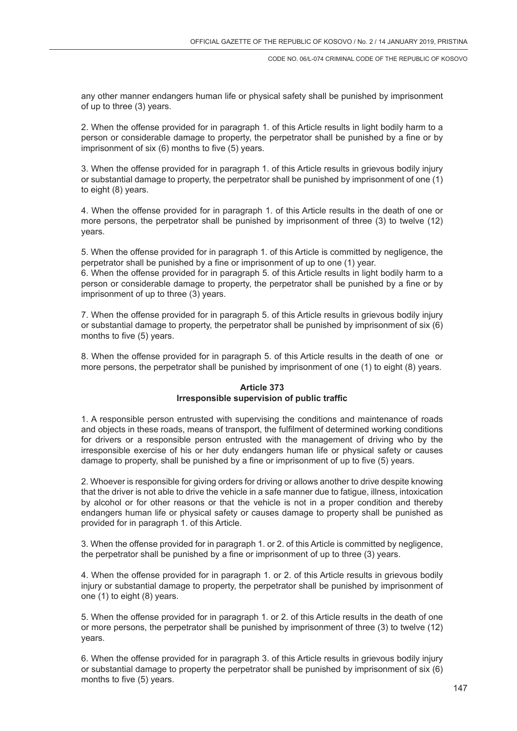any other manner endangers human life or physical safety shall be punished by imprisonment of up to three (3) years.

2. When the offense provided for in paragraph 1. of this Article results in light bodily harm to a person or considerable damage to property, the perpetrator shall be punished by a fine or by imprisonment of six (6) months to five (5) years.

3. When the offense provided for in paragraph 1. of this Article results in grievous bodily injury or substantial damage to property, the perpetrator shall be punished by imprisonment of one (1) to eight (8) years.

4. When the offense provided for in paragraph 1. of this Article results in the death of one or more persons, the perpetrator shall be punished by imprisonment of three (3) to twelve (12) years.

5. When the offense provided for in paragraph 1. of this Article is committed by negligence, the perpetrator shall be punished by a fine or imprisonment of up to one (1) year.

6. When the offense provided for in paragraph 5. of this Article results in light bodily harm to a person or considerable damage to property, the perpetrator shall be punished by a fine or by imprisonment of up to three (3) years.

7. When the offense provided for in paragraph 5. of this Article results in grievous bodily injury or substantial damage to property, the perpetrator shall be punished by imprisonment of six (6) months to five (5) years.

8. When the offense provided for in paragraph 5. of this Article results in the death of one or more persons, the perpetrator shall be punished by imprisonment of one (1) to eight (8) years.

**Article 373**
**Irresponsible supervision of public traffic**

1. A responsible person entrusted with supervising the conditions and maintenance of roads and objects in these roads, means of transport, the fulfilment of determined working conditions for drivers or a responsible person entrusted with the management of driving who by the irresponsible exercise of his or her duty endangers human life or physical safety or causes damage to property, shall be punished by a fine or imprisonment of up to five (5) years.

2. Whoever is responsible for giving orders for driving or allows another to drive despite knowing that the driver is not able to drive the vehicle in a safe manner due to fatigue, illness, intoxication by alcohol or for other reasons or that the vehicle is not in a proper condition and thereby endangers human life or physical safety or causes damage to property shall be punished as provided for in paragraph 1. of this Article.

3. When the offense provided for in paragraph 1. or 2. of this Article is committed by negligence, the perpetrator shall be punished by a fine or imprisonment of up to three (3) years.

4. When the offense provided for in paragraph 1. or 2. of this Article results in grievous bodily injury or substantial damage to property, the perpetrator shall be punished by imprisonment of one (1) to eight (8) years.

5. When the offense provided for in paragraph 1. or 2. of this Article results in the death of one or more persons, the perpetrator shall be punished by imprisonment of three (3) to twelve (12) years.

6. When the offense provided for in paragraph 3. of this Article results in grievous bodily injury or substantial damage to property the perpetrator shall be punished by imprisonment of six (6) months to five (5) years.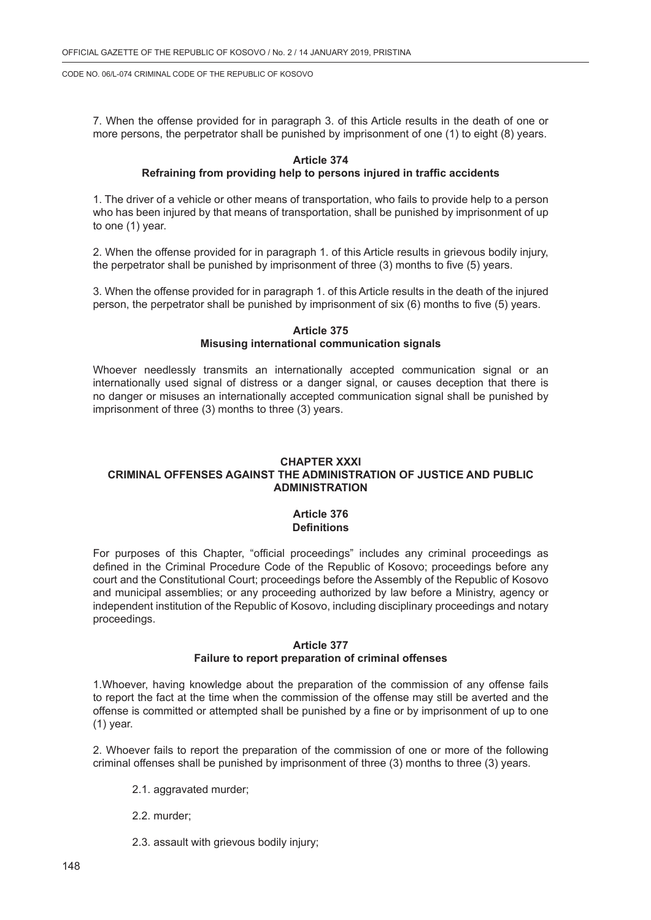7. When the offense provided for in paragraph 3. of this Article results in the death of one or more persons, the perpetrator shall be punished by imprisonment of one (1) to eight (8) years.

### Article 374
### Refraining from providing help to persons injured in traffic accidents

1. The driver of a vehicle or other means of transportation, who fails to provide help to a person who has been injured by that means of transportation, shall be punished by imprisonment of up to one (1) year.

2. When the offense provided for in paragraph 1. of this Article results in grievous bodily injury, the perpetrator shall be punished by imprisonment of three (3) months to five (5) years.

3. When the offense provided for in paragraph 1. of this Article results in the death of the injured person, the perpetrator shall be punished by imprisonment of six (6) months to five (5) years.

### Article 375
### Misusing international communication signals

Whoever needlessly transmits an internationally accepted communication signal or an internationally used signal of distress or a danger signal, or causes deception that there is no danger or misuses an internationally accepted communication signal shall be punished by imprisonment of three (3) months to three (3) years.

## CHAPTER XXXI
## CRIMINAL OFFENSES AGAINST THE ADMINISTRATION OF JUSTICE AND PUBLIC ADMINISTRATION

### Article 376
### Definitions

For purposes of this Chapter, “official proceedings” includes any criminal proceedings as defined in the Criminal Procedure Code of the Republic of Kosovo; proceedings before any court and the Constitutional Court; proceedings before the Assembly of the Republic of Kosovo and municipal assemblies; or any proceeding authorized by law before a Ministry, agency or independent institution of the Republic of Kosovo, including disciplinary proceedings and notary proceedings.

### Article 377
### Failure to report preparation of criminal offenses

1.Whoever, having knowledge about the preparation of the commission of any offense fails to report the fact at the time when the commission of the offense may still be averted and the offense is committed or attempted shall be punished by a fine or by imprisonment of up to one (1) year.

2. Whoever fails to report the preparation of the commission of one or more of the following criminal offenses shall be punished by imprisonment of three (3) months to three (3) years.

- 2.1. aggravated murder;
- 2.2. murder;
- 2.3. assault with grievous bodily injury;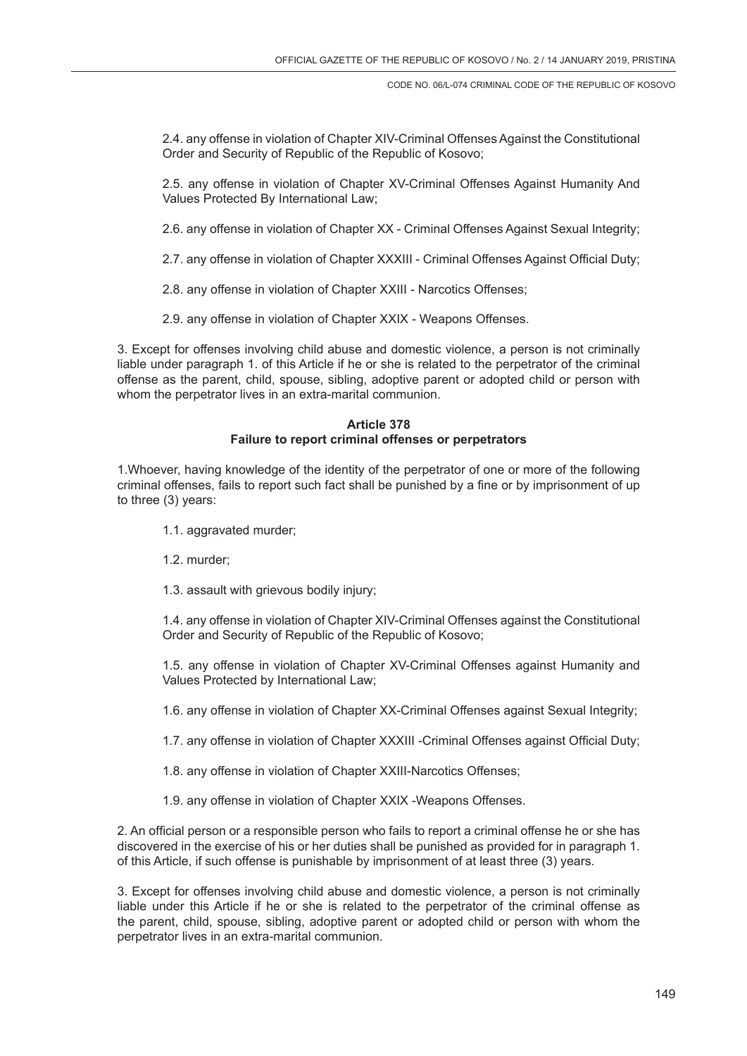2.4. any offense in violation of Chapter XIV-Criminal Offenses Against the Constitutional Order and Security of Republic of the Republic of Kosovo;

2.5. any offense in violation of Chapter XV-Criminal Offenses Against Humanity And Values Protected By International Law;

2.6. any offense in violation of Chapter XX - Criminal Offenses Against Sexual Integrity;

2.7. any offense in violation of Chapter XXXIII - Criminal Offenses Against Official Duty;

2.8. any offense in violation of Chapter XXIII - Narcotics Offenses;

2.9. any offense in violation of Chapter XXIX - Weapons Offenses.

3. Except for offenses involving child abuse and domestic violence, a person is not criminally liable under paragraph 1. of this Article if he or she is related to the perpetrator of the criminal offense as the parent, child, spouse, sibling, adoptive parent or adopted child or person with whom the perpetrator lives in an extra-marital communion.

**Article 378**
**Failure to report criminal offenses or perpetrators**

1.Whoever, having knowledge of the identity of the perpetrator of one or more of the following criminal offenses, fails to report such fact shall be punished by a fine or by imprisonment of up to three (3) years:

1.1. aggravated murder;

1.2. murder;

1.3. assault with grievous bodily injury;

1.4. any offense in violation of Chapter XIV-Criminal Offenses against the Constitutional Order and Security of Republic of the Republic of Kosovo;

1.5. any offense in violation of Chapter XV-Criminal Offenses against Humanity and Values Protected by International Law;

1.6. any offense in violation of Chapter XX-Criminal Offenses against Sexual Integrity;

1.7. any offense in violation of Chapter XXXIII -Criminal Offenses against Official Duty;

1.8. any offense in violation of Chapter XXIII-Narcotics Offenses;

1.9. any offense in violation of Chapter XXIX -Weapons Offenses.

2. An official person or a responsible person who fails to report a criminal offense he or she has discovered in the exercise of his or her duties shall be punished as provided for in paragraph 1. of this Article, if such offense is punishable by imprisonment of at least three (3) years.

3. Except for offenses involving child abuse and domestic violence, a person is not criminally liable under this Article if he or she is related to the perpetrator of the criminal offense as the parent, child, spouse, sibling, adoptive parent or adopted child or person with whom the perpetrator lives in an extra-marital communion.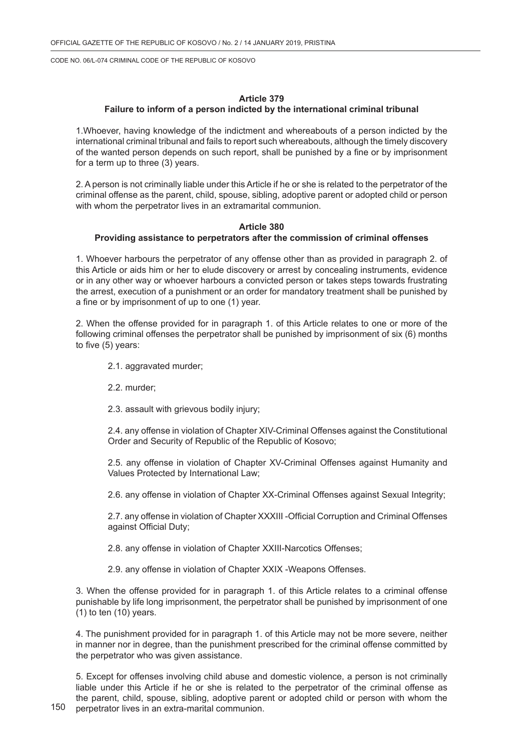### Article 379

### Failure to inform of a person indicted by the international criminal tribunal

1.Whoever, having knowledge of the indictment and whereabouts of a person indicted by the international criminal tribunal and fails to report such whereabouts, although the timely discovery of the wanted person depends on such report, shall be punished by a fine or by imprisonment for a term up to three (3) years.

2. A person is not criminally liable under this Article if he or she is related to the perpetrator of the criminal offense as the parent, child, spouse, sibling, adoptive parent or adopted child or person with whom the perpetrator lives in an extramarital communion.

### Article 380

### Providing assistance to perpetrators after the commission of criminal offenses

1. Whoever harbours the perpetrator of any offense other than as provided in paragraph 2. of this Article or aids him or her to elude discovery or arrest by concealing instruments, evidence or in any other way or whoever harbours a convicted person or takes steps towards frustrating the arrest, execution of a punishment or an order for mandatory treatment shall be punished by a fine or by imprisonment of up to one (1) year.

2. When the offense provided for in paragraph 1. of this Article relates to one or more of the following criminal offenses the perpetrator shall be punished by imprisonment of six (6) months to five (5) years:

2.1. aggravated murder;

2.2. murder;

2.3. assault with grievous bodily injury;

2.4. any offense in violation of Chapter XIV-Criminal Offenses against the Constitutional Order and Security of Republic of the Republic of Kosovo;

2.5. any offense in violation of Chapter XV-Criminal Offenses against Humanity and Values Protected by International Law;

2.6. any offense in violation of Chapter XX-Criminal Offenses against Sexual Integrity;

2.7. any offense in violation of Chapter XXXIII -Official Corruption and Criminal Offenses against Official Duty;

2.8. any offense in violation of Chapter XXIII-Narcotics Offenses;

2.9. any offense in violation of Chapter XXIX -Weapons Offenses.

3. When the offense provided for in paragraph 1. of this Article relates to a criminal offense punishable by life long imprisonment, the perpetrator shall be punished by imprisonment of one (1) to ten (10) years.

4. The punishment provided for in paragraph 1. of this Article may not be more severe, neither in manner nor in degree, than the punishment prescribed for the criminal offense committed by the perpetrator who was given assistance.

5. Except for offenses involving child abuse and domestic violence, a person is not criminally liable under this Article if he or she is related to the perpetrator of the criminal offense as the parent, child, spouse, sibling, adoptive parent or adopted child or person with whom the perpetrator lives in an extra-marital communion.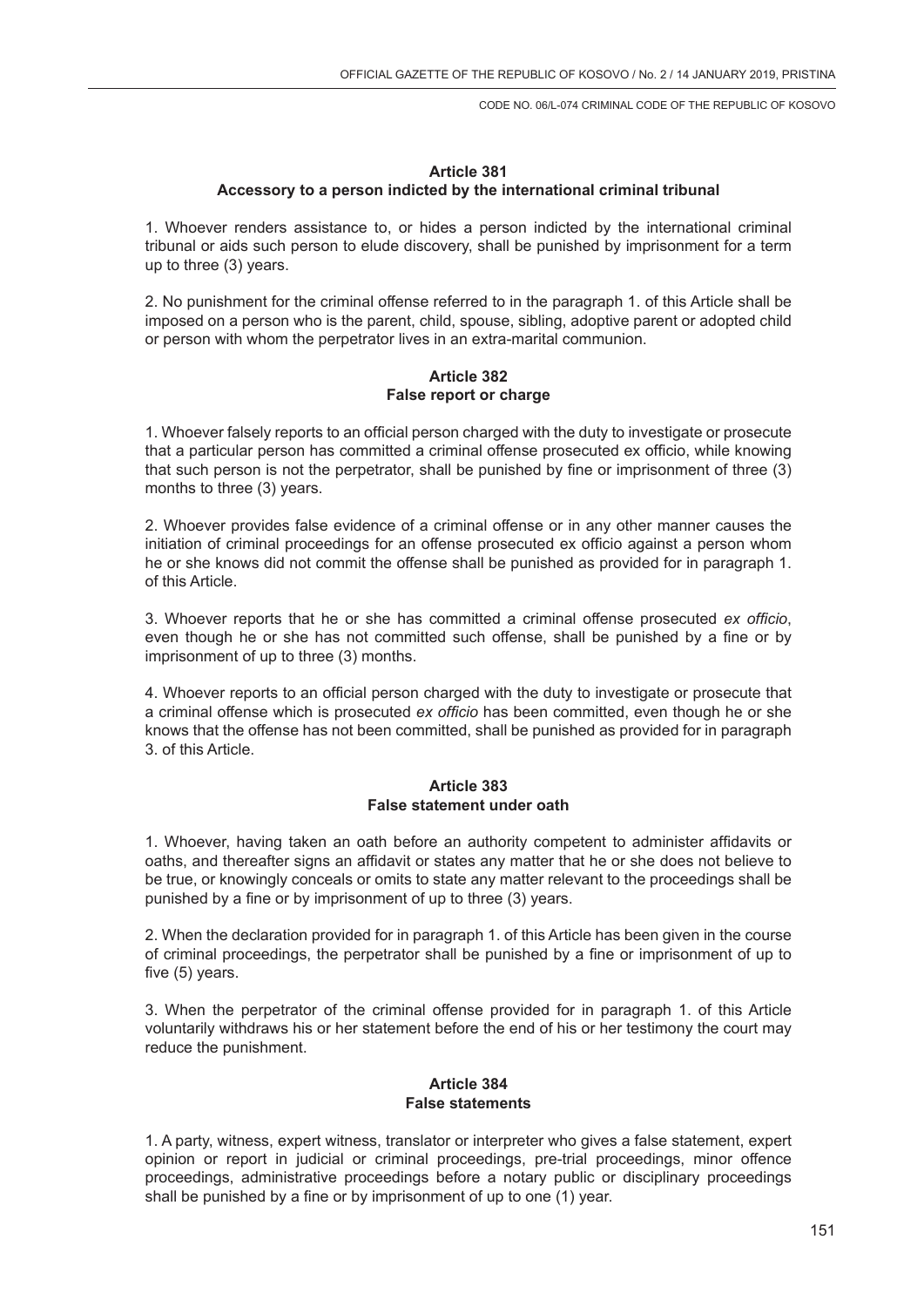**Article 381**
**Accessory to a person indicted by the international criminal tribunal**

1. Whoever renders assistance to, or hides a person indicted by the international criminal tribunal or aids such person to elude discovery, shall be punished by imprisonment for a term up to three (3) years.

2. No punishment for the criminal offense referred to in the paragraph 1. of this Article shall be imposed on a person who is the parent, child, spouse, sibling, adoptive parent or adopted child or person with whom the perpetrator lives in an extra-marital communion.

**Article 382**
**False report or charge**

1. Whoever falsely reports to an official person charged with the duty to investigate or prosecute that a particular person has committed a criminal offense prosecuted ex officio, while knowing that such person is not the perpetrator, shall be punished by fine or imprisonment of three (3) months to three (3) years.

2. Whoever provides false evidence of a criminal offense or in any other manner causes the initiation of criminal proceedings for an offense prosecuted ex officio against a person whom he or she knows did not commit the offense shall be punished as provided for in paragraph 1. of this Article.

3. Whoever reports that he or she has committed a criminal offense prosecuted *ex officio*, even though he or she has not committed such offense, shall be punished by a fine or by imprisonment of up to three (3) months.

4. Whoever reports to an official person charged with the duty to investigate or prosecute that a criminal offense which is prosecuted *ex officio* has been committed, even though he or she knows that the offense has not been committed, shall be punished as provided for in paragraph 3. of this Article.

**Article 383**
**False statement under oath**

1. Whoever, having taken an oath before an authority competent to administer affidavits or oaths, and thereafter signs an affidavit or states any matter that he or she does not believe to be true, or knowingly conceals or omits to state any matter relevant to the proceedings shall be punished by a fine or by imprisonment of up to three (3) years.

2. When the declaration provided for in paragraph 1. of this Article has been given in the course of criminal proceedings, the perpetrator shall be punished by a fine or imprisonment of up to five (5) years.

3. When the perpetrator of the criminal offense provided for in paragraph 1. of this Article voluntarily withdraws his or her statement before the end of his or her testimony the court may reduce the punishment.

**Article 384**
**False statements**

1. A party, witness, expert witness, translator or interpreter who gives a false statement, expert opinion or report in judicial or criminal proceedings, pre-trial proceedings, minor offence proceedings, administrative proceedings before a notary public or disciplinary proceedings shall be punished by a fine or by imprisonment of up to one (1) year.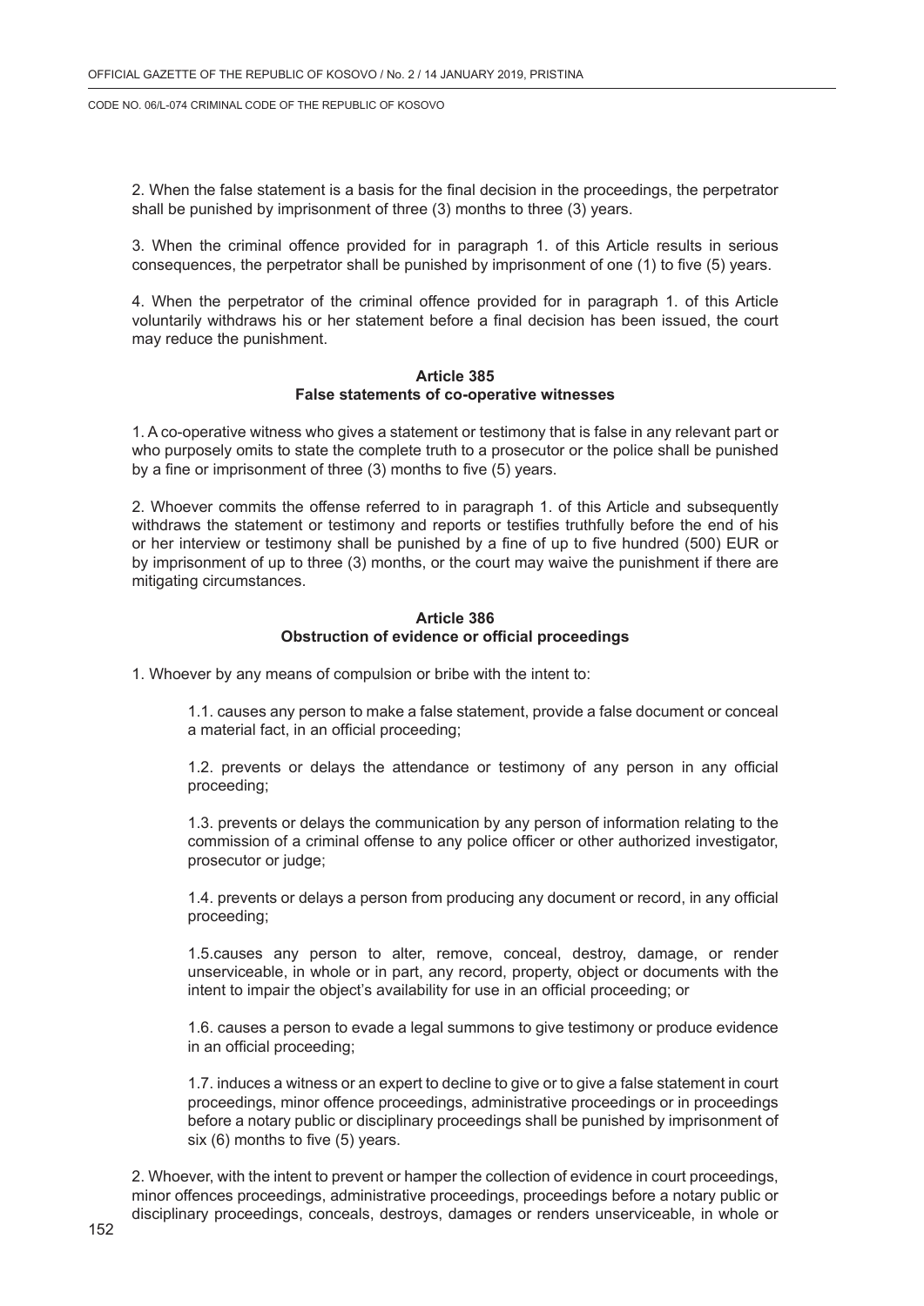2. When the false statement is a basis for the final decision in the proceedings, the perpetrator shall be punished by imprisonment of three (3) months to three (3) years.

3. When the criminal offence provided for in paragraph 1. of this Article results in serious consequences, the perpetrator shall be punished by imprisonment of one (1) to five (5) years.

4. When the perpetrator of the criminal offence provided for in paragraph 1. of this Article voluntarily withdraws his or her statement before a final decision has been issued, the court may reduce the punishment.

### Article 385
### False statements of co-operative witnesses

1. A co-operative witness who gives a statement or testimony that is false in any relevant part or who purposely omits to state the complete truth to a prosecutor or the police shall be punished by a fine or imprisonment of three (3) months to five (5) years.

2. Whoever commits the offense referred to in paragraph 1. of this Article and subsequently withdraws the statement or testimony and reports or testifies truthfully before the end of his or her interview or testimony shall be punished by a fine of up to five hundred (500) EUR or by imprisonment of up to three (3) months, or the court may waive the punishment if there are mitigating circumstances.

### Article 386
### Obstruction of evidence or official proceedings

1. Whoever by any means of compulsion or bribe with the intent to:

1.1. causes any person to make a false statement, provide a false document or conceal a material fact, in an official proceeding;

1.2. prevents or delays the attendance or testimony of any person in any official proceeding;

1.3. prevents or delays the communication by any person of information relating to the commission of a criminal offense to any police officer or other authorized investigator, prosecutor or judge;

1.4. prevents or delays a person from producing any document or record, in any official proceeding;

1.5.causes any person to alter, remove, conceal, destroy, damage, or render unserviceable, in whole or in part, any record, property, object or documents with the intent to impair the object's availability for use in an official proceeding; or

1.6. causes a person to evade a legal summons to give testimony or produce evidence in an official proceeding;

1.7. induces a witness or an expert to decline to give or to give a false statement in court proceedings, minor offence proceedings, administrative proceedings or in proceedings before a notary public or disciplinary proceedings shall be punished by imprisonment of six (6) months to five (5) years.

2. Whoever, with the intent to prevent or hamper the collection of evidence in court proceedings, minor offences proceedings, administrative proceedings, proceedings before a notary public or disciplinary proceedings, conceals, destroys, damages or renders unserviceable, in whole or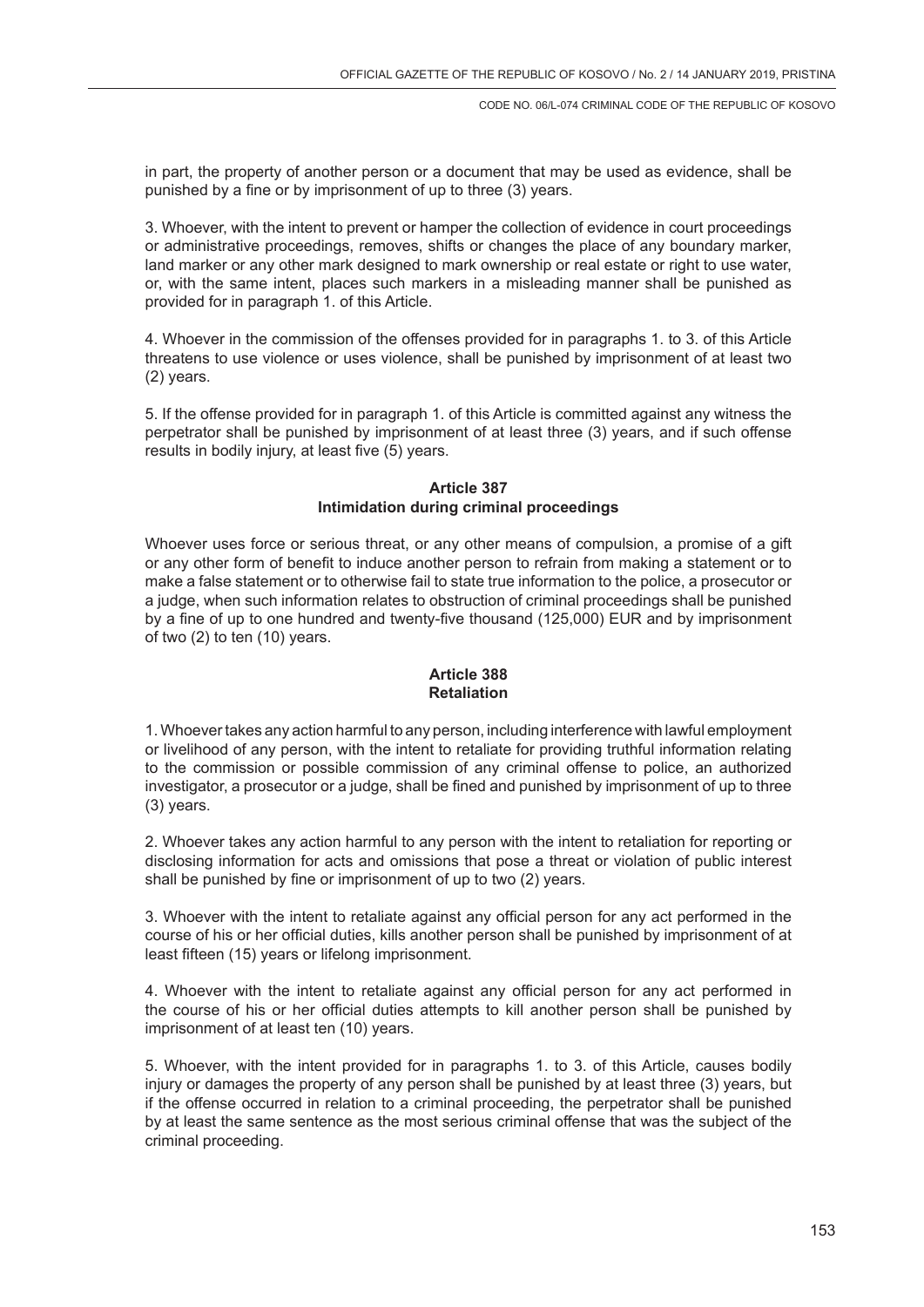in part, the property of another person or a document that may be used as evidence, shall be punished by a fine or by imprisonment of up to three (3) years.

3. Whoever, with the intent to prevent or hamper the collection of evidence in court proceedings or administrative proceedings, removes, shifts or changes the place of any boundary marker, land marker or any other mark designed to mark ownership or real estate or right to use water, or, with the same intent, places such markers in a misleading manner shall be punished as provided for in paragraph 1. of this Article.

4. Whoever in the commission of the offenses provided for in paragraphs 1. to 3. of this Article threatens to use violence or uses violence, shall be punished by imprisonment of at least two (2) years.

5. If the offense provided for in paragraph 1. of this Article is committed against any witness the perpetrator shall be punished by imprisonment of at least three (3) years, and if such offense results in bodily injury, at least five (5) years.

### Article 387
### Intimidation during criminal proceedings

Whoever uses force or serious threat, or any other means of compulsion, a promise of a gift or any other form of benefit to induce another person to refrain from making a statement or to make a false statement or to otherwise fail to state true information to the police, a prosecutor or a judge, when such information relates to obstruction of criminal proceedings shall be punished by a fine of up to one hundred and twenty-five thousand (125,000) EUR and by imprisonment of two (2) to ten (10) years.

### Article 388
### Retaliation

1. Whoever takes any action harmful to any person, including interference with lawful employment or livelihood of any person, with the intent to retaliate for providing truthful information relating to the commission or possible commission of any criminal offense to police, an authorized investigator, a prosecutor or a judge, shall be fined and punished by imprisonment of up to three (3) years.

2. Whoever takes any action harmful to any person with the intent to retaliation for reporting or disclosing information for acts and omissions that pose a threat or violation of public interest shall be punished by fine or imprisonment of up to two (2) years.

3. Whoever with the intent to retaliate against any official person for any act performed in the course of his or her official duties, kills another person shall be punished by imprisonment of at least fifteen (15) years or lifelong imprisonment.

4. Whoever with the intent to retaliate against any official person for any act performed in the course of his or her official duties attempts to kill another person shall be punished by imprisonment of at least ten (10) years.

5. Whoever, with the intent provided for in paragraphs 1. to 3. of this Article, causes bodily injury or damages the property of any person shall be punished by at least three (3) years, but if the offense occurred in relation to a criminal proceeding, the perpetrator shall be punished by at least the same sentence as the most serious criminal offense that was the subject of the criminal proceeding.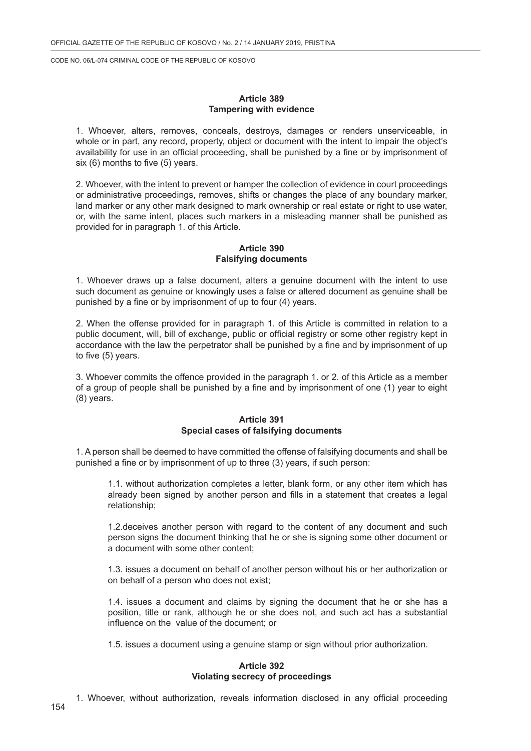**Article 389**
**Tampering with evidence**

1. Whoever, alters, removes, conceals, destroys, damages or renders unserviceable, in whole or in part, any record, property, object or document with the intent to impair the object's availability for use in an official proceeding, shall be punished by a fine or by imprisonment of six (6) months to five (5) years.

2. Whoever, with the intent to prevent or hamper the collection of evidence in court proceedings or administrative proceedings, removes, shifts or changes the place of any boundary marker, land marker or any other mark designed to mark ownership or real estate or right to use water, or, with the same intent, places such markers in a misleading manner shall be punished as provided for in paragraph 1. of this Article.

**Article 390**
**Falsifying documents**

1. Whoever draws up a false document, alters a genuine document with the intent to use such document as genuine or knowingly uses a false or altered document as genuine shall be punished by a fine or by imprisonment of up to four (4) years.

2. When the offense provided for in paragraph 1. of this Article is committed in relation to a public document, will, bill of exchange, public or official registry or some other registry kept in accordance with the law the perpetrator shall be punished by a fine and by imprisonment of up to five (5) years.

3. Whoever commits the offence provided in the paragraph 1. or 2. of this Article as a member of a group of people shall be punished by a fine and by imprisonment of one (1) year to eight (8) years.

**Article 391**
**Special cases of falsifying documents**

1. A person shall be deemed to have committed the offense of falsifying documents and shall be punished a fine or by imprisonment of up to three (3) years, if such person:

1.1. without authorization completes a letter, blank form, or any other item which has already been signed by another person and fills in a statement that creates a legal relationship;

1.2.deceives another person with regard to the content of any document and such person signs the document thinking that he or she is signing some other document or a document with some other content;

1.3. issues a document on behalf of another person without his or her authorization or on behalf of a person who does not exist;

1.4. issues a document and claims by signing the document that he or she has a position, title or rank, although he or she does not, and such act has a substantial influence on the value of the document; or

1.5. issues a document using a genuine stamp or sign without prior authorization.

**Article 392**
**Violating secrecy of proceedings**

1. Whoever, without authorization, reveals information disclosed in any official proceeding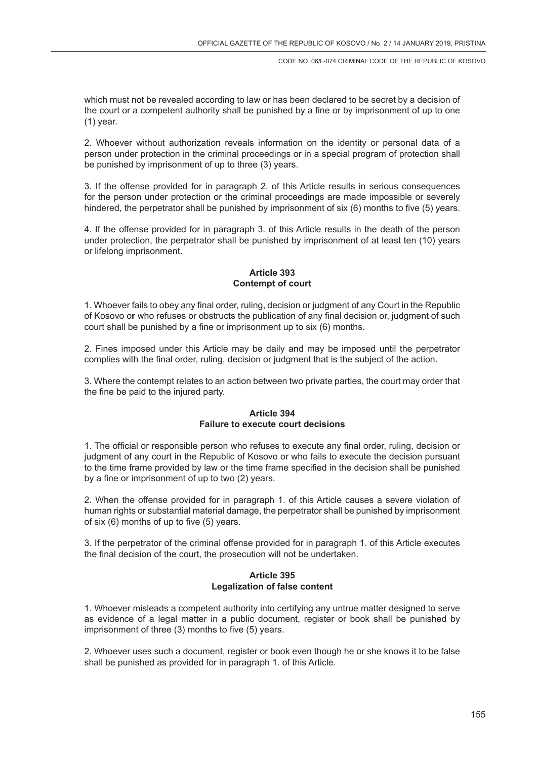which must not be revealed according to law or has been declared to be secret by a decision of the court or a competent authority shall be punished by a fine or by imprisonment of up to one (1) year.

2. Whoever without authorization reveals information on the identity or personal data of a person under protection in the criminal proceedings or in a special program of protection shall be punished by imprisonment of up to three (3) years.

3. If the offense provided for in paragraph 2. of this Article results in serious consequences for the person under protection or the criminal proceedings are made impossible or severely hindered, the perpetrator shall be punished by imprisonment of six (6) months to five (5) years.

4. If the offense provided for in paragraph 3. of this Article results in the death of the person under protection, the perpetrator shall be punished by imprisonment of at least ten (10) years or lifelong imprisonment.

### Article 393
### Contempt of court

1. Whoever fails to obey any final order, ruling, decision or judgment of any Court in the Republic of Kosovo or who refuses or obstructs the publication of any final decision or, judgment of such court shall be punished by a fine or imprisonment up to six (6) months.

2. Fines imposed under this Article may be daily and may be imposed until the perpetrator complies with the final order, ruling, decision or judgment that is the subject of the action.

3. Where the contempt relates to an action between two private parties, the court may order that the fine be paid to the injured party.

### Article 394
### Failure to execute court decisions

1. The official or responsible person who refuses to execute any final order, ruling, decision or judgment of any court in the Republic of Kosovo or who fails to execute the decision pursuant to the time frame provided by law or the time frame specified in the decision shall be punished by a fine or imprisonment of up to two (2) years.

2. When the offense provided for in paragraph 1. of this Article causes a severe violation of human rights or substantial material damage, the perpetrator shall be punished by imprisonment of six (6) months of up to five (5) years.

3. If the perpetrator of the criminal offense provided for in paragraph 1. of this Article executes the final decision of the court, the prosecution will not be undertaken.

### Article 395
### Legalization of false content

1. Whoever misleads a competent authority into certifying any untrue matter designed to serve as evidence of a legal matter in a public document, register or book shall be punished by imprisonment of three (3) months to five (5) years.

2. Whoever uses such a document, register or book even though he or she knows it to be false shall be punished as provided for in paragraph 1. of this Article.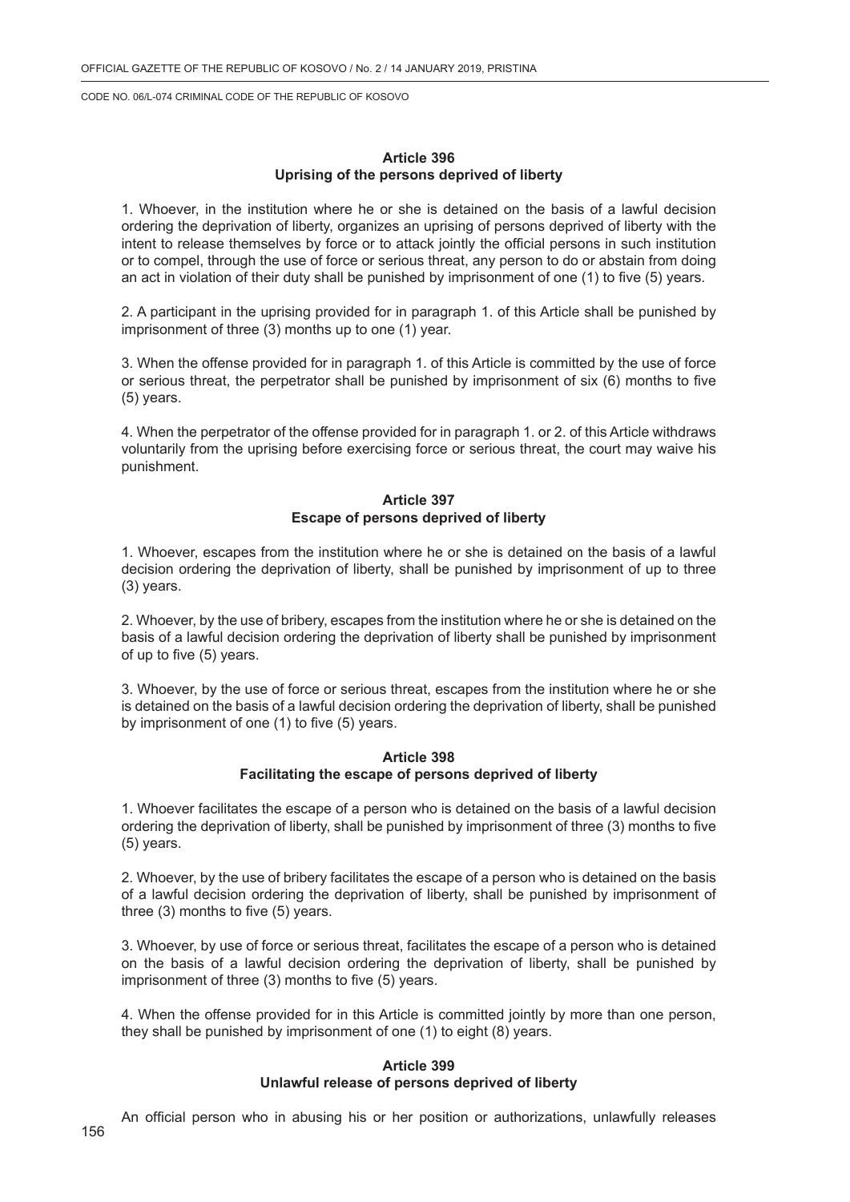### Article 396
### Uprising of the persons deprived of liberty

1. Whoever, in the institution where he or she is detained on the basis of a lawful decision ordering the deprivation of liberty, organizes an uprising of persons deprived of liberty with the intent to release themselves by force or to attack jointly the official persons in such institution or to compel, through the use of force or serious threat, any person to do or abstain from doing an act in violation of their duty shall be punished by imprisonment of one (1) to five (5) years.

2. A participant in the uprising provided for in paragraph 1. of this Article shall be punished by imprisonment of three (3) months up to one (1) year.

3. When the offense provided for in paragraph 1. of this Article is committed by the use of force or serious threat, the perpetrator shall be punished by imprisonment of six (6) months to five (5) years.

4. When the perpetrator of the offense provided for in paragraph 1. or 2. of this Article withdraws voluntarily from the uprising before exercising force or serious threat, the court may waive his punishment.

### Article 397
### Escape of persons deprived of liberty

1. Whoever, escapes from the institution where he or she is detained on the basis of a lawful decision ordering the deprivation of liberty, shall be punished by imprisonment of up to three (3) years.

2. Whoever, by the use of bribery, escapes from the institution where he or she is detained on the basis of a lawful decision ordering the deprivation of liberty shall be punished by imprisonment of up to five (5) years.

3. Whoever, by the use of force or serious threat, escapes from the institution where he or she is detained on the basis of a lawful decision ordering the deprivation of liberty, shall be punished by imprisonment of one (1) to five (5) years.

### Article 398
### Facilitating the escape of persons deprived of liberty

1. Whoever facilitates the escape of a person who is detained on the basis of a lawful decision ordering the deprivation of liberty, shall be punished by imprisonment of three (3) months to five (5) years.

2. Whoever, by the use of bribery facilitates the escape of a person who is detained on the basis of a lawful decision ordering the deprivation of liberty, shall be punished by imprisonment of three (3) months to five (5) years.

3. Whoever, by use of force or serious threat, facilitates the escape of a person who is detained on the basis of a lawful decision ordering the deprivation of liberty, shall be punished by imprisonment of three (3) months to five (5) years.

4. When the offense provided for in this Article is committed jointly by more than one person, they shall be punished by imprisonment of one (1) to eight (8) years.

### Article 399
### Unlawful release of persons deprived of liberty

An official person who in abusing his or her position or authorizations, unlawfully releases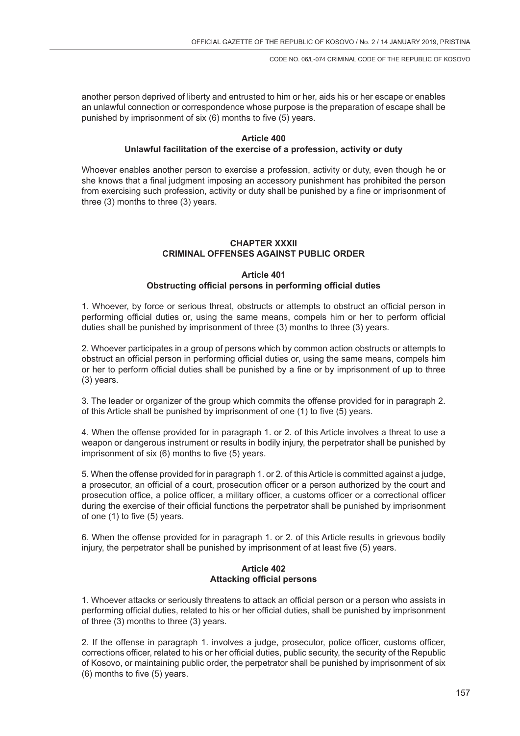another person deprived of liberty and entrusted to him or her, aids his or her escape or enables an unlawful connection or correspondence whose purpose is the preparation of escape shall be punished by imprisonment of six (6) months to five (5) years.

**Article 400**
**Unlawful facilitation of the exercise of a profession, activity or duty**

Whoever enables another person to exercise a profession, activity or duty, even though he or she knows that a final judgment imposing an accessory punishment has prohibited the person from exercising such profession, activity or duty shall be punished by a fine or imprisonment of three (3) months to three (3) years.

## CHAPTER XXXII
## CRIMINAL OFFENSES AGAINST PUBLIC ORDER

**Article 401**
**Obstructing official persons in performing official duties**

1. Whoever, by force or serious threat, obstructs or attempts to obstruct an official person in performing official duties or, using the same means, compels him or her to perform official duties shall be punished by imprisonment of three (3) months to three (3) years.

2. Whoever participates in a group of persons which by common action obstructs or attempts to obstruct an official person in performing official duties or, using the same means, compels him or her to perform official duties shall be punished by a fine or by imprisonment of up to three (3) years.

3. The leader or organizer of the group which commits the offense provided for in paragraph 2. of this Article shall be punished by imprisonment of one (1) to five (5) years.

4. When the offense provided for in paragraph 1. or 2. of this Article involves a threat to use a weapon or dangerous instrument or results in bodily injury, the perpetrator shall be punished by imprisonment of six (6) months to five (5) years.

5. When the offense provided for in paragraph 1. or 2. of this Article is committed against a judge, a prosecutor, an official of a court, prosecution officer or a person authorized by the court and prosecution office, a police officer, a military officer, a customs officer or a correctional officer during the exercise of their official functions the perpetrator shall be punished by imprisonment of one (1) to five (5) years.

6. When the offense provided for in paragraph 1. or 2. of this Article results in grievous bodily injury, the perpetrator shall be punished by imprisonment of at least five (5) years.

**Article 402**
**Attacking official persons**

1. Whoever attacks or seriously threatens to attack an official person or a person who assists in performing official duties, related to his or her official duties, shall be punished by imprisonment of three (3) months to three (3) years.

2. If the offense in paragraph 1. involves a judge, prosecutor, police officer, customs officer, corrections officer, related to his or her official duties, public security, the security of the Republic of Kosovo, or maintaining public order, the perpetrator shall be punished by imprisonment of six (6) months to five (5) years.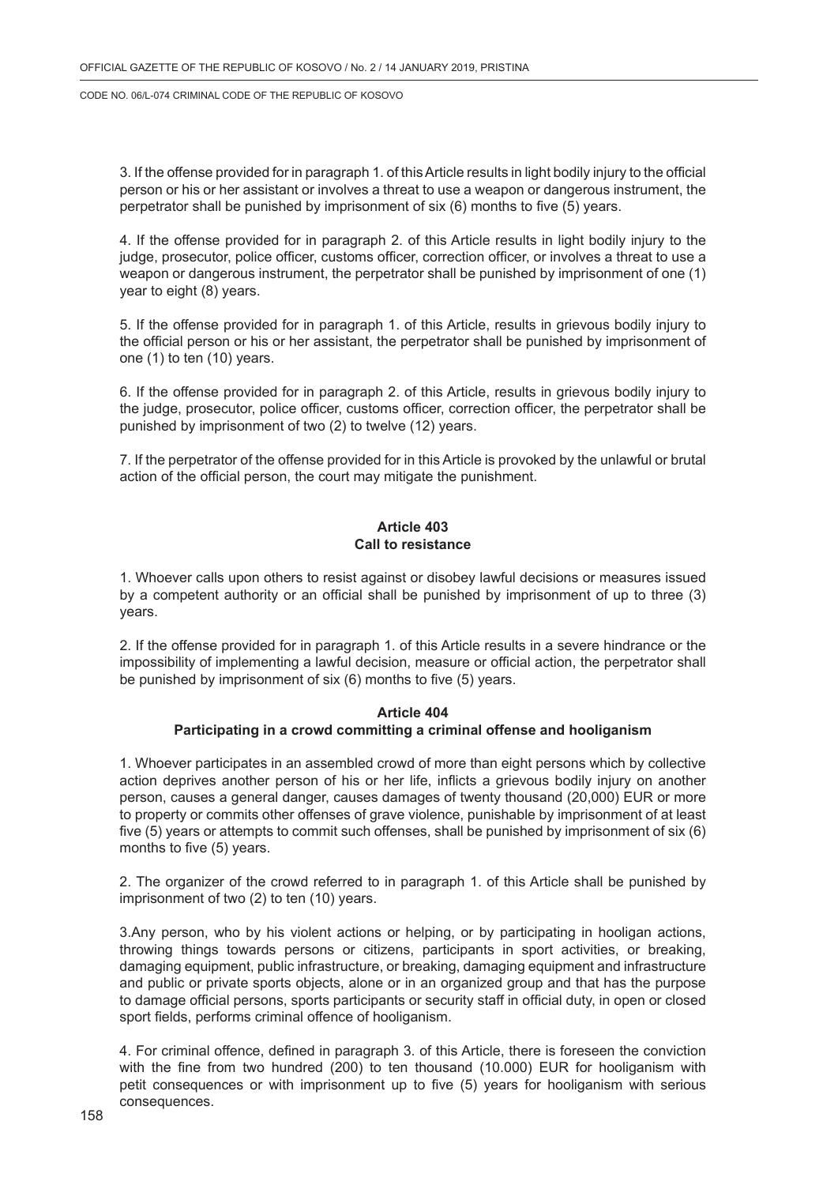3. If the offense provided for in paragraph 1. of this Article results in light bodily injury to the official person or his or her assistant or involves a threat to use a weapon or dangerous instrument, the perpetrator shall be punished by imprisonment of six (6) months to five (5) years.

4. If the offense provided for in paragraph 2. of this Article results in light bodily injury to the judge, prosecutor, police officer, customs officer, correction officer, or involves a threat to use a weapon or dangerous instrument, the perpetrator shall be punished by imprisonment of one (1) year to eight (8) years.

5. If the offense provided for in paragraph 1. of this Article, results in grievous bodily injury to the official person or his or her assistant, the perpetrator shall be punished by imprisonment of one (1) to ten (10) years.

6. If the offense provided for in paragraph 2. of this Article, results in grievous bodily injury to the judge, prosecutor, police officer, customs officer, correction officer, the perpetrator shall be punished by imprisonment of two (2) to twelve (12) years.

7. If the perpetrator of the offense provided for in this Article is provoked by the unlawful or brutal action of the official person, the court may mitigate the punishment.

### Article 403
### Call to resistance

1. Whoever calls upon others to resist against or disobey lawful decisions or measures issued by a competent authority or an official shall be punished by imprisonment of up to three (3) years.

2. If the offense provided for in paragraph 1. of this Article results in a severe hindrance or the impossibility of implementing a lawful decision, measure or official action, the perpetrator shall be punished by imprisonment of six (6) months to five (5) years.

### Article 404
### Participating in a crowd committing a criminal offense and hooliganism

1. Whoever participates in an assembled crowd of more than eight persons which by collective action deprives another person of his or her life, inflicts a grievous bodily injury on another person, causes a general danger, causes damages of twenty thousand (20,000) EUR or more to property or commits other offenses of grave violence, punishable by imprisonment of at least five (5) years or attempts to commit such offenses, shall be punished by imprisonment of six (6) months to five (5) years.

2. The organizer of the crowd referred to in paragraph 1. of this Article shall be punished by imprisonment of two (2) to ten (10) years.

3.Any person, who by his violent actions or helping, or by participating in hooligan actions, throwing things towards persons or citizens, participants in sport activities, or breaking, damaging equipment, public infrastructure, or breaking, damaging equipment and infrastructure and public or private sports objects, alone or in an organized group and that has the purpose to damage official persons, sports participants or security staff in official duty, in open or closed sport fields, performs criminal offence of hooliganism.

4. For criminal offence, defined in paragraph 3. of this Article, there is foreseen the conviction with the fine from two hundred (200) to ten thousand (10.000) EUR for hooliganism with petit consequences or with imprisonment up to five (5) years for hooliganism with serious consequences.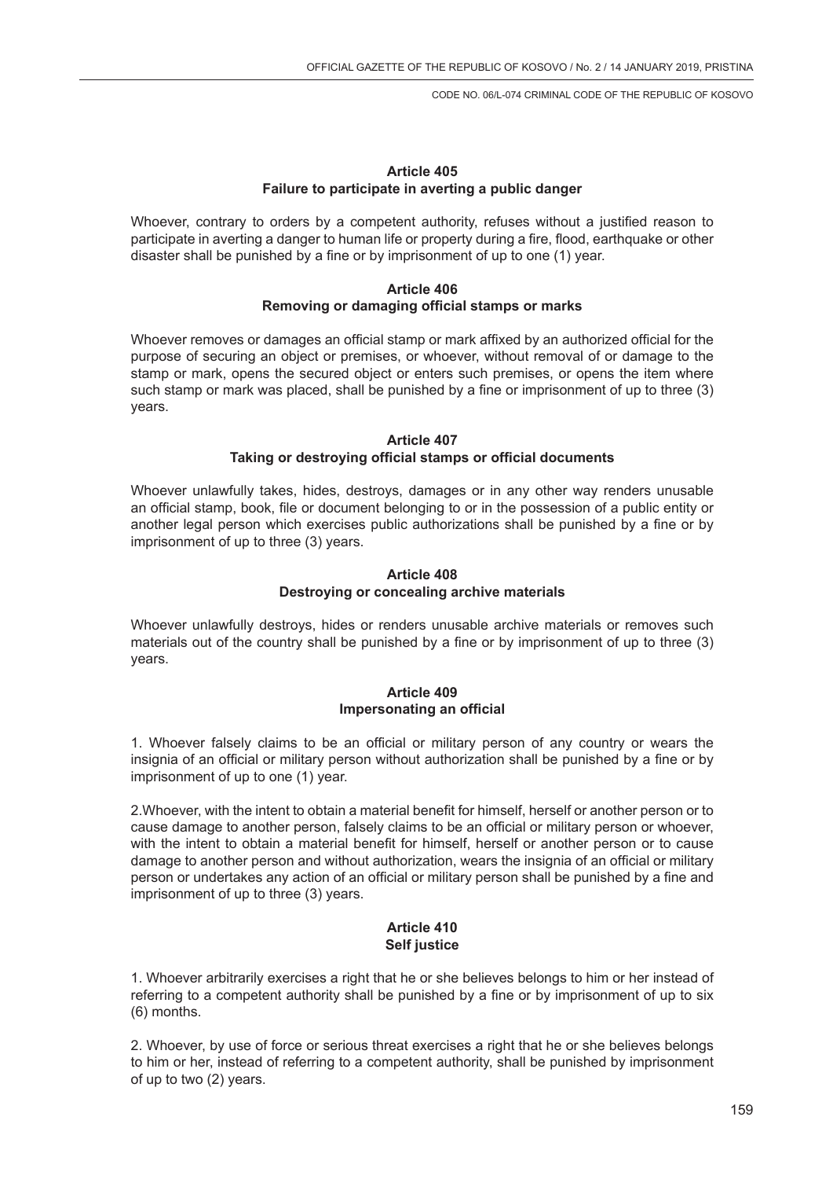### Article 405
### Failure to participate in averting a public danger

Whoever, contrary to orders by a competent authority, refuses without a justified reason to participate in averting a danger to human life or property during a fire, flood, earthquake or other disaster shall be punished by a fine or by imprisonment of up to one (1) year.

### Article 406
### Removing or damaging official stamps or marks

Whoever removes or damages an official stamp or mark affixed by an authorized official for the purpose of securing an object or premises, or whoever, without removal of or damage to the stamp or mark, opens the secured object or enters such premises, or opens the item where such stamp or mark was placed, shall be punished by a fine or imprisonment of up to three (3) years.

### Article 407
### Taking or destroying official stamps or official documents

Whoever unlawfully takes, hides, destroys, damages or in any other way renders unusable an official stamp, book, file or document belonging to or in the possession of a public entity or another legal person which exercises public authorizations shall be punished by a fine or by imprisonment of up to three (3) years.

### Article 408
### Destroying or concealing archive materials

Whoever unlawfully destroys, hides or renders unusable archive materials or removes such materials out of the country shall be punished by a fine or by imprisonment of up to three (3) years.

### Article 409
### Impersonating an official

1. Whoever falsely claims to be an official or military person of any country or wears the insignia of an official or military person without authorization shall be punished by a fine or by imprisonment of up to one (1) year.

2.Whoever, with the intent to obtain a material benefit for himself, herself or another person or to cause damage to another person, falsely claims to be an official or military person or whoever, with the intent to obtain a material benefit for himself, herself or another person or to cause damage to another person and without authorization, wears the insignia of an official or military person or undertakes any action of an official or military person shall be punished by a fine and imprisonment of up to three (3) years.

### Article 410
### Self justice

1. Whoever arbitrarily exercises a right that he or she believes belongs to him or her instead of referring to a competent authority shall be punished by a fine or by imprisonment of up to six (6) months.

2. Whoever, by use of force or serious threat exercises a right that he or she believes belongs to him or her, instead of referring to a competent authority, shall be punished by imprisonment of up to two (2) years.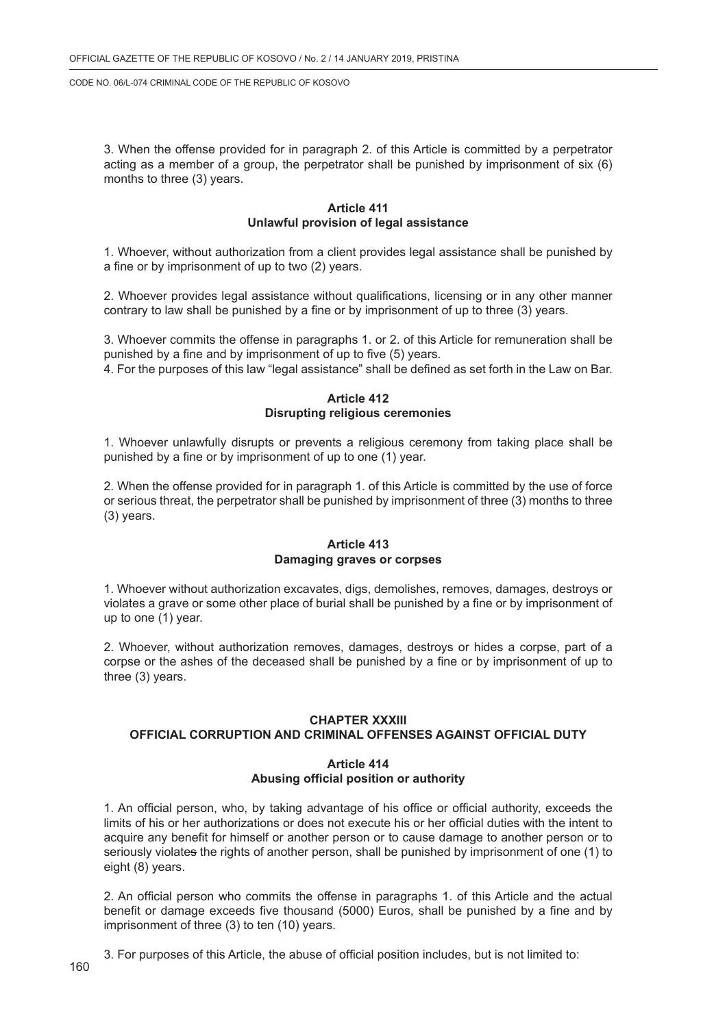3. When the offense provided for in paragraph 2. of this Article is committed by a perpetrator acting as a member of a group, the perpetrator shall be punished by imprisonment of six (6) months to three (3) years.

### Article 411
### Unlawful provision of legal assistance

1. Whoever, without authorization from a client provides legal assistance shall be punished by a fine or by imprisonment of up to two (2) years.

2. Whoever provides legal assistance without qualifications, licensing or in any other manner contrary to law shall be punished by a fine or by imprisonment of up to three (3) years.

3. Whoever commits the offense in paragraphs 1. or 2. of this Article for remuneration shall be punished by a fine and by imprisonment of up to five (5) years.

4. For the purposes of this law "legal assistance" shall be defined as set forth in the Law on Bar.

### Article 412
### Disrupting religious ceremonies

1. Whoever unlawfully disrupts or prevents a religious ceremony from taking place shall be punished by a fine or by imprisonment of up to one (1) year.

2. When the offense provided for in paragraph 1. of this Article is committed by the use of force or serious threat, the perpetrator shall be punished by imprisonment of three (3) months to three (3) years.

### Article 413
### Damaging graves or corpses

1. Whoever without authorization excavates, digs, demolishes, removes, damages, destroys or violates a grave or some other place of burial shall be punished by a fine or by imprisonment of up to one (1) year.

2. Whoever, without authorization removes, damages, destroys or hides a corpse, part of a corpse or the ashes of the deceased shall be punished by a fine or by imprisonment of up to three (3) years.

## CHAPTER XXXIII
## OFFICIAL CORRUPTION AND CRIMINAL OFFENSES AGAINST OFFICIAL DUTY

### Article 414
### Abusing official position or authority

1. An official person, who, by taking advantage of his office or official authority, exceeds the limits of his or her authorizations or does not execute his or her official duties with the intent to acquire any benefit for himself or another person or to cause damage to another person or to seriously violates the rights of another person, shall be punished by imprisonment of one (1) to eight (8) years.

2. An official person who commits the offense in paragraphs 1. of this Article and the actual benefit or damage exceeds five thousand (5000) Euros, shall be punished by a fine and by imprisonment of three (3) to ten (10) years.

3. For purposes of this Article, the abuse of official position includes, but is not limited to: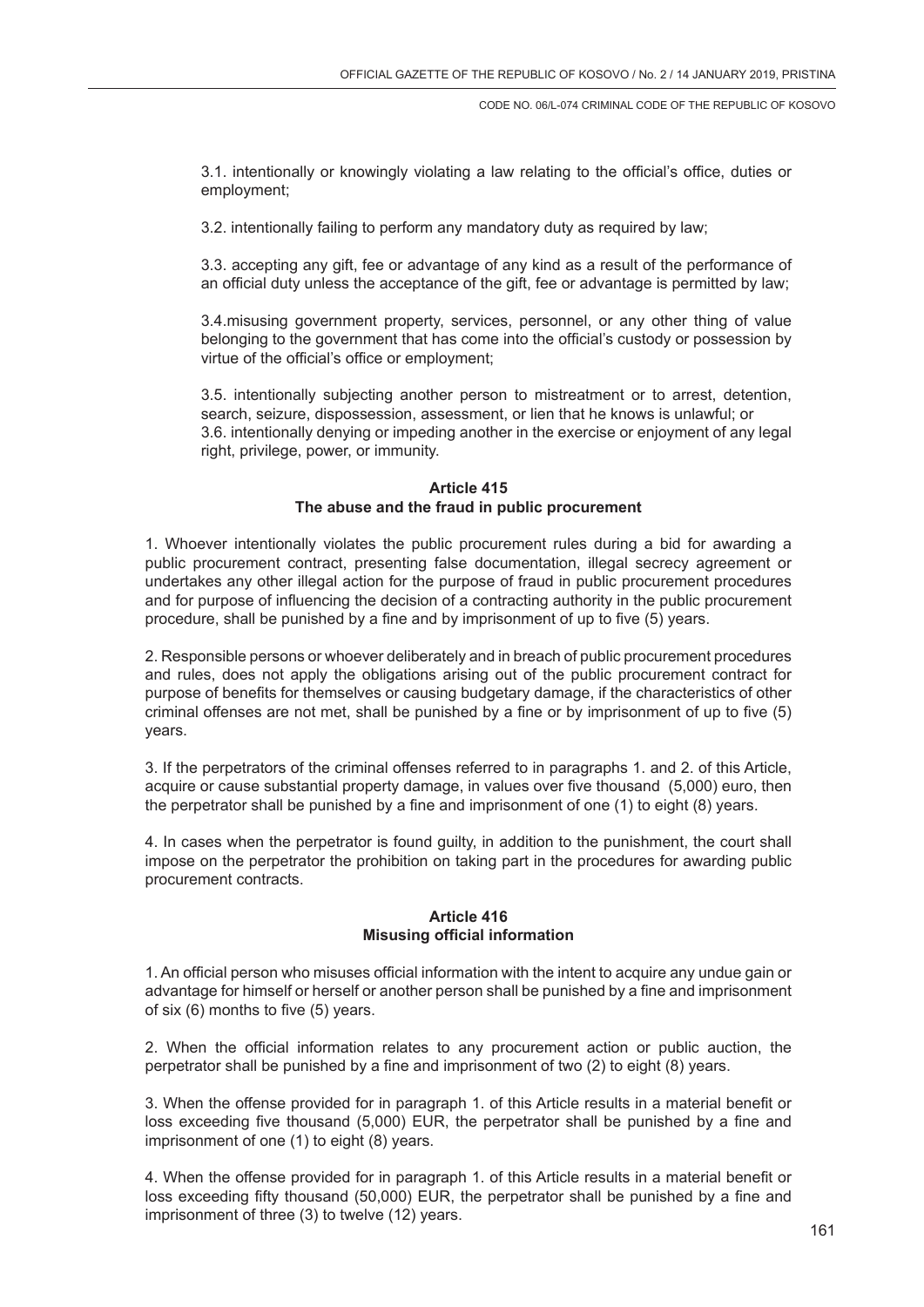3.1. intentionally or knowingly violating a law relating to the official's office, duties or employment;

3.2. intentionally failing to perform any mandatory duty as required by law;

3.3. accepting any gift, fee or advantage of any kind as a result of the performance of an official duty unless the acceptance of the gift, fee or advantage is permitted by law;

3.4.misusing government property, services, personnel, or any other thing of value belonging to the government that has come into the official's custody or possession by virtue of the official's office or employment;

3.5. intentionally subjecting another person to mistreatment or to arrest, detention, search, seizure, dispossession, assessment, or lien that he knows is unlawful; or

3.6. intentionally denying or impeding another in the exercise or enjoyment of any legal right, privilege, power, or immunity.

**Article 415**
**The abuse and the fraud in public procurement**

1. Whoever intentionally violates the public procurement rules during a bid for awarding a public procurement contract, presenting false documentation, illegal secrecy agreement or undertakes any other illegal action for the purpose of fraud in public procurement procedures and for purpose of influencing the decision of a contracting authority in the public procurement procedure, shall be punished by a fine and by imprisonment of up to five (5) years.

2. Responsible persons or whoever deliberately and in breach of public procurement procedures and rules, does not apply the obligations arising out of the public procurement contract for purpose of benefits for themselves or causing budgetary damage, if the characteristics of other criminal offenses are not met, shall be punished by a fine or by imprisonment of up to five (5) years.

3. If the perpetrators of the criminal offenses referred to in paragraphs 1. and 2. of this Article, acquire or cause substantial property damage, in values over five thousand (5,000) euro, then the perpetrator shall be punished by a fine and imprisonment of one (1) to eight (8) years.

4. In cases when the perpetrator is found guilty, in addition to the punishment, the court shall impose on the perpetrator the prohibition on taking part in the procedures for awarding public procurement contracts.

**Article 416**
**Misusing official information**

1. An official person who misuses official information with the intent to acquire any undue gain or advantage for himself or herself or another person shall be punished by a fine and imprisonment of six (6) months to five (5) years.

2. When the official information relates to any procurement action or public auction, the perpetrator shall be punished by a fine and imprisonment of two (2) to eight (8) years.

3. When the offense provided for in paragraph 1. of this Article results in a material benefit or loss exceeding five thousand (5,000) EUR, the perpetrator shall be punished by a fine and imprisonment of one (1) to eight (8) years.

4. When the offense provided for in paragraph 1. of this Article results in a material benefit or loss exceeding fifty thousand (50,000) EUR, the perpetrator shall be punished by a fine and imprisonment of three (3) to twelve (12) years.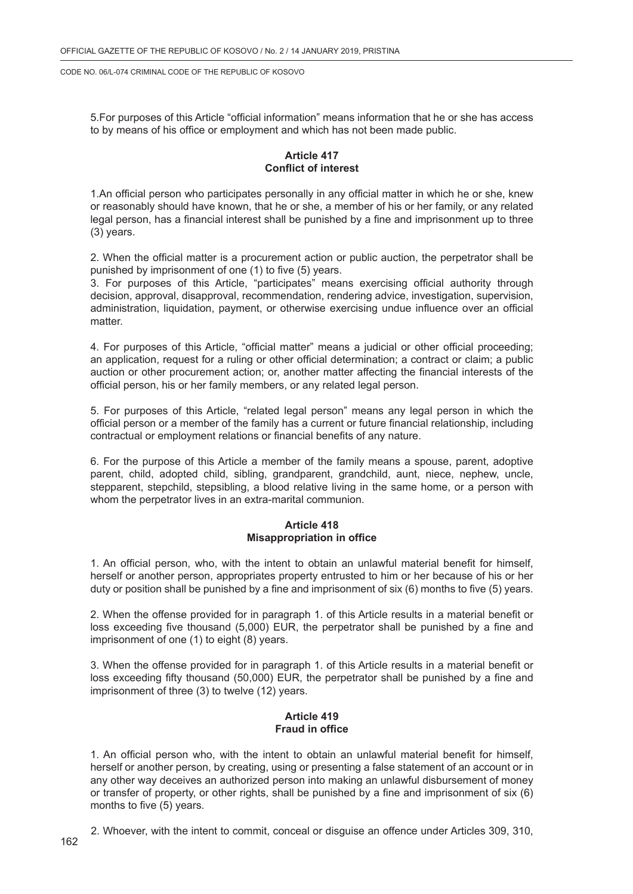5.For purposes of this Article "official information" means information that he or she has access to by means of his office or employment and which has not been made public.

### Article 417
### Conflict of interest

1.An official person who participates personally in any official matter in which he or she, knew or reasonably should have known, that he or she, a member of his or her family, or any related legal person, has a financial interest shall be punished by a fine and imprisonment up to three (3) years.

2. When the official matter is a procurement action or public auction, the perpetrator shall be punished by imprisonment of one (1) to five (5) years.

3. For purposes of this Article, "participates" means exercising official authority through decision, approval, disapproval, recommendation, rendering advice, investigation, supervision, administration, liquidation, payment, or otherwise exercising undue influence over an official matter.

4. For purposes of this Article, "official matter" means a judicial or other official proceeding; an application, request for a ruling or other official determination; a contract or claim; a public auction or other procurement action; or, another matter affecting the financial interests of the official person, his or her family members, or any related legal person.

5. For purposes of this Article, "related legal person" means any legal person in which the official person or a member of the family has a current or future financial relationship, including contractual or employment relations or financial benefits of any nature.

6. For the purpose of this Article a member of the family means a spouse, parent, adoptive parent, child, adopted child, sibling, grandparent, grandchild, aunt, niece, nephew, uncle, stepparent, stepchild, stepsibling, a blood relative living in the same home, or a person with whom the perpetrator lives in an extra-marital communion.

### Article 418
### Misappropriation in office

1. An official person, who, with the intent to obtain an unlawful material benefit for himself, herself or another person, appropriates property entrusted to him or her because of his or her duty or position shall be punished by a fine and imprisonment of six (6) months to five (5) years.

2. When the offense provided for in paragraph 1. of this Article results in a material benefit or loss exceeding five thousand (5,000) EUR, the perpetrator shall be punished by a fine and imprisonment of one (1) to eight (8) years.

3. When the offense provided for in paragraph 1. of this Article results in a material benefit or loss exceeding fifty thousand (50,000) EUR, the perpetrator shall be punished by a fine and imprisonment of three (3) to twelve (12) years.

### Article 419
### Fraud in office

1. An official person who, with the intent to obtain an unlawful material benefit for himself, herself or another person, by creating, using or presenting a false statement of an account or in any other way deceives an authorized person into making an unlawful disbursement of money or transfer of property, or other rights, shall be punished by a fine and imprisonment of six (6) months to five (5) years.

2. Whoever, with the intent to commit, conceal or disguise an offence under Articles 309, 310,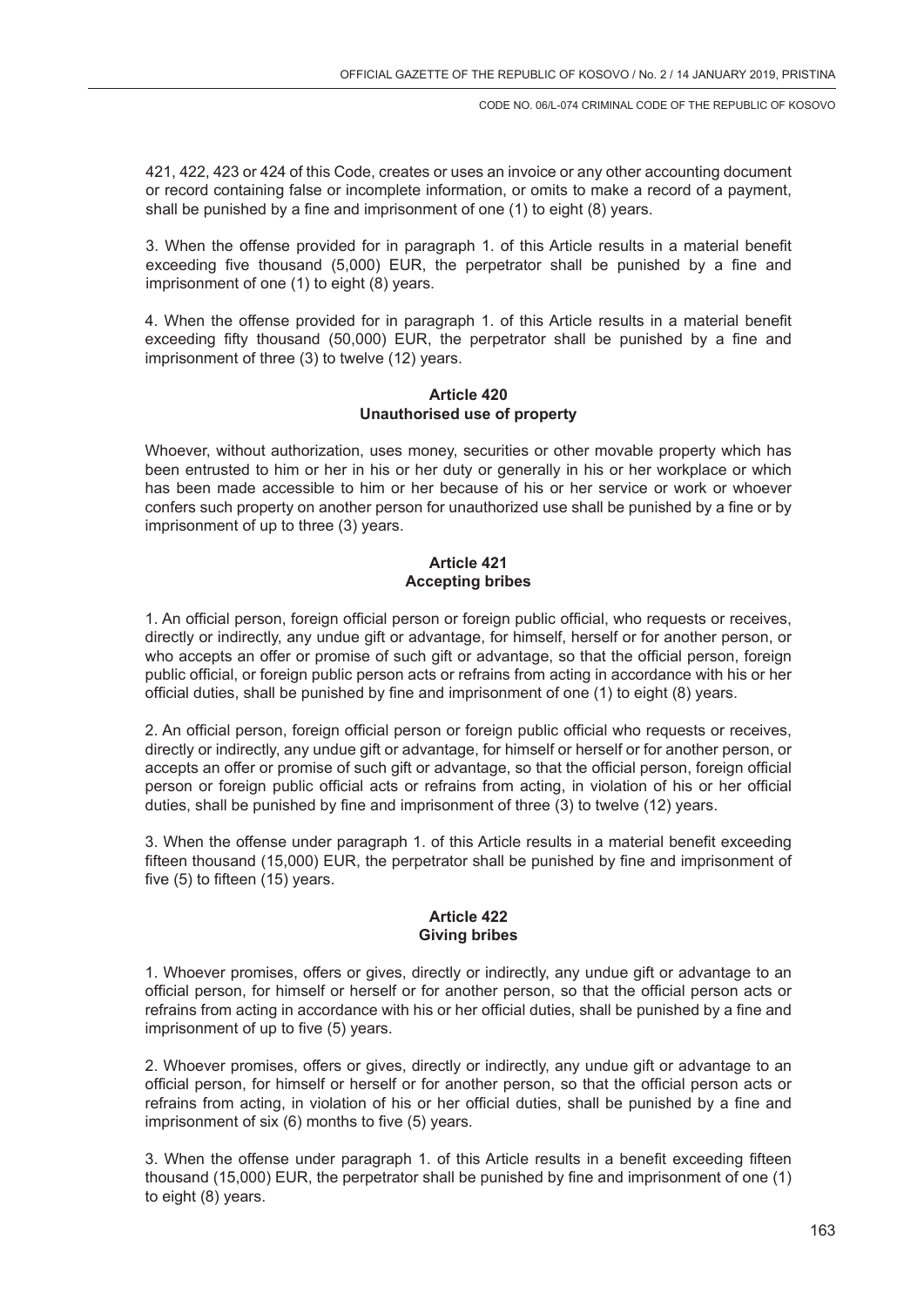421, 422, 423 or 424 of this Code, creates or uses an invoice or any other accounting document or record containing false or incomplete information, or omits to make a record of a payment, shall be punished by a fine and imprisonment of one (1) to eight (8) years.

3. When the offense provided for in paragraph 1. of this Article results in a material benefit exceeding five thousand (5,000) EUR, the perpetrator shall be punished by a fine and imprisonment of one (1) to eight (8) years.

4. When the offense provided for in paragraph 1. of this Article results in a material benefit exceeding fifty thousand (50,000) EUR, the perpetrator shall be punished by a fine and imprisonment of three (3) to twelve (12) years.

**Article 420**
**Unauthorised use of property**

Whoever, without authorization, uses money, securities or other movable property which has been entrusted to him or her in his or her duty or generally in his or her workplace or which has been made accessible to him or her because of his or her service or work or whoever confers such property on another person for unauthorized use shall be punished by a fine or by imprisonment of up to three (3) years.

**Article 421**
**Accepting bribes**

1. An official person, foreign official person or foreign public official, who requests or receives, directly or indirectly, any undue gift or advantage, for himself, herself or for another person, or who accepts an offer or promise of such gift or advantage, so that the official person, foreign public official, or foreign public person acts or refrains from acting in accordance with his or her official duties, shall be punished by fine and imprisonment of one (1) to eight (8) years.

2. An official person, foreign official person or foreign public official who requests or receives, directly or indirectly, any undue gift or advantage, for himself or herself or for another person, or accepts an offer or promise of such gift or advantage, so that the official person, foreign official person or foreign public official acts or refrains from acting, in violation of his or her official duties, shall be punished by fine and imprisonment of three (3) to twelve (12) years.

3. When the offense under paragraph 1. of this Article results in a material benefit exceeding fifteen thousand (15,000) EUR, the perpetrator shall be punished by fine and imprisonment of five (5) to fifteen (15) years.

**Article 422**
**Giving bribes**

1. Whoever promises, offers or gives, directly or indirectly, any undue gift or advantage to an official person, for himself or herself or for another person, so that the official person acts or refrains from acting in accordance with his or her official duties, shall be punished by a fine and imprisonment of up to five (5) years.

2. Whoever promises, offers or gives, directly or indirectly, any undue gift or advantage to an official person, for himself or herself or for another person, so that the official person acts or refrains from acting, in violation of his or her official duties, shall be punished by a fine and imprisonment of six (6) months to five (5) years.

3. When the offense under paragraph 1. of this Article results in a benefit exceeding fifteen thousand (15,000) EUR, the perpetrator shall be punished by fine and imprisonment of one (1) to eight (8) years.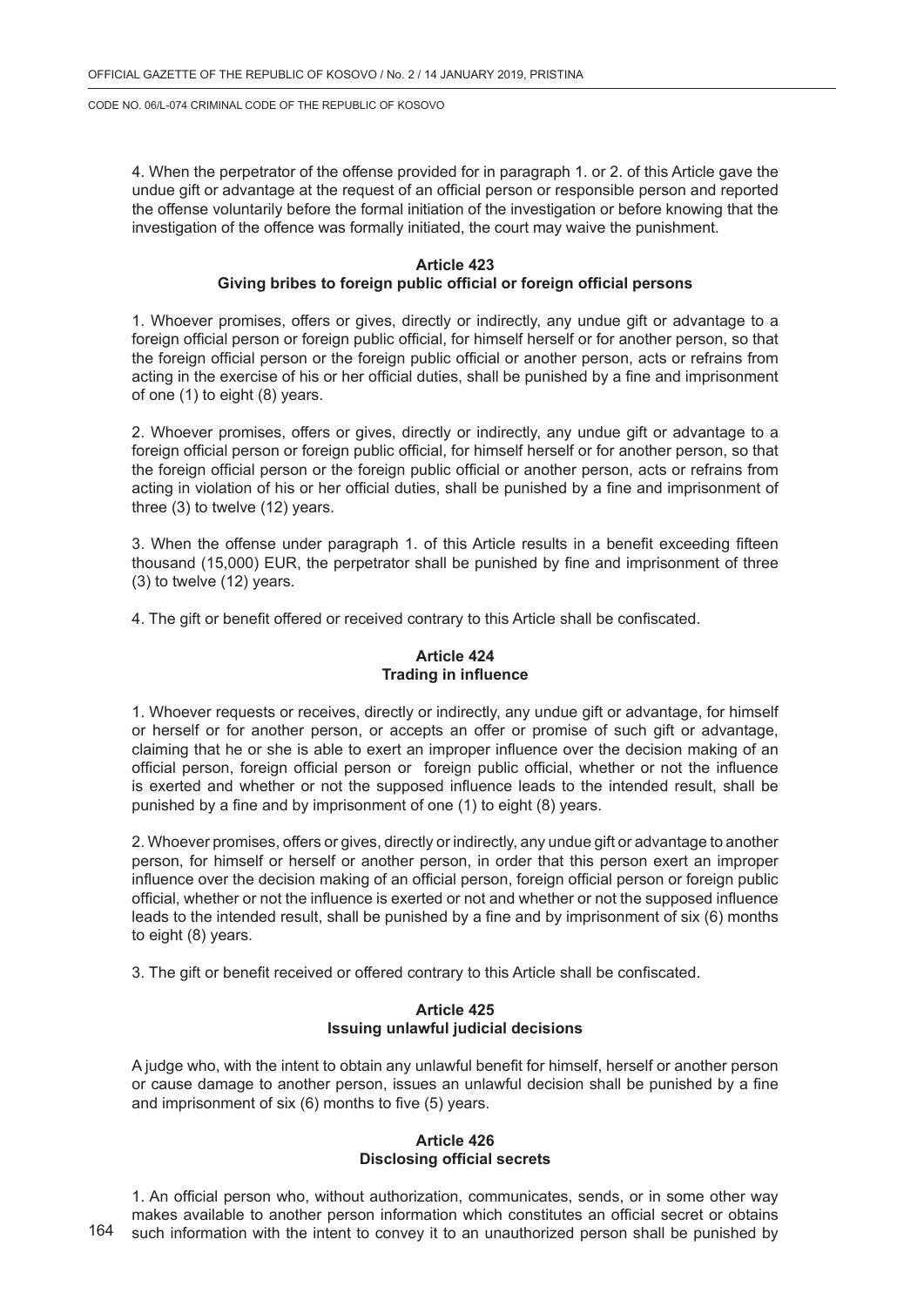4. When the perpetrator of the offense provided for in paragraph 1. or 2. of this Article gave the undue gift or advantage at the request of an official person or responsible person and reported the offense voluntarily before the formal initiation of the investigation or before knowing that the investigation of the offence was formally initiated, the court may waive the punishment.

**Article 423**
**Giving bribes to foreign public official or foreign official persons**

1. Whoever promises, offers or gives, directly or indirectly, any undue gift or advantage to a foreign official person or foreign public official, for himself herself or for another person, so that the foreign official person or the foreign public official or another person, acts or refrains from acting in the exercise of his or her official duties, shall be punished by a fine and imprisonment of one (1) to eight (8) years.

2. Whoever promises, offers or gives, directly or indirectly, any undue gift or advantage to a foreign official person or foreign public official, for himself herself or for another person, so that the foreign official person or the foreign public official or another person, acts or refrains from acting in violation of his or her official duties, shall be punished by a fine and imprisonment of three (3) to twelve (12) years.

3. When the offense under paragraph 1. of this Article results in a benefit exceeding fifteen thousand (15,000) EUR, the perpetrator shall be punished by fine and imprisonment of three (3) to twelve (12) years.

4. The gift or benefit offered or received contrary to this Article shall be confiscated.

**Article 424**
**Trading in influence**

1. Whoever requests or receives, directly or indirectly, any undue gift or advantage, for himself or herself or for another person, or accepts an offer or promise of such gift or advantage, claiming that he or she is able to exert an improper influence over the decision making of an official person, foreign official person or foreign public official, whether or not the influence is exerted and whether or not the supposed influence leads to the intended result, shall be punished by a fine and by imprisonment of one (1) to eight (8) years.

2. Whoever promises, offers or gives, directly or indirectly, any undue gift or advantage to another person, for himself or herself or another person, in order that this person exert an improper influence over the decision making of an official person, foreign official person or foreign public official, whether or not the influence is exerted or not and whether or not the supposed influence leads to the intended result, shall be punished by a fine and by imprisonment of six (6) months to eight (8) years.

3. The gift or benefit received or offered contrary to this Article shall be confiscated.

**Article 425**
**Issuing unlawful judicial decisions**

A judge who, with the intent to obtain any unlawful benefit for himself, herself or another person or cause damage to another person, issues an unlawful decision shall be punished by a fine and imprisonment of six (6) months to five (5) years.

**Article 426**
**Disclosing official secrets**

1. An official person who, without authorization, communicates, sends, or in some other way makes available to another person information which constitutes an official secret or obtains such information with the intent to convey it to an unauthorized person shall be punished by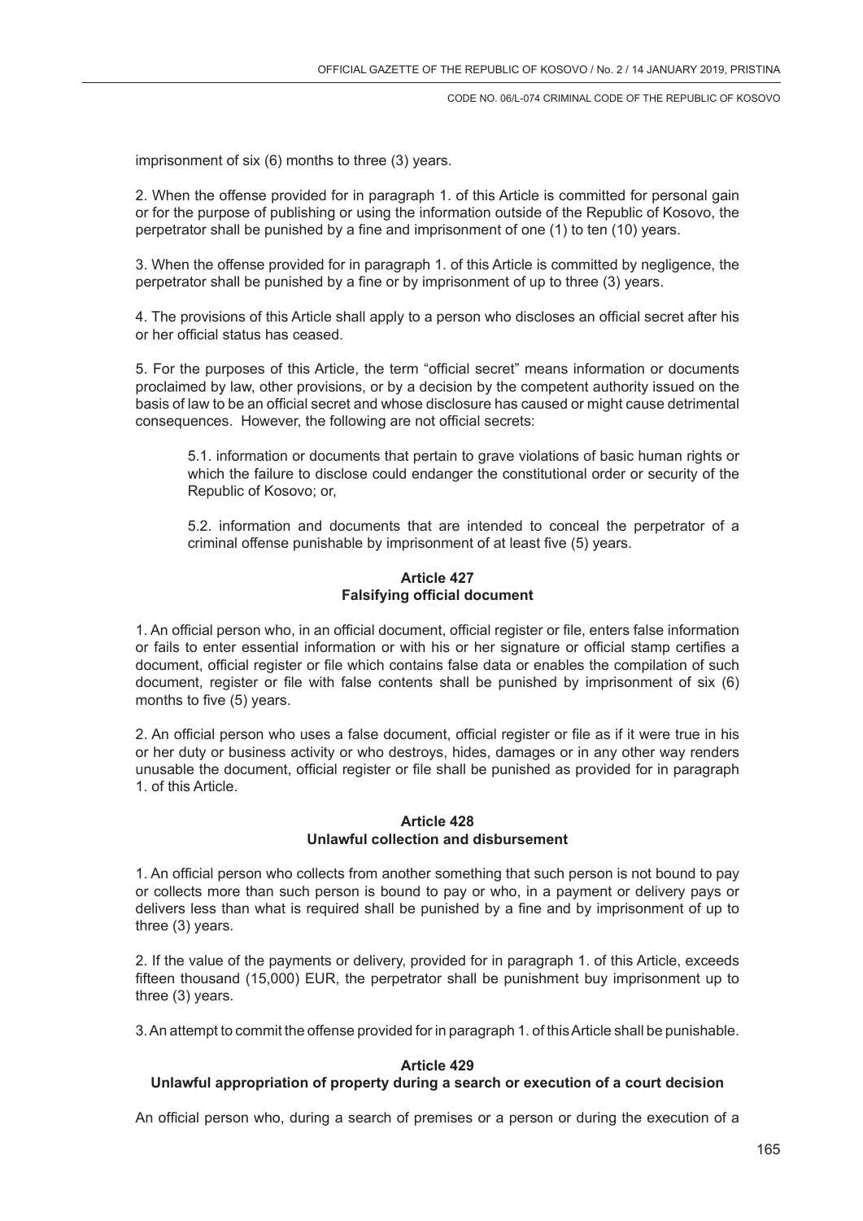imprisonment of six (6) months to three (3) years.

2. When the offense provided for in paragraph 1. of this Article is committed for personal gain or for the purpose of publishing or using the information outside of the Republic of Kosovo, the perpetrator shall be punished by a fine and imprisonment of one (1) to ten (10) years.

3. When the offense provided for in paragraph 1. of this Article is committed by negligence, the perpetrator shall be punished by a fine or by imprisonment of up to three (3) years.

4. The provisions of this Article shall apply to a person who discloses an official secret after his or her official status has ceased.

5. For the purposes of this Article, the term "official secret" means information or documents proclaimed by law, other provisions, or by a decision by the competent authority issued on the basis of law to be an official secret and whose disclosure has caused or might cause detrimental consequences. However, the following are not official secrets:

5.1. information or documents that pertain to grave violations of basic human rights or which the failure to disclose could endanger the constitutional order or security of the Republic of Kosovo; or,

5.2. information and documents that are intended to conceal the perpetrator of a criminal offense punishable by imprisonment of at least five (5) years.

**Article 427**
**Falsifying official document**

1. An official person who, in an official document, official register or file, enters false information or fails to enter essential information or with his or her signature or official stamp certifies a document, official register or file which contains false data or enables the compilation of such document, register or file with false contents shall be punished by imprisonment of six (6) months to five (5) years.

2. An official person who uses a false document, official register or file as if it were true in his or her duty or business activity or who destroys, hides, damages or in any other way renders unusable the document, official register or file shall be punished as provided for in paragraph 1. of this Article.

**Article 428**
**Unlawful collection and disbursement**

1. An official person who collects from another something that such person is not bound to pay or collects more than such person is bound to pay or who, in a payment or delivery pays or delivers less than what is required shall be punished by a fine and by imprisonment of up to three (3) years.

2. If the value of the payments or delivery, provided for in paragraph 1. of this Article, exceeds fifteen thousand (15,000) EUR, the perpetrator shall be punishment buy imprisonment up to three (3) years.

3. An attempt to commit the offense provided for in paragraph 1. of this Article shall be punishable.

**Article 429**
**Unlawful appropriation of property during a search or execution of a court decision**

An official person who, during a search of premises or a person or during the execution of a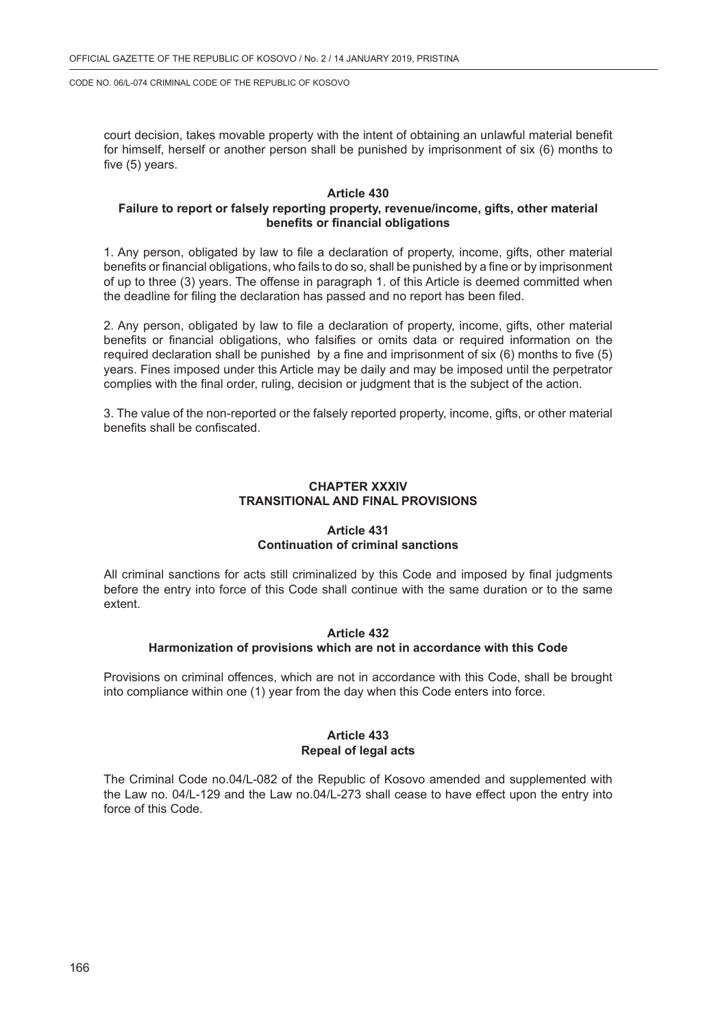court decision, takes movable property with the intent of obtaining an unlawful material benefit for himself, herself or another person shall be punished by imprisonment of six (6) months to five (5) years.

**Article 430**
**Failure to report or falsely reporting property, revenue/income, gifts, other material benefits or financial obligations**

1. Any person, obligated by law to file a declaration of property, income, gifts, other material benefits or financial obligations, who fails to do so, shall be punished by a fine or by imprisonment of up to three (3) years. The offense in paragraph 1. of this Article is deemed committed when the deadline for filing the declaration has passed and no report has been filed.

2. Any person, obligated by law to file a declaration of property, income, gifts, other material benefits or financial obligations, who falsifies or omits data or required information on the required declaration shall be punished by a fine and imprisonment of six (6) months to five (5) years. Fines imposed under this Article may be daily and may be imposed until the perpetrator complies with the final order, ruling, decision or judgment that is the subject of the action.

3. The value of the non-reported or the falsely reported property, income, gifts, or other material benefits shall be confiscated.

## CHAPTER XXXIV
## TRANSITIONAL AND FINAL PROVISIONS

**Article 431**
**Continuation of criminal sanctions**

All criminal sanctions for acts still criminalized by this Code and imposed by final judgments before the entry into force of this Code shall continue with the same duration or to the same extent.

**Article 432**
**Harmonization of provisions which are not in accordance with this Code**

Provisions on criminal offences, which are not in accordance with this Code, shall be brought into compliance within one (1) year from the day when this Code enters into force.

**Article 433**
**Repeal of legal acts**

The Criminal Code no.04/L-082 of the Republic of Kosovo amended and supplemented with the Law no. 04/L-129 and the Law no.04/L-273 shall cease to have effect upon the entry into force of this Code.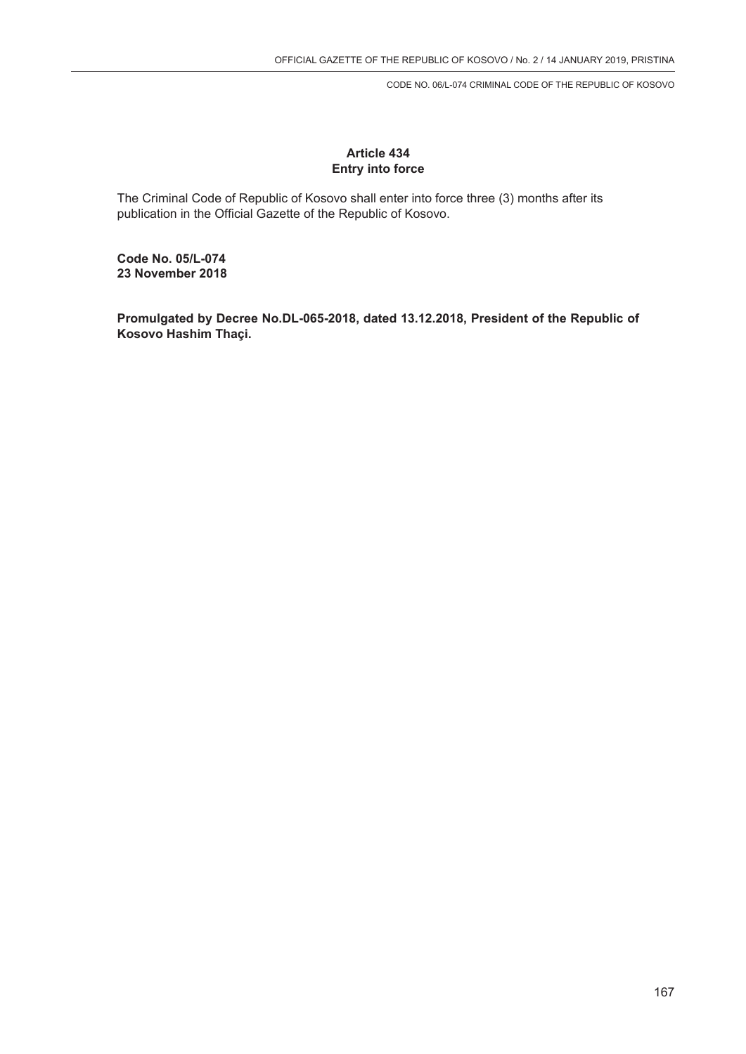**Article 434**
**Entry into force**

The Criminal Code of Republic of Kosovo shall enter into force three (3) months after its publication in the Official Gazette of the Republic of Kosovo.

**Code No. 05/L-074**
**23 November 2018**

**Promulgated by Decree No.DL-065-2018, dated 13.12.2018, President of the Republic of Kosovo Hashim Thaçi.**